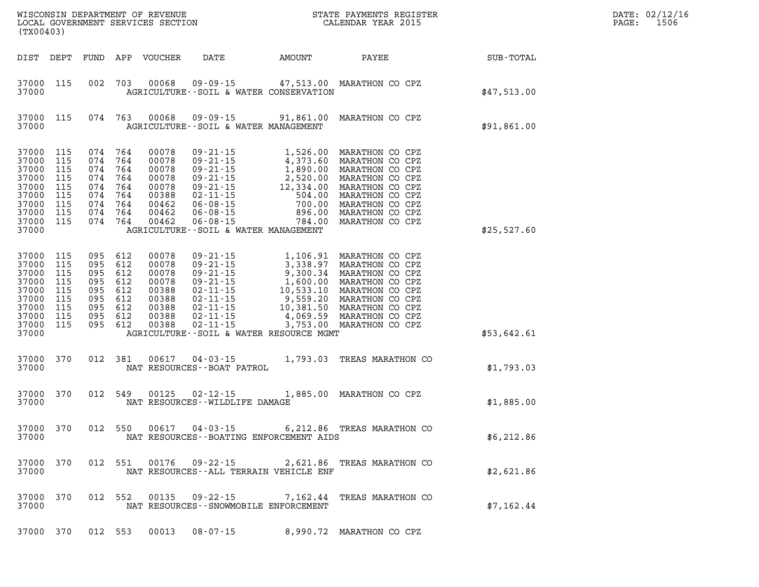WISCONSIN DEPARTMENT OF REVENUE
LOCAL GOVERNMENT SERVICES SECTION
(TX00403)

STATE PAYMENTS REGISTER
CALENDAR YEAR 2015

DATE: 02/12/16

| DIST | DEPT | FUND | APP | VOUCHER | DATE | AMOUNT | PAYEE | SUB-TOTAL |
|---|---|---|---|---|---|---|---|---|
| 37000 | 115 | 002 | 703 | 00068 | 09-09-15 | 47,513.00 | MARATHON CO CPZ | |
| 37000 | | | | | AGRICULTURE--SOIL & WATER CONSERVATION | | | $47,513.00 |
| 37000 | 115 | 074 | 763 | 00068 | 09-09-15 | 91,861.00 | MARATHON CO CPZ | |
| 37000 | | | | | AGRICULTURE--SOIL & WATER MANAGEMENT | | | $91,861.00 |
| 37000 | 115 | 074 | 764 | 00078 | 09-21-15 | 1,526.00 | MARATHON CO CPZ | |
| 37000 | 115 | 074 | 764 | 00078 | 09-21-15 | 4,373.60 | MARATHON CO CPZ | |
| 37000 | 115 | 074 | 764 | 00078 | 09-21-15 | 1,890.00 | MARATHON CO CPZ | |
| 37000 | 115 | 074 | 764 | 00078 | 09-21-15 | 2,520.00 | MARATHON CO CPZ | |
| 37000 | 115 | 074 | 764 | 00078 | 09-21-15 | 12,334.00 | MARATHON CO CPZ | |
| 37000 | 115 | 074 | 764 | 00388 | 02-11-15 | 504.00 | MARATHON CO CPZ | |
| 37000 | 115 | 074 | 764 | 00462 | 06-08-15 | 700.00 | MARATHON CO CPZ | |
| 37000 | 115 | 074 | 764 | 00462 | 06-08-15 | 896.00 | MARATHON CO CPZ | |
| 37000 | 115 | 074 | 764 | 00462 | 06-08-15 | 784.00 | MARATHON CO CPZ | |
| 37000 | | | | | AGRICULTURE--SOIL & WATER MANAGEMENT | | | $25,527.60 |
| 37000 | 115 | 095 | 612 | 00078 | 09-21-15 | 1,106.91 | MARATHON CO CPZ | |
| 37000 | 115 | 095 | 612 | 00078 | 09-21-15 | 3,338.97 | MARATHON CO CPZ | |
| 37000 | 115 | 095 | 612 | 00078 | 09-21-15 | 9,300.34 | MARATHON CO CPZ | |
| 37000 | 115 | 095 | 612 | 00078 | 09-21-15 | 1,600.00 | MARATHON CO CPZ | |
| 37000 | 115 | 095 | 612 | 00388 | 02-11-15 | 10,533.10 | MARATHON CO CPZ | |
| 37000 | 115 | 095 | 612 | 00388 | 02-11-15 | 9,559.20 | MARATHON CO CPZ | |
| 37000 | 115 | 095 | 612 | 00388 | 02-11-15 | 10,381.50 | MARATHON CO CPZ | |
| 37000 | 115 | 095 | 612 | 00388 | 02-11-15 | 4,069.59 | MARATHON CO CPZ | |
| 37000 | 115 | 095 | 612 | 00388 | 02-11-15 | 3,753.00 | MARATHON CO CPZ | |
| 37000 | | | | | AGRICULTURE--SOIL & WATER RESOURCE MGMT | | | $53,642.61 |
| 37000 | 370 | 012 | 381 | 00617 | 04-03-15 | 1,793.03 | TREAS MARATHON CO | |
| 37000 | | | | | NAT RESOURCES--BOAT PATROL | | | $1,793.03 |
| 37000 | 370 | 012 | 549 | 00125 | 02-12-15 | 1,885.00 | MARATHON CO CPZ | |
| 37000 | | | | | NAT RESOURCES--WILDLIFE DAMAGE | | | $1,885.00 |
| 37000 | 370 | 012 | 550 | 00617 | 04-03-15 | 6,212.86 | TREAS MARATHON CO | |
| 37000 | | | | | NAT RESOURCES--BOATING ENFORCEMENT AIDS | | | $6,212.86 |
| 37000 | 370 | 012 | 551 | 00176 | 09-22-15 | 2,621.86 | TREAS MARATHON CO | |
| 37000 | | | | | NAT RESOURCES--ALL TERRAIN VEHICLE ENF | | | $2,621.86 |
| 37000 | 370 | 012 | 552 | 00135 | 09-22-15 | 7,162.44 | TREAS MARATHON CO | |
| 37000 | | | | | NAT RESOURCES--SNOWMOBILE ENFORCEMENT | | | $7,162.44 |
| 37000 | 370 | 012 | 553 | 00013 | 08-07-15 | 8,990.72 | MARATHON CO CPZ | |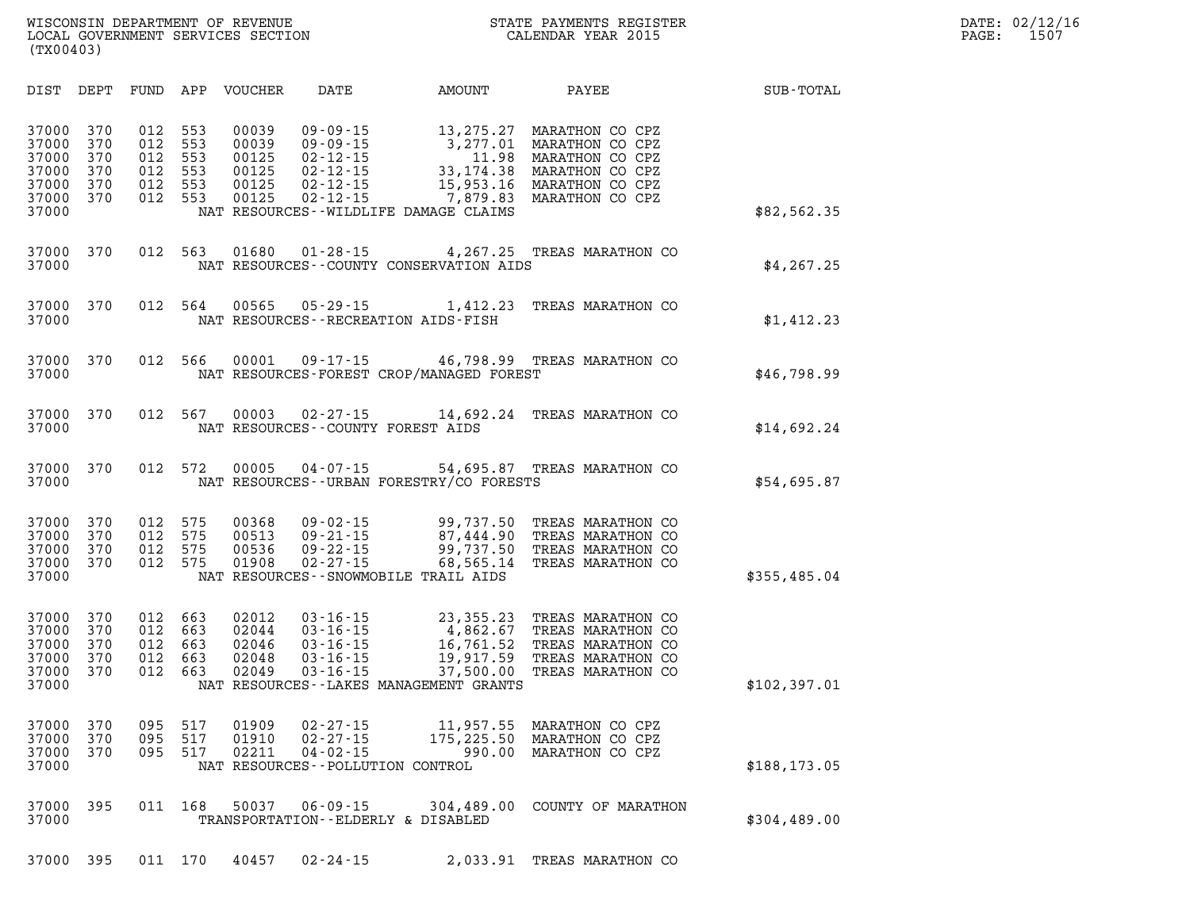WISCONSIN DEPARTMENT OF REVENUE
LOCAL GOVERNMENT SERVICES SECTION
(TX00403)

STATE PAYMENTS REGISTER
CALENDAR YEAR 2015

DATE: 02/12/16
PAGE: 1507

| DIST | DEPT | FUND | APP | VOUCHER | DATE | AMOUNT | PAYEE | SUB-TOTAL |
|---|---|---|---|---|---|---|---|---|
| 37000 | 370 | 012 | 553 | 00039 | 09-09-15 | 13,275.27 | MARATHON CO CPZ | |
| 37000 | 370 | 012 | 553 | 00039 | 09-09-15 | 3,277.01 | MARATHON CO CPZ | |
| 37000 | 370 | 012 | 553 | 00125 | 02-12-15 | 11.98 | MARATHON CO CPZ | |
| 37000 | 370 | 012 | 553 | 00125 | 02-12-15 | 33,174.38 | MARATHON CO CPZ | |
| 37000 | 370 | 012 | 553 | 00125 | 02-12-15 | 15,953.16 | MARATHON CO CPZ | |
| 37000 | 370 | 012 | 553 | 00125 | 02-12-15 | 7,879.83 | MARATHON CO CPZ | |
| 37000 | | | | NAT RESOURCES--WILDLIFE DAMAGE CLAIMS | | | | $82,562.35 |
| 37000 | 370 | 012 | 563 | 01680 | 01-28-15 | 4,267.25 | TREAS MARATHON CO | |
| 37000 | | | | NAT RESOURCES--COUNTY CONSERVATION AIDS | | | | $4,267.25 |
| 37000 | 370 | 012 | 564 | 00565 | 05-29-15 | 1,412.23 | TREAS MARATHON CO | |
| 37000 | | | | NAT RESOURCES--RECREATION AIDS-FISH | | | | $1,412.23 |
| 37000 | 370 | 012 | 566 | 00001 | 09-17-15 | 46,798.99 | TREAS MARATHON CO | |
| 37000 | | | | NAT RESOURCES-FOREST CROP/MANAGED FOREST | | | | $46,798.99 |
| 37000 | 370 | 012 | 567 | 00003 | 02-27-15 | 14,692.24 | TREAS MARATHON CO | |
| 37000 | | | | NAT RESOURCES--COUNTY FOREST AIDS | | | | $14,692.24 |
| 37000 | 370 | 012 | 572 | 00005 | 04-07-15 | 54,695.87 | TREAS MARATHON CO | |
| 37000 | | | | NAT RESOURCES--URBAN FORESTRY/CO FORESTS | | | | $54,695.87 |
| 37000 | 370 | 012 | 575 | 00368 | 09-02-15 | 99,737.50 | TREAS MARATHON CO | |
| 37000 | 370 | 012 | 575 | 00513 | 09-21-15 | 87,444.90 | TREAS MARATHON CO | |
| 37000 | 370 | 012 | 575 | 00536 | 09-22-15 | 99,737.50 | TREAS MARATHON CO | |
| 37000 | 370 | 012 | 575 | 01908 | 02-27-15 | 68,565.14 | TREAS MARATHON CO | |
| 37000 | | | | NAT RESOURCES--SNOWMOBILE TRAIL AIDS | | | | $355,485.04 |
| 37000 | 370 | 012 | 663 | 02012 | 03-16-15 | 23,355.23 | TREAS MARATHON CO | |
| 37000 | 370 | 012 | 663 | 02044 | 03-16-15 | 4,862.67 | TREAS MARATHON CO | |
| 37000 | 370 | 012 | 663 | 02046 | 03-16-15 | 16,761.52 | TREAS MARATHON CO | |
| 37000 | 370 | 012 | 663 | 02048 | 03-16-15 | 19,917.59 | TREAS MARATHON CO | |
| 37000 | 370 | 012 | 663 | 02049 | 03-16-15 | 37,500.00 | TREAS MARATHON CO | |
| 37000 | | | | NAT RESOURCES--LAKES MANAGEMENT GRANTS | | | | $102,397.01 |
| 37000 | 370 | 095 | 517 | 01909 | 02-27-15 | 11,957.55 | MARATHON CO CPZ | |
| 37000 | 370 | 095 | 517 | 01910 | 02-27-15 | 175,225.50 | MARATHON CO CPZ | |
| 37000 | 370 | 095 | 517 | 02211 | 04-02-15 | 990.00 | MARATHON CO CPZ | |
| 37000 | | | | NAT RESOURCES--POLLUTION CONTROL | | | | $188,173.05 |
| 37000 | 395 | 011 | 168 | 50037 | 06-09-15 | 304,489.00 | COUNTY OF MARATHON | |
| 37000 | | | | TRANSPORTATION--ELDERLY & DISABLED | | | | $304,489.00 |
| 37000 | 395 | 011 | 170 | 40457 | 02-24-15 | 2,033.91 | TREAS MARATHON CO | |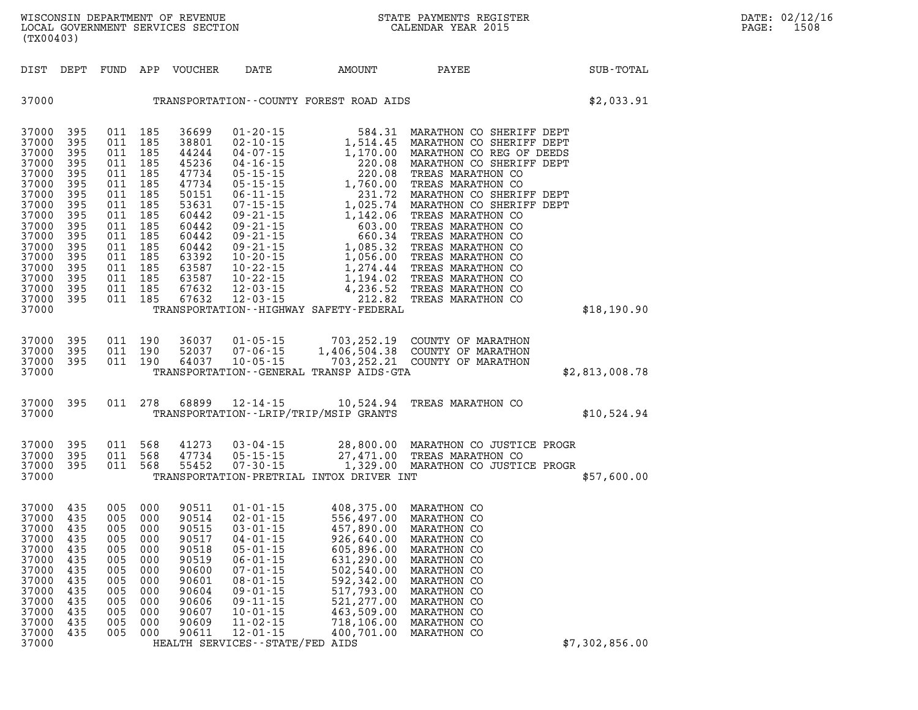| DIST | DEPT | FUND | APP | VOUCHER | DATE | AMOUNT | PAYEE | SUB-TOTAL |
|---|---|---|---|---|---|---|---|---|
| 37000 | | | | | TRANSPORTATION--COUNTY FOREST ROAD AIDS | | | $2,033.91 |
| 37000 | 395 | 011 | 185 | 36699 | 01-20-15 | 584.31 | MARATHON CO SHERIFF DEPT | |
| 37000 | 395 | 011 | 185 | 38801 | 02-10-15 | 1,514.45 | MARATHON CO SHERIFF DEPT | |
| 37000 | 395 | 011 | 185 | 44244 | 04-07-15 | 1,170.00 | MARATHON CO REG OF DEEDS | |
| 37000 | 395 | 011 | 185 | 45236 | 04-16-15 | 220.08 | MARATHON CO SHERIFF DEPT | |
| 37000 | 395 | 011 | 185 | 47734 | 05-15-15 | 220.08 | TREAS MARATHON CO | |
| 37000 | 395 | 011 | 185 | 47734 | 05-15-15 | 1,760.00 | TREAS MARATHON CO | |
| 37000 | 395 | 011 | 185 | 50151 | 06-11-15 | 231.72 | MARATHON CO SHERIFF DEPT | |
| 37000 | 395 | 011 | 185 | 53631 | 07-15-15 | 1,025.74 | MARATHON CO SHERIFF DEPT | |
| 37000 | 395 | 011 | 185 | 60442 | 09-21-15 | 1,142.06 | TREAS MARATHON CO | |
| 37000 | 395 | 011 | 185 | 60442 | 09-21-15 | 603.00 | TREAS MARATHON CO | |
| 37000 | 395 | 011 | 185 | 60442 | 09-21-15 | 660.34 | TREAS MARATHON CO | |
| 37000 | 395 | 011 | 185 | 60442 | 09-21-15 | 1,085.32 | TREAS MARATHON CO | |
| 37000 | 395 | 011 | 185 | 63392 | 10-20-15 | 1,056.00 | TREAS MARATHON CO | |
| 37000 | 395 | 011 | 185 | 63587 | 10-22-15 | 1,274.44 | TREAS MARATHON CO | |
| 37000 | 395 | 011 | 185 | 63587 | 10-22-15 | 1,194.02 | TREAS MARATHON CO | |
| 37000 | 395 | 011 | 185 | 67632 | 12-03-15 | 4,236.52 | TREAS MARATHON CO | |
| 37000 | 395 | 011 | 185 | 67632 | 12-03-15 | 212.82 | TREAS MARATHON CO | |
| 37000 | | | | | TRANSPORTATION--HIGHWAY SAFETY-FEDERAL | | | $18,190.90 |
| 37000 | 395 | 011 | 190 | 36037 | 01-05-15 | 703,252.19 | COUNTY OF MARATHON | |
| 37000 | 395 | 011 | 190 | 52037 | 07-06-15 | 1,406,504.38 | COUNTY OF MARATHON | |
| 37000 | 395 | 011 | 190 | 64037 | 10-05-15 | 703,252.21 | COUNTY OF MARATHON | |
| 37000 | | | | | TRANSPORTATION--GENERAL TRANSP AIDS-GTA | | | $2,813,008.78 |
| 37000 | 395 | 011 | 278 | 68899 | 12-14-15 | 10,524.94 | TREAS MARATHON CO | |
| 37000 | | | | | TRANSPORTATION--LRIP/TRIP/MSIP GRANTS | | | $10,524.94 |
| 37000 | 395 | 011 | 568 | 41273 | 03-04-15 | 28,800.00 | MARATHON CO JUSTICE PROGR | |
| 37000 | 395 | 011 | 568 | 47734 | 05-15-15 | 27,471.00 | TREAS MARATHON CO | |
| 37000 | 395 | 011 | 568 | 55452 | 07-30-15 | 1,329.00 | MARATHON CO JUSTICE PROGR | |
| 37000 | | | | | TRANSPORTATION-PRETRIAL INTOX DRIVER INT | | | $57,600.00 |
| 37000 | 435 | 005 | 000 | 90511 | 01-01-15 | 408,375.00 | MARATHON CO | |
| 37000 | 435 | 005 | 000 | 90514 | 02-01-15 | 556,497.00 | MARATHON CO | |
| 37000 | 435 | 005 | 000 | 90515 | 03-01-15 | 457,890.00 | MARATHON CO | |
| 37000 | 435 | 005 | 000 | 90517 | 04-01-15 | 926,640.00 | MARATHON CO | |
| 37000 | 435 | 005 | 000 | 90518 | 05-01-15 | 605,896.00 | MARATHON CO | |
| 37000 | 435 | 005 | 000 | 90519 | 06-01-15 | 631,290.00 | MARATHON CO | |
| 37000 | 435 | 005 | 000 | 90600 | 07-01-15 | 502,540.00 | MARATHON CO | |
| 37000 | 435 | 005 | 000 | 90601 | 08-01-15 | 592,342.00 | MARATHON CO | |
| 37000 | 435 | 005 | 000 | 90604 | 09-01-15 | 517,793.00 | MARATHON CO | |
| 37000 | 435 | 005 | 000 | 90606 | 09-11-15 | 521,277.00 | MARATHON CO | |
| 37000 | 435 | 005 | 000 | 90607 | 10-01-15 | 463,509.00 | MARATHON CO | |
| 37000 | 435 | 005 | 000 | 90609 | 11-02-15 | 718,106.00 | MARATHON CO | |
| 37000 | 435 | 005 | 000 | 90611 | 12-01-15 | 400,701.00 | MARATHON CO | |
| 37000 | | | | | HEALTH SERVICES--STATE/FED AIDS | | | $7,302,856.00 |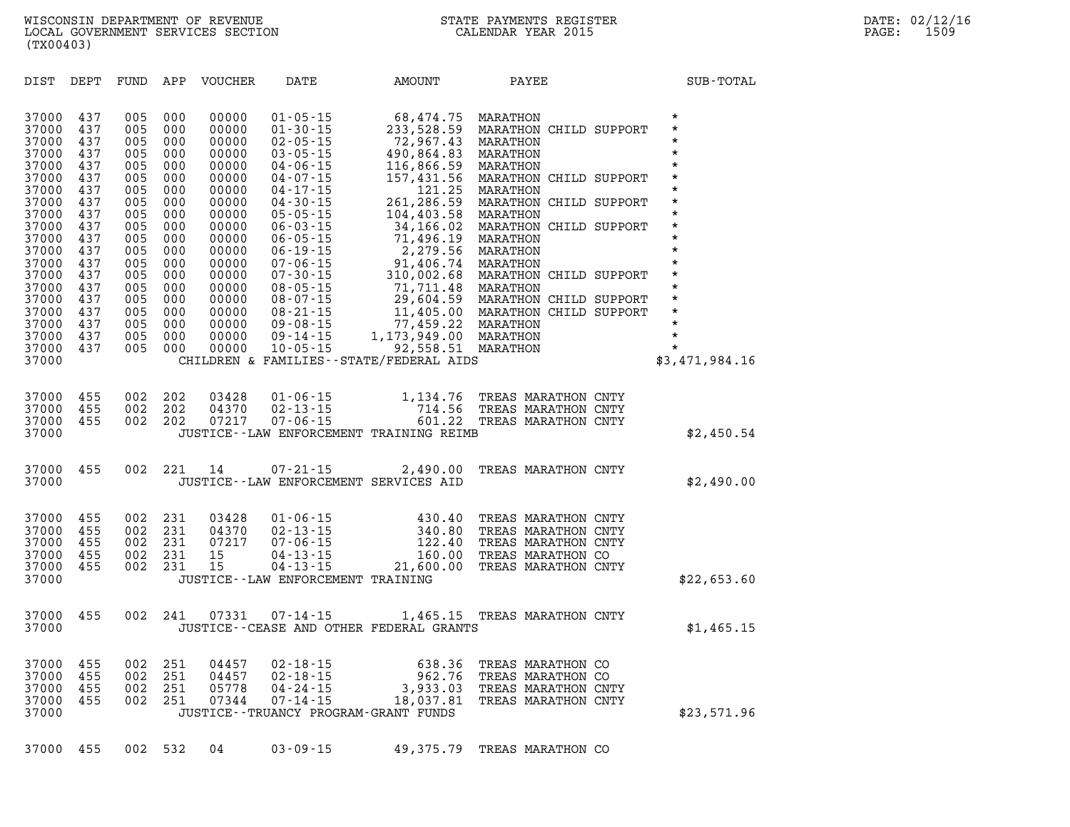WISCONSIN DEPARTMENT OF REVENUE
LOCAL GOVERNMENT SERVICES SECTION
(TX00403)

STATE PAYMENTS REGISTER
CALENDAR YEAR 2015

DATE: 02/12/16
PAGE: 1509

| DIST | DEPT | FUND | APP | VOUCHER | DATE | AMOUNT | PAYEE | SUB-TOTAL |
|---|---|---|---|---|---|---|---|---|
| 37000 | 437 | 005 | 000 | 00000 | 01-05-15 | 68,474.75 | MARATHON | * |
| 37000 | 437 | 005 | 000 | 00000 | 01-30-15 | 233,528.59 | MARATHON CHILD SUPPORT | * |
| 37000 | 437 | 005 | 000 | 00000 | 02-05-15 | 72,967.43 | MARATHON | * |
| 37000 | 437 | 005 | 000 | 00000 | 03-05-15 | 490,864.83 | MARATHON | * |
| 37000 | 437 | 005 | 000 | 00000 | 04-06-15 | 116,866.59 | MARATHON | * |
| 37000 | 437 | 005 | 000 | 00000 | 04-07-15 | 157,431.56 | MARATHON CHILD SUPPORT | * |
| 37000 | 437 | 005 | 000 | 00000 | 04-17-15 | 121.25 | MARATHON | * |
| 37000 | 437 | 005 | 000 | 00000 | 04-30-15 | 261,286.59 | MARATHON CHILD SUPPORT | * |
| 37000 | 437 | 005 | 000 | 00000 | 05-05-15 | 104,403.58 | MARATHON | * |
| 37000 | 437 | 005 | 000 | 00000 | 06-03-15 | 34,166.02 | MARATHON CHILD SUPPORT | * |
| 37000 | 437 | 005 | 000 | 00000 | 06-05-15 | 71,496.19 | MARATHON | * |
| 37000 | 437 | 005 | 000 | 00000 | 06-19-15 | 2,279.56 | MARATHON | * |
| 37000 | 437 | 005 | 000 | 00000 | 07-06-15 | 91,406.74 | MARATHON | * |
| 37000 | 437 | 005 | 000 | 00000 | 07-30-15 | 310,002.68 | MARATHON CHILD SUPPORT | * |
| 37000 | 437 | 005 | 000 | 00000 | 08-05-15 | 71,711.48 | MARATHON | * |
| 37000 | 437 | 005 | 000 | 00000 | 08-07-15 | 29,604.59 | MARATHON CHILD SUPPORT | * |
| 37000 | 437 | 005 | 000 | 00000 | 08-21-15 | 11,405.00 | MARATHON CHILD SUPPORT | * |
| 37000 | 437 | 005 | 000 | 00000 | 09-08-15 | 77,459.22 | MARATHON | * |
| 37000 | 437 | 005 | 000 | 00000 | 09-14-15 | 1,173,949.00 | MARATHON | * |
| 37000 | 437 | 005 | 000 | 00000 | 10-05-15 | 92,558.51 | MARATHON | * |
| 37000 | | | | | CHILDREN & FAMILIES--STATE/FEDERAL AIDS | | | $3,471,984.16 |
| 37000 | 455 | 002 | 202 | 03428 | 01-06-15 | 1,134.76 | TREAS MARATHON CNTY | |
| 37000 | 455 | 002 | 202 | 04370 | 02-13-15 | 714.56 | TREAS MARATHON CNTY | |
| 37000 | 455 | 002 | 202 | 07217 | 07-06-15 | 601.22 | TREAS MARATHON CNTY | |
| 37000 | | | | | JUSTICE--LAW ENFORCEMENT TRAINING REIMB | | | $2,450.54 |
| 37000 | 455 | 002 | 221 | 14 | 07-21-15 | 2,490.00 | TREAS MARATHON CNTY | |
| 37000 | | | | | JUSTICE--LAW ENFORCEMENT SERVICES AID | | | $2,490.00 |
| 37000 | 455 | 002 | 231 | 03428 | 01-06-15 | 430.40 | TREAS MARATHON CNTY | |
| 37000 | 455 | 002 | 231 | 04370 | 02-13-15 | 340.80 | TREAS MARATHON CNTY | |
| 37000 | 455 | 002 | 231 | 07217 | 07-06-15 | 122.40 | TREAS MARATHON CNTY | |
| 37000 | 455 | 002 | 231 | 15 | 04-13-15 | 160.00 | TREAS MARATHON CO | |
| 37000 | 455 | 002 | 231 | 15 | 04-13-15 | 21,600.00 | TREAS MARATHON CNTY | |
| 37000 | | | | | JUSTICE--LAW ENFORCEMENT TRAINING | | | $22,653.60 |
| 37000 | 455 | 002 | 241 | 07331 | 07-14-15 | 1,465.15 | TREAS MARATHON CNTY | |
| 37000 | | | | | JUSTICE--CEASE AND OTHER FEDERAL GRANTS | | | $1,465.15 |
| 37000 | 455 | 002 | 251 | 04457 | 02-18-15 | 638.36 | TREAS MARATHON CO | |
| 37000 | 455 | 002 | 251 | 04457 | 02-18-15 | 962.76 | TREAS MARATHON CO | |
| 37000 | 455 | 002 | 251 | 05778 | 04-24-15 | 3,933.03 | TREAS MARATHON CNTY | |
| 37000 | 455 | 002 | 251 | 07344 | 07-14-15 | 18,037.81 | TREAS MARATHON CNTY | |
| 37000 | | | | | JUSTICE--TRUANCY PROGRAM-GRANT FUNDS | | | $23,571.96 |
| 37000 | 455 | 002 | 532 | 04 | 03-09-15 | 49,375.79 | TREAS MARATHON CO | |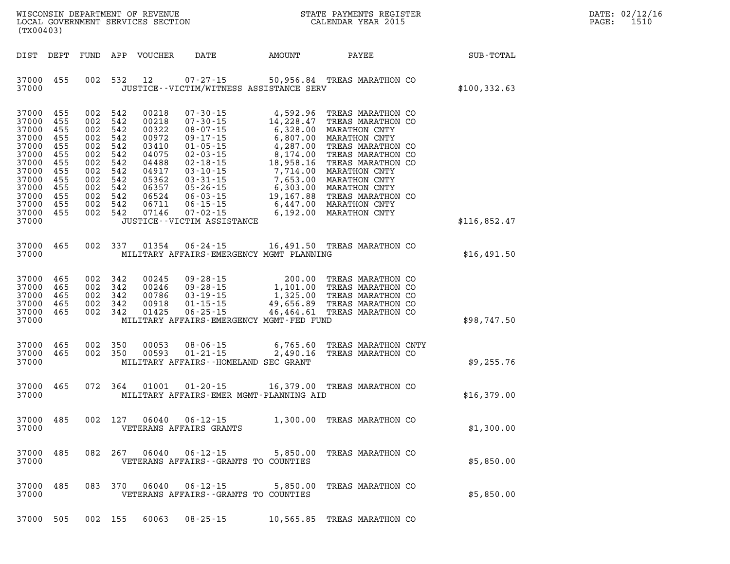| DIST | DEPT | FUND | APP | VOUCHER | DATE | AMOUNT | PAYEE | SUB-TOTAL |
|---|---|---|---|---|---|---|---|---|
| 37000 | 455 | 002 | 532 | 12 | 07-27-15 | 50,956.84 | TREAS MARATHON CO | |
| 37000 | | | | | JUSTICE--VICTIM/WITNESS ASSISTANCE SERV | | | $100,332.63 |
| 37000 | 455 | 002 | 542 | 00218 | 07-30-15 | 4,592.96 | TREAS MARATHON CO | |
| 37000 | 455 | 002 | 542 | 00218 | 07-30-15 | 14,228.47 | TREAS MARATHON CO | |
| 37000 | 455 | 002 | 542 | 00322 | 08-07-15 | 6,328.00 | MARATHON CNTY | |
| 37000 | 455 | 002 | 542 | 00972 | 09-17-15 | 6,807.00 | MARATHON CNTY | |
| 37000 | 455 | 002 | 542 | 03410 | 01-05-15 | 4,287.00 | TREAS MARATHON CO | |
| 37000 | 455 | 002 | 542 | 04075 | 02-03-15 | 8,174.00 | TREAS MARATHON CO | |
| 37000 | 455 | 002 | 542 | 04488 | 02-18-15 | 18,958.16 | TREAS MARATHON CO | |
| 37000 | 455 | 002 | 542 | 04917 | 03-10-15 | 7,714.00 | MARATHON CNTY | |
| 37000 | 455 | 002 | 542 | 05362 | 03-31-15 | 7,653.00 | MARATHON CNTY | |
| 37000 | 455 | 002 | 542 | 06357 | 05-26-15 | 6,303.00 | MARATHON CNTY | |
| 37000 | 455 | 002 | 542 | 06524 | 06-03-15 | 19,167.88 | TREAS MARATHON CO | |
| 37000 | 455 | 002 | 542 | 06711 | 06-15-15 | 6,447.00 | MARATHON CNTY | |
| 37000 | 455 | 002 | 542 | 07146 | 07-02-15 | 6,192.00 | MARATHON CNTY | |
| 37000 | | | | | JUSTICE--VICTIM ASSISTANCE | | | $116,852.47 |
| 37000 | 465 | 002 | 337 | 01354 | 06-24-15 | 16,491.50 | TREAS MARATHON CO | |
| 37000 | | | | | MILITARY AFFAIRS-EMERGENCY MGMT PLANNING | | | $16,491.50 |
| 37000 | 465 | 002 | 342 | 00245 | 09-28-15 | 200.00 | TREAS MARATHON CO | |
| 37000 | 465 | 002 | 342 | 00246 | 09-28-15 | 1,101.00 | TREAS MARATHON CO | |
| 37000 | 465 | 002 | 342 | 00786 | 03-19-15 | 1,325.00 | TREAS MARATHON CO | |
| 37000 | 465 | 002 | 342 | 00918 | 01-15-15 | 49,656.89 | TREAS MARATHON CO | |
| 37000 | 465 | 002 | 342 | 01425 | 06-25-15 | 46,464.61 | TREAS MARATHON CO | |
| 37000 | | | | | MILITARY AFFAIRS-EMERGENCY MGMT-FED FUND | | | $98,747.50 |
| 37000 | 465 | 002 | 350 | 00053 | 08-06-15 | 6,765.60 | TREAS MARATHON CNTY | |
| 37000 | 465 | 002 | 350 | 00593 | 01-21-15 | 2,490.16 | TREAS MARATHON CO | |
| 37000 | | | | | MILITARY AFFAIRS--HOMELAND SEC GRANT | | | $9,255.76 |
| 37000 | 465 | 072 | 364 | 01001 | 01-20-15 | 16,379.00 | TREAS MARATHON CO | |
| 37000 | | | | | MILITARY AFFAIRS-EMER MGMT-PLANNING AID | | | $16,379.00 |
| 37000 | 485 | 002 | 127 | 06040 | 06-12-15 | 1,300.00 | TREAS MARATHON CO | |
| 37000 | | | | | VETERANS AFFAIRS GRANTS | | | $1,300.00 |
| 37000 | 485 | 082 | 267 | 06040 | 06-12-15 | 5,850.00 | TREAS MARATHON CO | |
| 37000 | | | | | VETERANS AFFAIRS--GRANTS TO COUNTIES | | | $5,850.00 |
| 37000 | 485 | 083 | 370 | 06040 | 06-12-15 | 5,850.00 | TREAS MARATHON CO | |
| 37000 | | | | | VETERANS AFFAIRS--GRANTS TO COUNTIES | | | $5,850.00 |
| 37000 | 505 | 002 | 155 | 60063 | 08-25-15 | 10,565.85 | TREAS MARATHON CO | |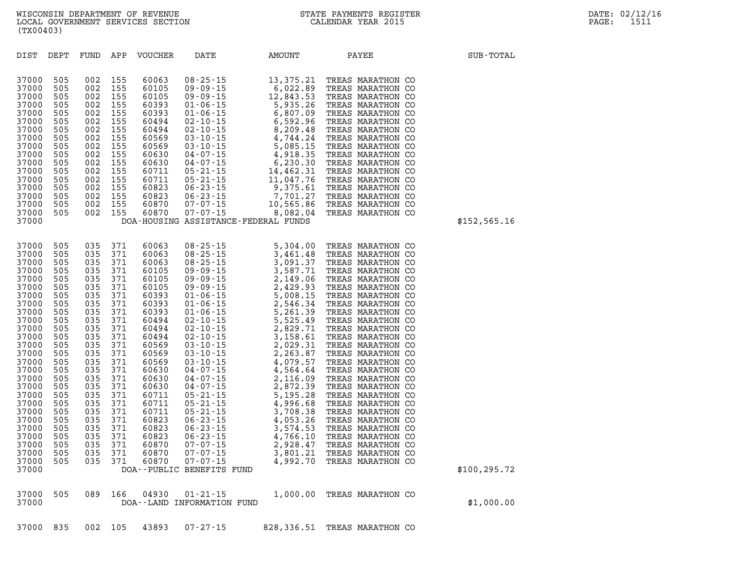| DIST | DEPT | FUND | APP | VOUCHER | DATE | AMOUNT | PAYEE | SUB-TOTAL |
|---|---|---|---|---|---|---|---|---|
| 37000 | 505 | 002 | 155 | 60063 | 08-25-15 | 13,375.21 | TREAS MARATHON CO | |
| 37000 | 505 | 002 | 155 | 60105 | 09-09-15 | 6,022.89 | TREAS MARATHON CO | |
| 37000 | 505 | 002 | 155 | 60105 | 09-09-15 | 12,843.53 | TREAS MARATHON CO | |
| 37000 | 505 | 002 | 155 | 60393 | 01-06-15 | 5,935.26 | TREAS MARATHON CO | |
| 37000 | 505 | 002 | 155 | 60393 | 01-06-15 | 6,807.09 | TREAS MARATHON CO | |
| 37000 | 505 | 002 | 155 | 60494 | 02-10-15 | 6,592.96 | TREAS MARATHON CO | |
| 37000 | 505 | 002 | 155 | 60494 | 02-10-15 | 8,209.48 | TREAS MARATHON CO | |
| 37000 | 505 | 002 | 155 | 60569 | 03-10-15 | 4,744.24 | TREAS MARATHON CO | |
| 37000 | 505 | 002 | 155 | 60569 | 03-10-15 | 5,085.15 | TREAS MARATHON CO | |
| 37000 | 505 | 002 | 155 | 60630 | 04-07-15 | 4,918.35 | TREAS MARATHON CO | |
| 37000 | 505 | 002 | 155 | 60630 | 04-07-15 | 6,230.30 | TREAS MARATHON CO | |
| 37000 | 505 | 002 | 155 | 60711 | 05-21-15 | 14,462.31 | TREAS MARATHON CO | |
| 37000 | 505 | 002 | 155 | 60711 | 05-21-15 | 11,047.76 | TREAS MARATHON CO | |
| 37000 | 505 | 002 | 155 | 60823 | 06-23-15 | 9,375.61 | TREAS MARATHON CO | |
| 37000 | 505 | 002 | 155 | 60823 | 06-23-15 | 7,701.27 | TREAS MARATHON CO | |
| 37000 | 505 | 002 | 155 | 60870 | 07-07-15 | 10,565.86 | TREAS MARATHON CO | |
| 37000 | 505 | 002 | 155 | 60870 | 07-07-15 | 8,082.04 | TREAS MARATHON CO | |
| 37000 | | | | DOA-HOUSING ASSISTANCE-FEDERAL FUNDS | | | | $152,565.16 |
| 37000 | 505 | 035 | 371 | 60063 | 08-25-15 | 5,304.00 | TREAS MARATHON CO | |
| 37000 | 505 | 035 | 371 | 60063 | 08-25-15 | 3,461.48 | TREAS MARATHON CO | |
| 37000 | 505 | 035 | 371 | 60063 | 08-25-15 | 3,091.37 | TREAS MARATHON CO | |
| 37000 | 505 | 035 | 371 | 60105 | 09-09-15 | 3,587.71 | TREAS MARATHON CO | |
| 37000 | 505 | 035 | 371 | 60105 | 09-09-15 | 2,149.06 | TREAS MARATHON CO | |
| 37000 | 505 | 035 | 371 | 60105 | 09-09-15 | 2,429.93 | TREAS MARATHON CO | |
| 37000 | 505 | 035 | 371 | 60393 | 01-06-15 | 5,008.15 | TREAS MARATHON CO | |
| 37000 | 505 | 035 | 371 | 60393 | 01-06-15 | 2,546.34 | TREAS MARATHON CO | |
| 37000 | 505 | 035 | 371 | 60393 | 01-06-15 | 5,261.39 | TREAS MARATHON CO | |
| 37000 | 505 | 035 | 371 | 60494 | 02-10-15 | 5,525.49 | TREAS MARATHON CO | |
| 37000 | 505 | 035 | 371 | 60494 | 02-10-15 | 2,829.71 | TREAS MARATHON CO | |
| 37000 | 505 | 035 | 371 | 60494 | 02-10-15 | 3,158.61 | TREAS MARATHON CO | |
| 37000 | 505 | 035 | 371 | 60569 | 03-10-15 | 2,029.31 | TREAS MARATHON CO | |
| 37000 | 505 | 035 | 371 | 60569 | 03-10-15 | 2,263.87 | TREAS MARATHON CO | |
| 37000 | 505 | 035 | 371 | 60569 | 03-10-15 | 4,079.57 | TREAS MARATHON CO | |
| 37000 | 505 | 035 | 371 | 60630 | 04-07-15 | 4,564.64 | TREAS MARATHON CO | |
| 37000 | 505 | 035 | 371 | 60630 | 04-07-15 | 2,116.09 | TREAS MARATHON CO | |
| 37000 | 505 | 035 | 371 | 60630 | 04-07-15 | 2,872.39 | TREAS MARATHON CO | |
| 37000 | 505 | 035 | 371 | 60711 | 05-21-15 | 5,195.28 | TREAS MARATHON CO | |
| 37000 | 505 | 035 | 371 | 60711 | 05-21-15 | 4,996.68 | TREAS MARATHON CO | |
| 37000 | 505 | 035 | 371 | 60711 | 05-21-15 | 3,708.38 | TREAS MARATHON CO | |
| 37000 | 505 | 035 | 371 | 60823 | 06-23-15 | 4,053.26 | TREAS MARATHON CO | |
| 37000 | 505 | 035 | 371 | 60823 | 06-23-15 | 3,574.53 | TREAS MARATHON CO | |
| 37000 | 505 | 035 | 371 | 60823 | 06-23-15 | 4,766.10 | TREAS MARATHON CO | |
| 37000 | 505 | 035 | 371 | 60870 | 07-07-15 | 2,928.47 | TREAS MARATHON CO | |
| 37000 | 505 | 035 | 371 | 60870 | 07-07-15 | 3,801.21 | TREAS MARATHON CO | |
| 37000 | 505 | 035 | 371 | 60870 | 07-07-15 | 4,992.70 | TREAS MARATHON CO | |
| 37000 | | | | DOA--PUBLIC BENEFITS FUND | | | | $100,295.72 |
| 37000 | 505 | 089 | 166 | 04930 | 01-21-15 | 1,000.00 | TREAS MARATHON CO | |
| 37000 | | | | DOA--LAND INFORMATION FUND | | | | $1,000.00 |
| 37000 | 835 | 002 | 105 | 43893 | 07-27-15 | 828,336.51 | TREAS MARATHON CO | |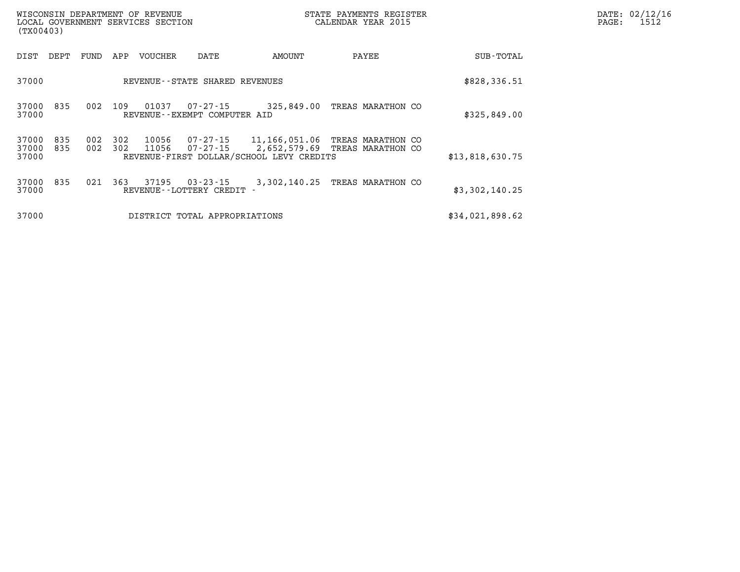WISCONSIN DEPARTMENT OF REVENUE
LOCAL GOVERNMENT SERVICES SECTION
(TX00403)

STATE PAYMENTS REGISTER
CALENDAR YEAR 2015

DATE: 02/12/16

| DIST | DEPT | FUND | APP | VOUCHER | DATE | AMOUNT | PAYEE | SUB-TOTAL |
|---|---|---|---|---|---|---|---|---|
| 37000 | | | | REVENUE--STATE SHARED REVENUES | | | | $828,336.51 |
| 37000 | 835 | 002 | 109 | 01037 | 07-27-15 | 325,849.00 | TREAS MARATHON CO | |
| 37000 | | | | REVENUE--EXEMPT COMPUTER AID | | | | $325,849.00 |
| 37000 | 835 | 002 | 302 | 10056 | 07-27-15 | 11,166,051.06 | TREAS MARATHON CO | |
| 37000 | 835 | 002 | 302 | 11056 | 07-27-15 | 2,652,579.69 | TREAS MARATHON CO | |
| 37000 | | | | REVENUE-FIRST DOLLAR/SCHOOL LEVY CREDITS | | | | $13,818,630.75 |
| 37000 | 835 | 021 | 363 | 37195 | 03-23-15 | 3,302,140.25 | TREAS MARATHON CO | |
| 37000 | | | | REVENUE--LOTTERY CREDIT - | | | | $3,302,140.25 |
| 37000 | | | | DISTRICT TOTAL APPROPRIATIONS | | | | $34,021,898.62 |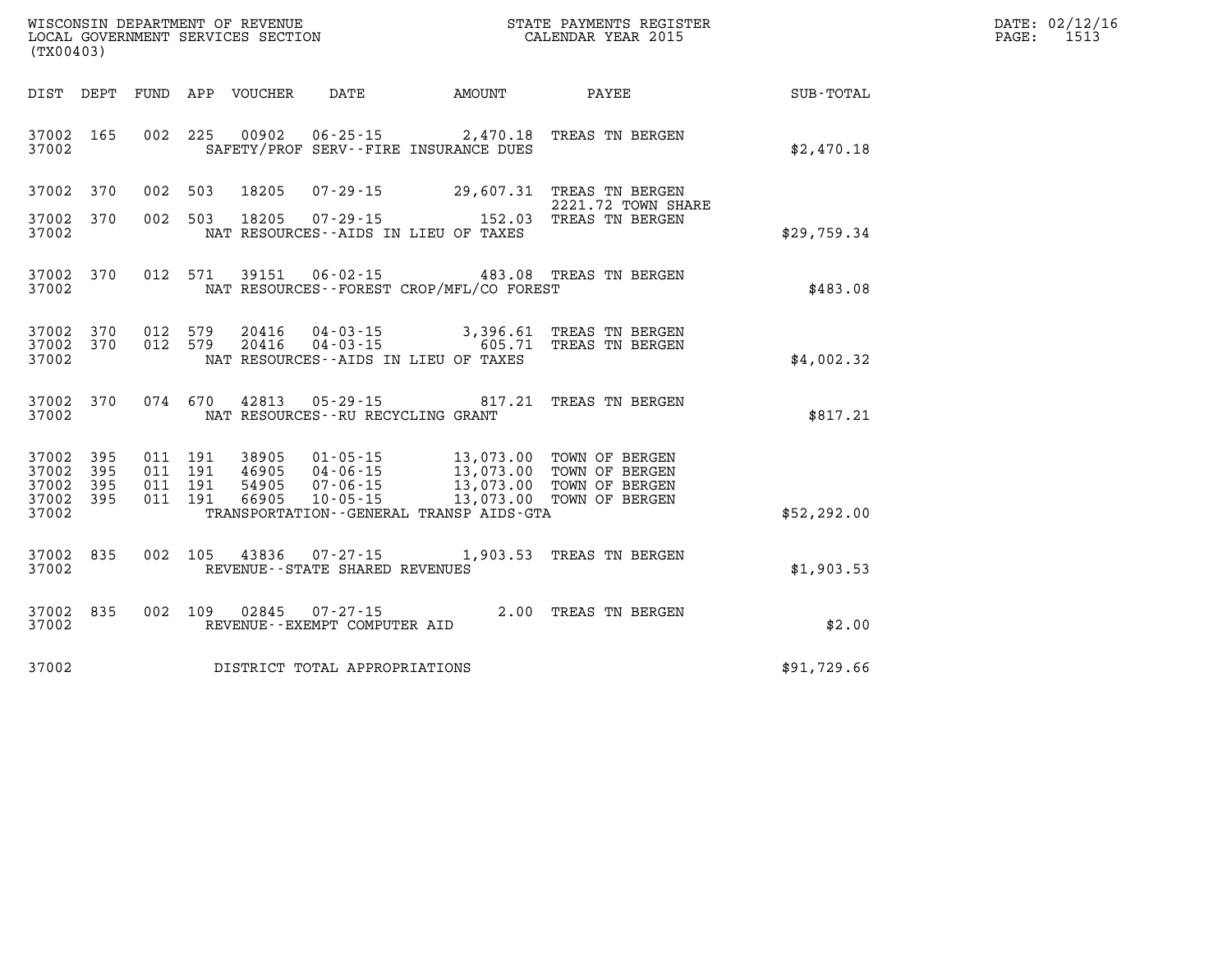WISCONSIN DEPARTMENT OF REVENUE
LOCAL GOVERNMENT SERVICES SECTION
(TX00403)

STATE PAYMENTS REGISTER
CALENDAR YEAR 2015

DATE: 02/12/16
PAGE: 1513

| DIST | DEPT | FUND | APP | VOUCHER | DATE | AMOUNT | PAYEE | SUB-TOTAL |
|---|---|---|---|---|---|---|---|---|
| 37002 | 165 | 002 | 225 | 00902 | 06-25-15 | 2,470.18 | TREAS TN BERGEN | |
| 37002 | | | | | SAFETY/PROF SERV--FIRE INSURANCE DUES | | | $2,470.18 |
| 37002 | 370 | 002 | 503 | 18205 | 07-29-15 | 29,607.31 | TREAS TN BERGEN 2221.72 TOWN SHARE | |
| 37002 | 370 | 002 | 503 | 18205 | 07-29-15 | 152.03 | TREAS TN BERGEN | |
| 37002 | | | | | NAT RESOURCES--AIDS IN LIEU OF TAXES | | | $29,759.34 |
| 37002 | 370 | 012 | 571 | 39151 | 06-02-15 | 483.08 | TREAS TN BERGEN | |
| 37002 | | | | | NAT RESOURCES--FOREST CROP/MFL/CO FOREST | | | $483.08 |
| 37002 | 370 | 012 | 579 | 20416 | 04-03-15 | 3,396.61 | TREAS TN BERGEN | |
| 37002 | 370 | 012 | 579 | 20416 | 04-03-15 | 605.71 | TREAS TN BERGEN | |
| 37002 | | | | | NAT RESOURCES--AIDS IN LIEU OF TAXES | | | $4,002.32 |
| 37002 | 370 | 074 | 670 | 42813 | 05-29-15 | 817.21 | TREAS TN BERGEN | |
| 37002 | | | | | NAT RESOURCES--RU RECYCLING GRANT | | | $817.21 |
| 37002 | 395 | 011 | 191 | 38905 | 01-05-15 | 13,073.00 | TOWN OF BERGEN | |
| 37002 | 395 | 011 | 191 | 46905 | 04-06-15 | 13,073.00 | TOWN OF BERGEN | |
| 37002 | 395 | 011 | 191 | 54905 | 07-06-15 | 13,073.00 | TOWN OF BERGEN | |
| 37002 | 395 | 011 | 191 | 66905 | 10-05-15 | 13,073.00 | TOWN OF BERGEN | |
| 37002 | | | | | TRANSPORTATION--GENERAL TRANSP AIDS-GTA | | | $52,292.00 |
| 37002 | 835 | 002 | 105 | 43836 | 07-27-15 | 1,903.53 | TREAS TN BERGEN | |
| 37002 | | | | | REVENUE--STATE SHARED REVENUES | | | $1,903.53 |
| 37002 | 835 | 002 | 109 | 02845 | 07-27-15 | 2.00 | TREAS TN BERGEN | |
| 37002 | | | | | REVENUE--EXEMPT COMPUTER AID | | | $2.00 |
| 37002 | | | | | DISTRICT TOTAL APPROPRIATIONS | | | $91,729.66 |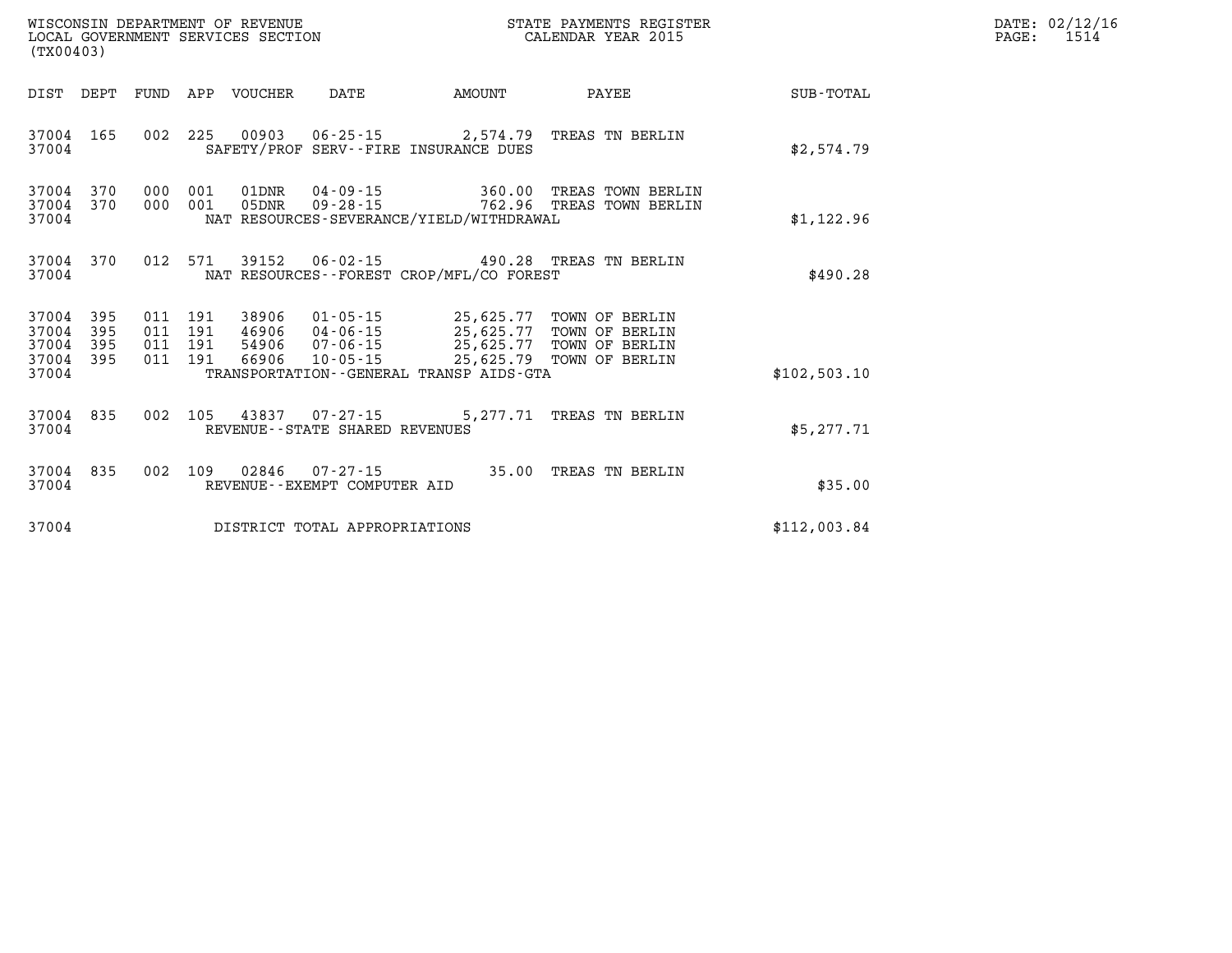WISCONSIN DEPARTMENT OF REVENUE
LOCAL GOVERNMENT SERVICES SECTION
(TX00403)

STATE PAYMENTS REGISTER
CALENDAR YEAR 2015

DATE: 02/12/16

| DIST | DEPT | FUND | APP | VOUCHER | DATE | AMOUNT | PAYEE | SUB-TOTAL |
|---|---|---|---|---|---|---|---|---|
| 37004 | 165 | 002 | 225 | 00903 | 06-25-15 | 2,574.79 | TREAS TN BERLIN | |
| 37004 | | | | SAFETY/PROF SERV--FIRE INSURANCE DUES | | | | $2,574.79 |
| 37004 | 370 | 000 | 001 | 01DNR | 04-09-15 | 360.00 | TREAS TOWN BERLIN | |
| 37004 | 370 | 000 | 001 | 05DNR | 09-28-15 | 762.96 | TREAS TOWN BERLIN | |
| 37004 | | | | NAT RESOURCES-SEVERANCE/YIELD/WITHDRAWAL | | | | $1,122.96 |
| 37004 | 370 | 012 | 571 | 39152 | 06-02-15 | 490.28 | TREAS TN BERLIN | |
| 37004 | | | | NAT RESOURCES--FOREST CROP/MFL/CO FOREST | | | | $490.28 |
| 37004 | 395 | 011 | 191 | 38906 | 01-05-15 | 25,625.77 | TOWN OF BERLIN | |
| 37004 | 395 | 011 | 191 | 46906 | 04-06-15 | 25,625.77 | TOWN OF BERLIN | |
| 37004 | 395 | 011 | 191 | 54906 | 07-06-15 | 25,625.77 | TOWN OF BERLIN | |
| 37004 | 395 | 011 | 191 | 66906 | 10-05-15 | 25,625.79 | TOWN OF BERLIN | |
| 37004 | | | | TRANSPORTATION--GENERAL TRANSP AIDS-GTA | | | | $102,503.10 |
| 37004 | 835 | 002 | 105 | 43837 | 07-27-15 | 5,277.71 | TREAS TN BERLIN | |
| 37004 | | | | REVENUE--STATE SHARED REVENUES | | | | $5,277.71 |
| 37004 | 835 | 002 | 109 | 02846 | 07-27-15 | 35.00 | TREAS TN BERLIN | |
| 37004 | | | | REVENUE--EXEMPT COMPUTER AID | | | | $35.00 |
| 37004 | | | | DISTRICT TOTAL APPROPRIATIONS | | | | $112,003.84 |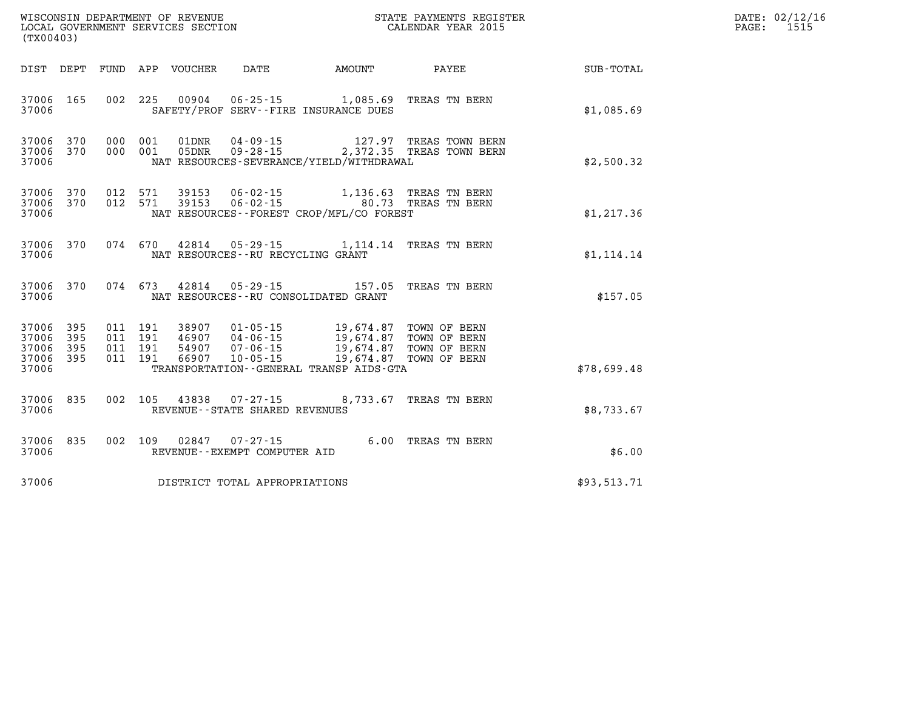WISCONSIN DEPARTMENT OF REVENUE
LOCAL GOVERNMENT SERVICES SECTION
(TX00403)

STATE PAYMENTS REGISTER
CALENDAR YEAR 2015

DATE: 02/12/16
PAGE: 1515

| DIST | DEPT | FUND | APP | VOUCHER | DATE | AMOUNT | PAYEE | SUB-TOTAL |
|---|---|---|---|---|---|---|---|---|
| 37006 | 165 | 002 | 225 | 00904 | 06-25-15 | 1,085.69 | TREAS TN BERN | |
| 37006 | | | | SAFETY/PROF SERV--FIRE INSURANCE DUES | | | | $1,085.69 |
| 37006 | 370 | 000 | 001 | 01DNR | 04-09-15 | 127.97 | TREAS TOWN BERN | |
| 37006 | 370 | 000 | 001 | 05DNR | 09-28-15 | 2,372.35 | TREAS TOWN BERN | |
| 37006 | | | | NAT RESOURCES-SEVERANCE/YIELD/WITHDRAWAL | | | | $2,500.32 |
| 37006 | 370 | 012 | 571 | 39153 | 06-02-15 | 1,136.63 | TREAS TN BERN | |
| 37006 | 370 | 012 | 571 | 39153 | 06-02-15 | 80.73 | TREAS TN BERN | |
| 37006 | | | | NAT RESOURCES--FOREST CROP/MFL/CO FOREST | | | | $1,217.36 |
| 37006 | 370 | 074 | 670 | 42814 | 05-29-15 | 1,114.14 | TREAS TN BERN | |
| 37006 | | | | NAT RESOURCES--RU RECYCLING GRANT | | | | $1,114.14 |
| 37006 | 370 | 074 | 673 | 42814 | 05-29-15 | 157.05 | TREAS TN BERN | |
| 37006 | | | | NAT RESOURCES--RU CONSOLIDATED GRANT | | | | $157.05 |
| 37006 | 395 | 011 | 191 | 38907 | 01-05-15 | 19,674.87 | TOWN OF BERN | |
| 37006 | 395 | 011 | 191 | 46907 | 04-06-15 | 19,674.87 | TOWN OF BERN | |
| 37006 | 395 | 011 | 191 | 54907 | 07-06-15 | 19,674.87 | TOWN OF BERN | |
| 37006 | 395 | 011 | 191 | 66907 | 10-05-15 | 19,674.87 | TOWN OF BERN | |
| 37006 | | | | TRANSPORTATION--GENERAL TRANSP AIDS-GTA | | | | $78,699.48 |
| 37006 | 835 | 002 | 105 | 43838 | 07-27-15 | 8,733.67 | TREAS TN BERN | |
| 37006 | | | | REVENUE--STATE SHARED REVENUES | | | | $8,733.67 |
| 37006 | 835 | 002 | 109 | 02847 | 07-27-15 | 6.00 | TREAS TN BERN | |
| 37006 | | | | REVENUE--EXEMPT COMPUTER AID | | | | $6.00 |
| 37006 | | | | DISTRICT TOTAL APPROPRIATIONS | | | | $93,513.71 |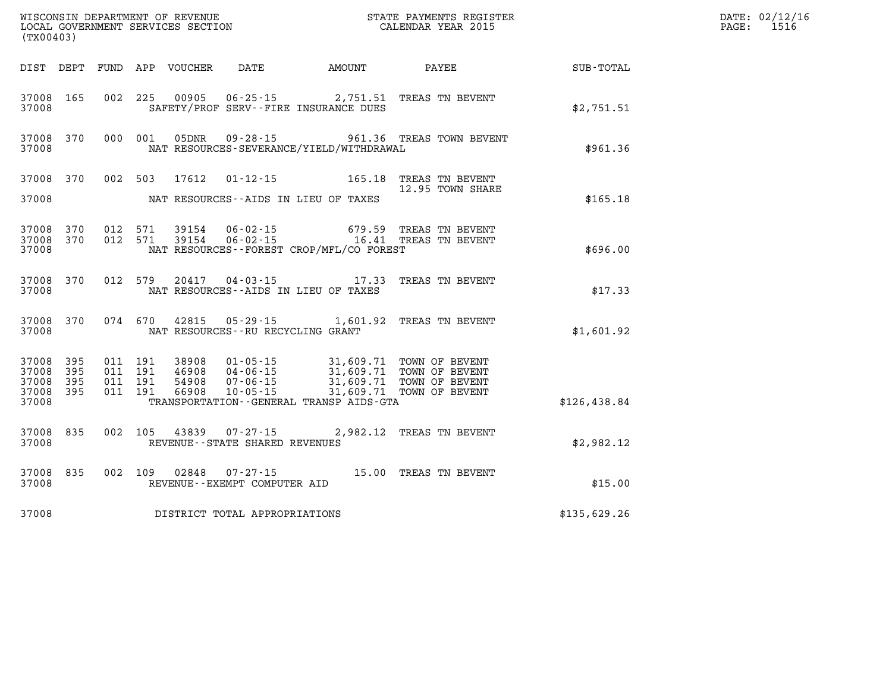WISCONSIN DEPARTMENT OF REVENUE
LOCAL GOVERNMENT SERVICES SECTION
(TX00403)

STATE PAYMENTS REGISTER
CALENDAR YEAR 2015

DATE: 02/12/16

| DIST | DEPT | FUND | APP | VOUCHER | DATE | AMOUNT | PAYEE | SUB-TOTAL |
|---|---|---|---|---|---|---|---|---|
| 37008 | 165 | 002 | 225 | 00905 | 06-25-15 | 2,751.51 | TREAS TN BEVENT | |
| 37008 | | | | | SAFETY/PROF SERV--FIRE INSURANCE DUES | | | $2,751.51 |
| 37008 | 370 | 000 | 001 | 05DNR | 09-28-15 | 961.36 | TREAS TOWN BEVENT | |
| 37008 | | | | | NAT RESOURCES-SEVERANCE/YIELD/WITHDRAWAL | | | $961.36 |
| 37008 | 370 | 002 | 503 | 17612 | 01-12-15 | 165.18 | TREAS TN BEVENT | |
| | | | | | | | 12.95 TOWN SHARE | |
| 37008 | | | | | NAT RESOURCES--AIDS IN LIEU OF TAXES | | | $165.18 |
| 37008 | 370 | 012 | 571 | 39154 | 06-02-15 | 679.59 | TREAS TN BEVENT | |
| 37008 | 370 | 012 | 571 | 39154 | 06-02-15 | 16.41 | TREAS TN BEVENT | |
| 37008 | | | | | NAT RESOURCES--FOREST CROP/MFL/CO FOREST | | | $696.00 |
| 37008 | 370 | 012 | 579 | 20417 | 04-03-15 | 17.33 | TREAS TN BEVENT | |
| 37008 | | | | | NAT RESOURCES--AIDS IN LIEU OF TAXES | | | $17.33 |
| 37008 | 370 | 074 | 670 | 42815 | 05-29-15 | 1,601.92 | TREAS TN BEVENT | |
| 37008 | | | | | NAT RESOURCES--RU RECYCLING GRANT | | | $1,601.92 |
| 37008 | 395 | 011 | 191 | 38908 | 01-05-15 | 31,609.71 | TOWN OF BEVENT | |
| 37008 | 395 | 011 | 191 | 46908 | 04-06-15 | 31,609.71 | TOWN OF BEVENT | |
| 37008 | 395 | 011 | 191 | 54908 | 07-06-15 | 31,609.71 | TOWN OF BEVENT | |
| 37008 | 395 | 011 | 191 | 66908 | 10-05-15 | 31,609.71 | TOWN OF BEVENT | |
| 37008 | | | | | TRANSPORTATION--GENERAL TRANSP AIDS-GTA | | | $126,438.84 |
| 37008 | 835 | 002 | 105 | 43839 | 07-27-15 | 2,982.12 | TREAS TN BEVENT | |
| 37008 | | | | | REVENUE--STATE SHARED REVENUES | | | $2,982.12 |
| 37008 | 835 | 002 | 109 | 02848 | 07-27-15 | 15.00 | TREAS TN BEVENT | |
| 37008 | | | | | REVENUE--EXEMPT COMPUTER AID | | | $15.00 |
| 37008 | | | | | DISTRICT TOTAL APPROPRIATIONS | | | $135,629.26 |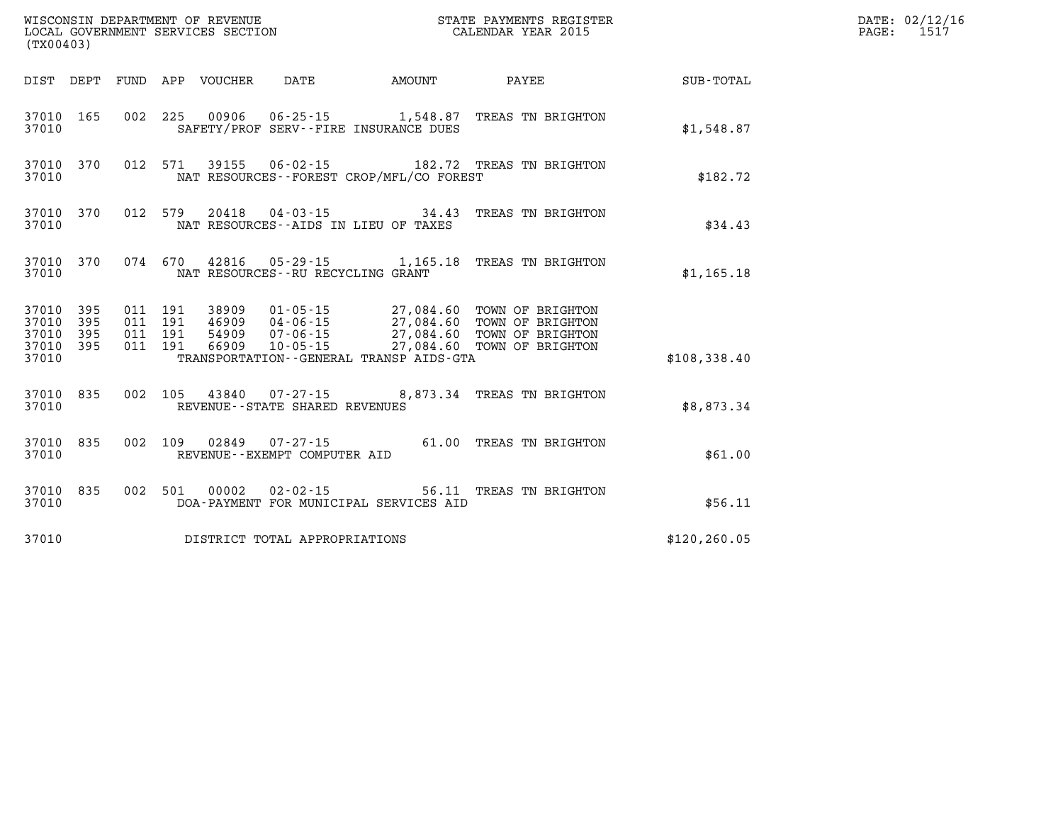WISCONSIN DEPARTMENT OF REVENUE
LOCAL GOVERNMENT SERVICES SECTION
(TX00403)

STATE PAYMENTS REGISTER
CALENDAR YEAR 2015

| DIST | DEPT | FUND | APP | VOUCHER | DATE | AMOUNT | PAYEE | SUB-TOTAL |
|---|---|---|---|---|---|---|---|---|
| 37010 | 165 | 002 | 225 | 00906 | 06-25-15 | 1,548.87 | TREAS TN BRIGHTON | |
| 37010 | | | | SAFETY/PROF SERV--FIRE INSURANCE DUES | | | | $1,548.87 |
| 37010 | 370 | 012 | 571 | 39155 | 06-02-15 | 182.72 | TREAS TN BRIGHTON | |
| 37010 | | | | NAT RESOURCES--FOREST CROP/MFL/CO FOREST | | | | $182.72 |
| 37010 | 370 | 012 | 579 | 20418 | 04-03-15 | 34.43 | TREAS TN BRIGHTON | |
| 37010 | | | | NAT RESOURCES--AIDS IN LIEU OF TAXES | | | | $34.43 |
| 37010 | 370 | 074 | 670 | 42816 | 05-29-15 | 1,165.18 | TREAS TN BRIGHTON | |
| 37010 | | | | NAT RESOURCES--RU RECYCLING GRANT | | | | $1,165.18 |
| 37010 | 395 | 011 | 191 | 38909 | 01-05-15 | 27,084.60 | TOWN OF BRIGHTON | |
| 37010 | 395 | 011 | 191 | 46909 | 04-06-15 | 27,084.60 | TOWN OF BRIGHTON | |
| 37010 | 395 | 011 | 191 | 54909 | 07-06-15 | 27,084.60 | TOWN OF BRIGHTON | |
| 37010 | 395 | 011 | 191 | 66909 | 10-05-15 | 27,084.60 | TOWN OF BRIGHTON | |
| 37010 | | | | TRANSPORTATION--GENERAL TRANSP AIDS-GTA | | | | $108,338.40 |
| 37010 | 835 | 002 | 105 | 43840 | 07-27-15 | 8,873.34 | TREAS TN BRIGHTON | |
| 37010 | | | | REVENUE--STATE SHARED REVENUES | | | | $8,873.34 |
| 37010 | 835 | 002 | 109 | 02849 | 07-27-15 | 61.00 | TREAS TN BRIGHTON | |
| 37010 | | | | REVENUE--EXEMPT COMPUTER AID | | | | $61.00 |
| 37010 | 835 | 002 | 501 | 00002 | 02-02-15 | 56.11 | TREAS TN BRIGHTON | |
| 37010 | | | | DOA-PAYMENT FOR MUNICIPAL SERVICES AID | | | | $56.11 |
| 37010 | | | | DISTRICT TOTAL APPROPRIATIONS | | | | $120,260.05 |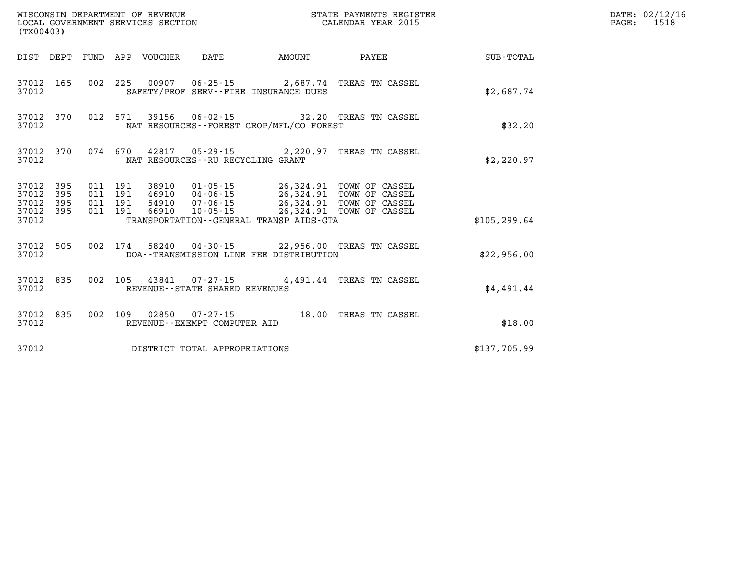WISCONSIN DEPARTMENT OF REVENUE
LOCAL GOVERNMENT SERVICES SECTION
(TX00403)

STATE PAYMENTS REGISTER
CALENDAR YEAR 2015

DATE: 02/12/16

| DIST | DEPT | FUND | APP | VOUCHER | DATE | AMOUNT | PAYEE | SUB-TOTAL |
|---|---|---|---|---|---|---|---|---|
| 37012 | 165 | 002 | 225 | 00907 | 06-25-15 | 2,687.74 | TREAS TN CASSEL | |
| 37012 | | | | | SAFETY/PROF SERV--FIRE INSURANCE DUES | | | $2,687.74 |
| 37012 | 370 | 012 | 571 | 39156 | 06-02-15 | 32.20 | TREAS TN CASSEL | |
| 37012 | | | | | NAT RESOURCES--FOREST CROP/MFL/CO FOREST | | | $32.20 |
| 37012 | 370 | 074 | 670 | 42817 | 05-29-15 | 2,220.97 | TREAS TN CASSEL | |
| 37012 | | | | | NAT RESOURCES--RU RECYCLING GRANT | | | $2,220.97 |
| 37012 | 395 | 011 | 191 | 38910 | 01-05-15 | 26,324.91 | TOWN OF CASSEL | |
| 37012 | 395 | 011 | 191 | 46910 | 04-06-15 | 26,324.91 | TOWN OF CASSEL | |
| 37012 | 395 | 011 | 191 | 54910 | 07-06-15 | 26,324.91 | TOWN OF CASSEL | |
| 37012 | 395 | 011 | 191 | 66910 | 10-05-15 | 26,324.91 | TOWN OF CASSEL | |
| 37012 | | | | | TRANSPORTATION--GENERAL TRANSP AIDS-GTA | | | $105,299.64 |
| 37012 | 505 | 002 | 174 | 58240 | 04-30-15 | 22,956.00 | TREAS TN CASSEL | |
| 37012 | | | | | DOA--TRANSMISSION LINE FEE DISTRIBUTION | | | $22,956.00 |
| 37012 | 835 | 002 | 105 | 43841 | 07-27-15 | 4,491.44 | TREAS TN CASSEL | |
| 37012 | | | | | REVENUE--STATE SHARED REVENUES | | | $4,491.44 |
| 37012 | 835 | 002 | 109 | 02850 | 07-27-15 | 18.00 | TREAS TN CASSEL | |
| 37012 | | | | | REVENUE--EXEMPT COMPUTER AID | | | $18.00 |
| 37012 | | | | | DISTRICT TOTAL APPROPRIATIONS | | | $137,705.99 |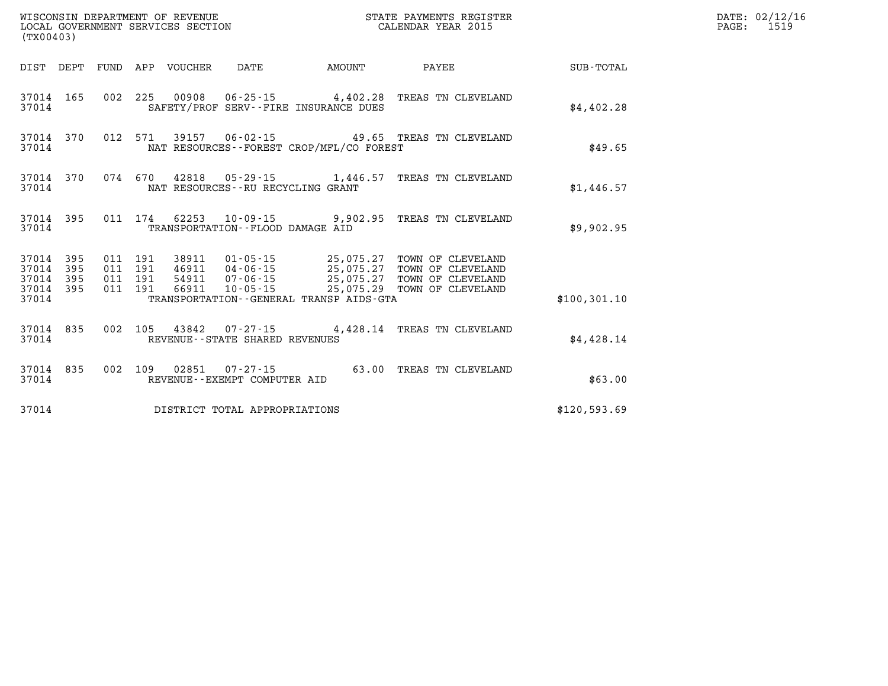| DIST | DEPT | FUND | APP | VOUCHER | DATE | AMOUNT | PAYEE | SUB-TOTAL |
|---|---|---|---|---|---|---|---|---|
| 37014 | 165 | 002 | 225 | 00908 | 06-25-15 | 4,402.28 | TREAS TN CLEVELAND | |
| 37014 | | | | | SAFETY/PROF SERV--FIRE INSURANCE DUES | | | $4,402.28 |
| 37014 | 370 | 012 | 571 | 39157 | 06-02-15 | 49.65 | TREAS TN CLEVELAND | |
| 37014 | | | | | NAT RESOURCES--FOREST CROP/MFL/CO FOREST | | | $49.65 |
| 37014 | 370 | 074 | 670 | 42818 | 05-29-15 | 1,446.57 | TREAS TN CLEVELAND | |
| 37014 | | | | | NAT RESOURCES--RU RECYCLING GRANT | | | $1,446.57 |
| 37014 | 395 | 011 | 174 | 62253 | 10-09-15 | 9,902.95 | TREAS TN CLEVELAND | |
| 37014 | | | | | TRANSPORTATION--FLOOD DAMAGE AID | | | $9,902.95 |
| 37014 | 395 | 011 | 191 | 38911 | 01-05-15 | 25,075.27 | TOWN OF CLEVELAND | |
| 37014 | 395 | 011 | 191 | 46911 | 04-06-15 | 25,075.27 | TOWN OF CLEVELAND | |
| 37014 | 395 | 011 | 191 | 54911 | 07-06-15 | 25,075.27 | TOWN OF CLEVELAND | |
| 37014 | 395 | 011 | 191 | 66911 | 10-05-15 | 25,075.29 | TOWN OF CLEVELAND | |
| 37014 | | | | | TRANSPORTATION--GENERAL TRANSP AIDS-GTA | | | $100,301.10 |
| 37014 | 835 | 002 | 105 | 43842 | 07-27-15 | 4,428.14 | TREAS TN CLEVELAND | |
| 37014 | | | | | REVENUE--STATE SHARED REVENUES | | | $4,428.14 |
| 37014 | 835 | 002 | 109 | 02851 | 07-27-15 | 63.00 | TREAS TN CLEVELAND | |
| 37014 | | | | | REVENUE--EXEMPT COMPUTER AID | | | $63.00 |
| 37014 | | | | | DISTRICT TOTAL APPROPRIATIONS | | | $120,593.69 |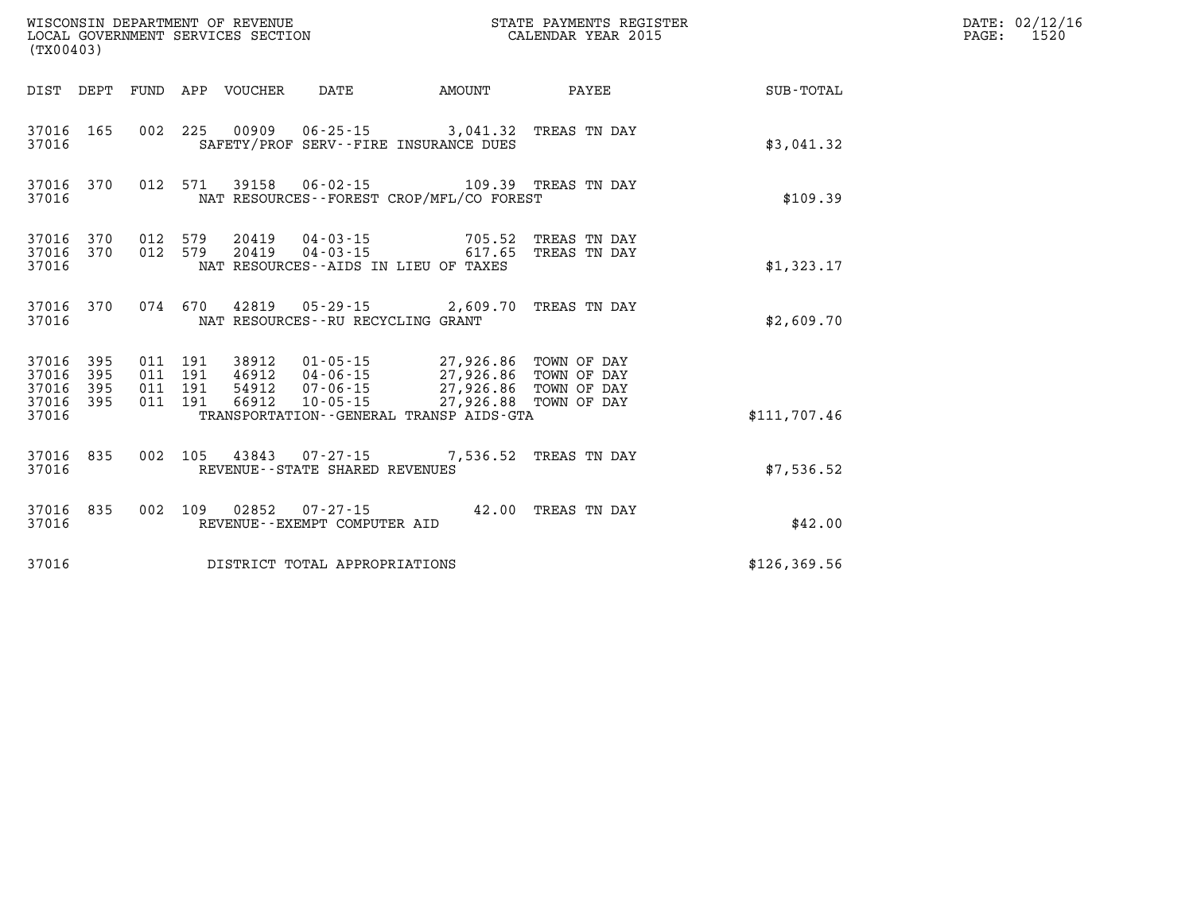WISCONSIN DEPARTMENT OF REVENUE
LOCAL GOVERNMENT SERVICES SECTION
(TX00403)

STATE PAYMENTS REGISTER
CALENDAR YEAR 2015

DATE: 02/12/16
PAGE: 1520

| DIST | DEPT | FUND | APP | VOUCHER | DATE | AMOUNT | PAYEE | SUB-TOTAL |
|---|---|---|---|---|---|---|---|---|
| 37016 | 165 | 002 | 225 | 00909 | 06-25-15 | 3,041.32 | TREAS TN DAY | |
| 37016 | | | | SAFETY/PROF SERV--FIRE INSURANCE DUES | | | | $3,041.32 |
| 37016 | 370 | 012 | 571 | 39158 | 06-02-15 | 109.39 | TREAS TN DAY | |
| 37016 | | | | NAT RESOURCES--FOREST CROP/MFL/CO FOREST | | | | $109.39 |
| 37016 | 370 | 012 | 579 | 20419 | 04-03-15 | 705.52 | TREAS TN DAY | |
| 37016 | 370 | 012 | 579 | 20419 | 04-03-15 | 617.65 | TREAS TN DAY | |
| 37016 | | | | NAT RESOURCES--AIDS IN LIEU OF TAXES | | | | $1,323.17 |
| 37016 | 370 | 074 | 670 | 42819 | 05-29-15 | 2,609.70 | TREAS TN DAY | |
| 37016 | | | | NAT RESOURCES--RU RECYCLING GRANT | | | | $2,609.70 |
| 37016 | 395 | 011 | 191 | 38912 | 01-05-15 | 27,926.86 | TOWN OF DAY | |
| 37016 | 395 | 011 | 191 | 46912 | 04-06-15 | 27,926.86 | TOWN OF DAY | |
| 37016 | 395 | 011 | 191 | 54912 | 07-06-15 | 27,926.86 | TOWN OF DAY | |
| 37016 | 395 | 011 | 191 | 66912 | 10-05-15 | 27,926.88 | TOWN OF DAY | |
| 37016 | | | | TRANSPORTATION--GENERAL TRANSP AIDS-GTA | | | | $111,707.46 |
| 37016 | 835 | 002 | 105 | 43843 | 07-27-15 | 7,536.52 | TREAS TN DAY | |
| 37016 | | | | REVENUE--STATE SHARED REVENUES | | | | $7,536.52 |
| 37016 | 835 | 002 | 109 | 02852 | 07-27-15 | 42.00 | TREAS TN DAY | |
| 37016 | | | | REVENUE--EXEMPT COMPUTER AID | | | | $42.00 |
| 37016 | | | | DISTRICT TOTAL APPROPRIATIONS | | | | $126,369.56 |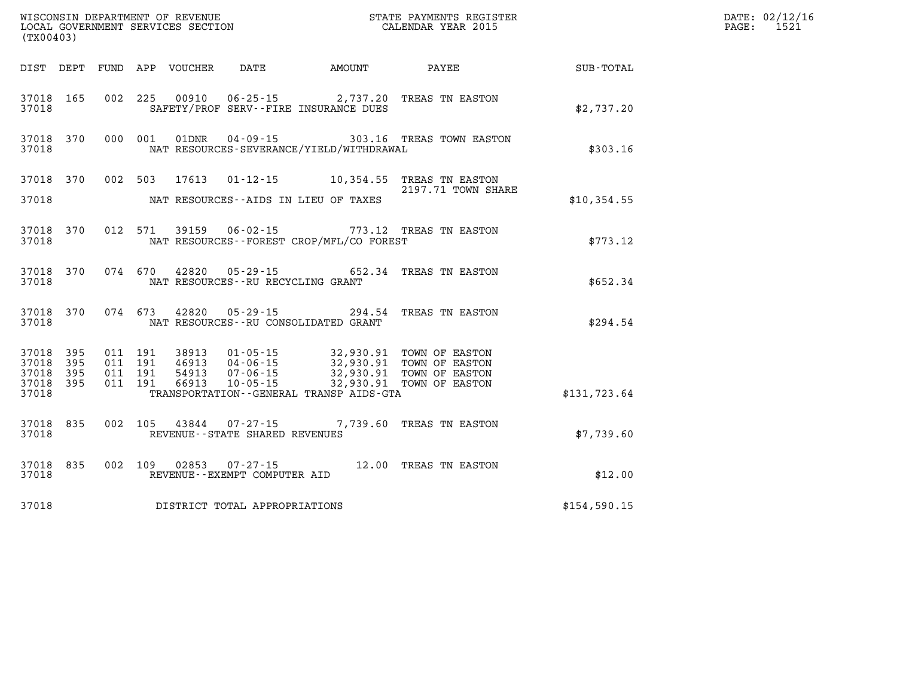WISCONSIN DEPARTMENT OF REVENUE
LOCAL GOVERNMENT SERVICES SECTION
(TX00403)

STATE PAYMENTS REGISTER
CALENDAR YEAR 2015

DATE: 02/12/16

| DIST | DEPT | FUND | APP | VOUCHER | DATE | AMOUNT | PAYEE | SUB-TOTAL |
|---|---|---|---|---|---|---|---|---|
| 37018 | 165 | 002 | 225 | 00910 | 06-25-15 | 2,737.20 | TREAS TN EASTON | |
| 37018 | | | | | SAFETY/PROF SERV--FIRE INSURANCE DUES | | | $2,737.20 |
| 37018 | 370 | 000 | 001 | 01DNR | 04-09-15 | 303.16 | TREAS TOWN EASTON | |
| 37018 | | | | | NAT RESOURCES-SEVERANCE/YIELD/WITHDRAWAL | | | $303.16 |
| 37018 | 370 | 002 | 503 | 17613 | 01-12-15 | 10,354.55 | TREAS TN EASTON 2197.71 TOWN SHARE | |
| 37018 | | | | | NAT RESOURCES--AIDS IN LIEU OF TAXES | | | $10,354.55 |
| 37018 | 370 | 012 | 571 | 39159 | 06-02-15 | 773.12 | TREAS TN EASTON | |
| 37018 | | | | | NAT RESOURCES--FOREST CROP/MFL/CO FOREST | | | $773.12 |
| 37018 | 370 | 074 | 670 | 42820 | 05-29-15 | 652.34 | TREAS TN EASTON | |
| 37018 | | | | | NAT RESOURCES--RU RECYCLING GRANT | | | $652.34 |
| 37018 | 370 | 074 | 673 | 42820 | 05-29-15 | 294.54 | TREAS TN EASTON | |
| 37018 | | | | | NAT RESOURCES--RU CONSOLIDATED GRANT | | | $294.54 |
| 37018 | 395 | 011 | 191 | 38913 | 01-05-15 | 32,930.91 | TOWN OF EASTON | |
| 37018 | 395 | 011 | 191 | 46913 | 04-06-15 | 32,930.91 | TOWN OF EASTON | |
| 37018 | 395 | 011 | 191 | 54913 | 07-06-15 | 32,930.91 | TOWN OF EASTON | |
| 37018 | 395 | 011 | 191 | 66913 | 10-05-15 | 32,930.91 | TOWN OF EASTON | |
| 37018 | | | | | TRANSPORTATION--GENERAL TRANSP AIDS-GTA | | | $131,723.64 |
| 37018 | 835 | 002 | 105 | 43844 | 07-27-15 | 7,739.60 | TREAS TN EASTON | |
| 37018 | | | | | REVENUE--STATE SHARED REVENUES | | | $7,739.60 |
| 37018 | 835 | 002 | 109 | 02853 | 07-27-15 | 12.00 | TREAS TN EASTON | |
| 37018 | | | | | REVENUE--EXEMPT COMPUTER AID | | | $12.00 |
| 37018 | | | | | DISTRICT TOTAL APPROPRIATIONS | | | $154,590.15 |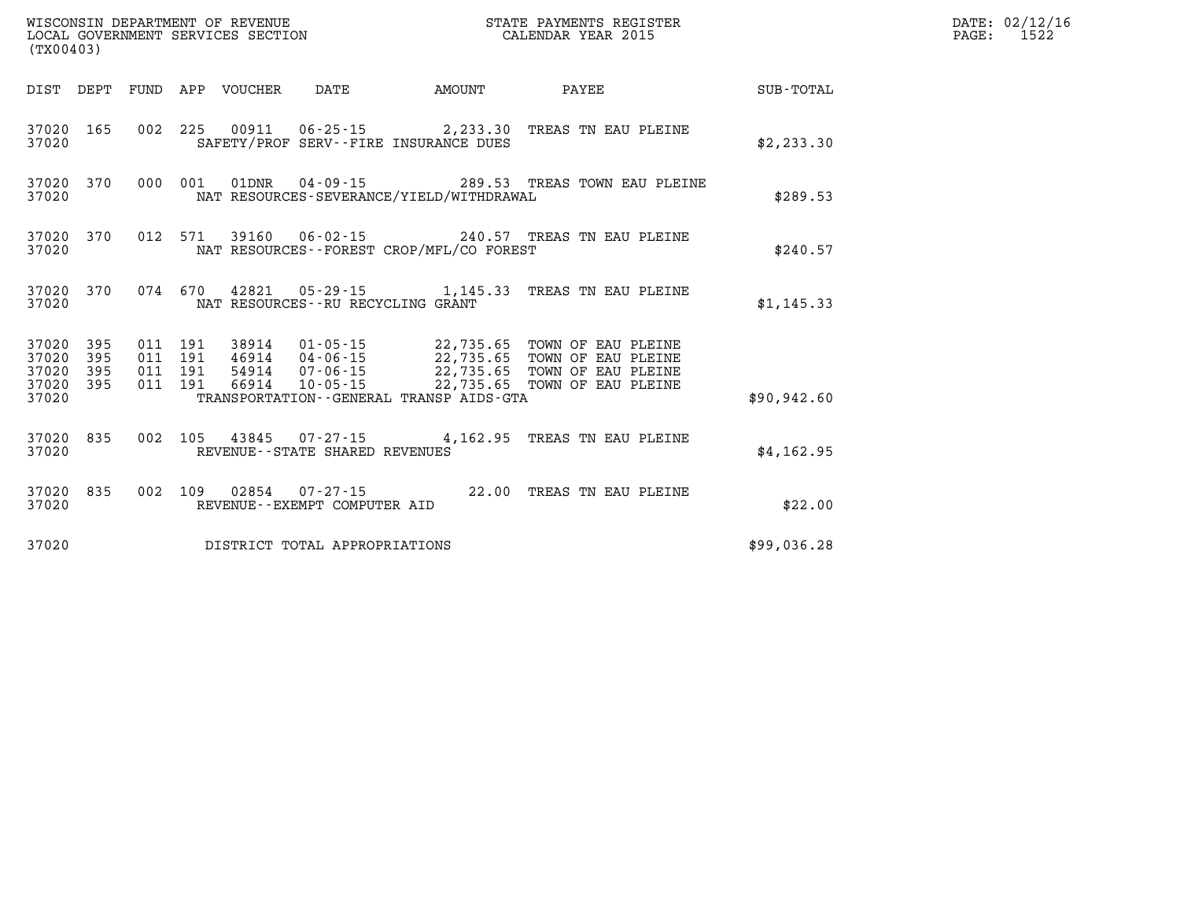WISCONSIN DEPARTMENT OF REVENUE
LOCAL GOVERNMENT SERVICES SECTION
(TX00403)

STATE PAYMENTS REGISTER
CALENDAR YEAR 2015

DATE: 02/12/16
PAGE: 1522

| DIST | DEPT | FUND | APP | VOUCHER | DATE | AMOUNT | PAYEE | SUB-TOTAL |
|---|---|---|---|---|---|---|---|---|
| 37020 | 165 | 002 | 225 | 00911 | 06-25-15 | 2,233.30 | TREAS TN EAU PLEINE | |
| 37020 | | | | SAFETY/PROF SERV--FIRE INSURANCE DUES | | | | $2,233.30 |
| 37020 | 370 | 000 | 001 | 01DNR | 04-09-15 | 289.53 | TREAS TOWN EAU PLEINE | |
| 37020 | | | | NAT RESOURCES-SEVERANCE/YIELD/WITHDRAWAL | | | | $289.53 |
| 37020 | 370 | 012 | 571 | 39160 | 06-02-15 | 240.57 | TREAS TN EAU PLEINE | |
| 37020 | | | | NAT RESOURCES--FOREST CROP/MFL/CO FOREST | | | | $240.57 |
| 37020 | 370 | 074 | 670 | 42821 | 05-29-15 | 1,145.33 | TREAS TN EAU PLEINE | |
| 37020 | | | | NAT RESOURCES--RU RECYCLING GRANT | | | | $1,145.33 |
| 37020 | 395 | 011 | 191 | 38914 | 01-05-15 | 22,735.65 | TOWN OF EAU PLEINE | |
| 37020 | 395 | 011 | 191 | 46914 | 04-06-15 | 22,735.65 | TOWN OF EAU PLEINE | |
| 37020 | 395 | 011 | 191 | 54914 | 07-06-15 | 22,735.65 | TOWN OF EAU PLEINE | |
| 37020 | 395 | 011 | 191 | 66914 | 10-05-15 | 22,735.65 | TOWN OF EAU PLEINE | |
| 37020 | | | | TRANSPORTATION--GENERAL TRANSP AIDS-GTA | | | | $90,942.60 |
| 37020 | 835 | 002 | 105 | 43845 | 07-27-15 | 4,162.95 | TREAS TN EAU PLEINE | |
| 37020 | | | | REVENUE--STATE SHARED REVENUES | | | | $4,162.95 |
| 37020 | 835 | 002 | 109 | 02854 | 07-27-15 | 22.00 | TREAS TN EAU PLEINE | |
| 37020 | | | | REVENUE--EXEMPT COMPUTER AID | | | | $22.00 |
| 37020 | | | | DISTRICT TOTAL APPROPRIATIONS | | | | $99,036.28 |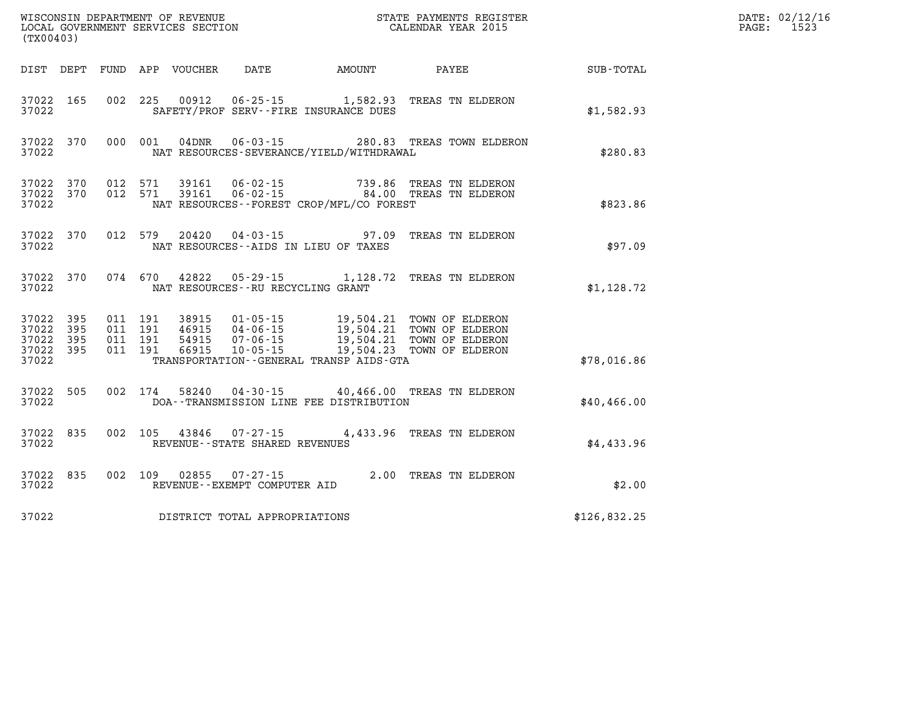WISCONSIN DEPARTMENT OF REVENUE
LOCAL GOVERNMENT SERVICES SECTION
(TX00403)

STATE PAYMENTS REGISTER
CALENDAR YEAR 2015

DATE: 02/12/16

| DIST | DEPT | FUND | APP | VOUCHER | DATE | AMOUNT | PAYEE | SUB-TOTAL |
|---|---|---|---|---|---|---|---|---|
| 37022 | 165 | 002 | 225 | 00912 | 06-25-15 | 1,582.93 | TREAS TN ELDERON | |
| 37022 | | | | SAFETY/PROF SERV--FIRE INSURANCE DUES | | | | $1,582.93 |
| 37022 | 370 | 000 | 001 | 04DNR | 06-03-15 | 280.83 | TREAS TOWN ELDERON | |
| 37022 | | | | NAT RESOURCES-SEVERANCE/YIELD/WITHDRAWAL | | | | $280.83 |
| 37022 | 370 | 012 | 571 | 39161 | 06-02-15 | 739.86 | TREAS TN ELDERON | |
| 37022 | 370 | 012 | 571 | 39161 | 06-02-15 | 84.00 | TREAS TN ELDERON | |
| 37022 | | | | NAT RESOURCES--FOREST CROP/MFL/CO FOREST | | | | $823.86 |
| 37022 | 370 | 012 | 579 | 20420 | 04-03-15 | 97.09 | TREAS TN ELDERON | |
| 37022 | | | | NAT RESOURCES--AIDS IN LIEU OF TAXES | | | | $97.09 |
| 37022 | 370 | 074 | 670 | 42822 | 05-29-15 | 1,128.72 | TREAS TN ELDERON | |
| 37022 | | | | NAT RESOURCES--RU RECYCLING GRANT | | | | $1,128.72 |
| 37022 | 395 | 011 | 191 | 38915 | 01-05-15 | 19,504.21 | TOWN OF ELDERON | |
| 37022 | 395 | 011 | 191 | 46915 | 04-06-15 | 19,504.21 | TOWN OF ELDERON | |
| 37022 | 395 | 011 | 191 | 54915 | 07-06-15 | 19,504.21 | TOWN OF ELDERON | |
| 37022 | 395 | 011 | 191 | 66915 | 10-05-15 | 19,504.23 | TOWN OF ELDERON | |
| 37022 | | | | TRANSPORTATION--GENERAL TRANSP AIDS-GTA | | | | $78,016.86 |
| 37022 | 505 | 002 | 174 | 58240 | 04-30-15 | 40,466.00 | TREAS TN ELDERON | |
| 37022 | | | | DOA--TRANSMISSION LINE FEE DISTRIBUTION | | | | $40,466.00 |
| 37022 | 835 | 002 | 105 | 43846 | 07-27-15 | 4,433.96 | TREAS TN ELDERON | |
| 37022 | | | | REVENUE--STATE SHARED REVENUES | | | | $4,433.96 |
| 37022 | 835 | 002 | 109 | 02855 | 07-27-15 | 2.00 | TREAS TN ELDERON | |
| 37022 | | | | REVENUE--EXEMPT COMPUTER AID | | | | $2.00 |
| 37022 | | | | DISTRICT TOTAL APPROPRIATIONS | | | | $126,832.25 |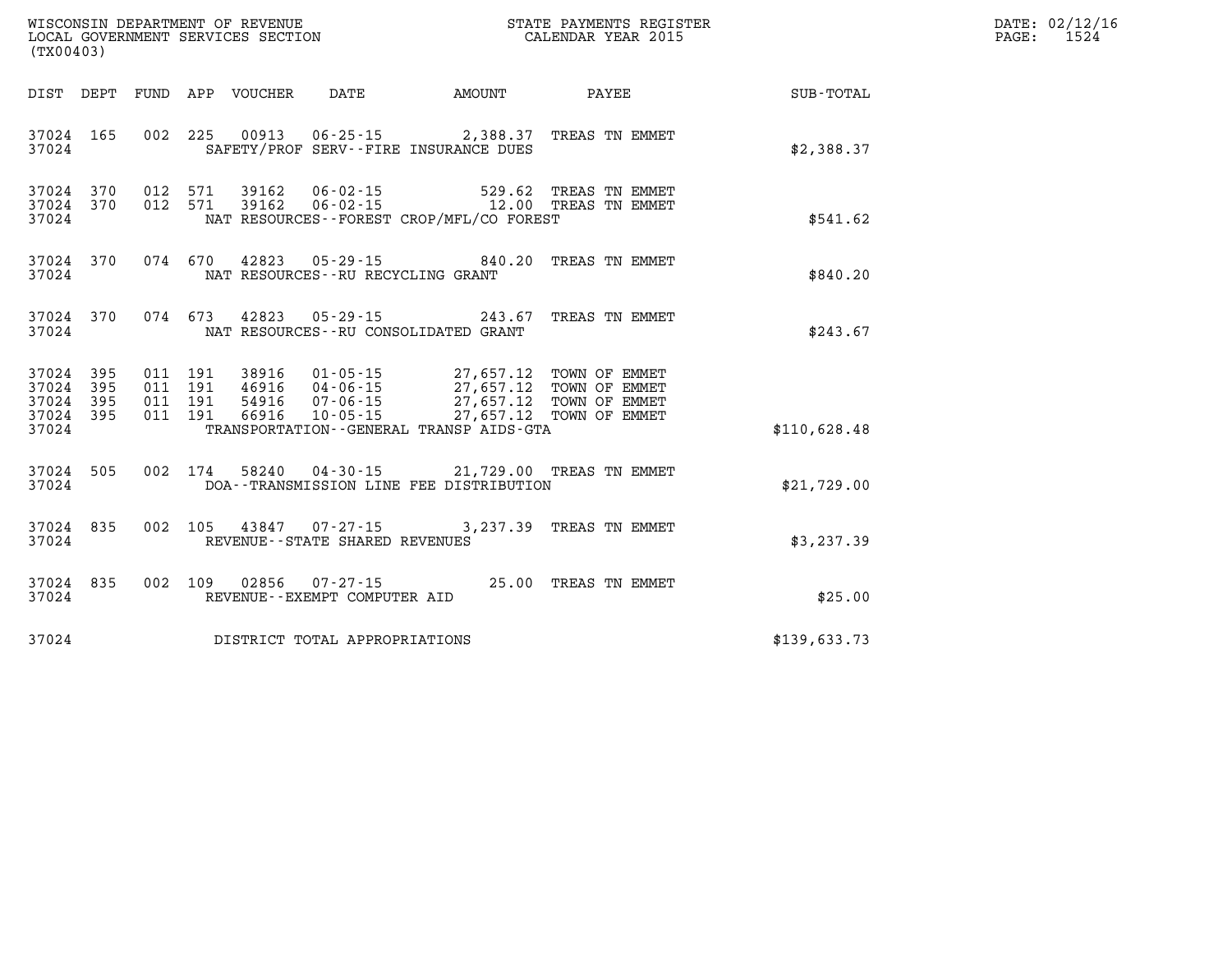WISCONSIN DEPARTMENT OF REVENUE
LOCAL GOVERNMENT SERVICES SECTION
(TX00403)

STATE PAYMENTS REGISTER
CALENDAR YEAR 2015

DATE: 02/12/16
PAGE: 1524

| DIST | DEPT | FUND | APP | VOUCHER | DATE | AMOUNT | PAYEE | SUB-TOTAL |
|---|---|---|---|---|---|---|---|---|
| 37024 | 165 | 002 | 225 | 00913 | 06-25-15 | 2,388.37 | TREAS TN EMMET | |
| 37024 | | | | | SAFETY/PROF SERV--FIRE INSURANCE DUES | | | $2,388.37 |
| 37024 | 370 | 012 | 571 | 39162 | 06-02-15 | 529.62 | TREAS TN EMMET | |
| 37024 | 370 | 012 | 571 | 39162 | 06-02-15 | 12.00 | TREAS TN EMMET | |
| 37024 | | | | | NAT RESOURCES--FOREST CROP/MFL/CO FOREST | | | $541.62 |
| 37024 | 370 | 074 | 670 | 42823 | 05-29-15 | 840.20 | TREAS TN EMMET | |
| 37024 | | | | | NAT RESOURCES--RU RECYCLING GRANT | | | $840.20 |
| 37024 | 370 | 074 | 673 | 42823 | 05-29-15 | 243.67 | TREAS TN EMMET | |
| 37024 | | | | | NAT RESOURCES--RU CONSOLIDATED GRANT | | | $243.67 |
| 37024 | 395 | 011 | 191 | 38916 | 01-05-15 | 27,657.12 | TOWN OF EMMET | |
| 37024 | 395 | 011 | 191 | 46916 | 04-06-15 | 27,657.12 | TOWN OF EMMET | |
| 37024 | 395 | 011 | 191 | 54916 | 07-06-15 | 27,657.12 | TOWN OF EMMET | |
| 37024 | 395 | 011 | 191 | 66916 | 10-05-15 | 27,657.12 | TOWN OF EMMET | |
| 37024 | | | | | TRANSPORTATION--GENERAL TRANSP AIDS-GTA | | | $110,628.48 |
| 37024 | 505 | 002 | 174 | 58240 | 04-30-15 | 21,729.00 | TREAS TN EMMET | |
| 37024 | | | | | DOA--TRANSMISSION LINE FEE DISTRIBUTION | | | $21,729.00 |
| 37024 | 835 | 002 | 105 | 43847 | 07-27-15 | 3,237.39 | TREAS TN EMMET | |
| 37024 | | | | | REVENUE--STATE SHARED REVENUES | | | $3,237.39 |
| 37024 | 835 | 002 | 109 | 02856 | 07-27-15 | 25.00 | TREAS TN EMMET | |
| 37024 | | | | | REVENUE--EXEMPT COMPUTER AID | | | $25.00 |
| 37024 | | | | | DISTRICT TOTAL APPROPRIATIONS | | | $139,633.73 |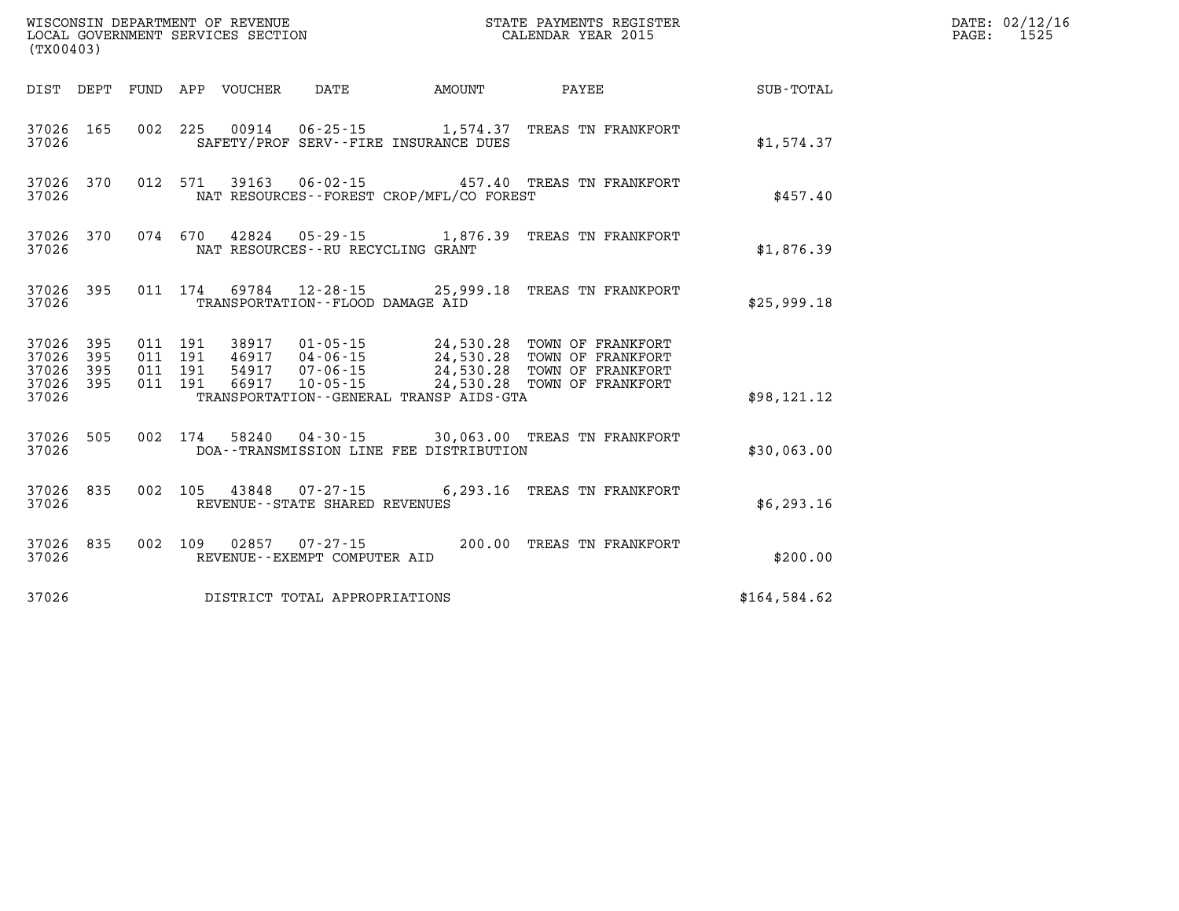WISCONSIN DEPARTMENT OF REVENUE
LOCAL GOVERNMENT SERVICES SECTION
(TX00403)

STATE PAYMENTS REGISTER
CALENDAR YEAR 2015

DATE: 02/12/16
PAGE: 1525

| DIST | DEPT | FUND | APP | VOUCHER | DATE | AMOUNT | PAYEE | SUB-TOTAL |
|---|---|---|---|---|---|---|---|---|
| 37026 | 165 | 002 | 225 | 00914 | 06-25-15 | 1,574.37 | TREAS TN FRANKFORT | |
| 37026 | | | | SAFETY/PROF SERV--FIRE INSURANCE DUES | | | | $1,574.37 |
| 37026 | 370 | 012 | 571 | 39163 | 06-02-15 | 457.40 | TREAS TN FRANKFORT | |
| 37026 | | | | NAT RESOURCES--FOREST CROP/MFL/CO FOREST | | | | $457.40 |
| 37026 | 370 | 074 | 670 | 42824 | 05-29-15 | 1,876.39 | TREAS TN FRANKFORT | |
| 37026 | | | | NAT RESOURCES--RU RECYCLING GRANT | | | | $1,876.39 |
| 37026 | 395 | 011 | 174 | 69784 | 12-28-15 | 25,999.18 | TREAS TN FRANKPORT | |
| 37026 | | | | TRANSPORTATION--FLOOD DAMAGE AID | | | | $25,999.18 |
| 37026 | 395 | 011 | 191 | 38917 | 01-05-15 | 24,530.28 | TOWN OF FRANKFORT | |
| 37026 | 395 | 011 | 191 | 46917 | 04-06-15 | 24,530.28 | TOWN OF FRANKFORT | |
| 37026 | 395 | 011 | 191 | 54917 | 07-06-15 | 24,530.28 | TOWN OF FRANKFORT | |
| 37026 | 395 | 011 | 191 | 66917 | 10-05-15 | 24,530.28 | TOWN OF FRANKFORT | |
| 37026 | | | | TRANSPORTATION--GENERAL TRANSP AIDS-GTA | | | | $98,121.12 |
| 37026 | 505 | 002 | 174 | 58240 | 04-30-15 | 30,063.00 | TREAS TN FRANKFORT | |
| 37026 | | | | DOA--TRANSMISSION LINE FEE DISTRIBUTION | | | | $30,063.00 |
| 37026 | 835 | 002 | 105 | 43848 | 07-27-15 | 6,293.16 | TREAS TN FRANKFORT | |
| 37026 | | | | REVENUE--STATE SHARED REVENUES | | | | $6,293.16 |
| 37026 | 835 | 002 | 109 | 02857 | 07-27-15 | 200.00 | TREAS TN FRANKFORT | |
| 37026 | | | | REVENUE--EXEMPT COMPUTER AID | | | | $200.00 |
| 37026 | | | | DISTRICT TOTAL APPROPRIATIONS | | | | $164,584.62 |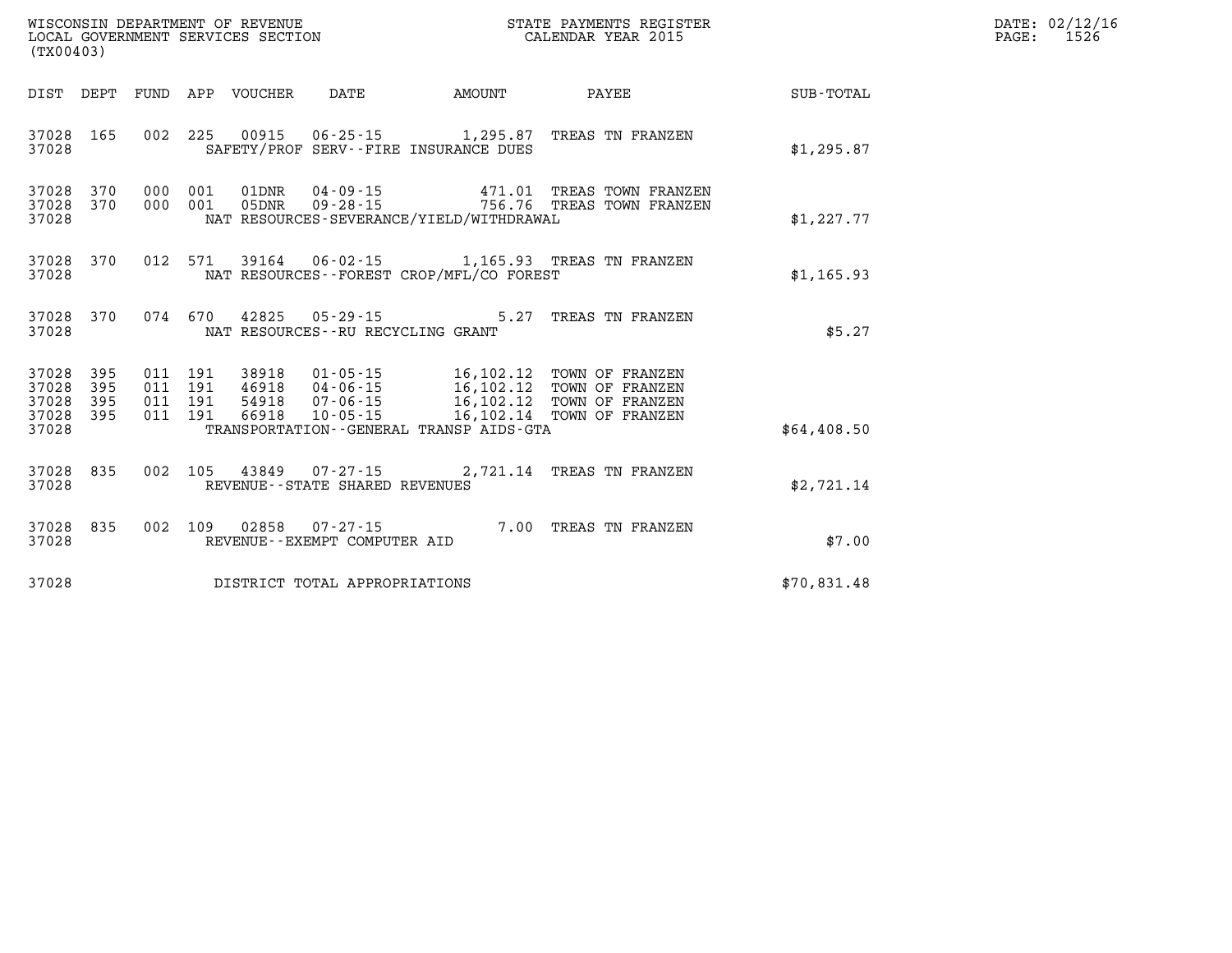WISCONSIN DEPARTMENT OF REVENUE
LOCAL GOVERNMENT SERVICES SECTION
(TX00403)

STATE PAYMENTS REGISTER
CALENDAR YEAR 2015

DATE: 02/12/16
PAGE: 1526

| DIST | DEPT | FUND | APP | VOUCHER | DATE | AMOUNT | PAYEE | SUB-TOTAL |
|---|---|---|---|---|---|---|---|---|
| 37028 | 165 | 002 | 225 | 00915 | 06-25-15 | 1,295.87 | TREAS TN FRANZEN | |
| 37028 | | | | SAFETY/PROF SERV--FIRE INSURANCE DUES | | | | $1,295.87 |
| 37028 | 370 | 000 | 001 | 01DNR | 04-09-15 | 471.01 | TREAS TOWN FRANZEN | |
| 37028 | 370 | 000 | 001 | 05DNR | 09-28-15 | 756.76 | TREAS TOWN FRANZEN | |
| 37028 | | | | NAT RESOURCES-SEVERANCE/YIELD/WITHDRAWAL | | | | $1,227.77 |
| 37028 | 370 | 012 | 571 | 39164 | 06-02-15 | 1,165.93 | TREAS TN FRANZEN | |
| 37028 | | | | NAT RESOURCES--FOREST CROP/MFL/CO FOREST | | | | $1,165.93 |
| 37028 | 370 | 074 | 670 | 42825 | 05-29-15 | 5.27 | TREAS TN FRANZEN | |
| 37028 | | | | NAT RESOURCES--RU RECYCLING GRANT | | | | $5.27 |
| 37028 | 395 | 011 | 191 | 38918 | 01-05-15 | 16,102.12 | TOWN OF FRANZEN | |
| 37028 | 395 | 011 | 191 | 46918 | 04-06-15 | 16,102.12 | TOWN OF FRANZEN | |
| 37028 | 395 | 011 | 191 | 54918 | 07-06-15 | 16,102.12 | TOWN OF FRANZEN | |
| 37028 | 395 | 011 | 191 | 66918 | 10-05-15 | 16,102.14 | TOWN OF FRANZEN | |
| 37028 | | | | TRANSPORTATION--GENERAL TRANSP AIDS-GTA | | | | $64,408.50 |
| 37028 | 835 | 002 | 105 | 43849 | 07-27-15 | 2,721.14 | TREAS TN FRANZEN | |
| 37028 | | | | REVENUE--STATE SHARED REVENUES | | | | $2,721.14 |
| 37028 | 835 | 002 | 109 | 02858 | 07-27-15 | 7.00 | TREAS TN FRANZEN | |
| 37028 | | | | REVENUE--EXEMPT COMPUTER AID | | | | $7.00 |
| 37028 | | | | DISTRICT TOTAL APPROPRIATIONS | | | | $70,831.48 |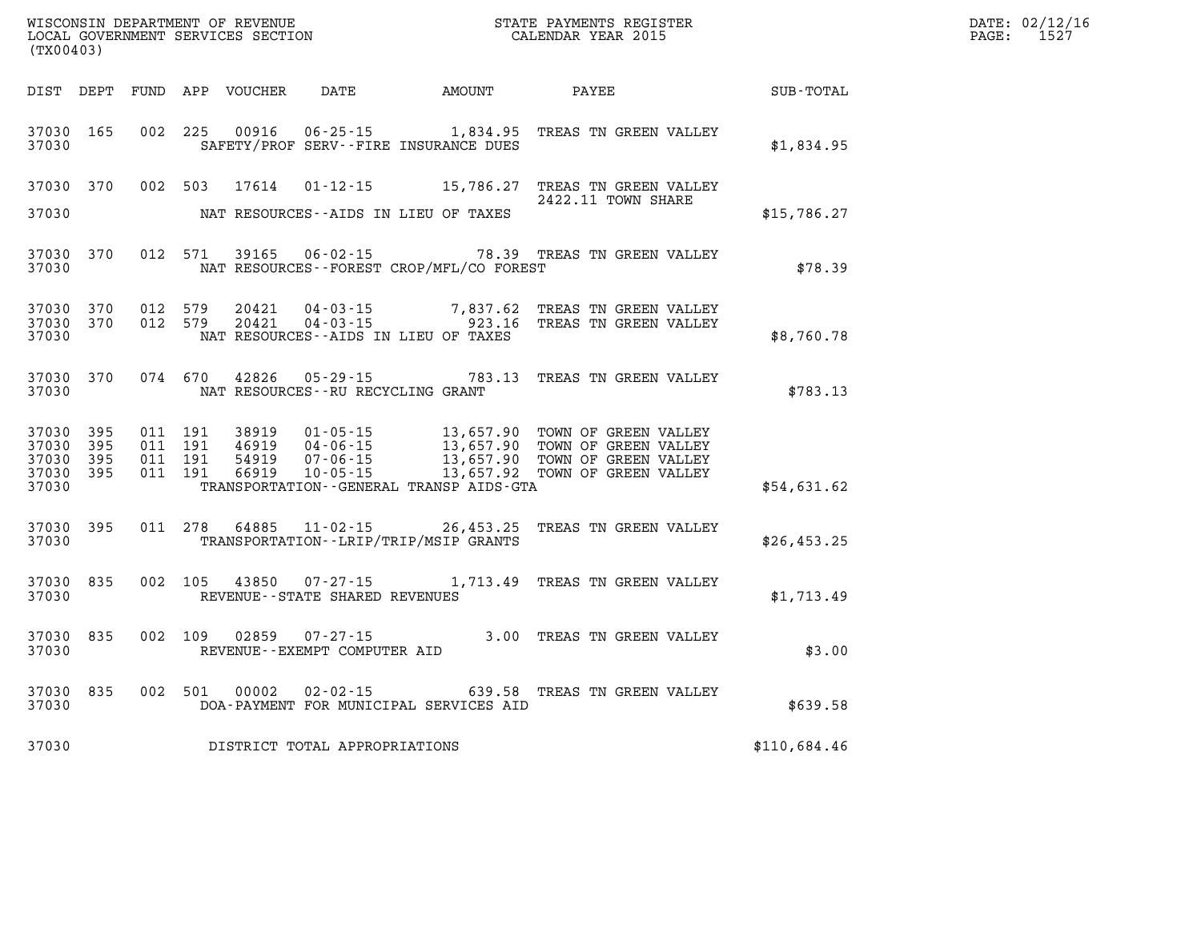WISCONSIN DEPARTMENT OF REVENUE
LOCAL GOVERNMENT SERVICES SECTION
(TX00403)

STATE PAYMENTS REGISTER
CALENDAR YEAR 2015

DATE: 02/12/16
PAGE: 1527

| DIST | DEPT | FUND | APP | VOUCHER | DATE | AMOUNT | PAYEE | SUB-TOTAL |
|---|---|---|---|---|---|---|---|---|
| 37030 | 165 | 002 | 225 | 00916 | 06-25-15 | 1,834.95 | TREAS TN GREEN VALLEY | |
| 37030 | | | | | SAFETY/PROF SERV--FIRE INSURANCE DUES | | | $1,834.95 |
| 37030 | 370 | 002 | 503 | 17614 | 01-12-15 | 15,786.27 | TREAS TN GREEN VALLEY 2422.11 TOWN SHARE | |
| 37030 | | | | | NAT RESOURCES--AIDS IN LIEU OF TAXES | | | $15,786.27 |
| 37030 | 370 | 012 | 571 | 39165 | 06-02-15 | 78.39 | TREAS TN GREEN VALLEY | |
| 37030 | | | | | NAT RESOURCES--FOREST CROP/MFL/CO FOREST | | | $78.39 |
| 37030 | 370 | 012 | 579 | 20421 | 04-03-15 | 7,837.62 | TREAS TN GREEN VALLEY | |
| 37030 | 370 | 012 | 579 | 20421 | 04-03-15 | 923.16 | TREAS TN GREEN VALLEY | |
| 37030 | | | | | NAT RESOURCES--AIDS IN LIEU OF TAXES | | | $8,760.78 |
| 37030 | 370 | 074 | 670 | 42826 | 05-29-15 | 783.13 | TREAS TN GREEN VALLEY | |
| 37030 | | | | | NAT RESOURCES--RU RECYCLING GRANT | | | $783.13 |
| 37030 | 395 | 011 | 191 | 38919 | 01-05-15 | 13,657.90 | TOWN OF GREEN VALLEY | |
| 37030 | 395 | 011 | 191 | 46919 | 04-06-15 | 13,657.90 | TOWN OF GREEN VALLEY | |
| 37030 | 395 | 011 | 191 | 54919 | 07-06-15 | 13,657.90 | TOWN OF GREEN VALLEY | |
| 37030 | 395 | 011 | 191 | 66919 | 10-05-15 | 13,657.92 | TOWN OF GREEN VALLEY | |
| 37030 | | | | | TRANSPORTATION--GENERAL TRANSP AIDS-GTA | | | $54,631.62 |
| 37030 | 395 | 011 | 278 | 64885 | 11-02-15 | 26,453.25 | TREAS TN GREEN VALLEY | |
| 37030 | | | | | TRANSPORTATION--LRIP/TRIP/MSIP GRANTS | | | $26,453.25 |
| 37030 | 835 | 002 | 105 | 43850 | 07-27-15 | 1,713.49 | TREAS TN GREEN VALLEY | |
| 37030 | | | | | REVENUE--STATE SHARED REVENUES | | | $1,713.49 |
| 37030 | 835 | 002 | 109 | 02859 | 07-27-15 | 3.00 | TREAS TN GREEN VALLEY | |
| 37030 | | | | | REVENUE--EXEMPT COMPUTER AID | | | $3.00 |
| 37030 | 835 | 002 | 501 | 00002 | 02-02-15 | 639.58 | TREAS TN GREEN VALLEY | |
| 37030 | | | | | DOA-PAYMENT FOR MUNICIPAL SERVICES AID | | | $639.58 |
| 37030 | | | | | DISTRICT TOTAL APPROPRIATIONS | | | $110,684.46 |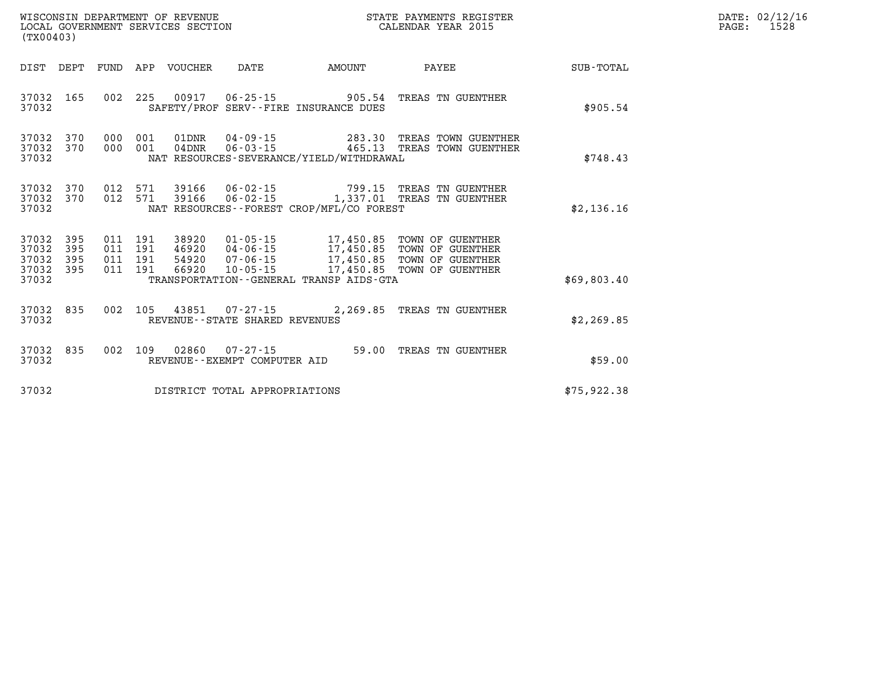WISCONSIN DEPARTMENT OF REVENUE
LOCAL GOVERNMENT SERVICES SECTION
(TX00403)

STATE PAYMENTS REGISTER
CALENDAR YEAR 2015

DATE: 02/12/16
PAGE: 1528

| DIST | DEPT | FUND | APP | VOUCHER | DATE | AMOUNT | PAYEE | SUB-TOTAL |
|---|---|---|---|---|---|---|---|---|
| 37032 | 165 | 002 | 225 | 00917 | 06-25-15 | 905.54 | TREAS TN GUENTHER | |
| 37032 | | | | SAFETY/PROF SERV--FIRE INSURANCE DUES | | | | $905.54 |
| 37032 | 370 | 000 | 001 | 01DNR | 04-09-15 | 283.30 | TREAS TOWN GUENTHER | |
| 37032 | 370 | 000 | 001 | 04DNR | 06-03-15 | 465.13 | TREAS TOWN GUENTHER | |
| 37032 | | | | NAT RESOURCES-SEVERANCE/YIELD/WITHDRAWAL | | | | $748.43 |
| 37032 | 370 | 012 | 571 | 39166 | 06-02-15 | 799.15 | TREAS TN GUENTHER | |
| 37032 | 370 | 012 | 571 | 39166 | 06-02-15 | 1,337.01 | TREAS TN GUENTHER | |
| 37032 | | | | NAT RESOURCES--FOREST CROP/MFL/CO FOREST | | | | $2,136.16 |
| 37032 | 395 | 011 | 191 | 38920 | 01-05-15 | 17,450.85 | TOWN OF GUENTHER | |
| 37032 | 395 | 011 | 191 | 46920 | 04-06-15 | 17,450.85 | TOWN OF GUENTHER | |
| 37032 | 395 | 011 | 191 | 54920 | 07-06-15 | 17,450.85 | TOWN OF GUENTHER | |
| 37032 | 395 | 011 | 191 | 66920 | 10-05-15 | 17,450.85 | TOWN OF GUENTHER | |
| 37032 | | | | TRANSPORTATION--GENERAL TRANSP AIDS-GTA | | | | $69,803.40 |
| 37032 | 835 | 002 | 105 | 43851 | 07-27-15 | 2,269.85 | TREAS TN GUENTHER | |
| 37032 | | | | REVENUE--STATE SHARED REVENUES | | | | $2,269.85 |
| 37032 | 835 | 002 | 109 | 02860 | 07-27-15 | 59.00 | TREAS TN GUENTHER | |
| 37032 | | | | REVENUE--EXEMPT COMPUTER AID | | | | $59.00 |
| 37032 | | | | DISTRICT TOTAL APPROPRIATIONS | | | | $75,922.38 |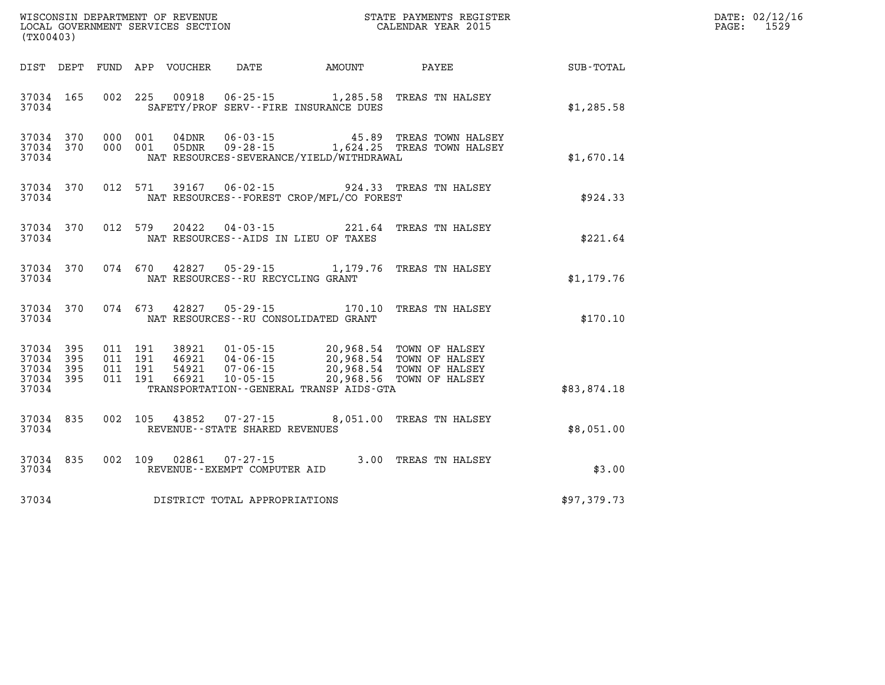WISCONSIN DEPARTMENT OF REVENUE
LOCAL GOVERNMENT SERVICES SECTION
(TX00403)

STATE PAYMENTS REGISTER
CALENDAR YEAR 2015

DATE: 02/12/16
PAGE: 1529

| DIST | DEPT | FUND | APP | VOUCHER | DATE | AMOUNT | PAYEE | SUB-TOTAL |
|---|---|---|---|---|---|---|---|---|
| 37034 | 165 | 002 | 225 | 00918 | 06-25-15 | 1,285.58 | TREAS TN HALSEY | |
| 37034 | | | | SAFETY/PROF SERV--FIRE INSURANCE DUES | | | | $1,285.58 |
| 37034 | 370 | 000 | 001 | 04DNR | 06-03-15 | 45.89 | TREAS TOWN HALSEY | |
| 37034 | 370 | 000 | 001 | 05DNR | 09-28-15 | 1,624.25 | TREAS TOWN HALSEY | |
| 37034 | | | | NAT RESOURCES-SEVERANCE/YIELD/WITHDRAWAL | | | | $1,670.14 |
| 37034 | 370 | 012 | 571 | 39167 | 06-02-15 | 924.33 | TREAS TN HALSEY | |
| 37034 | | | | NAT RESOURCES--FOREST CROP/MFL/CO FOREST | | | | $924.33 |
| 37034 | 370 | 012 | 579 | 20422 | 04-03-15 | 221.64 | TREAS TN HALSEY | |
| 37034 | | | | NAT RESOURCES--AIDS IN LIEU OF TAXES | | | | $221.64 |
| 37034 | 370 | 074 | 670 | 42827 | 05-29-15 | 1,179.76 | TREAS TN HALSEY | |
| 37034 | | | | NAT RESOURCES--RU RECYCLING GRANT | | | | $1,179.76 |
| 37034 | 370 | 074 | 673 | 42827 | 05-29-15 | 170.10 | TREAS TN HALSEY | |
| 37034 | | | | NAT RESOURCES--RU CONSOLIDATED GRANT | | | | $170.10 |
| 37034 | 395 | 011 | 191 | 38921 | 01-05-15 | 20,968.54 | TOWN OF HALSEY | |
| 37034 | 395 | 011 | 191 | 46921 | 04-06-15 | 20,968.54 | TOWN OF HALSEY | |
| 37034 | 395 | 011 | 191 | 54921 | 07-06-15 | 20,968.54 | TOWN OF HALSEY | |
| 37034 | 395 | 011 | 191 | 66921 | 10-05-15 | 20,968.56 | TOWN OF HALSEY | |
| 37034 | | | | TRANSPORTATION--GENERAL TRANSP AIDS-GTA | | | | $83,874.18 |
| 37034 | 835 | 002 | 105 | 43852 | 07-27-15 | 8,051.00 | TREAS TN HALSEY | |
| 37034 | | | | REVENUE--STATE SHARED REVENUES | | | | $8,051.00 |
| 37034 | 835 | 002 | 109 | 02861 | 07-27-15 | 3.00 | TREAS TN HALSEY | |
| 37034 | | | | REVENUE--EXEMPT COMPUTER AID | | | | $3.00 |
| 37034 | | | | DISTRICT TOTAL APPROPRIATIONS | | | | $97,379.73 |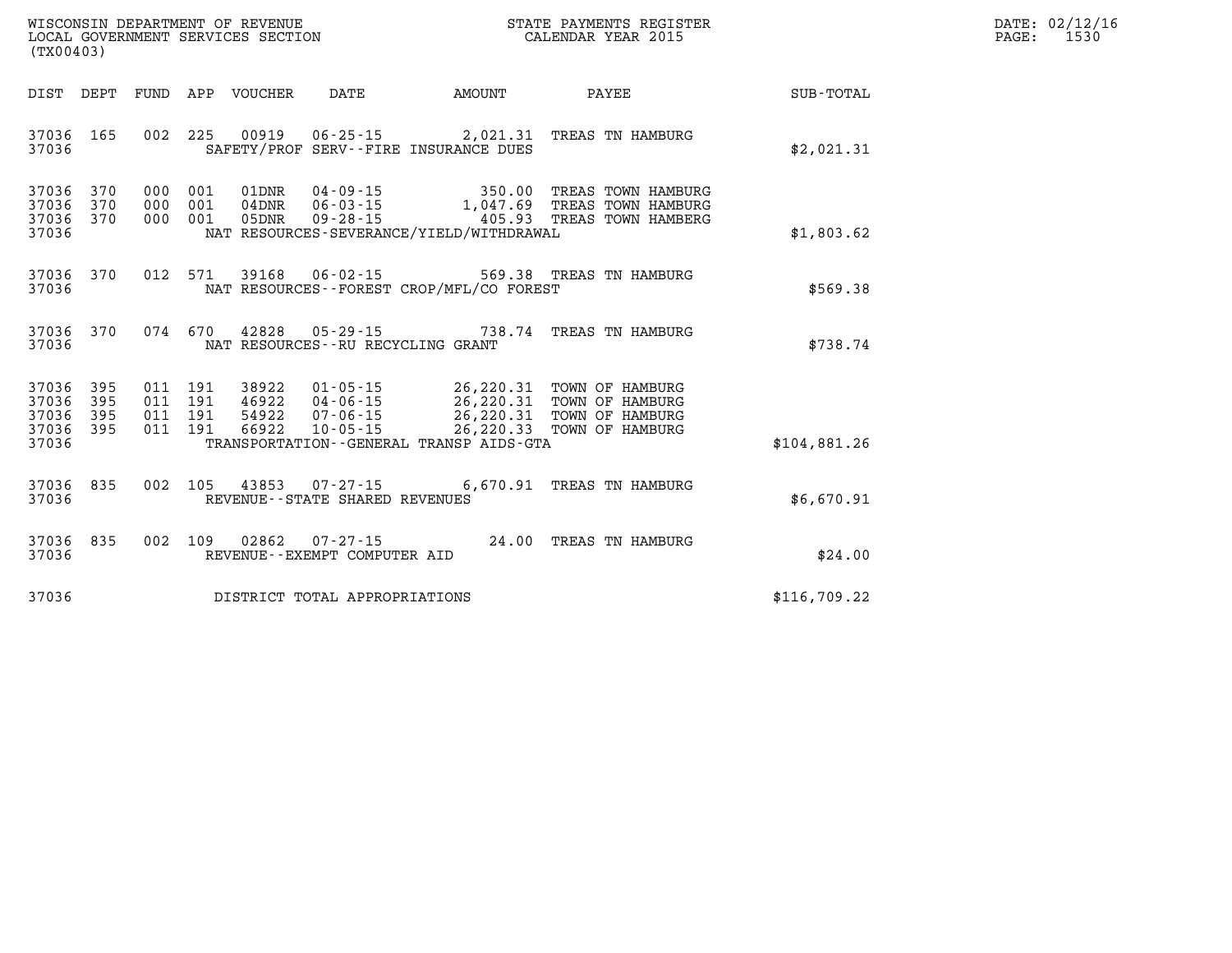WISCONSIN DEPARTMENT OF REVENUE
LOCAL GOVERNMENT SERVICES SECTION
(TX00403)

STATE PAYMENTS REGISTER
CALENDAR YEAR 2015

| DIST | DEPT | FUND | APP | VOUCHER | DATE | AMOUNT | PAYEE | SUB-TOTAL |
|---|---|---|---|---|---|---|---|---|
| 37036 | 165 | 002 | 225 | 00919 | 06-25-15 | 2,021.31 | TREAS TN HAMBURG | |
| 37036 | | | | SAFETY/PROF SERV--FIRE INSURANCE DUES | | | | $2,021.31 |
| 37036 | 370 | 000 | 001 | 01DNR | 04-09-15 | 350.00 | TREAS TOWN HAMBURG | |
| 37036 | 370 | 000 | 001 | 04DNR | 06-03-15 | 1,047.69 | TREAS TOWN HAMBURG | |
| 37036 | 370 | 000 | 001 | 05DNR | 09-28-15 | 405.93 | TREAS TOWN HAMBERG | |
| 37036 | | | | NAT RESOURCES-SEVERANCE/YIELD/WITHDRAWAL | | | | $1,803.62 |
| 37036 | 370 | 012 | 571 | 39168 | 06-02-15 | 569.38 | TREAS TN HAMBURG | |
| 37036 | | | | NAT RESOURCES--FOREST CROP/MFL/CO FOREST | | | | $569.38 |
| 37036 | 370 | 074 | 670 | 42828 | 05-29-15 | 738.74 | TREAS TN HAMBURG | |
| 37036 | | | | NAT RESOURCES--RU RECYCLING GRANT | | | | $738.74 |
| 37036 | 395 | 011 | 191 | 38922 | 01-05-15 | 26,220.31 | TOWN OF HAMBURG | |
| 37036 | 395 | 011 | 191 | 46922 | 04-06-15 | 26,220.31 | TOWN OF HAMBURG | |
| 37036 | 395 | 011 | 191 | 54922 | 07-06-15 | 26,220.31 | TOWN OF HAMBURG | |
| 37036 | 395 | 011 | 191 | 66922 | 10-05-15 | 26,220.33 | TOWN OF HAMBURG | |
| 37036 | | | | TRANSPORTATION--GENERAL TRANSP AIDS-GTA | | | | $104,881.26 |
| 37036 | 835 | 002 | 105 | 43853 | 07-27-15 | 6,670.91 | TREAS TN HAMBURG | |
| 37036 | | | | REVENUE--STATE SHARED REVENUES | | | | $6,670.91 |
| 37036 | 835 | 002 | 109 | 02862 | 07-27-15 | 24.00 | TREAS TN HAMBURG | |
| 37036 | | | | REVENUE--EXEMPT COMPUTER AID | | | | $24.00 |
| 37036 | | | | DISTRICT TOTAL APPROPRIATIONS | | | | $116,709.22 |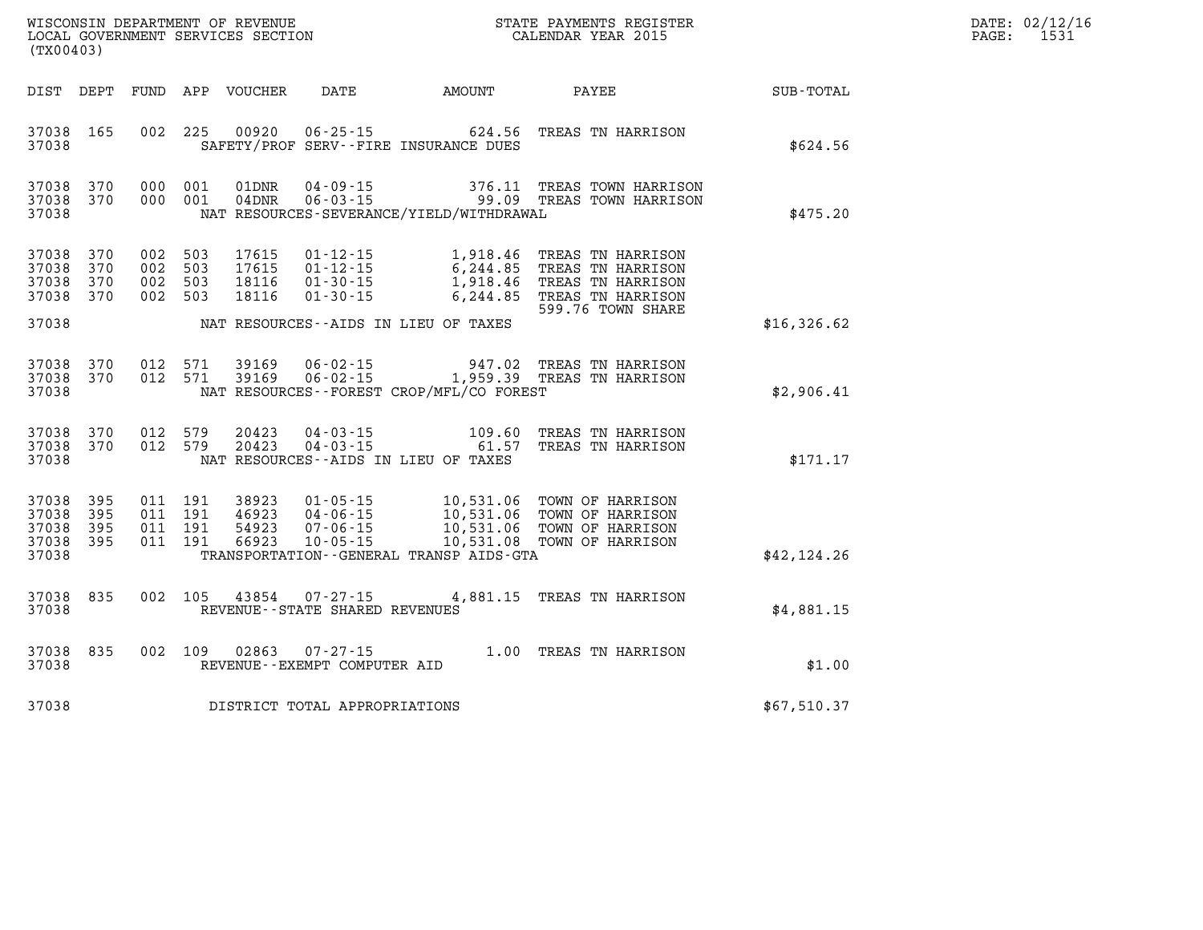WISCONSIN DEPARTMENT OF REVENUE
LOCAL GOVERNMENT SERVICES SECTION
(TX00403)

STATE PAYMENTS REGISTER
CALENDAR YEAR 2015

DATE: 02/12/16
PAGE: 1531

| DIST | DEPT | FUND | APP | VOUCHER | DATE | AMOUNT | PAYEE | SUB-TOTAL |
|---|---|---|---|---|---|---|---|---|
| 37038 | 165 | 002 | 225 | 00920 | 06-25-15 | 624.56 | TREAS TN HARRISON | |
| 37038 | | | | | SAFETY/PROF SERV--FIRE INSURANCE DUES | | | $624.56 |
| 37038 | 370 | 000 | 001 | 01DNR | 04-09-15 | 376.11 | TREAS TOWN HARRISON | |
| 37038 | 370 | 000 | 001 | 04DNR | 06-03-15 | 99.09 | TREAS TOWN HARRISON | |
| 37038 | | | | | NAT RESOURCES-SEVERANCE/YIELD/WITHDRAWAL | | | $475.20 |
| 37038 | 370 | 002 | 503 | 17615 | 01-12-15 | 1,918.46 | TREAS TN HARRISON | |
| 37038 | 370 | 002 | 503 | 17615 | 01-12-15 | 6,244.85 | TREAS TN HARRISON | |
| 37038 | 370 | 002 | 503 | 18116 | 01-30-15 | 1,918.46 | TREAS TN HARRISON | |
| 37038 | 370 | 002 | 503 | 18116 | 01-30-15 | 6,244.85 | TREAS TN HARRISON 599.76 TOWN SHARE | |
| 37038 | | | | | NAT RESOURCES--AIDS IN LIEU OF TAXES | | | $16,326.62 |
| 37038 | 370 | 012 | 571 | 39169 | 06-02-15 | 947.02 | TREAS TN HARRISON | |
| 37038 | 370 | 012 | 571 | 39169 | 06-02-15 | 1,959.39 | TREAS TN HARRISON | |
| 37038 | | | | | NAT RESOURCES--FOREST CROP/MFL/CO FOREST | | | $2,906.41 |
| 37038 | 370 | 012 | 579 | 20423 | 04-03-15 | 109.60 | TREAS TN HARRISON | |
| 37038 | 370 | 012 | 579 | 20423 | 04-03-15 | 61.57 | TREAS TN HARRISON | |
| 37038 | | | | | NAT RESOURCES--AIDS IN LIEU OF TAXES | | | $171.17 |
| 37038 | 395 | 011 | 191 | 38923 | 01-05-15 | 10,531.06 | TOWN OF HARRISON | |
| 37038 | 395 | 011 | 191 | 46923 | 04-06-15 | 10,531.06 | TOWN OF HARRISON | |
| 37038 | 395 | 011 | 191 | 54923 | 07-06-15 | 10,531.06 | TOWN OF HARRISON | |
| 37038 | 395 | 011 | 191 | 66923 | 10-05-15 | 10,531.08 | TOWN OF HARRISON | |
| 37038 | | | | | TRANSPORTATION--GENERAL TRANSP AIDS-GTA | | | $42,124.26 |
| 37038 | 835 | 002 | 105 | 43854 | 07-27-15 | 4,881.15 | TREAS TN HARRISON | |
| 37038 | | | | | REVENUE--STATE SHARED REVENUES | | | $4,881.15 |
| 37038 | 835 | 002 | 109 | 02863 | 07-27-15 | 1.00 | TREAS TN HARRISON | |
| 37038 | | | | | REVENUE--EXEMPT COMPUTER AID | | | $1.00 |
| 37038 | | | | | DISTRICT TOTAL APPROPRIATIONS | | | $67,510.37 |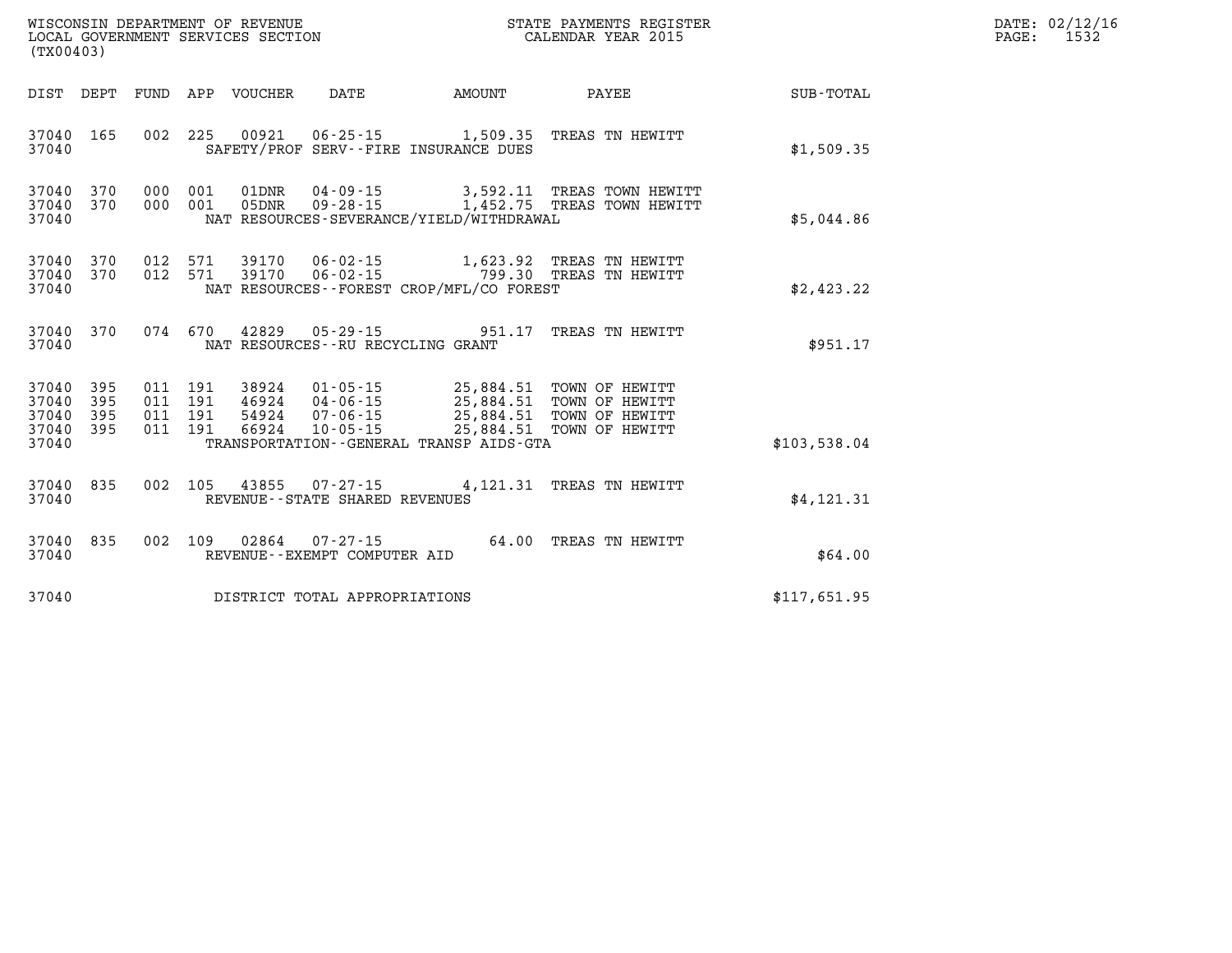WISCONSIN DEPARTMENT OF REVENUE
LOCAL GOVERNMENT SERVICES SECTION
(TX00403)

STATE PAYMENTS REGISTER
CALENDAR YEAR 2015

| DIST | DEPT | FUND | APP | VOUCHER | DATE | AMOUNT | PAYEE | SUB-TOTAL |
|---|---|---|---|---|---|---|---|---|
| 37040 | 165 | 002 | 225 | 00921 | 06-25-15 | 1,509.35 | TREAS TN HEWITT | |
| 37040 | | | | SAFETY/PROF SERV--FIRE INSURANCE DUES | | | | $1,509.35 |
| 37040 | 370 | 000 | 001 | 01DNR | 04-09-15 | 3,592.11 | TREAS TOWN HEWITT | |
| 37040 | 370 | 000 | 001 | 05DNR | 09-28-15 | 1,452.75 | TREAS TOWN HEWITT | |
| 37040 | | | | NAT RESOURCES-SEVERANCE/YIELD/WITHDRAWAL | | | | $5,044.86 |
| 37040 | 370 | 012 | 571 | 39170 | 06-02-15 | 1,623.92 | TREAS TN HEWITT | |
| 37040 | 370 | 012 | 571 | 39170 | 06-02-15 | 799.30 | TREAS TN HEWITT | |
| 37040 | | | | NAT RESOURCES--FOREST CROP/MFL/CO FOREST | | | | $2,423.22 |
| 37040 | 370 | 074 | 670 | 42829 | 05-29-15 | 951.17 | TREAS TN HEWITT | |
| 37040 | | | | NAT RESOURCES--RU RECYCLING GRANT | | | | $951.17 |
| 37040 | 395 | 011 | 191 | 38924 | 01-05-15 | 25,884.51 | TOWN OF HEWITT | |
| 37040 | 395 | 011 | 191 | 46924 | 04-06-15 | 25,884.51 | TOWN OF HEWITT | |
| 37040 | 395 | 011 | 191 | 54924 | 07-06-15 | 25,884.51 | TOWN OF HEWITT | |
| 37040 | 395 | 011 | 191 | 66924 | 10-05-15 | 25,884.51 | TOWN OF HEWITT | |
| 37040 | | | | TRANSPORTATION--GENERAL TRANSP AIDS-GTA | | | | $103,538.04 |
| 37040 | 835 | 002 | 105 | 43855 | 07-27-15 | 4,121.31 | TREAS TN HEWITT | |
| 37040 | | | | REVENUE--STATE SHARED REVENUES | | | | $4,121.31 |
| 37040 | 835 | 002 | 109 | 02864 | 07-27-15 | 64.00 | TREAS TN HEWITT | |
| 37040 | | | | REVENUE--EXEMPT COMPUTER AID | | | | $64.00 |
| 37040 | | | | DISTRICT TOTAL APPROPRIATIONS | | | | $117,651.95 |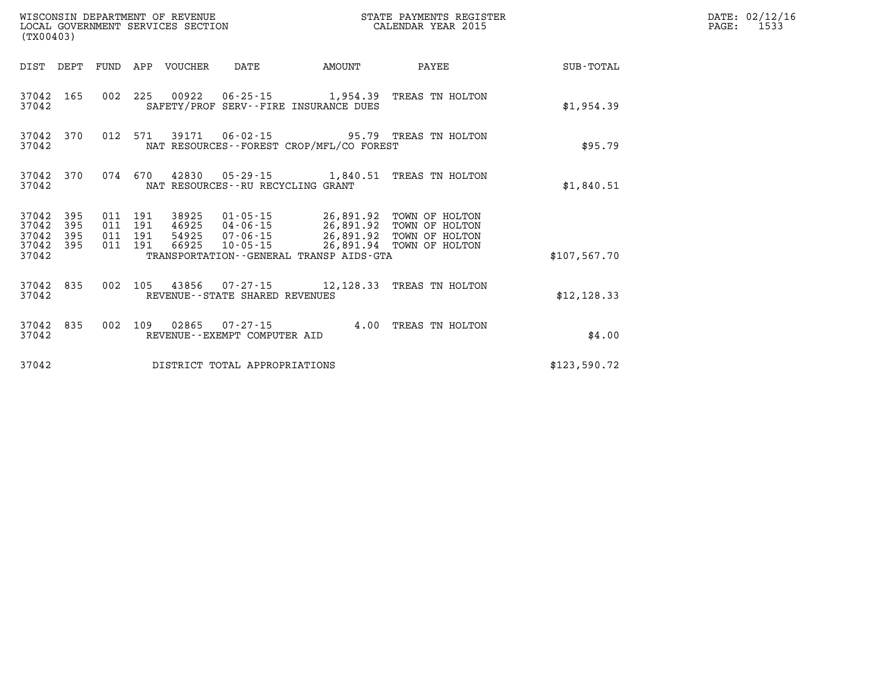WISCONSIN DEPARTMENT OF REVENUE
LOCAL GOVERNMENT SERVICES SECTION
(TX00403)

STATE PAYMENTS REGISTER
CALENDAR YEAR 2015

DATE: 02/12/16
PAGE: 1533

| DIST | DEPT | FUND | APP | VOUCHER | DATE | AMOUNT | PAYEE | SUB-TOTAL |
|---|---|---|---|---|---|---|---|---|
| 37042 | 165 | 002 | 225 | 00922 | 06-25-15 | 1,954.39 | TREAS TN HOLTON | |
| 37042 | | | | SAFETY/PROF SERV--FIRE INSURANCE DUES | | | | $1,954.39 |
| 37042 | 370 | 012 | 571 | 39171 | 06-02-15 | 95.79 | TREAS TN HOLTON | |
| 37042 | | | | NAT RESOURCES--FOREST CROP/MFL/CO FOREST | | | | $95.79 |
| 37042 | 370 | 074 | 670 | 42830 | 05-29-15 | 1,840.51 | TREAS TN HOLTON | |
| 37042 | | | | NAT RESOURCES--RU RECYCLING GRANT | | | | $1,840.51 |
| 37042 | 395 | 011 | 191 | 38925 | 01-05-15 | 26,891.92 | TOWN OF HOLTON | |
| 37042 | 395 | 011 | 191 | 46925 | 04-06-15 | 26,891.92 | TOWN OF HOLTON | |
| 37042 | 395 | 011 | 191 | 54925 | 07-06-15 | 26,891.92 | TOWN OF HOLTON | |
| 37042 | 395 | 011 | 191 | 66925 | 10-05-15 | 26,891.94 | TOWN OF HOLTON | |
| 37042 | | | | TRANSPORTATION--GENERAL TRANSP AIDS-GTA | | | | $107,567.70 |
| 37042 | 835 | 002 | 105 | 43856 | 07-27-15 | 12,128.33 | TREAS TN HOLTON | |
| 37042 | | | | REVENUE--STATE SHARED REVENUES | | | | $12,128.33 |
| 37042 | 835 | 002 | 109 | 02865 | 07-27-15 | 4.00 | TREAS TN HOLTON | |
| 37042 | | | | REVENUE--EXEMPT COMPUTER AID | | | | $4.00 |
| 37042 | | | | DISTRICT TOTAL APPROPRIATIONS | | | | $123,590.72 |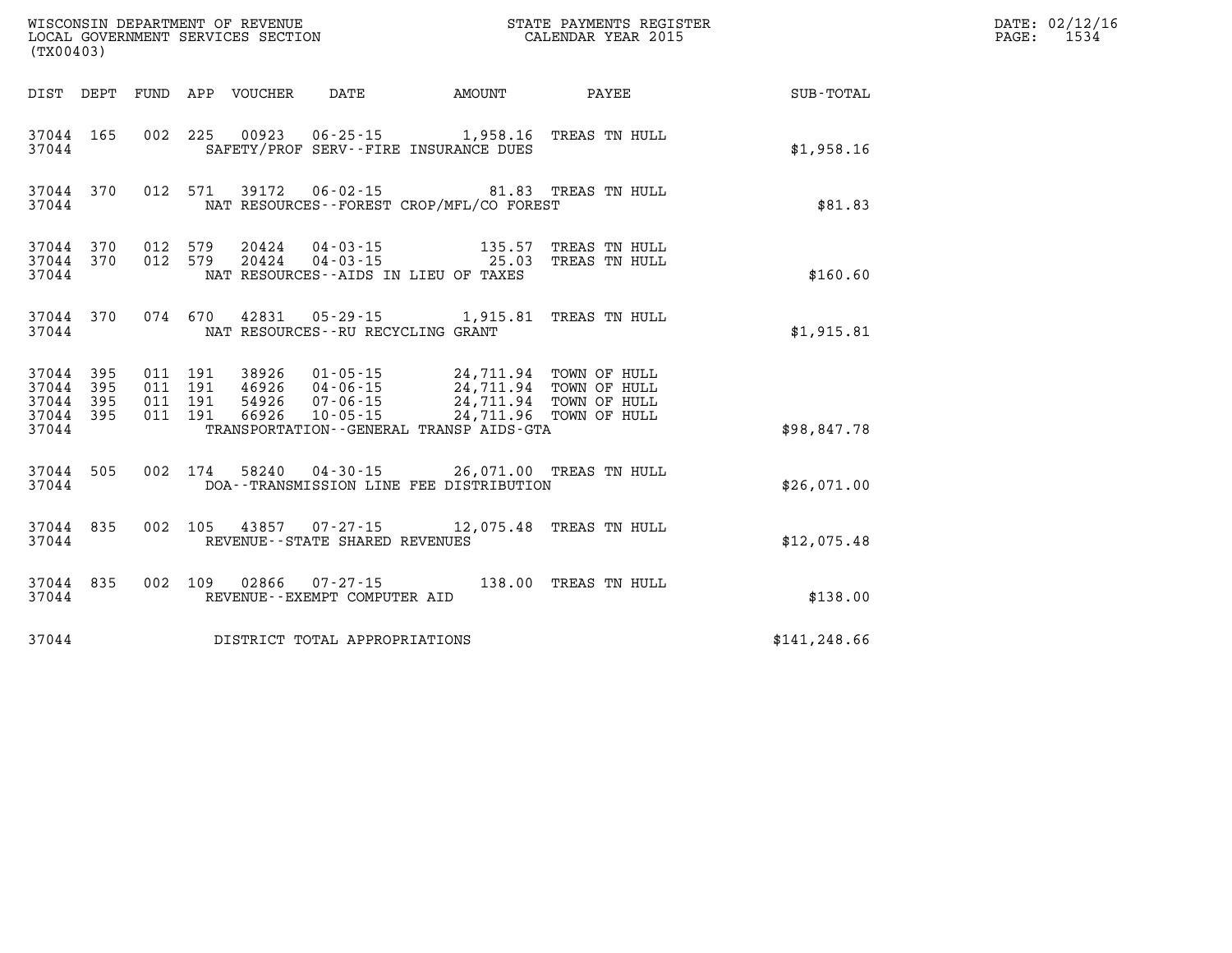WISCONSIN DEPARTMENT OF REVENUE
LOCAL GOVERNMENT SERVICES SECTION
(TX00403)

STATE PAYMENTS REGISTER
CALENDAR YEAR 2015

DATE: 02/12/16
PAGE: 1534

| DIST | DEPT | FUND | APP | VOUCHER | DATE | AMOUNT | PAYEE | SUB-TOTAL |
|---|---|---|---|---|---|---|---|---|
| 37044 | 165 | 002 | 225 | 00923 | 06-25-15 | 1,958.16 | TREAS TN HULL | |
| 37044 | | | | SAFETY/PROF SERV--FIRE INSURANCE DUES | | | | $1,958.16 |
| 37044 | 370 | 012 | 571 | 39172 | 06-02-15 | 81.83 | TREAS TN HULL | |
| 37044 | | | | NAT RESOURCES--FOREST CROP/MFL/CO FOREST | | | | $81.83 |
| 37044 | 370 | 012 | 579 | 20424 | 04-03-15 | 135.57 | TREAS TN HULL | |
| 37044 | 370 | 012 | 579 | 20424 | 04-03-15 | 25.03 | TREAS TN HULL | |
| 37044 | | | | NAT RESOURCES--AIDS IN LIEU OF TAXES | | | | $160.60 |
| 37044 | 370 | 074 | 670 | 42831 | 05-29-15 | 1,915.81 | TREAS TN HULL | |
| 37044 | | | | NAT RESOURCES--RU RECYCLING GRANT | | | | $1,915.81 |
| 37044 | 395 | 011 | 191 | 38926 | 01-05-15 | 24,711.94 | TOWN OF HULL | |
| 37044 | 395 | 011 | 191 | 46926 | 04-06-15 | 24,711.94 | TOWN OF HULL | |
| 37044 | 395 | 011 | 191 | 54926 | 07-06-15 | 24,711.94 | TOWN OF HULL | |
| 37044 | 395 | 011 | 191 | 66926 | 10-05-15 | 24,711.96 | TOWN OF HULL | |
| 37044 | | | | TRANSPORTATION--GENERAL TRANSP AIDS-GTA | | | | $98,847.78 |
| 37044 | 505 | 002 | 174 | 58240 | 04-30-15 | 26,071.00 | TREAS TN HULL | |
| 37044 | | | | DOA--TRANSMISSION LINE FEE DISTRIBUTION | | | | $26,071.00 |
| 37044 | 835 | 002 | 105 | 43857 | 07-27-15 | 12,075.48 | TREAS TN HULL | |
| 37044 | | | | REVENUE--STATE SHARED REVENUES | | | | $12,075.48 |
| 37044 | 835 | 002 | 109 | 02866 | 07-27-15 | 138.00 | TREAS TN HULL | |
| 37044 | | | | REVENUE--EXEMPT COMPUTER AID | | | | $138.00 |
| 37044 | | | | DISTRICT TOTAL APPROPRIATIONS | | | | $141,248.66 |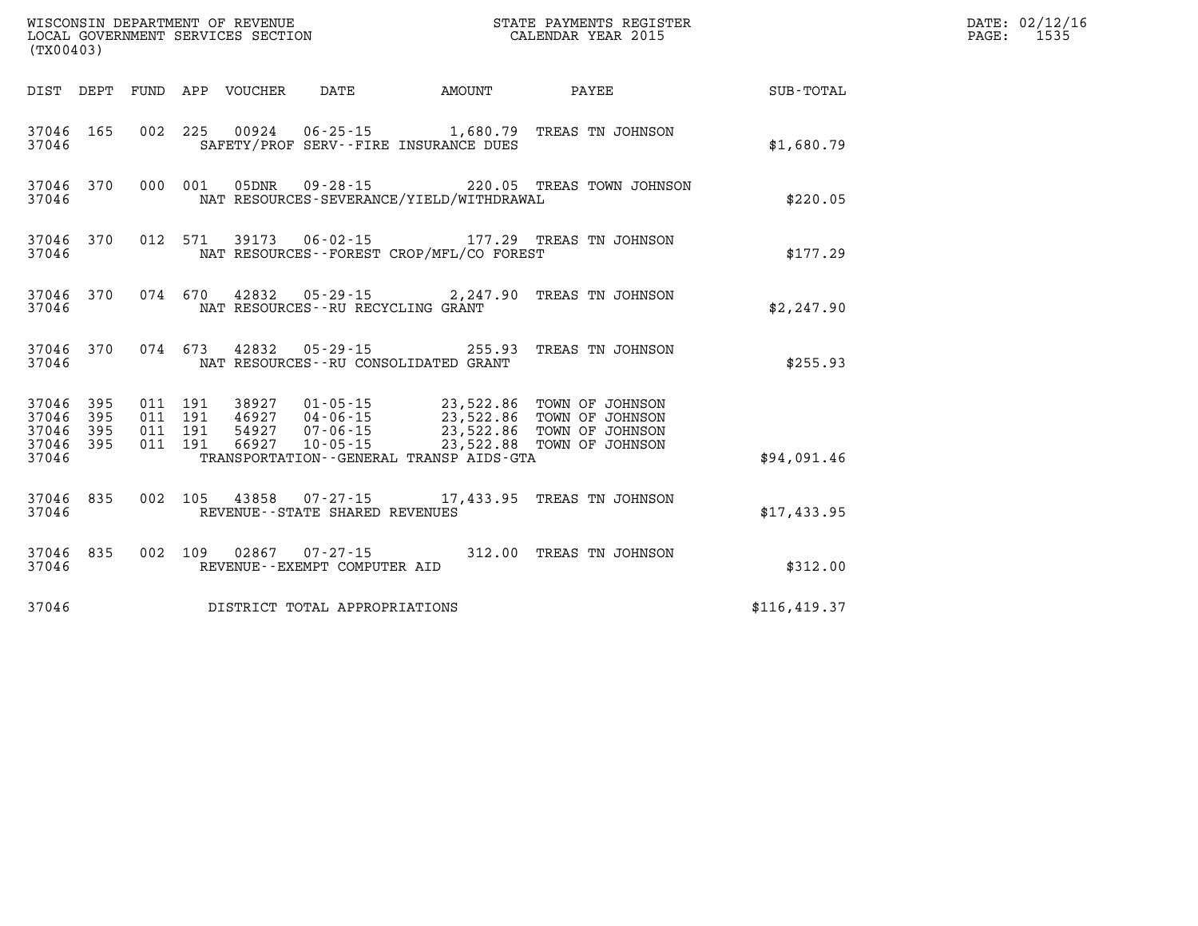WISCONSIN DEPARTMENT OF REVENUE
LOCAL GOVERNMENT SERVICES SECTION
(TX00403)

STATE PAYMENTS REGISTER
CALENDAR YEAR 2015

| DIST | DEPT | FUND | APP | VOUCHER | DATE | AMOUNT | PAYEE | SUB-TOTAL |
|---|---|---|---|---|---|---|---|---|
| 37046 | 165 | 002 | 225 | 00924 | 06-25-15 | 1,680.79 | TREAS TN JOHNSON | |
| 37046 | | | | SAFETY/PROF SERV--FIRE INSURANCE DUES | | | | $1,680.79 |
| 37046 | 370 | 000 | 001 | 05DNR | 09-28-15 | 220.05 | TREAS TOWN JOHNSON | |
| 37046 | | | | NAT RESOURCES-SEVERANCE/YIELD/WITHDRAWAL | | | | $220.05 |
| 37046 | 370 | 012 | 571 | 39173 | 06-02-15 | 177.29 | TREAS TN JOHNSON | |
| 37046 | | | | NAT RESOURCES--FOREST CROP/MFL/CO FOREST | | | | $177.29 |
| 37046 | 370 | 074 | 670 | 42832 | 05-29-15 | 2,247.90 | TREAS TN JOHNSON | |
| 37046 | | | | NAT RESOURCES--RU RECYCLING GRANT | | | | $2,247.90 |
| 37046 | 370 | 074 | 673 | 42832 | 05-29-15 | 255.93 | TREAS TN JOHNSON | |
| 37046 | | | | NAT RESOURCES--RU CONSOLIDATED GRANT | | | | $255.93 |
| 37046 | 395 | 011 | 191 | 38927 | 01-05-15 | 23,522.86 | TOWN OF JOHNSON | |
| 37046 | 395 | 011 | 191 | 46927 | 04-06-15 | 23,522.86 | TOWN OF JOHNSON | |
| 37046 | 395 | 011 | 191 | 54927 | 07-06-15 | 23,522.86 | TOWN OF JOHNSON | |
| 37046 | 395 | 011 | 191 | 66927 | 10-05-15 | 23,522.88 | TOWN OF JOHNSON | |
| 37046 | | | | TRANSPORTATION--GENERAL TRANSP AIDS-GTA | | | | $94,091.46 |
| 37046 | 835 | 002 | 105 | 43858 | 07-27-15 | 17,433.95 | TREAS TN JOHNSON | |
| 37046 | | | | REVENUE--STATE SHARED REVENUES | | | | $17,433.95 |
| 37046 | 835 | 002 | 109 | 02867 | 07-27-15 | 312.00 | TREAS TN JOHNSON | |
| 37046 | | | | REVENUE--EXEMPT COMPUTER AID | | | | $312.00 |
| 37046 | | | | DISTRICT TOTAL APPROPRIATIONS | | | | $116,419.37 |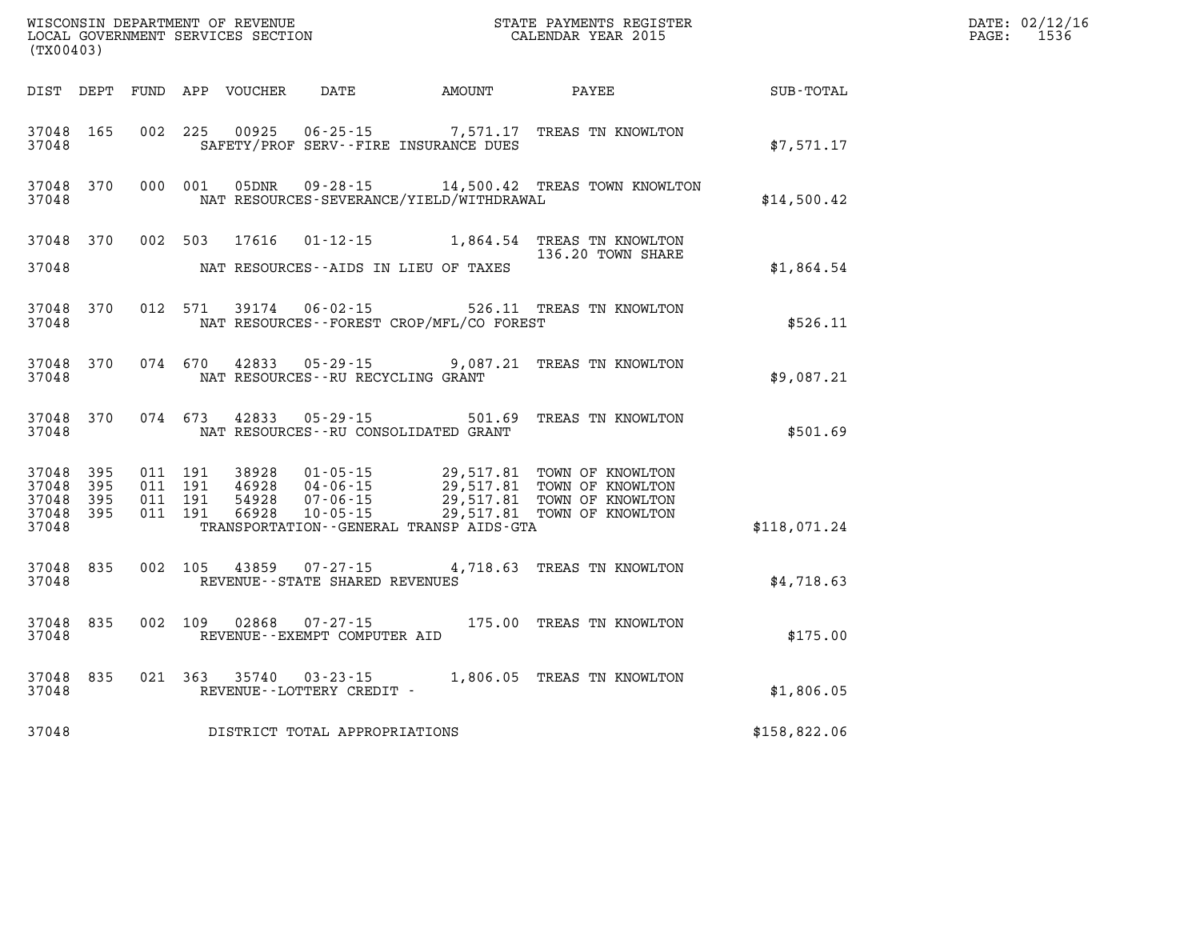WISCONSIN DEPARTMENT OF REVENUE
LOCAL GOVERNMENT SERVICES SECTION
(TX00403)

STATE PAYMENTS REGISTER
CALENDAR YEAR 2015

DATE: 02/12/16

| DIST | DEPT | FUND | APP | VOUCHER | DATE | AMOUNT | PAYEE | SUB-TOTAL |
|---|---|---|---|---|---|---|---|---|
| 37048 | 165 | 002 | 225 | 00925 | 06-25-15 | 7,571.17 | TREAS TN KNOWLTON | |
| 37048 | | | | SAFETY/PROF SERV--FIRE INSURANCE DUES | | | | $7,571.17 |
| 37048 | 370 | 000 | 001 | 05DNR | 09-28-15 | 14,500.42 | TREAS TOWN KNOWLTON | |
| 37048 | | | | NAT RESOURCES-SEVERANCE/YIELD/WITHDRAWAL | | | | $14,500.42 |
| 37048 | 370 | 002 | 503 | 17616 | 01-12-15 | 1,864.54 | TREAS TN KNOWLTON | |
| | | | | | | | 136.20 TOWN SHARE | |
| 37048 | | | | NAT RESOURCES--AIDS IN LIEU OF TAXES | | | | $1,864.54 |
| 37048 | 370 | 012 | 571 | 39174 | 06-02-15 | 526.11 | TREAS TN KNOWLTON | |
| 37048 | | | | NAT RESOURCES--FOREST CROP/MFL/CO FOREST | | | | $526.11 |
| 37048 | 370 | 074 | 670 | 42833 | 05-29-15 | 9,087.21 | TREAS TN KNOWLTON | |
| 37048 | | | | NAT RESOURCES--RU RECYCLING GRANT | | | | $9,087.21 |
| 37048 | 370 | 074 | 673 | 42833 | 05-29-15 | 501.69 | TREAS TN KNOWLTON | |
| 37048 | | | | NAT RESOURCES--RU CONSOLIDATED GRANT | | | | $501.69 |
| 37048 | 395 | 011 | 191 | 38928 | 01-05-15 | 29,517.81 | TOWN OF KNOWLTON | |
| 37048 | 395 | 011 | 191 | 46928 | 04-06-15 | 29,517.81 | TOWN OF KNOWLTON | |
| 37048 | 395 | 011 | 191 | 54928 | 07-06-15 | 29,517.81 | TOWN OF KNOWLTON | |
| 37048 | 395 | 011 | 191 | 66928 | 10-05-15 | 29,517.81 | TOWN OF KNOWLTON | |
| 37048 | | | | TRANSPORTATION--GENERAL TRANSP AIDS-GTA | | | | $118,071.24 |
| 37048 | 835 | 002 | 105 | 43859 | 07-27-15 | 4,718.63 | TREAS TN KNOWLTON | |
| 37048 | | | | REVENUE--STATE SHARED REVENUES | | | | $4,718.63 |
| 37048 | 835 | 002 | 109 | 02868 | 07-27-15 | 175.00 | TREAS TN KNOWLTON | |
| 37048 | | | | REVENUE--EXEMPT COMPUTER AID | | | | $175.00 |
| 37048 | 835 | 021 | 363 | 35740 | 03-23-15 | 1,806.05 | TREAS TN KNOWLTON | |
| 37048 | | | | REVENUE--LOTTERY CREDIT - | | | | $1,806.05 |
| 37048 | | | | DISTRICT TOTAL APPROPRIATIONS | | | | $158,822.06 |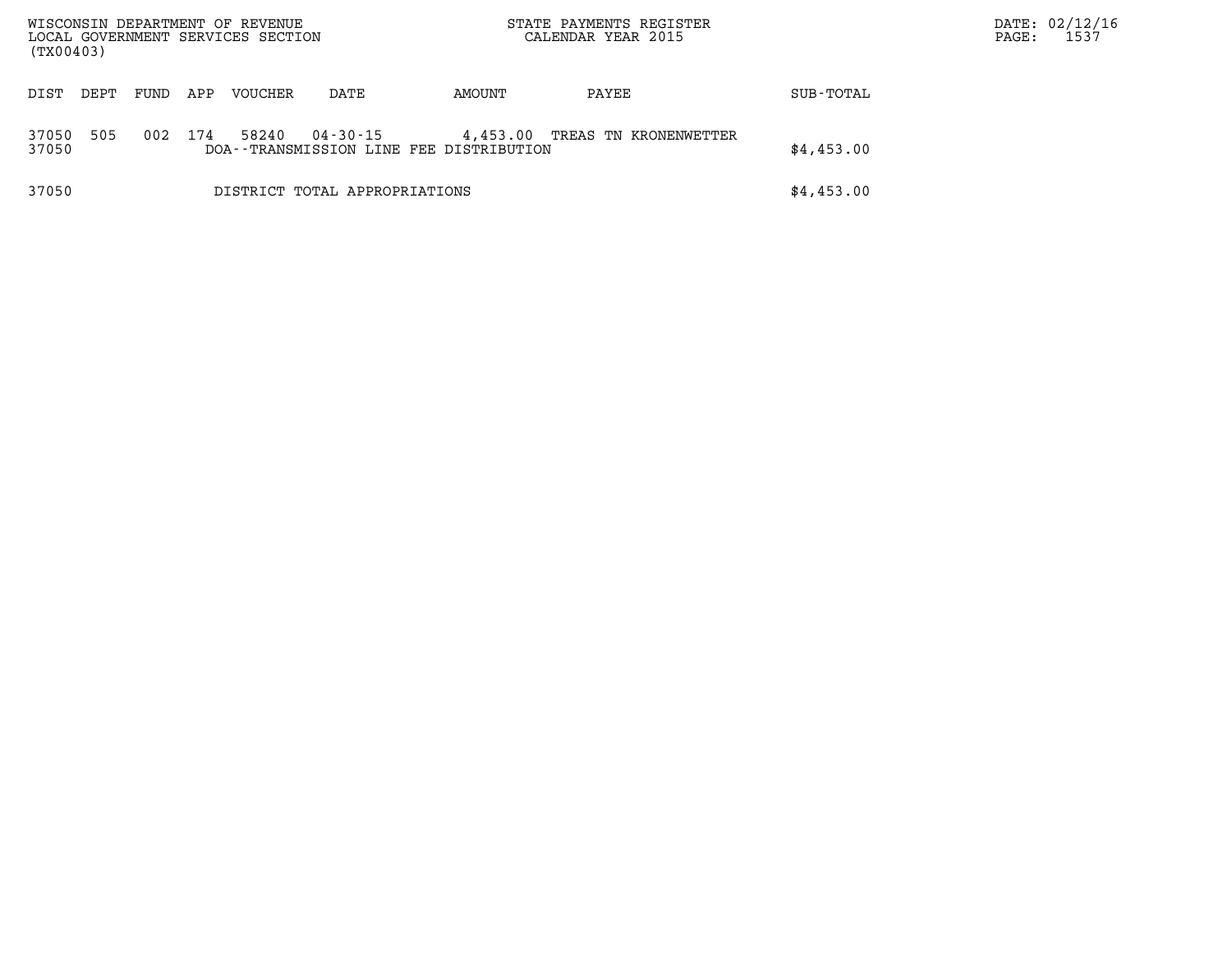| DIST | DEPT | FUND | APP | VOUCHER | DATE | AMOUNT | PAYEE | SUB-TOTAL |
|---|---|---|---|---|---|---|---|---|
| 37050 | 505 | 002 | 174 | 58240 | 04-30-15 | 4,453.00 | TREAS TN KRONENWETTER | |
| 37050 | | | | DOA--TRANSMISSION LINE FEE DISTRIBUTION | | | | $4,453.00 |
| 37050 | | | | DISTRICT TOTAL APPROPRIATIONS | | | | $4,453.00 |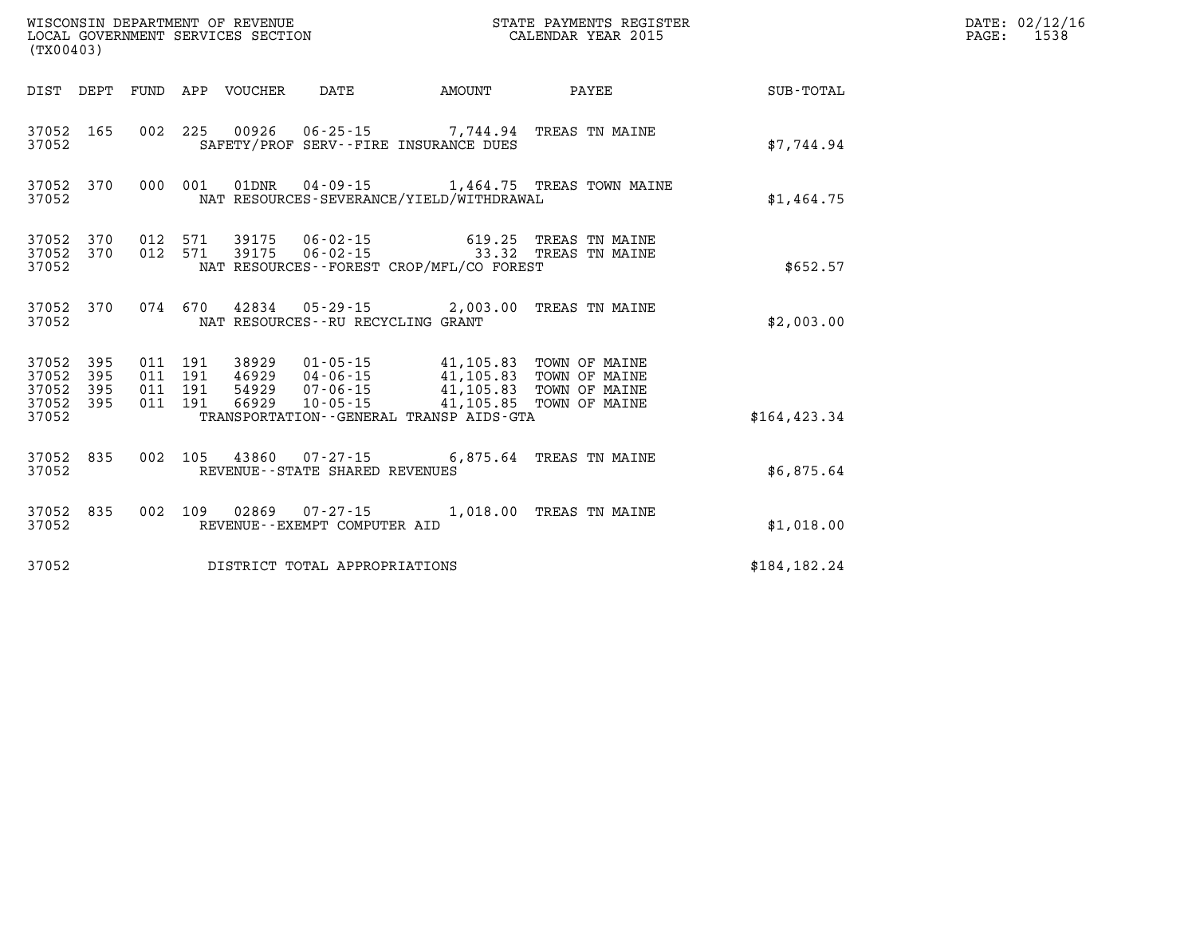WISCONSIN DEPARTMENT OF REVENUE
LOCAL GOVERNMENT SERVICES SECTION
(TX00403)

STATE PAYMENTS REGISTER
CALENDAR YEAR 2015

DATE: 02/12/16

| DIST | DEPT | FUND | APP | VOUCHER | DATE | AMOUNT | PAYEE | SUB-TOTAL |
|---|---|---|---|---|---|---|---|---|
| 37052 | 165 | 002 | 225 | 00926 | 06-25-15 | 7,744.94 | TREAS TN MAINE | |
| 37052 | | | | SAFETY/PROF SERV--FIRE INSURANCE DUES | | | | $7,744.94 |
| 37052 | 370 | 000 | 001 | 01DNR | 04-09-15 | 1,464.75 | TREAS TOWN MAINE | |
| 37052 | | | | NAT RESOURCES-SEVERANCE/YIELD/WITHDRAWAL | | | | $1,464.75 |
| 37052 | 370 | 012 | 571 | 39175 | 06-02-15 | 619.25 | TREAS TN MAINE | |
| 37052 | 370 | 012 | 571 | 39175 | 06-02-15 | 33.32 | TREAS TN MAINE | |
| 37052 | | | | NAT RESOURCES--FOREST CROP/MFL/CO FOREST | | | | $652.57 |
| 37052 | 370 | 074 | 670 | 42834 | 05-29-15 | 2,003.00 | TREAS TN MAINE | |
| 37052 | | | | NAT RESOURCES--RU RECYCLING GRANT | | | | $2,003.00 |
| 37052 | 395 | 011 | 191 | 38929 | 01-05-15 | 41,105.83 | TOWN OF MAINE | |
| 37052 | 395 | 011 | 191 | 46929 | 04-06-15 | 41,105.83 | TOWN OF MAINE | |
| 37052 | 395 | 011 | 191 | 54929 | 07-06-15 | 41,105.83 | TOWN OF MAINE | |
| 37052 | 395 | 011 | 191 | 66929 | 10-05-15 | 41,105.85 | TOWN OF MAINE | |
| 37052 | | | | TRANSPORTATION--GENERAL TRANSP AIDS-GTA | | | | $164,423.34 |
| 37052 | 835 | 002 | 105 | 43860 | 07-27-15 | 6,875.64 | TREAS TN MAINE | |
| 37052 | | | | REVENUE--STATE SHARED REVENUES | | | | $6,875.64 |
| 37052 | 835 | 002 | 109 | 02869 | 07-27-15 | 1,018.00 | TREAS TN MAINE | |
| 37052 | | | | REVENUE--EXEMPT COMPUTER AID | | | | $1,018.00 |
| 37052 | | | | DISTRICT TOTAL APPROPRIATIONS | | | | $184,182.24 |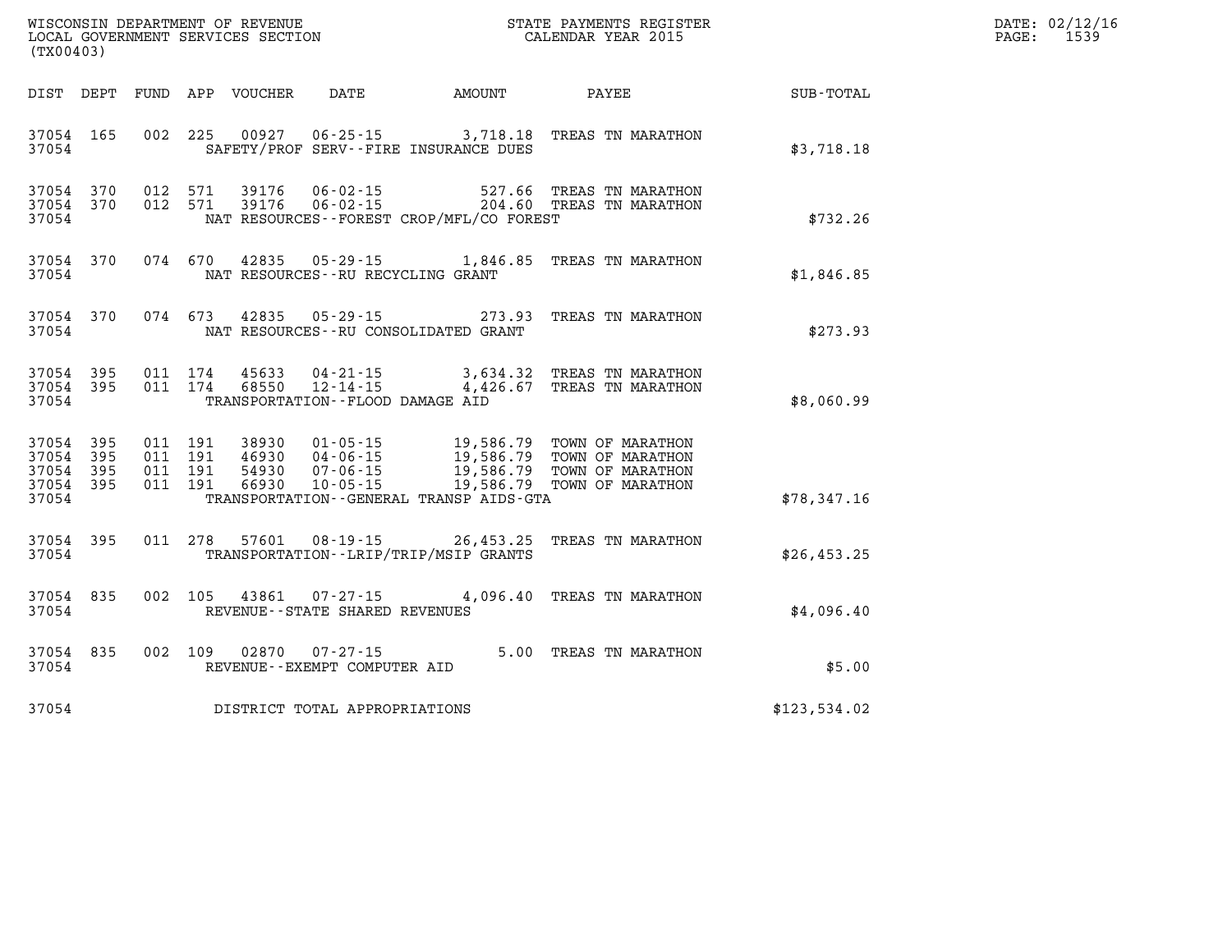WISCONSIN DEPARTMENT OF REVENUE
LOCAL GOVERNMENT SERVICES SECTION
(TX00403)

STATE PAYMENTS REGISTER
CALENDAR YEAR 2015

DATE: 02/12/16
PAGE: 1539

| DIST | DEPT | FUND | APP | VOUCHER | DATE | AMOUNT | PAYEE | SUB-TOTAL |
|---|---|---|---|---|---|---|---|---|
| 37054 | 165 | 002 | 225 | 00927 | 06-25-15 | 3,718.18 | TREAS TN MARATHON | |
| 37054 | | | | | SAFETY/PROF SERV--FIRE INSURANCE DUES | | | $3,718.18 |
| 37054 | 370 | 012 | 571 | 39176 | 06-02-15 | 527.66 | TREAS TN MARATHON | |
| 37054 | 370 | 012 | 571 | 39176 | 06-02-15 | 204.60 | TREAS TN MARATHON | |
| 37054 | | | | | NAT RESOURCES--FOREST CROP/MFL/CO FOREST | | | $732.26 |
| 37054 | 370 | 074 | 670 | 42835 | 05-29-15 | 1,846.85 | TREAS TN MARATHON | |
| 37054 | | | | | NAT RESOURCES--RU RECYCLING GRANT | | | $1,846.85 |
| 37054 | 370 | 074 | 673 | 42835 | 05-29-15 | 273.93 | TREAS TN MARATHON | |
| 37054 | | | | | NAT RESOURCES--RU CONSOLIDATED GRANT | | | $273.93 |
| 37054 | 395 | 011 | 174 | 45633 | 04-21-15 | 3,634.32 | TREAS TN MARATHON | |
| 37054 | 395 | 011 | 174 | 68550 | 12-14-15 | 4,426.67 | TREAS TN MARATHON | |
| 37054 | | | | | TRANSPORTATION--FLOOD DAMAGE AID | | | $8,060.99 |
| 37054 | 395 | 011 | 191 | 38930 | 01-05-15 | 19,586.79 | TOWN OF MARATHON | |
| 37054 | 395 | 011 | 191 | 46930 | 04-06-15 | 19,586.79 | TOWN OF MARATHON | |
| 37054 | 395 | 011 | 191 | 54930 | 07-06-15 | 19,586.79 | TOWN OF MARATHON | |
| 37054 | 395 | 011 | 191 | 66930 | 10-05-15 | 19,586.79 | TOWN OF MARATHON | |
| 37054 | | | | | TRANSPORTATION--GENERAL TRANSP AIDS-GTA | | | $78,347.16 |
| 37054 | 395 | 011 | 278 | 57601 | 08-19-15 | 26,453.25 | TREAS TN MARATHON | |
| 37054 | | | | | TRANSPORTATION--LRIP/TRIP/MSIP GRANTS | | | $26,453.25 |
| 37054 | 835 | 002 | 105 | 43861 | 07-27-15 | 4,096.40 | TREAS TN MARATHON | |
| 37054 | | | | | REVENUE--STATE SHARED REVENUES | | | $4,096.40 |
| 37054 | 835 | 002 | 109 | 02870 | 07-27-15 | 5.00 | TREAS TN MARATHON | |
| 37054 | | | | | REVENUE--EXEMPT COMPUTER AID | | | $5.00 |
| 37054 | | | | | DISTRICT TOTAL APPROPRIATIONS | | | $123,534.02 |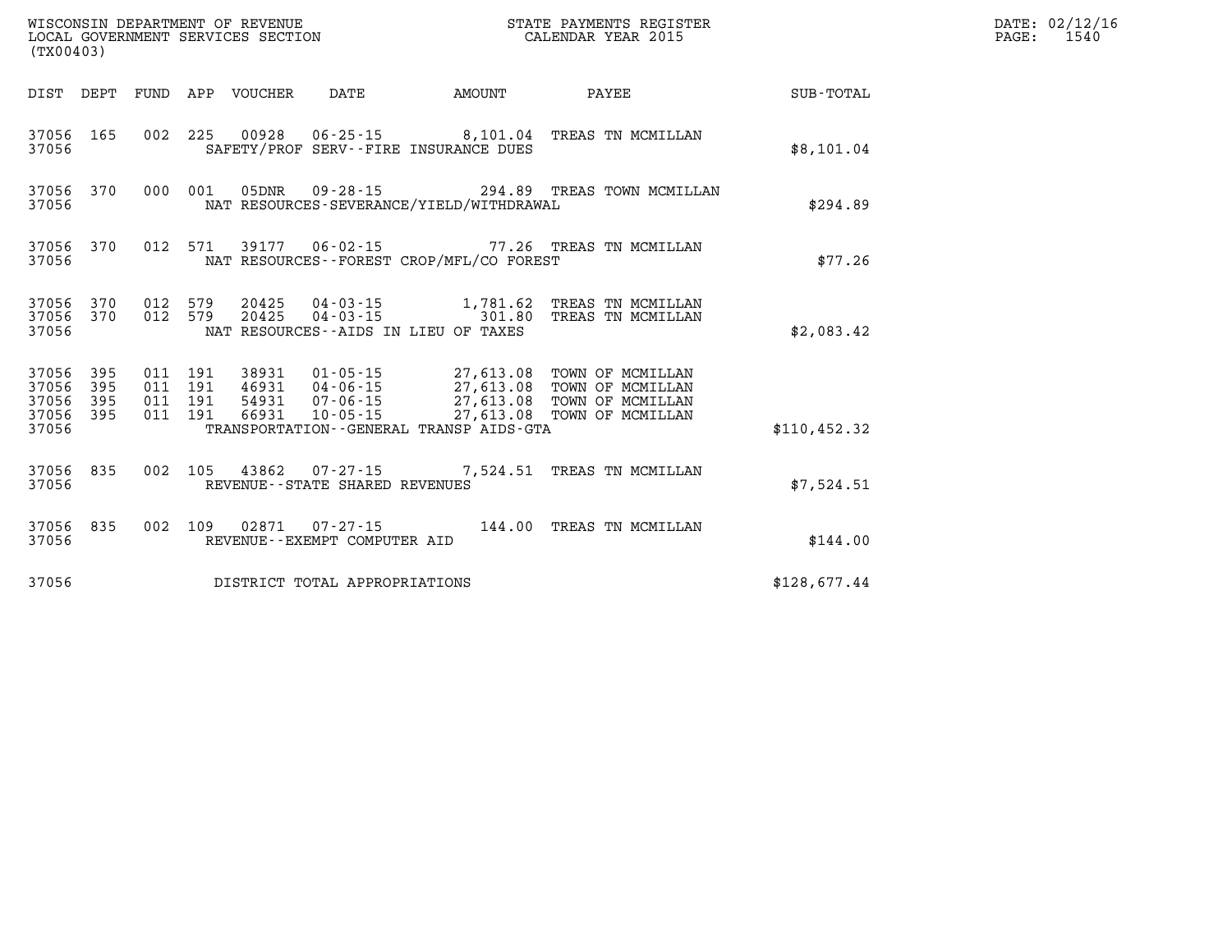WISCONSIN DEPARTMENT OF REVENUE
LOCAL GOVERNMENT SERVICES SECTION
(TX00403)

STATE PAYMENTS REGISTER
CALENDAR YEAR 2015

DATE: 02/12/16

| DIST | DEPT | FUND | APP | VOUCHER | DATE | AMOUNT | PAYEE | SUB-TOTAL |
|---|---|---|---|---|---|---|---|---|
| 37056 | 165 | 002 | 225 | 00928 | 06-25-15 | 8,101.04 | TREAS TN MCMILLAN | |
| 37056 | | | | SAFETY/PROF SERV--FIRE INSURANCE DUES | | | | $8,101.04 |
| 37056 | 370 | 000 | 001 | 05DNR | 09-28-15 | 294.89 | TREAS TOWN MCMILLAN | |
| 37056 | | | | NAT RESOURCES-SEVERANCE/YIELD/WITHDRAWAL | | | | $294.89 |
| 37056 | 370 | 012 | 571 | 39177 | 06-02-15 | 77.26 | TREAS TN MCMILLAN | |
| 37056 | | | | NAT RESOURCES--FOREST CROP/MFL/CO FOREST | | | | $77.26 |
| 37056 | 370 | 012 | 579 | 20425 | 04-03-15 | 1,781.62 | TREAS TN MCMILLAN | |
| 37056 | 370 | 012 | 579 | 20425 | 04-03-15 | 301.80 | TREAS TN MCMILLAN | |
| 37056 | | | | NAT RESOURCES--AIDS IN LIEU OF TAXES | | | | $2,083.42 |
| 37056 | 395 | 011 | 191 | 38931 | 01-05-15 | 27,613.08 | TOWN OF MCMILLAN | |
| 37056 | 395 | 011 | 191 | 46931 | 04-06-15 | 27,613.08 | TOWN OF MCMILLAN | |
| 37056 | 395 | 011 | 191 | 54931 | 07-06-15 | 27,613.08 | TOWN OF MCMILLAN | |
| 37056 | 395 | 011 | 191 | 66931 | 10-05-15 | 27,613.08 | TOWN OF MCMILLAN | |
| 37056 | | | | TRANSPORTATION--GENERAL TRANSP AIDS-GTA | | | | $110,452.32 |
| 37056 | 835 | 002 | 105 | 43862 | 07-27-15 | 7,524.51 | TREAS TN MCMILLAN | |
| 37056 | | | | REVENUE--STATE SHARED REVENUES | | | | $7,524.51 |
| 37056 | 835 | 002 | 109 | 02871 | 07-27-15 | 144.00 | TREAS TN MCMILLAN | |
| 37056 | | | | REVENUE--EXEMPT COMPUTER AID | | | | $144.00 |
| 37056 | | | | DISTRICT TOTAL APPROPRIATIONS | | | | $128,677.44 |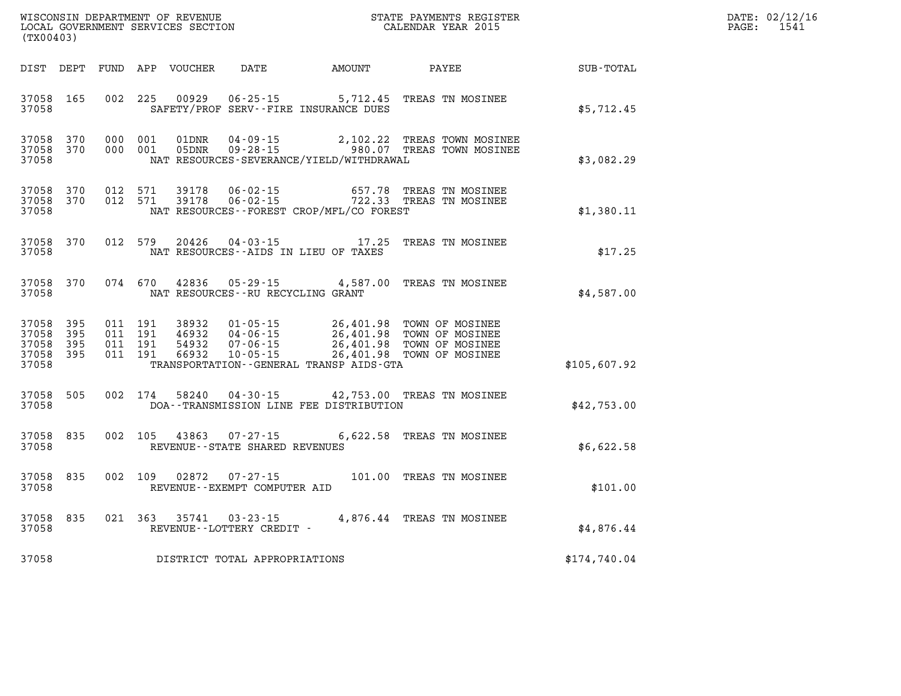WISCONSIN DEPARTMENT OF REVENUE
LOCAL GOVERNMENT SERVICES SECTION
(TX00403)

STATE PAYMENTS REGISTER
CALENDAR YEAR 2015

DATE: 02/12/16
PAGE: 1541

| DIST | DEPT | FUND | APP | VOUCHER | DATE | AMOUNT | PAYEE | SUB-TOTAL |
|---|---|---|---|---|---|---|---|---|
| 37058 | 165 | 002 | 225 | 00929 | 06-25-15 | 5,712.45 | TREAS TN MOSINEE | |
| 37058 | | | | SAFETY/PROF SERV--FIRE INSURANCE DUES | | | | $5,712.45 |
| 37058 | 370 | 000 | 001 | 01DNR | 04-09-15 | 2,102.22 | TREAS TOWN MOSINEE | |
| 37058 | 370 | 000 | 001 | 05DNR | 09-28-15 | 980.07 | TREAS TOWN MOSINEE | |
| 37058 | | | | NAT RESOURCES-SEVERANCE/YIELD/WITHDRAWAL | | | | $3,082.29 |
| 37058 | 370 | 012 | 571 | 39178 | 06-02-15 | 657.78 | TREAS TN MOSINEE | |
| 37058 | 370 | 012 | 571 | 39178 | 06-02-15 | 722.33 | TREAS TN MOSINEE | |
| 37058 | | | | NAT RESOURCES--FOREST CROP/MFL/CO FOREST | | | | $1,380.11 |
| 37058 | 370 | 012 | 579 | 20426 | 04-03-15 | 17.25 | TREAS TN MOSINEE | |
| 37058 | | | | NAT RESOURCES--AIDS IN LIEU OF TAXES | | | | $17.25 |
| 37058 | 370 | 074 | 670 | 42836 | 05-29-15 | 4,587.00 | TREAS TN MOSINEE | |
| 37058 | | | | NAT RESOURCES--RU RECYCLING GRANT | | | | $4,587.00 |
| 37058 | 395 | 011 | 191 | 38932 | 01-05-15 | 26,401.98 | TOWN OF MOSINEE | |
| 37058 | 395 | 011 | 191 | 46932 | 04-06-15 | 26,401.98 | TOWN OF MOSINEE | |
| 37058 | 395 | 011 | 191 | 54932 | 07-06-15 | 26,401.98 | TOWN OF MOSINEE | |
| 37058 | 395 | 011 | 191 | 66932 | 10-05-15 | 26,401.98 | TOWN OF MOSINEE | |
| 37058 | | | | TRANSPORTATION--GENERAL TRANSP AIDS-GTA | | | | $105,607.92 |
| 37058 | 505 | 002 | 174 | 58240 | 04-30-15 | 42,753.00 | TREAS TN MOSINEE | |
| 37058 | | | | DOA--TRANSMISSION LINE FEE DISTRIBUTION | | | | $42,753.00 |
| 37058 | 835 | 002 | 105 | 43863 | 07-27-15 | 6,622.58 | TREAS TN MOSINEE | |
| 37058 | | | | REVENUE--STATE SHARED REVENUES | | | | $6,622.58 |
| 37058 | 835 | 002 | 109 | 02872 | 07-27-15 | 101.00 | TREAS TN MOSINEE | |
| 37058 | | | | REVENUE--EXEMPT COMPUTER AID | | | | $101.00 |
| 37058 | 835 | 021 | 363 | 35741 | 03-23-15 | 4,876.44 | TREAS TN MOSINEE | |
| 37058 | | | | REVENUE--LOTTERY CREDIT - | | | | $4,876.44 |
| 37058 | | | | DISTRICT TOTAL APPROPRIATIONS | | | | $174,740.04 |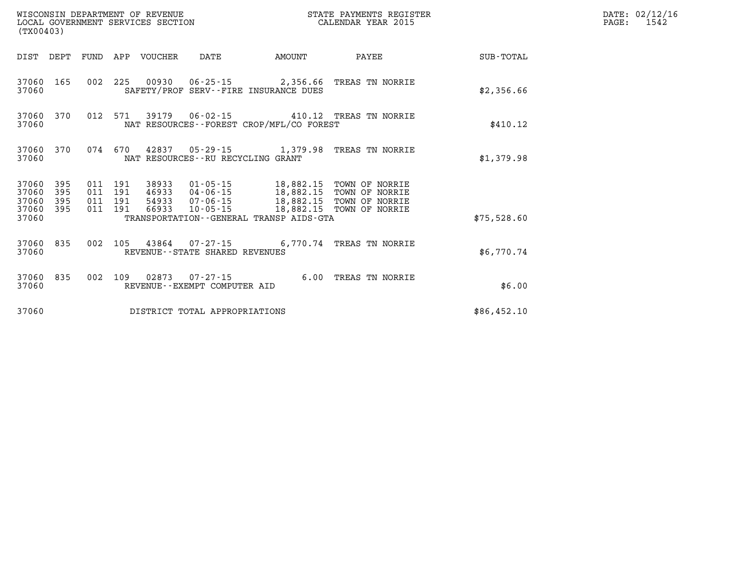WISCONSIN DEPARTMENT OF REVENUE
LOCAL GOVERNMENT SERVICES SECTION
(TX00403)

STATE PAYMENTS REGISTER
CALENDAR YEAR 2015

DATE: 02/12/16

| DIST | DEPT | FUND | APP | VOUCHER | DATE | AMOUNT | PAYEE | SUB-TOTAL |
|---|---|---|---|---|---|---|---|---|
| 37060 | 165 | 002 | 225 | 00930 | 06-25-15 | 2,356.66 | TREAS TN NORRIE | |
| 37060 | | | | SAFETY/PROF SERV--FIRE INSURANCE DUES | | | | $2,356.66 |
| 37060 | 370 | 012 | 571 | 39179 | 06-02-15 | 410.12 | TREAS TN NORRIE | |
| 37060 | | | | NAT RESOURCES--FOREST CROP/MFL/CO FOREST | | | | $410.12 |
| 37060 | 370 | 074 | 670 | 42837 | 05-29-15 | 1,379.98 | TREAS TN NORRIE | |
| 37060 | | | | NAT RESOURCES--RU RECYCLING GRANT | | | | $1,379.98 |
| 37060 | 395 | 011 | 191 | 38933 | 01-05-15 | 18,882.15 | TOWN OF NORRIE | |
| 37060 | 395 | 011 | 191 | 46933 | 04-06-15 | 18,882.15 | TOWN OF NORRIE | |
| 37060 | 395 | 011 | 191 | 54933 | 07-06-15 | 18,882.15 | TOWN OF NORRIE | |
| 37060 | 395 | 011 | 191 | 66933 | 10-05-15 | 18,882.15 | TOWN OF NORRIE | |
| 37060 | | | | TRANSPORTATION--GENERAL TRANSP AIDS-GTA | | | | $75,528.60 |
| 37060 | 835 | 002 | 105 | 43864 | 07-27-15 | 6,770.74 | TREAS TN NORRIE | |
| 37060 | | | | REVENUE--STATE SHARED REVENUES | | | | $6,770.74 |
| 37060 | 835 | 002 | 109 | 02873 | 07-27-15 | 6.00 | TREAS TN NORRIE | |
| 37060 | | | | REVENUE--EXEMPT COMPUTER AID | | | | $6.00 |
| 37060 | | | | DISTRICT TOTAL APPROPRIATIONS | | | | $86,452.10 |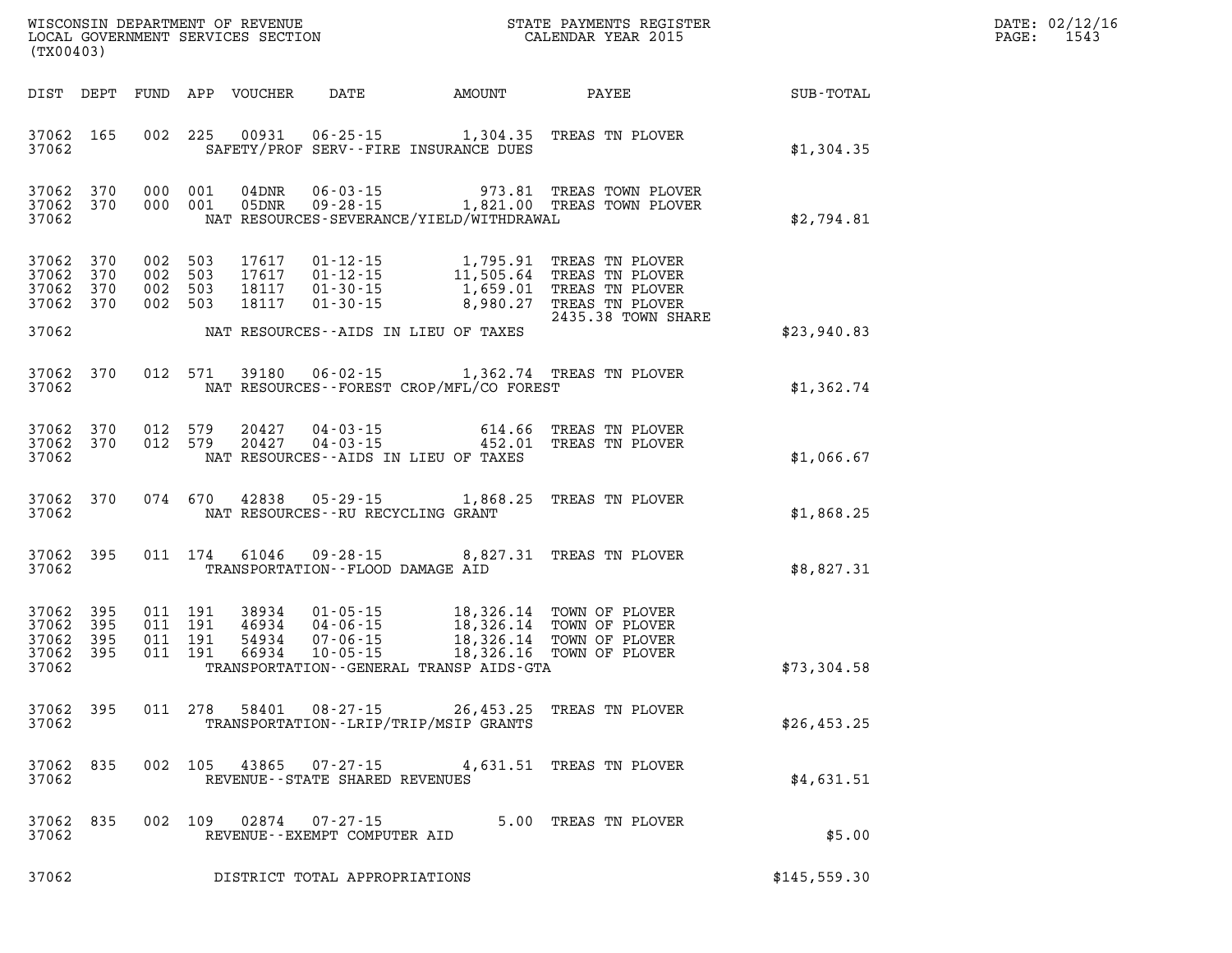WISCONSIN DEPARTMENT OF REVENUE
LOCAL GOVERNMENT SERVICES SECTION
(TX00403)

STATE PAYMENTS REGISTER
CALENDAR YEAR 2015

| DIST | DEPT | FUND | APP | VOUCHER | DATE | AMOUNT | PAYEE | SUB-TOTAL |
|---|---|---|---|---|---|---|---|---|
| 37062 | 165 | 002 | 225 | 00931 | 06-25-15 | 1,304.35 | TREAS TN PLOVER | |
| 37062 | | | | | SAFETY/PROF SERV--FIRE INSURANCE DUES | | | $1,304.35 |
| 37062 | 370 | 000 | 001 | 04DNR | 06-03-15 | 973.81 | TREAS TOWN PLOVER | |
| 37062 | 370 | 000 | 001 | 05DNR | 09-28-15 | 1,821.00 | TREAS TOWN PLOVER | |
| 37062 | | | | | NAT RESOURCES-SEVERANCE/YIELD/WITHDRAWAL | | | $2,794.81 |
| 37062 | 370 | 002 | 503 | 17617 | 01-12-15 | 1,795.91 | TREAS TN PLOVER | |
| 37062 | 370 | 002 | 503 | 17617 | 01-12-15 | 11,505.64 | TREAS TN PLOVER | |
| 37062 | 370 | 002 | 503 | 18117 | 01-30-15 | 1,659.01 | TREAS TN PLOVER | |
| 37062 | 370 | 002 | 503 | 18117 | 01-30-15 | 8,980.27 | TREAS TN PLOVER 2435.38 TOWN SHARE | |
| 37062 | | | | | NAT RESOURCES--AIDS IN LIEU OF TAXES | | | $23,940.83 |
| 37062 | 370 | 012 | 571 | 39180 | 06-02-15 | 1,362.74 | TREAS TN PLOVER | |
| 37062 | | | | | NAT RESOURCES--FOREST CROP/MFL/CO FOREST | | | $1,362.74 |
| 37062 | 370 | 012 | 579 | 20427 | 04-03-15 | 614.66 | TREAS TN PLOVER | |
| 37062 | 370 | 012 | 579 | 20427 | 04-03-15 | 452.01 | TREAS TN PLOVER | |
| 37062 | | | | | NAT RESOURCES--AIDS IN LIEU OF TAXES | | | $1,066.67 |
| 37062 | 370 | 074 | 670 | 42838 | 05-29-15 | 1,868.25 | TREAS TN PLOVER | |
| 37062 | | | | | NAT RESOURCES--RU RECYCLING GRANT | | | $1,868.25 |
| 37062 | 395 | 011 | 174 | 61046 | 09-28-15 | 8,827.31 | TREAS TN PLOVER | |
| 37062 | | | | | TRANSPORTATION--FLOOD DAMAGE AID | | | $8,827.31 |
| 37062 | 395 | 011 | 191 | 38934 | 01-05-15 | 18,326.14 | TOWN OF PLOVER | |
| 37062 | 395 | 011 | 191 | 46934 | 04-06-15 | 18,326.14 | TOWN OF PLOVER | |
| 37062 | 395 | 011 | 191 | 54934 | 07-06-15 | 18,326.14 | TOWN OF PLOVER | |
| 37062 | 395 | 011 | 191 | 66934 | 10-05-15 | 18,326.16 | TOWN OF PLOVER | |
| 37062 | | | | | TRANSPORTATION--GENERAL TRANSP AIDS-GTA | | | $73,304.58 |
| 37062 | 395 | 011 | 278 | 58401 | 08-27-15 | 26,453.25 | TREAS TN PLOVER | |
| 37062 | | | | | TRANSPORTATION--LRIP/TRIP/MSIP GRANTS | | | $26,453.25 |
| 37062 | 835 | 002 | 105 | 43865 | 07-27-15 | 4,631.51 | TREAS TN PLOVER | |
| 37062 | | | | | REVENUE--STATE SHARED REVENUES | | | $4,631.51 |
| 37062 | 835 | 002 | 109 | 02874 | 07-27-15 | 5.00 | TREAS TN PLOVER | |
| 37062 | | | | | REVENUE--EXEMPT COMPUTER AID | | | $5.00 |
| 37062 | | | | | DISTRICT TOTAL APPROPRIATIONS | | | $145,559.30 |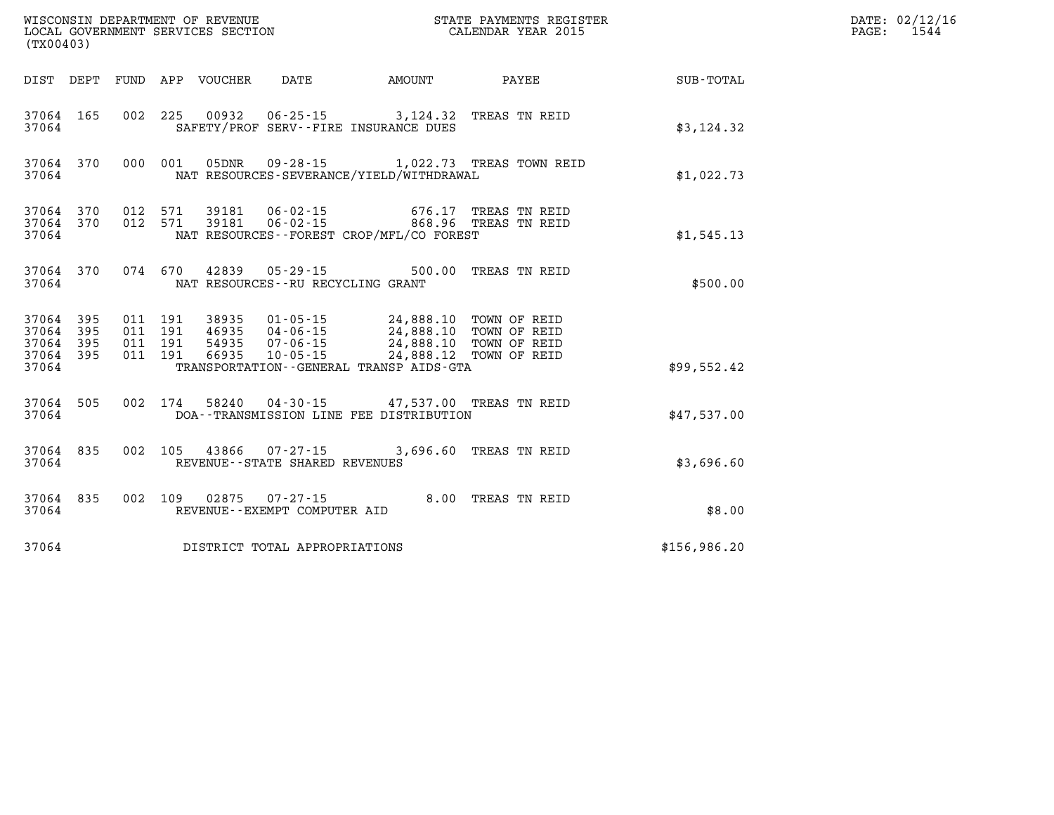WISCONSIN DEPARTMENT OF REVENUE
LOCAL GOVERNMENT SERVICES SECTION
(TX00403)

STATE PAYMENTS REGISTER
CALENDAR YEAR 2015

| DIST | DEPT | FUND | APP | VOUCHER | DATE | AMOUNT | PAYEE | SUB-TOTAL |
|---|---|---|---|---|---|---|---|---|
| 37064 | 165 | 002 | 225 | 00932 | 06-25-15 | 3,124.32 | TREAS TN REID | |
| 37064 | | | | SAFETY/PROF SERV--FIRE INSURANCE DUES | | | | $3,124.32 |
| 37064 | 370 | 000 | 001 | 05DNR | 09-28-15 | 1,022.73 | TREAS TOWN REID | |
| 37064 | | | | NAT RESOURCES-SEVERANCE/YIELD/WITHDRAWAL | | | | $1,022.73 |
| 37064 | 370 | 012 | 571 | 39181 | 06-02-15 | 676.17 | TREAS TN REID | |
| 37064 | 370 | 012 | 571 | 39181 | 06-02-15 | 868.96 | TREAS TN REID | |
| 37064 | | | | NAT RESOURCES--FOREST CROP/MFL/CO FOREST | | | | $1,545.13 |
| 37064 | 370 | 074 | 670 | 42839 | 05-29-15 | 500.00 | TREAS TN REID | |
| 37064 | | | | NAT RESOURCES--RU RECYCLING GRANT | | | | $500.00 |
| 37064 | 395 | 011 | 191 | 38935 | 01-05-15 | 24,888.10 | TOWN OF REID | |
| 37064 | 395 | 011 | 191 | 46935 | 04-06-15 | 24,888.10 | TOWN OF REID | |
| 37064 | 395 | 011 | 191 | 54935 | 07-06-15 | 24,888.10 | TOWN OF REID | |
| 37064 | 395 | 011 | 191 | 66935 | 10-05-15 | 24,888.12 | TOWN OF REID | |
| 37064 | | | | TRANSPORTATION--GENERAL TRANSP AIDS-GTA | | | | $99,552.42 |
| 37064 | 505 | 002 | 174 | 58240 | 04-30-15 | 47,537.00 | TREAS TN REID | |
| 37064 | | | | DOA--TRANSMISSION LINE FEE DISTRIBUTION | | | | $47,537.00 |
| 37064 | 835 | 002 | 105 | 43866 | 07-27-15 | 3,696.60 | TREAS TN REID | |
| 37064 | | | | REVENUE--STATE SHARED REVENUES | | | | $3,696.60 |
| 37064 | 835 | 002 | 109 | 02875 | 07-27-15 | 8.00 | TREAS TN REID | |
| 37064 | | | | REVENUE--EXEMPT COMPUTER AID | | | | $8.00 |
| 37064 | | | | DISTRICT TOTAL APPROPRIATIONS | | | | $156,986.20 |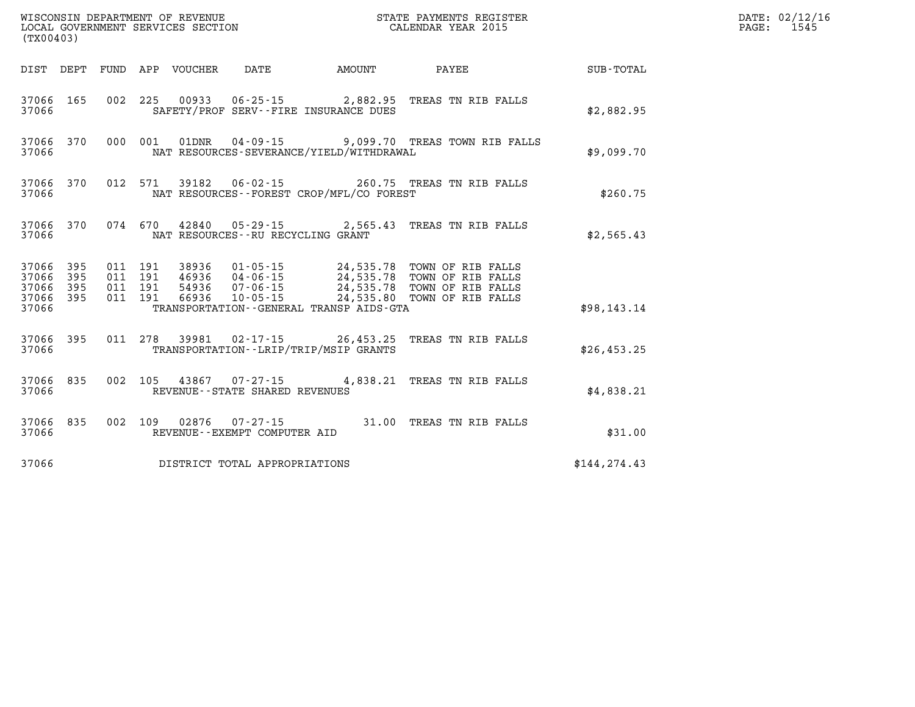WISCONSIN DEPARTMENT OF REVENUE
LOCAL GOVERNMENT SERVICES SECTION
(TX00403)

STATE PAYMENTS REGISTER
CALENDAR YEAR 2015

DATE: 02/12/16
PAGE: 1545

| DIST | DEPT | FUND | APP | VOUCHER | DATE | AMOUNT | PAYEE | SUB-TOTAL |
|---|---|---|---|---|---|---|---|---|
| 37066 | 165 | 002 | 225 | 00933 | 06-25-15 | 2,882.95 | TREAS TN RIB FALLS | |
| 37066 | | | | SAFETY/PROF SERV--FIRE INSURANCE DUES | | | | $2,882.95 |
| 37066 | 370 | 000 | 001 | 01DNR | 04-09-15 | 9,099.70 | TREAS TOWN RIB FALLS | |
| 37066 | | | | NAT RESOURCES-SEVERANCE/YIELD/WITHDRAWAL | | | | $9,099.70 |
| 37066 | 370 | 012 | 571 | 39182 | 06-02-15 | 260.75 | TREAS TN RIB FALLS | |
| 37066 | | | | NAT RESOURCES--FOREST CROP/MFL/CO FOREST | | | | $260.75 |
| 37066 | 370 | 074 | 670 | 42840 | 05-29-15 | 2,565.43 | TREAS TN RIB FALLS | |
| 37066 | | | | NAT RESOURCES--RU RECYCLING GRANT | | | | $2,565.43 |
| 37066 | 395 | 011 | 191 | 38936 | 01-05-15 | 24,535.78 | TOWN OF RIB FALLS | |
| 37066 | 395 | 011 | 191 | 46936 | 04-06-15 | 24,535.78 | TOWN OF RIB FALLS | |
| 37066 | 395 | 011 | 191 | 54936 | 07-06-15 | 24,535.78 | TOWN OF RIB FALLS | |
| 37066 | 395 | 011 | 191 | 66936 | 10-05-15 | 24,535.80 | TOWN OF RIB FALLS | |
| 37066 | | | | TRANSPORTATION--GENERAL TRANSP AIDS-GTA | | | | $98,143.14 |
| 37066 | 395 | 011 | 278 | 39981 | 02-17-15 | 26,453.25 | TREAS TN RIB FALLS | |
| 37066 | | | | TRANSPORTATION--LRIP/TRIP/MSIP GRANTS | | | | $26,453.25 |
| 37066 | 835 | 002 | 105 | 43867 | 07-27-15 | 4,838.21 | TREAS TN RIB FALLS | |
| 37066 | | | | REVENUE--STATE SHARED REVENUES | | | | $4,838.21 |
| 37066 | 835 | 002 | 109 | 02876 | 07-27-15 | 31.00 | TREAS TN RIB FALLS | |
| 37066 | | | | REVENUE--EXEMPT COMPUTER AID | | | | $31.00 |
| 37066 | | | | DISTRICT TOTAL APPROPRIATIONS | | | | $144,274.43 |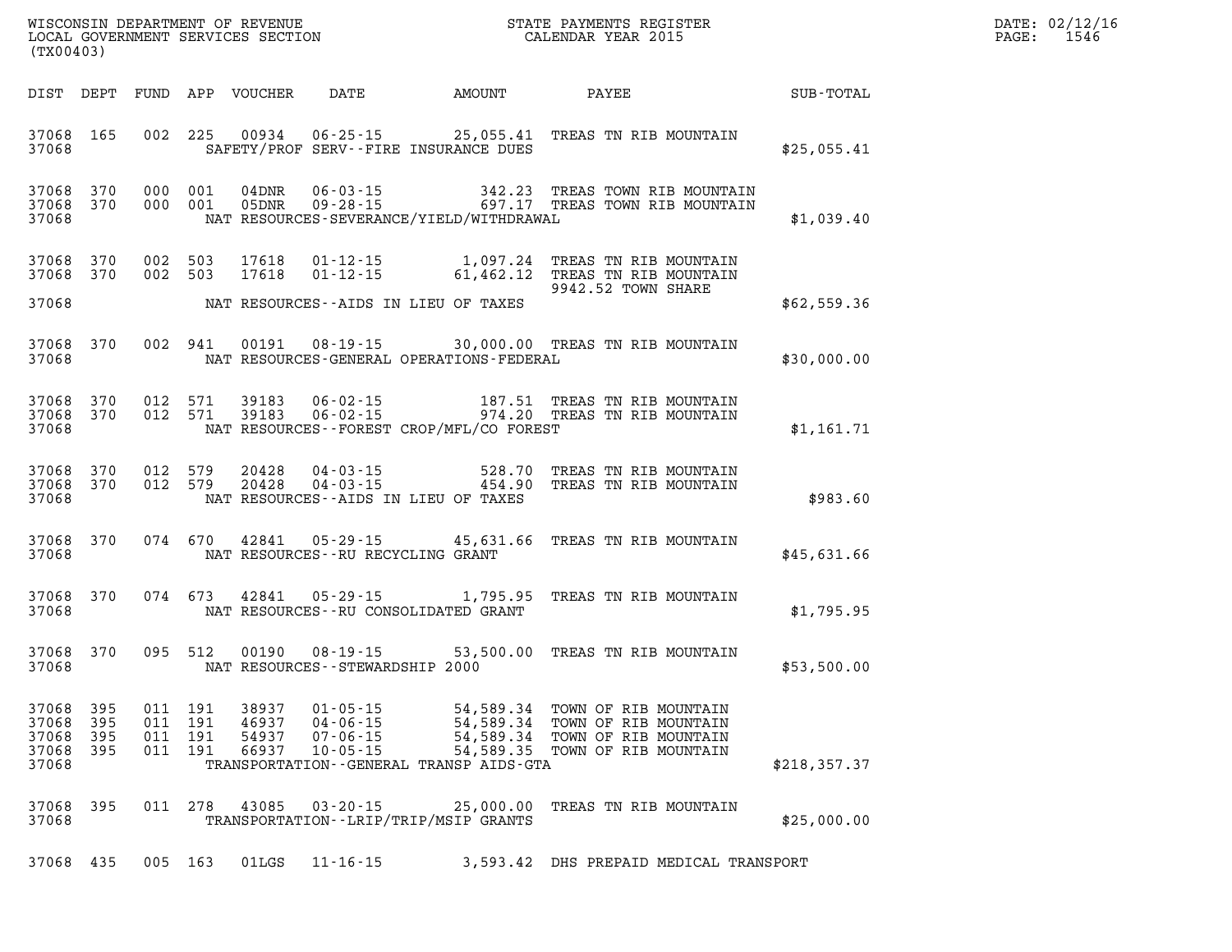| DIST | DEPT | FUND | APP | VOUCHER | DATE | AMOUNT | PAYEE | SUB-TOTAL |
|---|---|---|---|---|---|---|---|---|
| 37068 | 165 | 002 | 225 | 00934 | 06-25-15 | 25,055.41 | TREAS TN RIB MOUNTAIN | |
| 37068 | | | | | SAFETY/PROF SERV--FIRE INSURANCE DUES | | | $25,055.41 |
| 37068 | 370 | 000 | 001 | 04DNR | 06-03-15 | 342.23 | TREAS TOWN RIB MOUNTAIN | |
| 37068 | 370 | 000 | 001 | 05DNR | 09-28-15 | 697.17 | TREAS TOWN RIB MOUNTAIN | |
| 37068 | | | | | NAT RESOURCES-SEVERANCE/YIELD/WITHDRAWAL | | | $1,039.40 |
| 37068 | 370 | 002 | 503 | 17618 | 01-12-15 | 1,097.24 | TREAS TN RIB MOUNTAIN | |
| 37068 | 370 | 002 | 503 | 17618 | 01-12-15 | 61,462.12 | TREAS TN RIB MOUNTAIN | |
| | | | | | | | 9942.52 TOWN SHARE | |
| 37068 | | | | | NAT RESOURCES--AIDS IN LIEU OF TAXES | | | $62,559.36 |
| 37068 | 370 | 002 | 941 | 00191 | 08-19-15 | 30,000.00 | TREAS TN RIB MOUNTAIN | |
| 37068 | | | | | NAT RESOURCES-GENERAL OPERATIONS-FEDERAL | | | $30,000.00 |
| 37068 | 370 | 012 | 571 | 39183 | 06-02-15 | 187.51 | TREAS TN RIB MOUNTAIN | |
| 37068 | 370 | 012 | 571 | 39183 | 06-02-15 | 974.20 | TREAS TN RIB MOUNTAIN | |
| 37068 | | | | | NAT RESOURCES--FOREST CROP/MFL/CO FOREST | | | $1,161.71 |
| 37068 | 370 | 012 | 579 | 20428 | 04-03-15 | 528.70 | TREAS TN RIB MOUNTAIN | |
| 37068 | 370 | 012 | 579 | 20428 | 04-03-15 | 454.90 | TREAS TN RIB MOUNTAIN | |
| 37068 | | | | | NAT RESOURCES--AIDS IN LIEU OF TAXES | | | $983.60 |
| 37068 | 370 | 074 | 670 | 42841 | 05-29-15 | 45,631.66 | TREAS TN RIB MOUNTAIN | |
| 37068 | | | | | NAT RESOURCES--RU RECYCLING GRANT | | | $45,631.66 |
| 37068 | 370 | 074 | 673 | 42841 | 05-29-15 | 1,795.95 | TREAS TN RIB MOUNTAIN | |
| 37068 | | | | | NAT RESOURCES--RU CONSOLIDATED GRANT | | | $1,795.95 |
| 37068 | 370 | 095 | 512 | 00190 | 08-19-15 | 53,500.00 | TREAS TN RIB MOUNTAIN | |
| 37068 | | | | | NAT RESOURCES--STEWARDSHIP 2000 | | | $53,500.00 |
| 37068 | 395 | 011 | 191 | 38937 | 01-05-15 | 54,589.34 | TOWN OF RIB MOUNTAIN | |
| 37068 | 395 | 011 | 191 | 46937 | 04-06-15 | 54,589.34 | TOWN OF RIB MOUNTAIN | |
| 37068 | 395 | 011 | 191 | 54937 | 07-06-15 | 54,589.34 | TOWN OF RIB MOUNTAIN | |
| 37068 | 395 | 011 | 191 | 66937 | 10-05-15 | 54,589.35 | TOWN OF RIB MOUNTAIN | |
| 37068 | | | | | TRANSPORTATION--GENERAL TRANSP AIDS-GTA | | | $218,357.37 |
| 37068 | 395 | 011 | 278 | 43085 | 03-20-15 | 25,000.00 | TREAS TN RIB MOUNTAIN | |
| 37068 | | | | | TRANSPORTATION--LRIP/TRIP/MSIP GRANTS | | | $25,000.00 |
| 37068 | 435 | 005 | 163 | 01LGS | 11-16-15 | 3,593.42 | DHS PREPAID MEDICAL TRANSPORT | |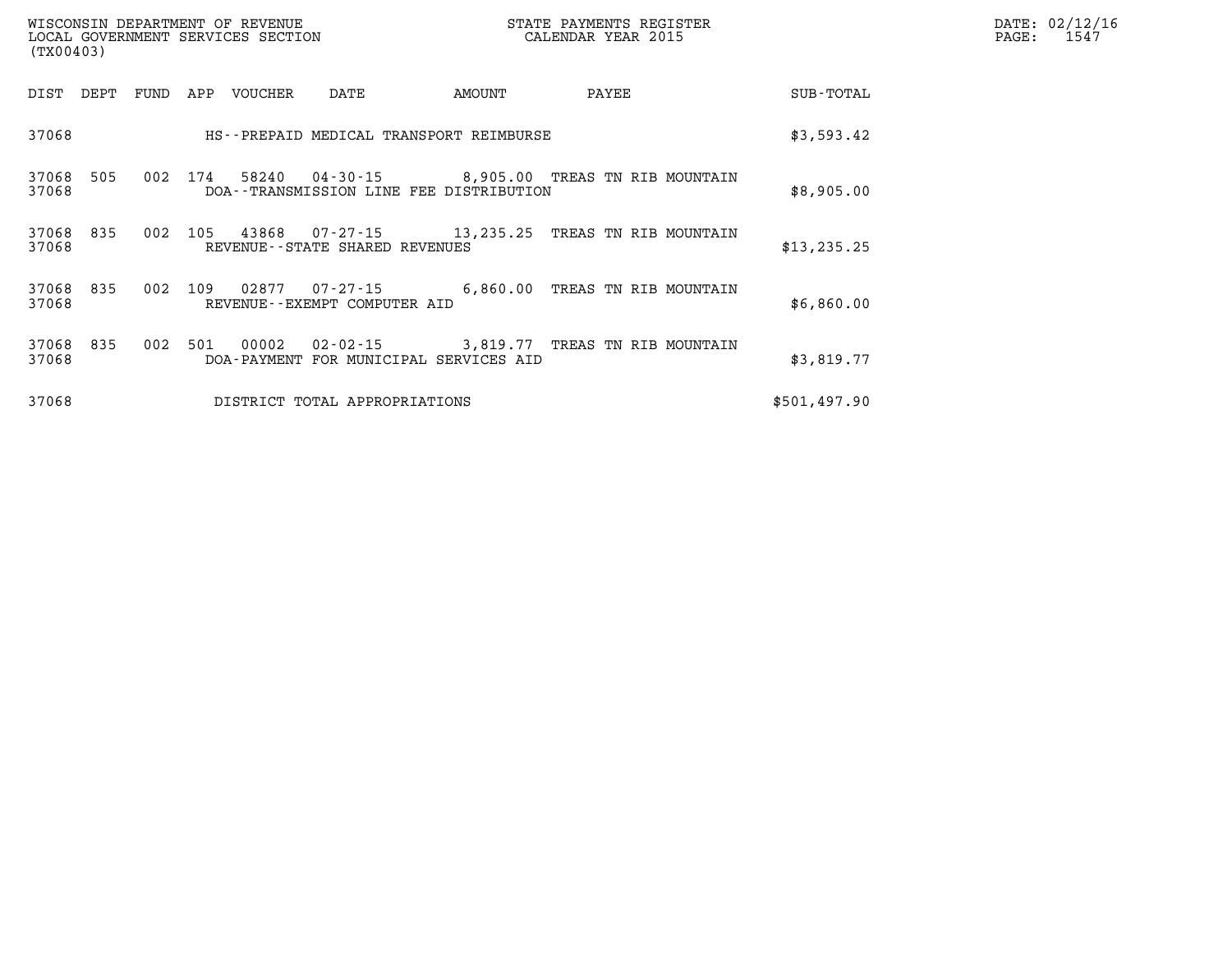| DIST | DEPT | FUND | APP | VOUCHER | DATE | AMOUNT | PAYEE | SUB-TOTAL |
|---|---|---|---|---|---|---|---|---|
| 37068 | | | | HS--PREPAID MEDICAL TRANSPORT REIMBURSE | | | | $3,593.42 |
| 37068 | 505 | 002 | 174 | 58240 | 04-30-15 | 8,905.00 | TREAS TN RIB MOUNTAIN | |
| 37068 | | | | DOA--TRANSMISSION LINE FEE DISTRIBUTION | | | | $8,905.00 |
| 37068 | 835 | 002 | 105 | 43868 | 07-27-15 | 13,235.25 | TREAS TN RIB MOUNTAIN | |
| 37068 | | | | REVENUE--STATE SHARED REVENUES | | | | $13,235.25 |
| 37068 | 835 | 002 | 109 | 02877 | 07-27-15 | 6,860.00 | TREAS TN RIB MOUNTAIN | |
| 37068 | | | | REVENUE--EXEMPT COMPUTER AID | | | | $6,860.00 |
| 37068 | 835 | 002 | 501 | 00002 | 02-02-15 | 3,819.77 | TREAS TN RIB MOUNTAIN | |
| 37068 | | | | DOA-PAYMENT FOR MUNICIPAL SERVICES AID | | | | $3,819.77 |
| 37068 | | | | DISTRICT TOTAL APPROPRIATIONS | | | | $501,497.90 |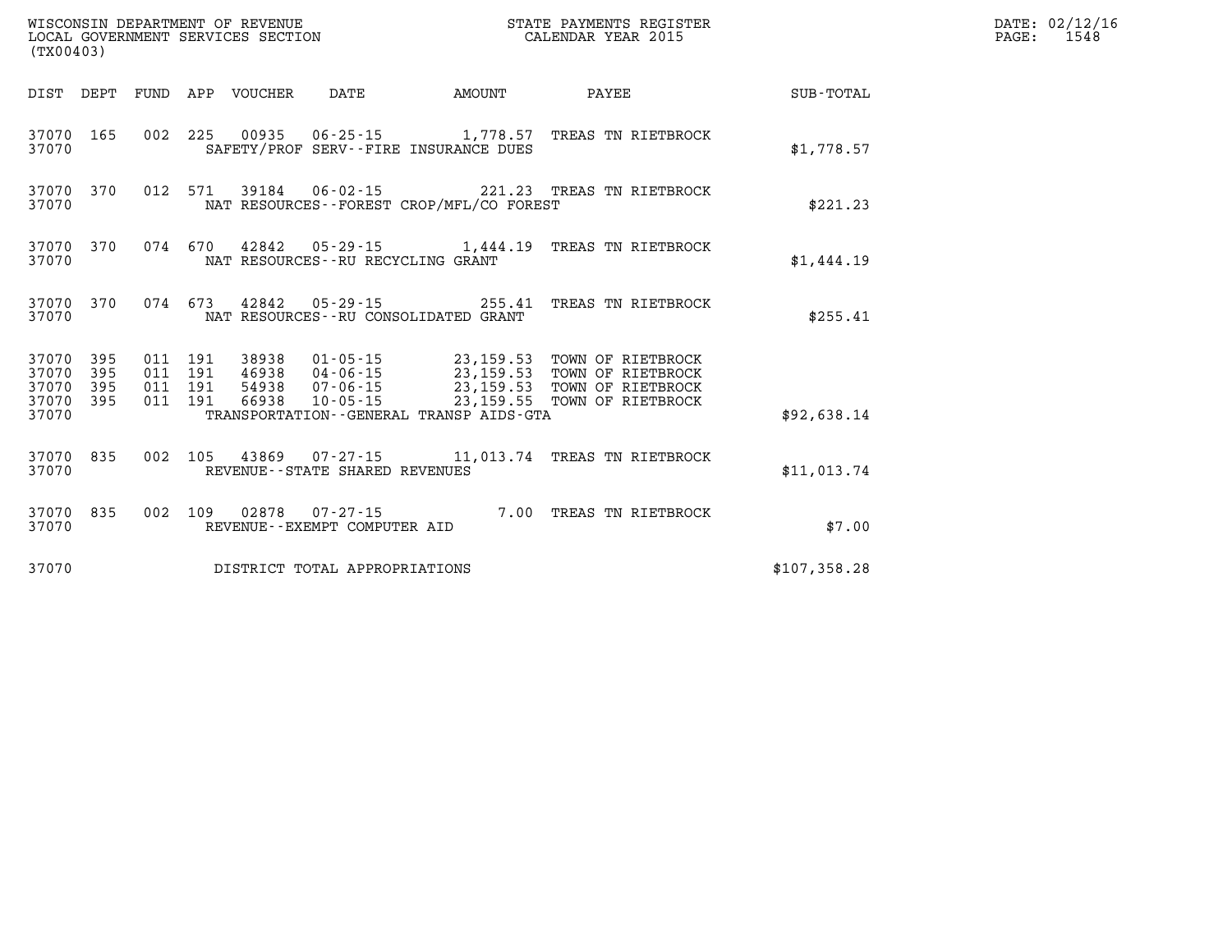WISCONSIN DEPARTMENT OF REVENUE
LOCAL GOVERNMENT SERVICES SECTION
(TX00403)

STATE PAYMENTS REGISTER
CALENDAR YEAR 2015

DATE: 02/12/16
PAGE: 1548

| DIST | DEPT | FUND | APP | VOUCHER | DATE | AMOUNT | PAYEE | SUB-TOTAL |
|---|---|---|---|---|---|---|---|---|
| 37070 | 165 | 002 | 225 | 00935 | 06-25-15 | 1,778.57 | TREAS TN RIETBROCK | |
| 37070 | | | | SAFETY/PROF SERV--FIRE INSURANCE DUES | | | | $1,778.57 |
| 37070 | 370 | 012 | 571 | 39184 | 06-02-15 | 221.23 | TREAS TN RIETBROCK | |
| 37070 | | | | NAT RESOURCES--FOREST CROP/MFL/CO FOREST | | | | $221.23 |
| 37070 | 370 | 074 | 670 | 42842 | 05-29-15 | 1,444.19 | TREAS TN RIETBROCK | |
| 37070 | | | | NAT RESOURCES--RU RECYCLING GRANT | | | | $1,444.19 |
| 37070 | 370 | 074 | 673 | 42842 | 05-29-15 | 255.41 | TREAS TN RIETBROCK | |
| 37070 | | | | NAT RESOURCES--RU CONSOLIDATED GRANT | | | | $255.41 |
| 37070 | 395 | 011 | 191 | 38938 | 01-05-15 | 23,159.53 | TOWN OF RIETBROCK | |
| 37070 | 395 | 011 | 191 | 46938 | 04-06-15 | 23,159.53 | TOWN OF RIETBROCK | |
| 37070 | 395 | 011 | 191 | 54938 | 07-06-15 | 23,159.53 | TOWN OF RIETBROCK | |
| 37070 | 395 | 011 | 191 | 66938 | 10-05-15 | 23,159.55 | TOWN OF RIETBROCK | |
| 37070 | | | | TRANSPORTATION--GENERAL TRANSP AIDS-GTA | | | | $92,638.14 |
| 37070 | 835 | 002 | 105 | 43869 | 07-27-15 | 11,013.74 | TREAS TN RIETBROCK | |
| 37070 | | | | REVENUE--STATE SHARED REVENUES | | | | $11,013.74 |
| 37070 | 835 | 002 | 109 | 02878 | 07-27-15 | 7.00 | TREAS TN RIETBROCK | |
| 37070 | | | | REVENUE--EXEMPT COMPUTER AID | | | | $7.00 |
| 37070 | | | | DISTRICT TOTAL APPROPRIATIONS | | | | $107,358.28 |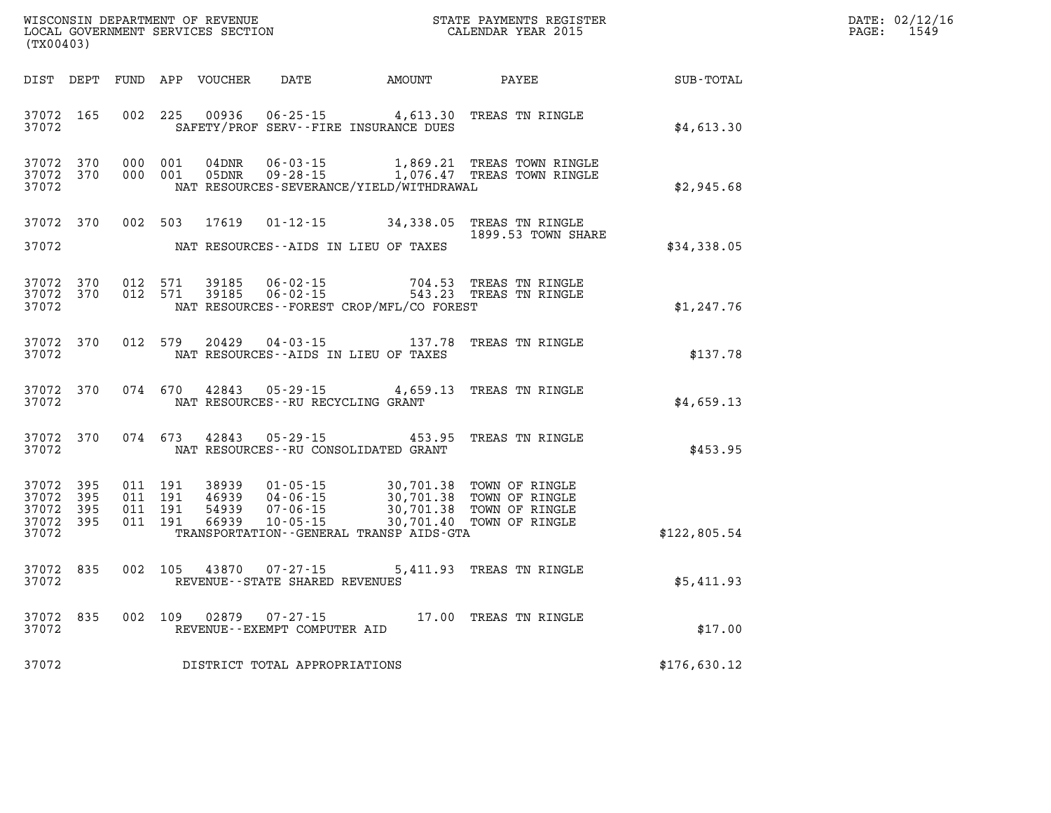WISCONSIN DEPARTMENT OF REVENUE
LOCAL GOVERNMENT SERVICES SECTION
(TX00403)

STATE PAYMENTS REGISTER
CALENDAR YEAR 2015

DATE: 02/12/16

| DIST | DEPT | FUND | APP | VOUCHER | DATE | AMOUNT | PAYEE | SUB-TOTAL |
|---|---|---|---|---|---|---|---|---|
| 37072 | 165 | 002 | 225 | 00936 | 06-25-15 | 4,613.30 | TREAS TN RINGLE | |
| 37072 | | | | | SAFETY/PROF SERV--FIRE INSURANCE DUES | | | $4,613.30 |
| 37072 | 370 | 000 | 001 | 04DNR | 06-03-15 | 1,869.21 | TREAS TOWN RINGLE | |
| 37072 | 370 | 000 | 001 | 05DNR | 09-28-15 | 1,076.47 | TREAS TOWN RINGLE | |
| 37072 | | | | | NAT RESOURCES-SEVERANCE/YIELD/WITHDRAWAL | | | $2,945.68 |
| 37072 | 370 | 002 | 503 | 17619 | 01-12-15 | 34,338.05 | TREAS TN RINGLE 1899.53 TOWN SHARE | |
| 37072 | | | | | NAT RESOURCES--AIDS IN LIEU OF TAXES | | | $34,338.05 |
| 37072 | 370 | 012 | 571 | 39185 | 06-02-15 | 704.53 | TREAS TN RINGLE | |
| 37072 | 370 | 012 | 571 | 39185 | 06-02-15 | 543.23 | TREAS TN RINGLE | |
| 37072 | | | | | NAT RESOURCES--FOREST CROP/MFL/CO FOREST | | | $1,247.76 |
| 37072 | 370 | 012 | 579 | 20429 | 04-03-15 | 137.78 | TREAS TN RINGLE | |
| 37072 | | | | | NAT RESOURCES--AIDS IN LIEU OF TAXES | | | $137.78 |
| 37072 | 370 | 074 | 670 | 42843 | 05-29-15 | 4,659.13 | TREAS TN RINGLE | |
| 37072 | | | | | NAT RESOURCES--RU RECYCLING GRANT | | | $4,659.13 |
| 37072 | 370 | 074 | 673 | 42843 | 05-29-15 | 453.95 | TREAS TN RINGLE | |
| 37072 | | | | | NAT RESOURCES--RU CONSOLIDATED GRANT | | | $453.95 |
| 37072 | 395 | 011 | 191 | 38939 | 01-05-15 | 30,701.38 | TOWN OF RINGLE | |
| 37072 | 395 | 011 | 191 | 46939 | 04-06-15 | 30,701.38 | TOWN OF RINGLE | |
| 37072 | 395 | 011 | 191 | 54939 | 07-06-15 | 30,701.38 | TOWN OF RINGLE | |
| 37072 | 395 | 011 | 191 | 66939 | 10-05-15 | 30,701.40 | TOWN OF RINGLE | |
| 37072 | | | | | TRANSPORTATION--GENERAL TRANSP AIDS-GTA | | | $122,805.54 |
| 37072 | 835 | 002 | 105 | 43870 | 07-27-15 | 5,411.93 | TREAS TN RINGLE | |
| 37072 | | | | | REVENUE--STATE SHARED REVENUES | | | $5,411.93 |
| 37072 | 835 | 002 | 109 | 02879 | 07-27-15 | 17.00 | TREAS TN RINGLE | |
| 37072 | | | | | REVENUE--EXEMPT COMPUTER AID | | | $17.00 |
| 37072 | | | | | DISTRICT TOTAL APPROPRIATIONS | | | $176,630.12 |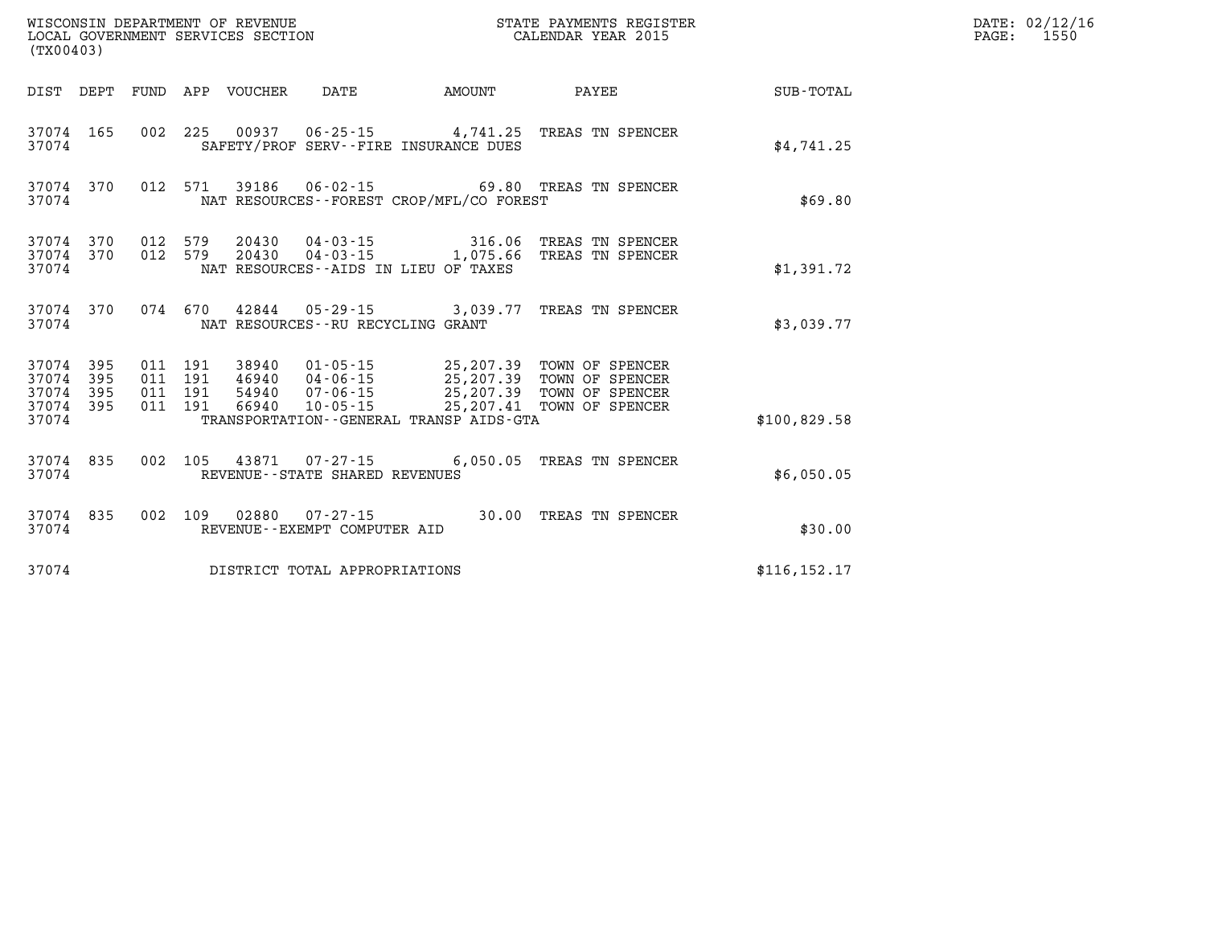WISCONSIN DEPARTMENT OF REVENUE
LOCAL GOVERNMENT SERVICES SECTION
(TX00403)

STATE PAYMENTS REGISTER
CALENDAR YEAR 2015

DATE: 02/12/16
PAGE: 1550

| DIST | DEPT | FUND | APP | VOUCHER | DATE | AMOUNT | PAYEE | SUB-TOTAL |
|---|---|---|---|---|---|---|---|---|
| 37074 | 165 | 002 | 225 | 00937 | 06-25-15 | 4,741.25 | TREAS TN SPENCER | |
| 37074 | | | | | SAFETY/PROF SERV--FIRE INSURANCE DUES | | | $4,741.25 |
| 37074 | 370 | 012 | 571 | 39186 | 06-02-15 | 69.80 | TREAS TN SPENCER | |
| 37074 | | | | | NAT RESOURCES--FOREST CROP/MFL/CO FOREST | | | $69.80 |
| 37074 | 370 | 012 | 579 | 20430 | 04-03-15 | 316.06 | TREAS TN SPENCER | |
| 37074 | 370 | 012 | 579 | 20430 | 04-03-15 | 1,075.66 | TREAS TN SPENCER | |
| 37074 | | | | | NAT RESOURCES--AIDS IN LIEU OF TAXES | | | $1,391.72 |
| 37074 | 370 | 074 | 670 | 42844 | 05-29-15 | 3,039.77 | TREAS TN SPENCER | |
| 37074 | | | | | NAT RESOURCES--RU RECYCLING GRANT | | | $3,039.77 |
| 37074 | 395 | 011 | 191 | 38940 | 01-05-15 | 25,207.39 | TOWN OF SPENCER | |
| 37074 | 395 | 011 | 191 | 46940 | 04-06-15 | 25,207.39 | TOWN OF SPENCER | |
| 37074 | 395 | 011 | 191 | 54940 | 07-06-15 | 25,207.39 | TOWN OF SPENCER | |
| 37074 | 395 | 011 | 191 | 66940 | 10-05-15 | 25,207.41 | TOWN OF SPENCER | |
| 37074 | | | | | TRANSPORTATION--GENERAL TRANSP AIDS-GTA | | | $100,829.58 |
| 37074 | 835 | 002 | 105 | 43871 | 07-27-15 | 6,050.05 | TREAS TN SPENCER | |
| 37074 | | | | | REVENUE--STATE SHARED REVENUES | | | $6,050.05 |
| 37074 | 835 | 002 | 109 | 02880 | 07-27-15 | 30.00 | TREAS TN SPENCER | |
| 37074 | | | | | REVENUE--EXEMPT COMPUTER AID | | | $30.00 |
| 37074 | | | | | DISTRICT TOTAL APPROPRIATIONS | | | $116,152.17 |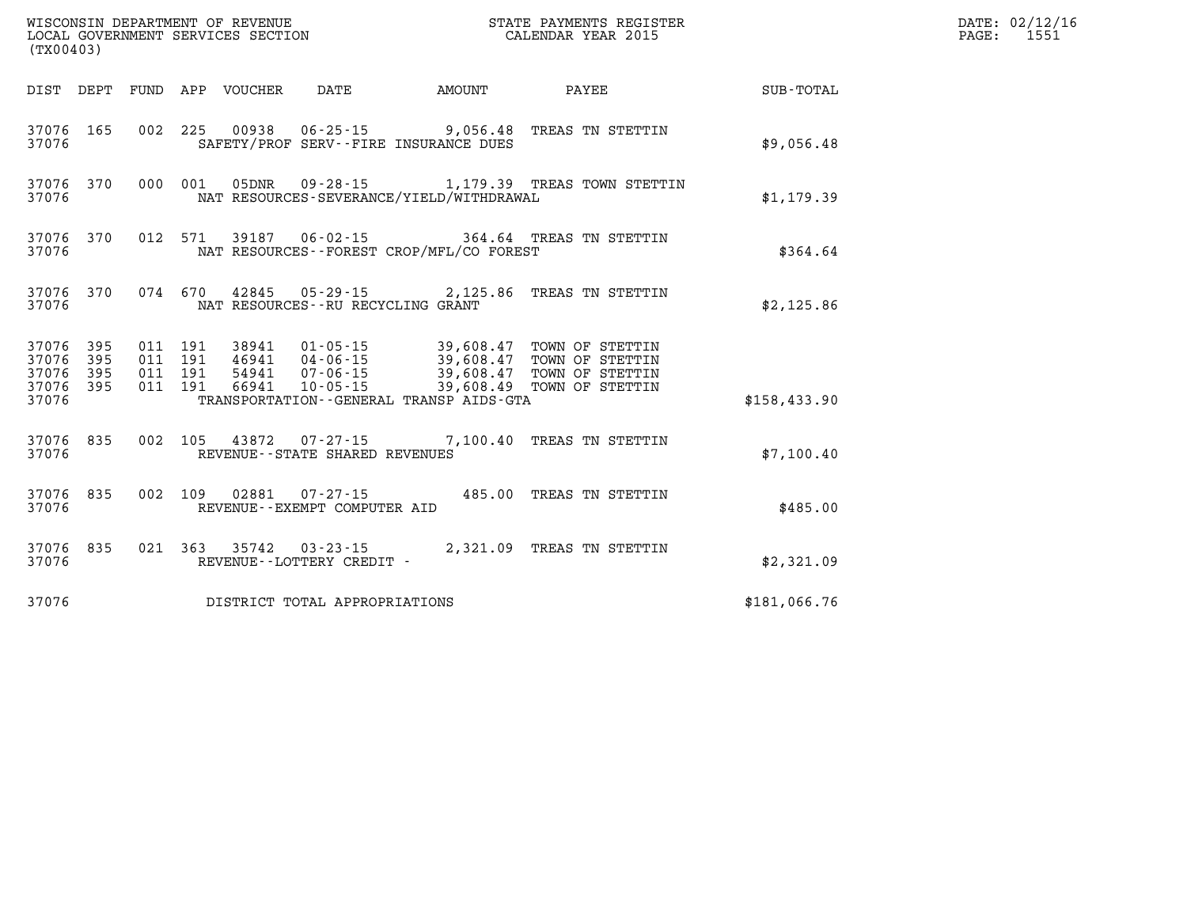WISCONSIN DEPARTMENT OF REVENUE
LOCAL GOVERNMENT SERVICES SECTION
(TX00403)

STATE PAYMENTS REGISTER
CALENDAR YEAR 2015

DATE: 02/12/16
PAGE: 1551

| DIST | DEPT | FUND | APP | VOUCHER | DATE | AMOUNT | PAYEE | SUB-TOTAL |
|---|---|---|---|---|---|---|---|---|
| 37076 | 165 | 002 | 225 | 00938 | 06-25-15 | 9,056.48 | TREAS TN STETTIN | |
| 37076 | | | | SAFETY/PROF SERV--FIRE INSURANCE DUES | | | | $9,056.48 |
| 37076 | 370 | 000 | 001 | 05DNR | 09-28-15 | 1,179.39 | TREAS TOWN STETTIN | |
| 37076 | | | | NAT RESOURCES-SEVERANCE/YIELD/WITHDRAWAL | | | | $1,179.39 |
| 37076 | 370 | 012 | 571 | 39187 | 06-02-15 | 364.64 | TREAS TN STETTIN | |
| 37076 | | | | NAT RESOURCES--FOREST CROP/MFL/CO FOREST | | | | $364.64 |
| 37076 | 370 | 074 | 670 | 42845 | 05-29-15 | 2,125.86 | TREAS TN STETTIN | |
| 37076 | | | | NAT RESOURCES--RU RECYCLING GRANT | | | | $2,125.86 |
| 37076 | 395 | 011 | 191 | 38941 | 01-05-15 | 39,608.47 | TOWN OF STETTIN | |
| 37076 | 395 | 011 | 191 | 46941 | 04-06-15 | 39,608.47 | TOWN OF STETTIN | |
| 37076 | 395 | 011 | 191 | 54941 | 07-06-15 | 39,608.47 | TOWN OF STETTIN | |
| 37076 | 395 | 011 | 191 | 66941 | 10-05-15 | 39,608.49 | TOWN OF STETTIN | |
| 37076 | | | | TRANSPORTATION--GENERAL TRANSP AIDS-GTA | | | | $158,433.90 |
| 37076 | 835 | 002 | 105 | 43872 | 07-27-15 | 7,100.40 | TREAS TN STETTIN | |
| 37076 | | | | REVENUE--STATE SHARED REVENUES | | | | $7,100.40 |
| 37076 | 835 | 002 | 109 | 02881 | 07-27-15 | 485.00 | TREAS TN STETTIN | |
| 37076 | | | | REVENUE--EXEMPT COMPUTER AID | | | | $485.00 |
| 37076 | 835 | 021 | 363 | 35742 | 03-23-15 | 2,321.09 | TREAS TN STETTIN | |
| 37076 | | | | REVENUE--LOTTERY CREDIT - | | | | $2,321.09 |
| 37076 | | | | DISTRICT TOTAL APPROPRIATIONS | | | | $181,066.76 |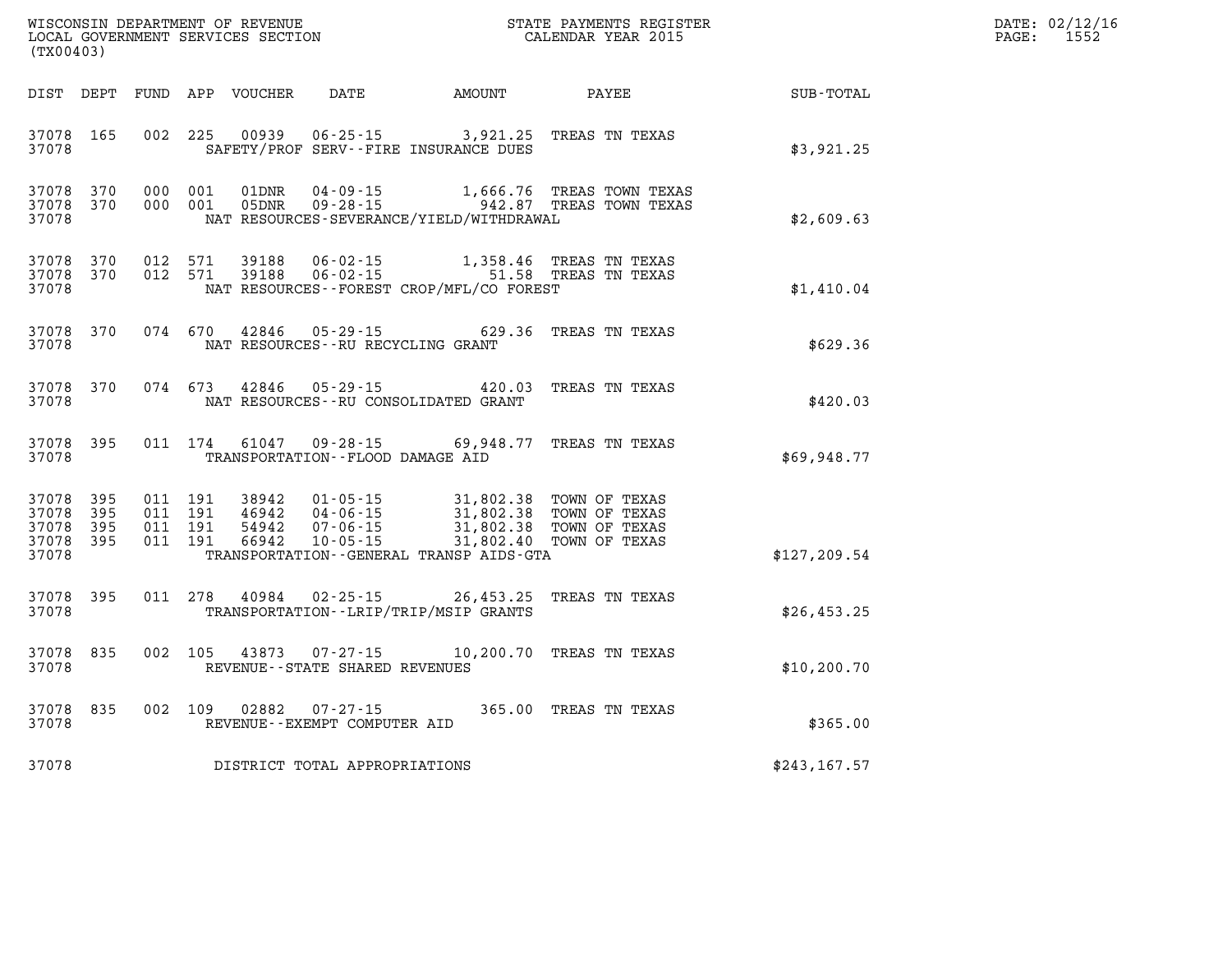WISCONSIN DEPARTMENT OF REVENUE
LOCAL GOVERNMENT SERVICES SECTION
(TX00403)

STATE PAYMENTS REGISTER
CALENDAR YEAR 2015

DATE: 02/12/16
PAGE: 1552

| DIST | DEPT | FUND | APP | VOUCHER | DATE | AMOUNT | PAYEE | SUB-TOTAL |
|---|---|---|---|---|---|---|---|---|
| 37078 | 165 | 002 | 225 | 00939 | 06-25-15 | 3,921.25 | TREAS TN TEXAS | |
| 37078 | | | | | SAFETY/PROF SERV--FIRE INSURANCE DUES | | | $3,921.25 |
| 37078 | 370 | 000 | 001 | 01DNR | 04-09-15 | 1,666.76 | TREAS TOWN TEXAS | |
| 37078 | 370 | 000 | 001 | 05DNR | 09-28-15 | 942.87 | TREAS TOWN TEXAS | |
| 37078 | | | | | NAT RESOURCES-SEVERANCE/YIELD/WITHDRAWAL | | | $2,609.63 |
| 37078 | 370 | 012 | 571 | 39188 | 06-02-15 | 1,358.46 | TREAS TN TEXAS | |
| 37078 | 370 | 012 | 571 | 39188 | 06-02-15 | 51.58 | TREAS TN TEXAS | |
| 37078 | | | | | NAT RESOURCES--FOREST CROP/MFL/CO FOREST | | | $1,410.04 |
| 37078 | 370 | 074 | 670 | 42846 | 05-29-15 | 629.36 | TREAS TN TEXAS | |
| 37078 | | | | | NAT RESOURCES--RU RECYCLING GRANT | | | $629.36 |
| 37078 | 370 | 074 | 673 | 42846 | 05-29-15 | 420.03 | TREAS TN TEXAS | |
| 37078 | | | | | NAT RESOURCES--RU CONSOLIDATED GRANT | | | $420.03 |
| 37078 | 395 | 011 | 174 | 61047 | 09-28-15 | 69,948.77 | TREAS TN TEXAS | |
| 37078 | | | | | TRANSPORTATION--FLOOD DAMAGE AID | | | $69,948.77 |
| 37078 | 395 | 011 | 191 | 38942 | 01-05-15 | 31,802.38 | TOWN OF TEXAS | |
| 37078 | 395 | 011 | 191 | 46942 | 04-06-15 | 31,802.38 | TOWN OF TEXAS | |
| 37078 | 395 | 011 | 191 | 54942 | 07-06-15 | 31,802.38 | TOWN OF TEXAS | |
| 37078 | 395 | 011 | 191 | 66942 | 10-05-15 | 31,802.40 | TOWN OF TEXAS | |
| 37078 | | | | | TRANSPORTATION--GENERAL TRANSP AIDS-GTA | | | $127,209.54 |
| 37078 | 395 | 011 | 278 | 40984 | 02-25-15 | 26,453.25 | TREAS TN TEXAS | |
| 37078 | | | | | TRANSPORTATION--LRIP/TRIP/MSIP GRANTS | | | $26,453.25 |
| 37078 | 835 | 002 | 105 | 43873 | 07-27-15 | 10,200.70 | TREAS TN TEXAS | |
| 37078 | | | | | REVENUE--STATE SHARED REVENUES | | | $10,200.70 |
| 37078 | 835 | 002 | 109 | 02882 | 07-27-15 | 365.00 | TREAS TN TEXAS | |
| 37078 | | | | | REVENUE--EXEMPT COMPUTER AID | | | $365.00 |
| 37078 | | | | | DISTRICT TOTAL APPROPRIATIONS | | | $243,167.57 |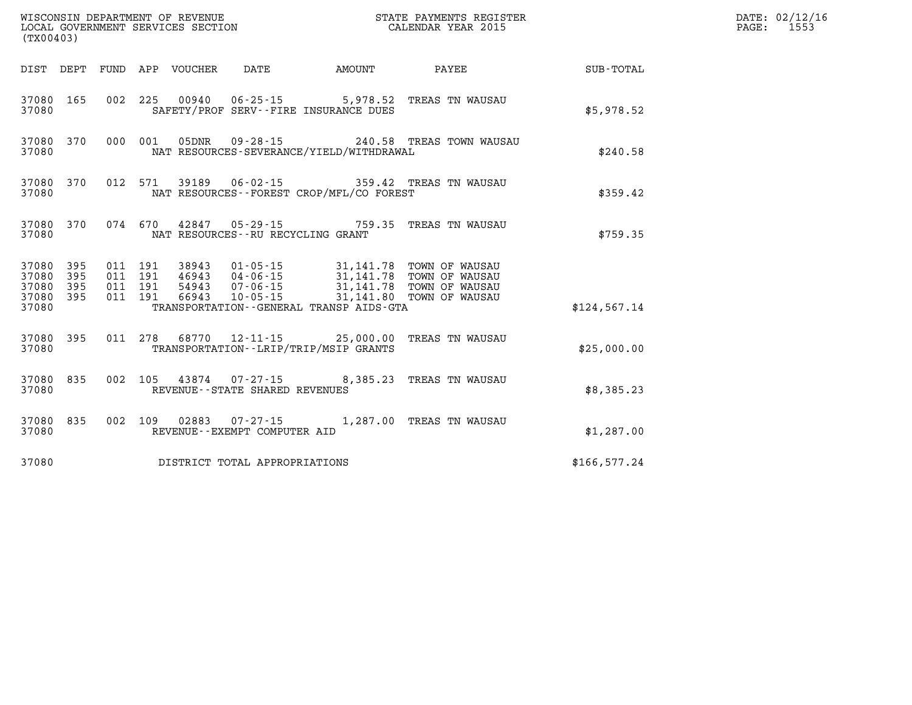WISCONSIN DEPARTMENT OF REVENUE
LOCAL GOVERNMENT SERVICES SECTION
(TX00403)

STATE PAYMENTS REGISTER
CALENDAR YEAR 2015

DATE: 02/12/16

| DIST | DEPT | FUND | APP | VOUCHER | DATE | AMOUNT | PAYEE | SUB-TOTAL |
|---|---|---|---|---|---|---|---|---|
| 37080 | 165 | 002 | 225 | 00940 | 06-25-15 | 5,978.52 | TREAS TN WAUSAU | |
| 37080 | | | | SAFETY/PROF SERV--FIRE INSURANCE DUES | | | | $5,978.52 |
| 37080 | 370 | 000 | 001 | 05DNR | 09-28-15 | 240.58 | TREAS TOWN WAUSAU | |
| 37080 | | | | NAT RESOURCES-SEVERANCE/YIELD/WITHDRAWAL | | | | $240.58 |
| 37080 | 370 | 012 | 571 | 39189 | 06-02-15 | 359.42 | TREAS TN WAUSAU | |
| 37080 | | | | NAT RESOURCES--FOREST CROP/MFL/CO FOREST | | | | $359.42 |
| 37080 | 370 | 074 | 670 | 42847 | 05-29-15 | 759.35 | TREAS TN WAUSAU | |
| 37080 | | | | NAT RESOURCES--RU RECYCLING GRANT | | | | $759.35 |
| 37080 | 395 | 011 | 191 | 38943 | 01-05-15 | 31,141.78 | TOWN OF WAUSAU | |
| 37080 | 395 | 011 | 191 | 46943 | 04-06-15 | 31,141.78 | TOWN OF WAUSAU | |
| 37080 | 395 | 011 | 191 | 54943 | 07-06-15 | 31,141.78 | TOWN OF WAUSAU | |
| 37080 | 395 | 011 | 191 | 66943 | 10-05-15 | 31,141.80 | TOWN OF WAUSAU | |
| 37080 | | | | TRANSPORTATION--GENERAL TRANSP AIDS-GTA | | | | $124,567.14 |
| 37080 | 395 | 011 | 278 | 68770 | 12-11-15 | 25,000.00 | TREAS TN WAUSAU | |
| 37080 | | | | TRANSPORTATION--LRIP/TRIP/MSIP GRANTS | | | | $25,000.00 |
| 37080 | 835 | 002 | 105 | 43874 | 07-27-15 | 8,385.23 | TREAS TN WAUSAU | |
| 37080 | | | | REVENUE--STATE SHARED REVENUES | | | | $8,385.23 |
| 37080 | 835 | 002 | 109 | 02883 | 07-27-15 | 1,287.00 | TREAS TN WAUSAU | |
| 37080 | | | | REVENUE--EXEMPT COMPUTER AID | | | | $1,287.00 |
| 37080 | | | | DISTRICT TOTAL APPROPRIATIONS | | | | $166,577.24 |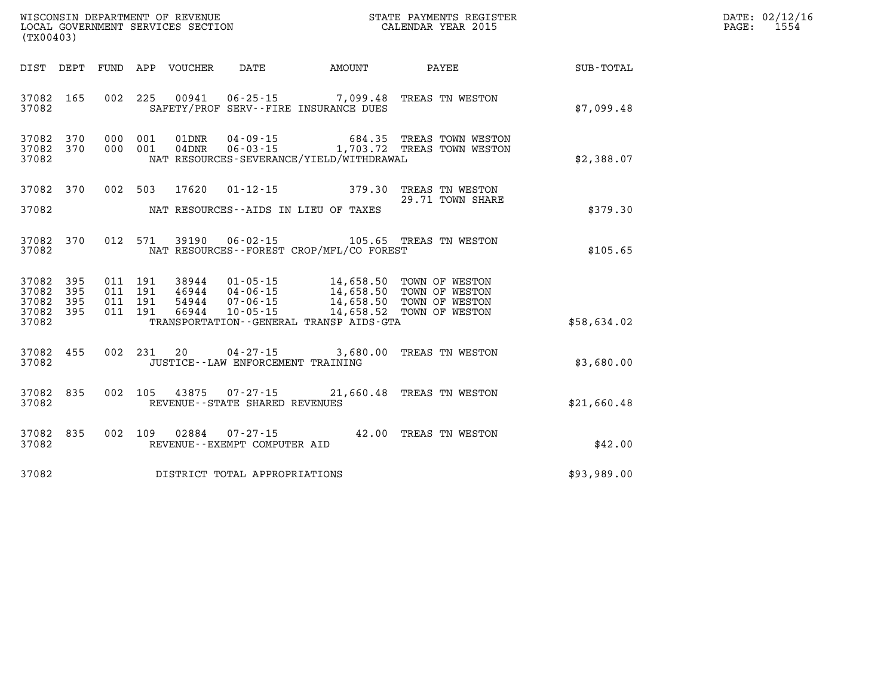WISCONSIN DEPARTMENT OF REVENUE
LOCAL GOVERNMENT SERVICES SECTION
(TX00403)

STATE PAYMENTS REGISTER
CALENDAR YEAR 2015

DATE: 02/12/16
PAGE: 1554

| DIST | DEPT | FUND | APP | VOUCHER | DATE | AMOUNT | PAYEE | SUB-TOTAL |
|---|---|---|---|---|---|---|---|---|
| 37082 | 165 | 002 | 225 | 00941 | 06-25-15 | 7,099.48 | TREAS TN WESTON | |
| 37082 | | | | | SAFETY/PROF SERV--FIRE INSURANCE DUES | | | $7,099.48 |
| 37082 | 370 | 000 | 001 | 01DNR | 04-09-15 | 684.35 | TREAS TOWN WESTON | |
| 37082 | 370 | 000 | 001 | 04DNR | 06-03-15 | 1,703.72 | TREAS TOWN WESTON | |
| 37082 | | | | | NAT RESOURCES-SEVERANCE/YIELD/WITHDRAWAL | | | $2,388.07 |
| 37082 | 370 | 002 | 503 | 17620 | 01-12-15 | 379.30 | TREAS TN WESTON | |
| | | | | | | | 29.71 TOWN SHARE | |
| 37082 | | | | | NAT RESOURCES--AIDS IN LIEU OF TAXES | | | $379.30 |
| 37082 | 370 | 012 | 571 | 39190 | 06-02-15 | 105.65 | TREAS TN WESTON | |
| 37082 | | | | | NAT RESOURCES--FOREST CROP/MFL/CO FOREST | | | $105.65 |
| 37082 | 395 | 011 | 191 | 38944 | 01-05-15 | 14,658.50 | TOWN OF WESTON | |
| 37082 | 395 | 011 | 191 | 46944 | 04-06-15 | 14,658.50 | TOWN OF WESTON | |
| 37082 | 395 | 011 | 191 | 54944 | 07-06-15 | 14,658.50 | TOWN OF WESTON | |
| 37082 | 395 | 011 | 191 | 66944 | 10-05-15 | 14,658.52 | TOWN OF WESTON | |
| 37082 | | | | | TRANSPORTATION--GENERAL TRANSP AIDS-GTA | | | $58,634.02 |
| 37082 | 455 | 002 | 231 | 20 | 04-27-15 | 3,680.00 | TREAS TN WESTON | |
| 37082 | | | | | JUSTICE--LAW ENFORCEMENT TRAINING | | | $3,680.00 |
| 37082 | 835 | 002 | 105 | 43875 | 07-27-15 | 21,660.48 | TREAS TN WESTON | |
| 37082 | | | | | REVENUE--STATE SHARED REVENUES | | | $21,660.48 |
| 37082 | 835 | 002 | 109 | 02884 | 07-27-15 | 42.00 | TREAS TN WESTON | |
| 37082 | | | | | REVENUE--EXEMPT COMPUTER AID | | | $42.00 |
| 37082 | | | | | DISTRICT TOTAL APPROPRIATIONS | | | $93,989.00 |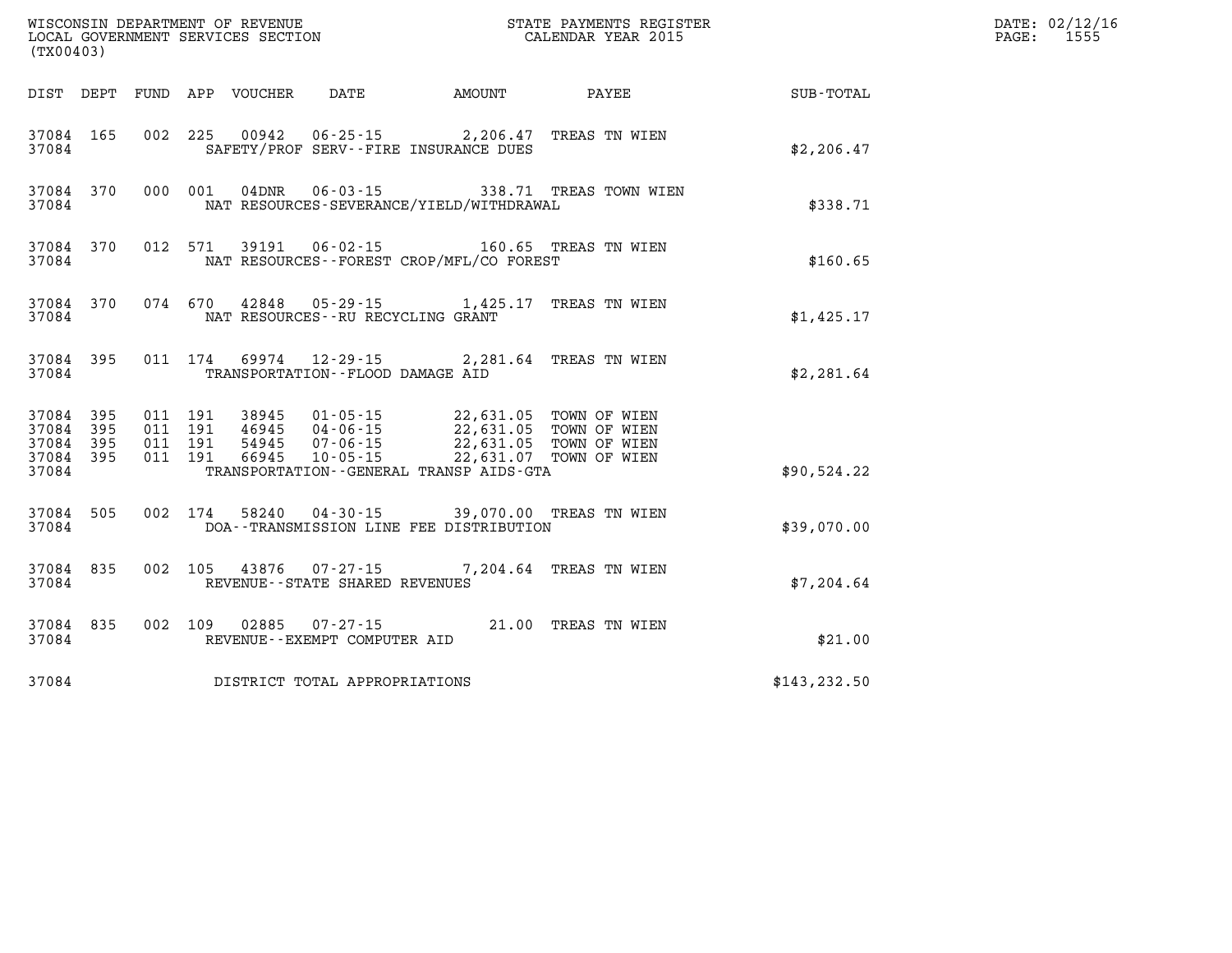WISCONSIN DEPARTMENT OF REVENUE
LOCAL GOVERNMENT SERVICES SECTION
(TX00403)

STATE PAYMENTS REGISTER
CALENDAR YEAR 2015

DATE: 02/12/16
PAGE: 1555

| DIST | DEPT | FUND | APP | VOUCHER | DATE | AMOUNT | PAYEE | SUB-TOTAL |
|---|---|---|---|---|---|---|---|---|
| 37084 | 165 | 002 | 225 | 00942 | 06-25-15 | 2,206.47 | TREAS TN WIEN | |
| 37084 | | | | SAFETY/PROF SERV--FIRE INSURANCE DUES | | | | $2,206.47 |
| 37084 | 370 | 000 | 001 | 04DNR | 06-03-15 | 338.71 | TREAS TOWN WIEN | |
| 37084 | | | | NAT RESOURCES-SEVERANCE/YIELD/WITHDRAWAL | | | | $338.71 |
| 37084 | 370 | 012 | 571 | 39191 | 06-02-15 | 160.65 | TREAS TN WIEN | |
| 37084 | | | | NAT RESOURCES--FOREST CROP/MFL/CO FOREST | | | | $160.65 |
| 37084 | 370 | 074 | 670 | 42848 | 05-29-15 | 1,425.17 | TREAS TN WIEN | |
| 37084 | | | | NAT RESOURCES--RU RECYCLING GRANT | | | | $1,425.17 |
| 37084 | 395 | 011 | 174 | 69974 | 12-29-15 | 2,281.64 | TREAS TN WIEN | |
| 37084 | | | | TRANSPORTATION--FLOOD DAMAGE AID | | | | $2,281.64 |
| 37084 | 395 | 011 | 191 | 38945 | 01-05-15 | 22,631.05 | TOWN OF WIEN | |
| 37084 | 395 | 011 | 191 | 46945 | 04-06-15 | 22,631.05 | TOWN OF WIEN | |
| 37084 | 395 | 011 | 191 | 54945 | 07-06-15 | 22,631.05 | TOWN OF WIEN | |
| 37084 | 395 | 011 | 191 | 66945 | 10-05-15 | 22,631.07 | TOWN OF WIEN | |
| 37084 | | | | TRANSPORTATION--GENERAL TRANSP AIDS-GTA | | | | $90,524.22 |
| 37084 | 505 | 002 | 174 | 58240 | 04-30-15 | 39,070.00 | TREAS TN WIEN | |
| 37084 | | | | DOA--TRANSMISSION LINE FEE DISTRIBUTION | | | | $39,070.00 |
| 37084 | 835 | 002 | 105 | 43876 | 07-27-15 | 7,204.64 | TREAS TN WIEN | |
| 37084 | | | | REVENUE--STATE SHARED REVENUES | | | | $7,204.64 |
| 37084 | 835 | 002 | 109 | 02885 | 07-27-15 | 21.00 | TREAS TN WIEN | |
| 37084 | | | | REVENUE--EXEMPT COMPUTER AID | | | | $21.00 |
| 37084 | | | | DISTRICT TOTAL APPROPRIATIONS | | | | $143,232.50 |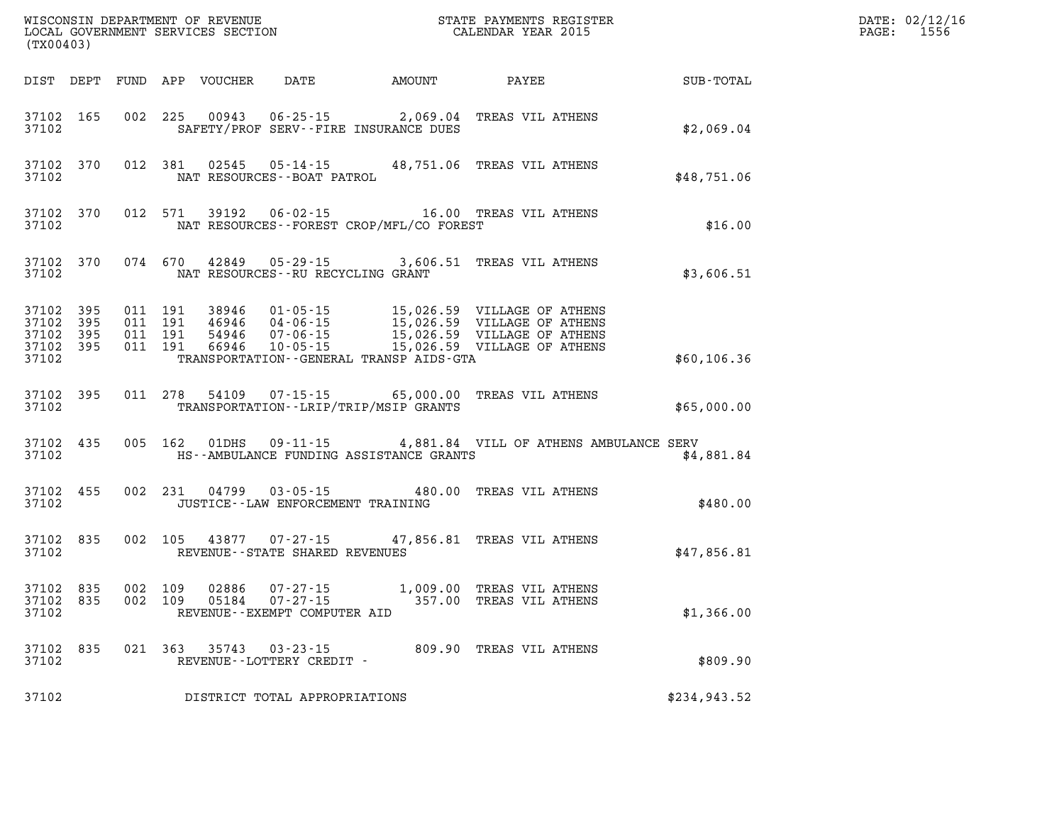WISCONSIN DEPARTMENT OF REVENUE
LOCAL GOVERNMENT SERVICES SECTION
(TX00403)

STATE PAYMENTS REGISTER
CALENDAR YEAR 2015

DATE: 02/12/16
PAGE: 1556

| DIST | DEPT | FUND | APP | VOUCHER | DATE | AMOUNT | PAYEE | SUB-TOTAL |
|---|---|---|---|---|---|---|---|---|
| 37102 | 165 | 002 | 225 | 00943 | 06-25-15 | 2,069.04 | TREAS VIL ATHENS | |
| 37102 | | | | SAFETY/PROF SERV--FIRE INSURANCE DUES | | | | $2,069.04 |
| 37102 | 370 | 012 | 381 | 02545 | 05-14-15 | 48,751.06 | TREAS VIL ATHENS | |
| 37102 | | | | NAT RESOURCES--BOAT PATROL | | | | $48,751.06 |
| 37102 | 370 | 012 | 571 | 39192 | 06-02-15 | 16.00 | TREAS VIL ATHENS | |
| 37102 | | | | NAT RESOURCES--FOREST CROP/MFL/CO FOREST | | | | $16.00 |
| 37102 | 370 | 074 | 670 | 42849 | 05-29-15 | 3,606.51 | TREAS VIL ATHENS | |
| 37102 | | | | NAT RESOURCES--RU RECYCLING GRANT | | | | $3,606.51 |
| 37102 | 395 | 011 | 191 | 38946 | 01-05-15 | 15,026.59 | VILLAGE OF ATHENS | |
| 37102 | 395 | 011 | 191 | 46946 | 04-06-15 | 15,026.59 | VILLAGE OF ATHENS | |
| 37102 | 395 | 011 | 191 | 54946 | 07-06-15 | 15,026.59 | VILLAGE OF ATHENS | |
| 37102 | 395 | 011 | 191 | 66946 | 10-05-15 | 15,026.59 | VILLAGE OF ATHENS | |
| 37102 | | | | TRANSPORTATION--GENERAL TRANSP AIDS-GTA | | | | $60,106.36 |
| 37102 | 395 | 011 | 278 | 54109 | 07-15-15 | 65,000.00 | TREAS VIL ATHENS | |
| 37102 | | | | TRANSPORTATION--LRIP/TRIP/MSIP GRANTS | | | | $65,000.00 |
| 37102 | 435 | 005 | 162 | 01DHS | 09-11-15 | 4,881.84 | VILL OF ATHENS AMBULANCE SERV | |
| 37102 | | | | HS--AMBULANCE FUNDING ASSISTANCE GRANTS | | | | $4,881.84 |
| 37102 | 455 | 002 | 231 | 04799 | 03-05-15 | 480.00 | TREAS VIL ATHENS | |
| 37102 | | | | JUSTICE--LAW ENFORCEMENT TRAINING | | | | $480.00 |
| 37102 | 835 | 002 | 105 | 43877 | 07-27-15 | 47,856.81 | TREAS VIL ATHENS | |
| 37102 | | | | REVENUE--STATE SHARED REVENUES | | | | $47,856.81 |
| 37102 | 835 | 002 | 109 | 02886 | 07-27-15 | 1,009.00 | TREAS VIL ATHENS | |
| 37102 | 835 | 002 | 109 | 05184 | 07-27-15 | 357.00 | TREAS VIL ATHENS | |
| 37102 | | | | REVENUE--EXEMPT COMPUTER AID | | | | $1,366.00 |
| 37102 | 835 | 021 | 363 | 35743 | 03-23-15 | 809.90 | TREAS VIL ATHENS | |
| 37102 | | | | REVENUE--LOTTERY CREDIT - | | | | $809.90 |
| 37102 | | | | DISTRICT TOTAL APPROPRIATIONS | | | | $234,943.52 |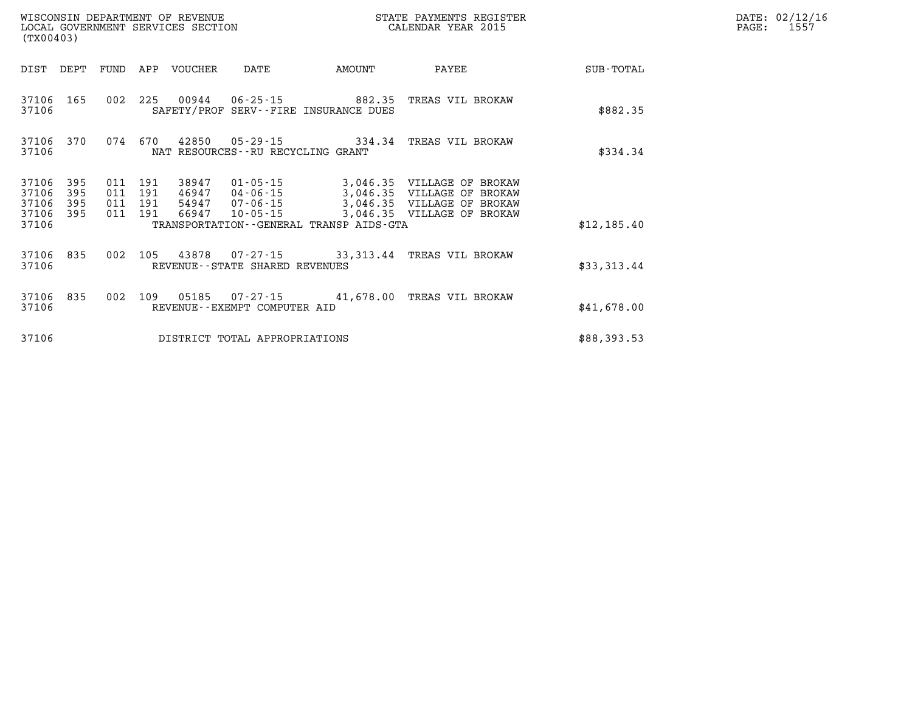| DIST | DEPT | FUND | APP | VOUCHER | DATE | AMOUNT | PAYEE | SUB-TOTAL |
|---|---|---|---|---|---|---|---|---|
| 37106 | 165 | 002 | 225 | 00944 | 06-25-15 | 882.35 | TREAS VIL BROKAW | |
| 37106 | | | | SAFETY/PROF SERV--FIRE INSURANCE DUES | | | | $882.35 |
| 37106 | 370 | 074 | 670 | 42850 | 05-29-15 | 334.34 | TREAS VIL BROKAW | |
| 37106 | | | | NAT RESOURCES--RU RECYCLING GRANT | | | | $334.34 |
| 37106 | 395 | 011 | 191 | 38947 | 01-05-15 | 3,046.35 | VILLAGE OF BROKAW | |
| 37106 | 395 | 011 | 191 | 46947 | 04-06-15 | 3,046.35 | VILLAGE OF BROKAW | |
| 37106 | 395 | 011 | 191 | 54947 | 07-06-15 | 3,046.35 | VILLAGE OF BROKAW | |
| 37106 | 395 | 011 | 191 | 66947 | 10-05-15 | 3,046.35 | VILLAGE OF BROKAW | |
| 37106 | | | | TRANSPORTATION--GENERAL TRANSP AIDS-GTA | | | | $12,185.40 |
| 37106 | 835 | 002 | 105 | 43878 | 07-27-15 | 33,313.44 | TREAS VIL BROKAW | |
| 37106 | | | | REVENUE--STATE SHARED REVENUES | | | | $33,313.44 |
| 37106 | 835 | 002 | 109 | 05185 | 07-27-15 | 41,678.00 | TREAS VIL BROKAW | |
| 37106 | | | | REVENUE--EXEMPT COMPUTER AID | | | | $41,678.00 |
| 37106 | | | | DISTRICT TOTAL APPROPRIATIONS | | | | $88,393.53 |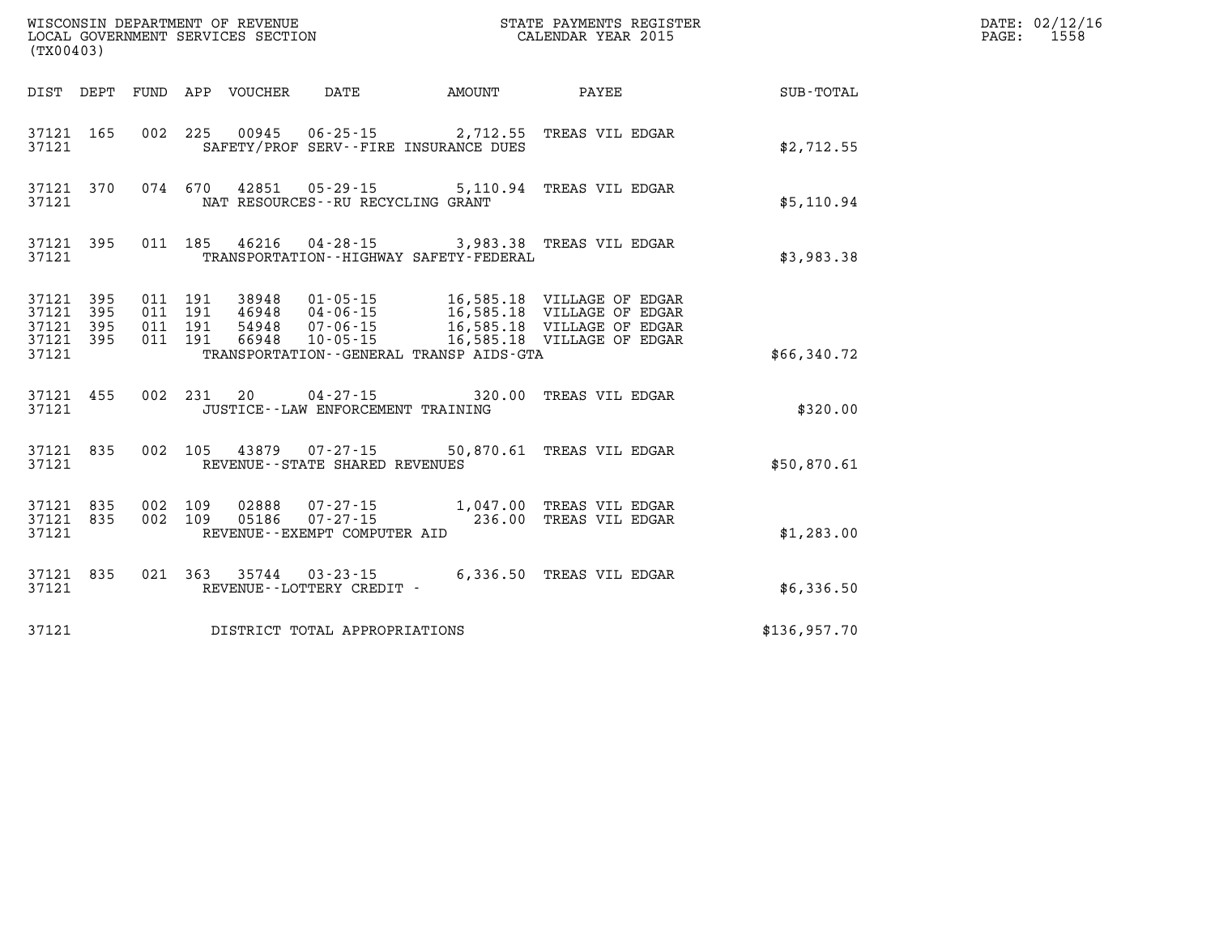WISCONSIN DEPARTMENT OF REVENUE
LOCAL GOVERNMENT SERVICES SECTION
(TX00403)

STATE PAYMENTS REGISTER
CALENDAR YEAR 2015

DATE: 02/12/16
PAGE: 1558

| DIST | DEPT | FUND | APP | VOUCHER | DATE | AMOUNT | PAYEE | SUB-TOTAL |
|---|---|---|---|---|---|---|---|---|
| 37121 | 165 | 002 | 225 | 00945 | 06-25-15 | 2,712.55 | TREAS VIL EDGAR | |
| 37121 | | | | SAFETY/PROF SERV--FIRE INSURANCE DUES | | | | $2,712.55 |
| 37121 | 370 | 074 | 670 | 42851 | 05-29-15 | 5,110.94 | TREAS VIL EDGAR | |
| 37121 | | | | NAT RESOURCES--RU RECYCLING GRANT | | | | $5,110.94 |
| 37121 | 395 | 011 | 185 | 46216 | 04-28-15 | 3,983.38 | TREAS VIL EDGAR | |
| 37121 | | | | TRANSPORTATION--HIGHWAY SAFETY-FEDERAL | | | | $3,983.38 |
| 37121 | 395 | 011 | 191 | 38948 | 01-05-15 | 16,585.18 | VILLAGE OF EDGAR | |
| 37121 | 395 | 011 | 191 | 46948 | 04-06-15 | 16,585.18 | VILLAGE OF EDGAR | |
| 37121 | 395 | 011 | 191 | 54948 | 07-06-15 | 16,585.18 | VILLAGE OF EDGAR | |
| 37121 | 395 | 011 | 191 | 66948 | 10-05-15 | 16,585.18 | VILLAGE OF EDGAR | |
| 37121 | | | | TRANSPORTATION--GENERAL TRANSP AIDS-GTA | | | | $66,340.72 |
| 37121 | 455 | 002 | 231 | 20 | 04-27-15 | 320.00 | TREAS VIL EDGAR | |
| 37121 | | | | JUSTICE--LAW ENFORCEMENT TRAINING | | | | $320.00 |
| 37121 | 835 | 002 | 105 | 43879 | 07-27-15 | 50,870.61 | TREAS VIL EDGAR | |
| 37121 | | | | REVENUE--STATE SHARED REVENUES | | | | $50,870.61 |
| 37121 | 835 | 002 | 109 | 02888 | 07-27-15 | 1,047.00 | TREAS VIL EDGAR | |
| 37121 | 835 | 002 | 109 | 05186 | 07-27-15 | 236.00 | TREAS VIL EDGAR | |
| 37121 | | | | REVENUE--EXEMPT COMPUTER AID | | | | $1,283.00 |
| 37121 | 835 | 021 | 363 | 35744 | 03-23-15 | 6,336.50 | TREAS VIL EDGAR | |
| 37121 | | | | REVENUE--LOTTERY CREDIT - | | | | $6,336.50 |
| 37121 | | | | DISTRICT TOTAL APPROPRIATIONS | | | | $136,957.70 |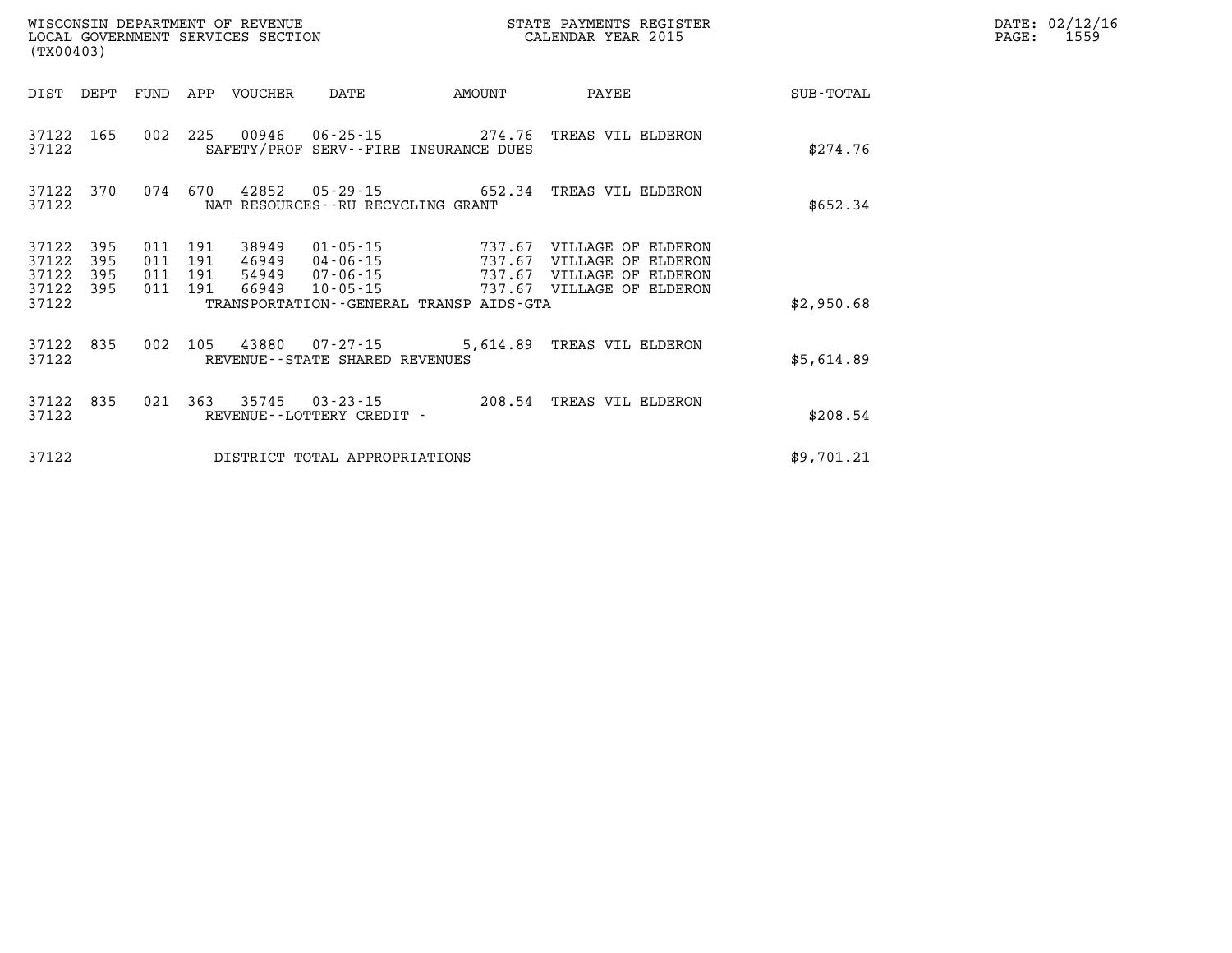WISCONSIN DEPARTMENT OF REVENUE
LOCAL GOVERNMENT SERVICES SECTION
(TX00403)

STATE PAYMENTS REGISTER
CALENDAR YEAR 2015

DATE: 02/12/16
PAGE: 1559

| DIST | DEPT | FUND | APP | VOUCHER | DATE | AMOUNT | PAYEE | SUB-TOTAL |
|---|---|---|---|---|---|---|---|---|
| 37122 | 165 | 002 | 225 | 00946 | 06-25-15 | 274.76 | TREAS VIL ELDERON | |
| 37122 | | | | SAFETY/PROF SERV--FIRE INSURANCE DUES | | | | $274.76 |
| 37122 | 370 | 074 | 670 | 42852 | 05-29-15 | 652.34 | TREAS VIL ELDERON | |
| 37122 | | | | NAT RESOURCES--RU RECYCLING GRANT | | | | $652.34 |
| 37122 | 395 | 011 | 191 | 38949 | 01-05-15 | 737.67 | VILLAGE OF ELDERON | |
| 37122 | 395 | 011 | 191 | 46949 | 04-06-15 | 737.67 | VILLAGE OF ELDERON | |
| 37122 | 395 | 011 | 191 | 54949 | 07-06-15 | 737.67 | VILLAGE OF ELDERON | |
| 37122 | 395 | 011 | 191 | 66949 | 10-05-15 | 737.67 | VILLAGE OF ELDERON | |
| 37122 | | | | TRANSPORTATION--GENERAL TRANSP AIDS-GTA | | | | $2,950.68 |
| 37122 | 835 | 002 | 105 | 43880 | 07-27-15 | 5,614.89 | TREAS VIL ELDERON | |
| 37122 | | | | REVENUE--STATE SHARED REVENUES | | | | $5,614.89 |
| 37122 | 835 | 021 | 363 | 35745 | 03-23-15 | 208.54 | TREAS VIL ELDERON | |
| 37122 | | | | REVENUE--LOTTERY CREDIT - | | | | $208.54 |
| 37122 | | | | DISTRICT TOTAL APPROPRIATIONS | | | | $9,701.21 |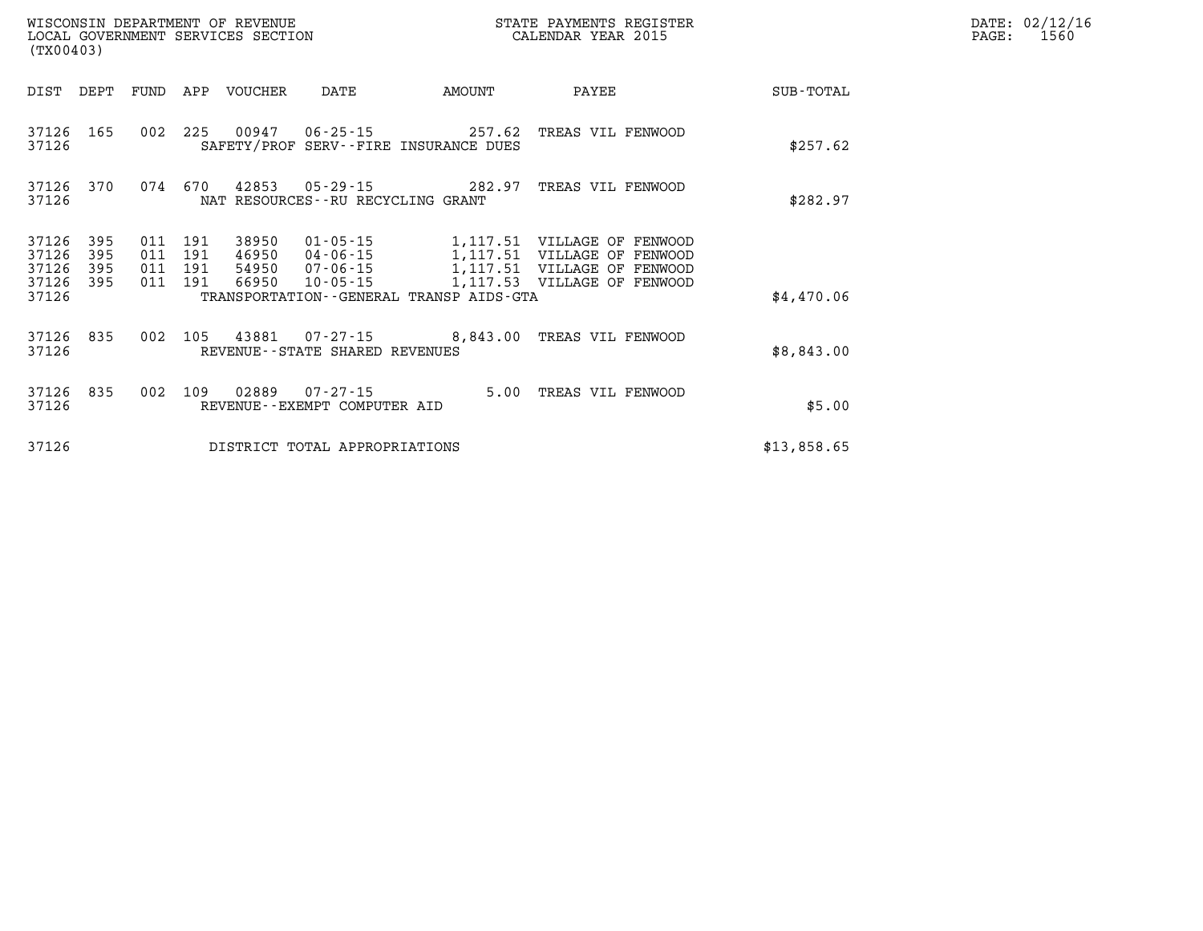WISCONSIN DEPARTMENT OF REVENUE
LOCAL GOVERNMENT SERVICES SECTION
(TX00403)

STATE PAYMENTS REGISTER
CALENDAR YEAR 2015

| DIST | DEPT | FUND | APP | VOUCHER | DATE | AMOUNT | PAYEE | SUB-TOTAL |
|---|---|---|---|---|---|---|---|---|
| 37126 | 165 | 002 | 225 | 00947 | 06-25-15 | 257.62 | TREAS VIL FENWOOD | |
| 37126 | | | | SAFETY/PROF SERV--FIRE INSURANCE DUES | | | | $257.62 |
| 37126 | 370 | 074 | 670 | 42853 | 05-29-15 | 282.97 | TREAS VIL FENWOOD | |
| 37126 | | | | NAT RESOURCES--RU RECYCLING GRANT | | | | $282.97 |
| 37126 | 395 | 011 | 191 | 38950 | 01-05-15 | 1,117.51 | VILLAGE OF FENWOOD | |
| 37126 | 395 | 011 | 191 | 46950 | 04-06-15 | 1,117.51 | VILLAGE OF FENWOOD | |
| 37126 | 395 | 011 | 191 | 54950 | 07-06-15 | 1,117.51 | VILLAGE OF FENWOOD | |
| 37126 | 395 | 011 | 191 | 66950 | 10-05-15 | 1,117.53 | VILLAGE OF FENWOOD | |
| 37126 | | | | TRANSPORTATION--GENERAL TRANSP AIDS-GTA | | | | $4,470.06 |
| 37126 | 835 | 002 | 105 | 43881 | 07-27-15 | 8,843.00 | TREAS VIL FENWOOD | |
| 37126 | | | | REVENUE--STATE SHARED REVENUES | | | | $8,843.00 |
| 37126 | 835 | 002 | 109 | 02889 | 07-27-15 | 5.00 | TREAS VIL FENWOOD | |
| 37126 | | | | REVENUE--EXEMPT COMPUTER AID | | | | $5.00 |
| 37126 | | | | DISTRICT TOTAL APPROPRIATIONS | | | | $13,858.65 |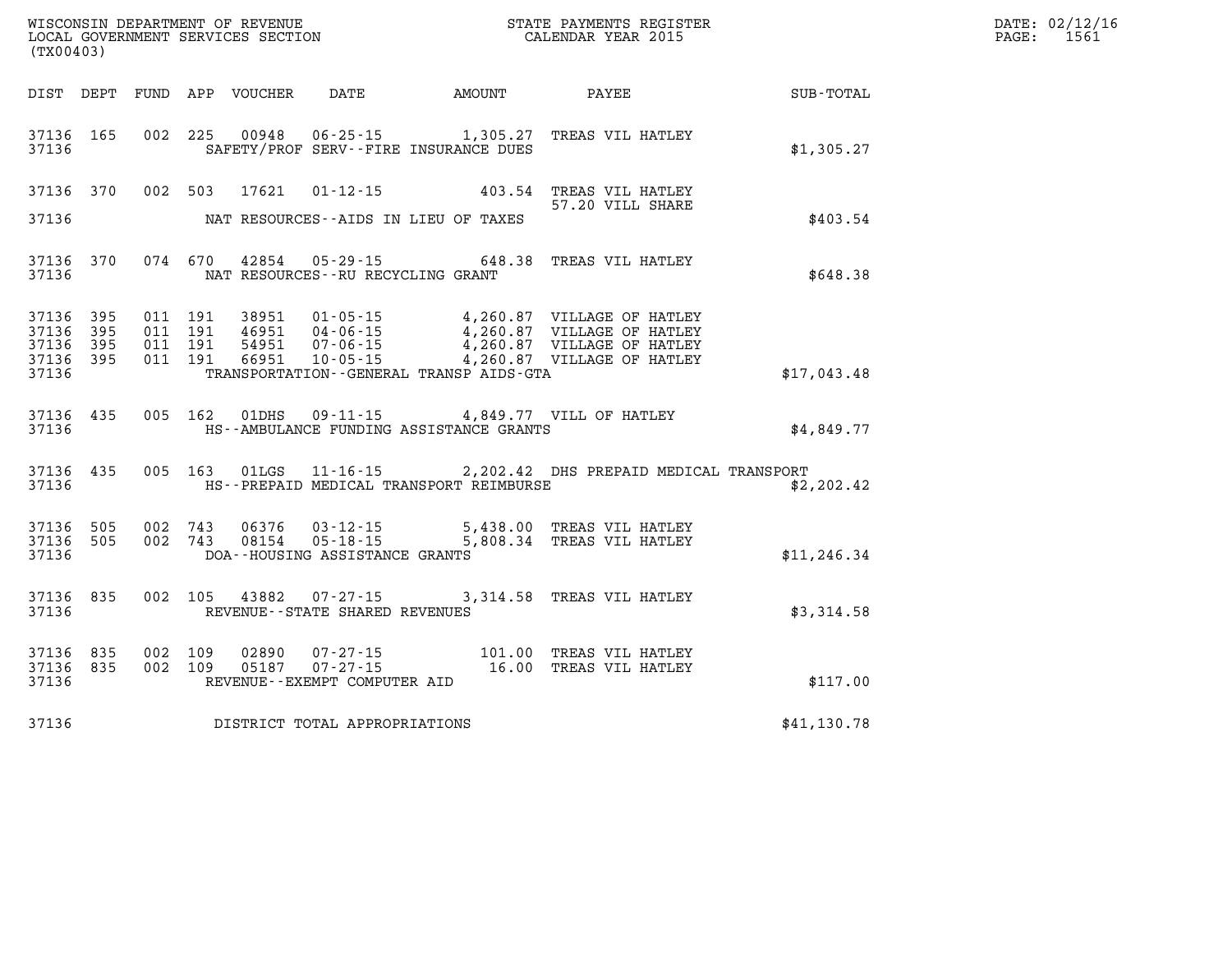WISCONSIN DEPARTMENT OF REVENUE
LOCAL GOVERNMENT SERVICES SECTION
(TX00403)

STATE PAYMENTS REGISTER
CALENDAR YEAR 2015

DATE: 02/12/16

| DIST | DEPT | FUND | APP | VOUCHER | DATE | AMOUNT | PAYEE | SUB-TOTAL |
|---|---|---|---|---|---|---|---|---|
| 37136 | 165 | 002 | 225 | 00948 | 06-25-15 | 1,305.27 | TREAS VIL HATLEY | |
| 37136 | | | | | SAFETY/PROF SERV--FIRE INSURANCE DUES | | | $1,305.27 |
| 37136 | 370 | 002 | 503 | 17621 | 01-12-15 | 403.54 | TREAS VIL HATLEY 57.20 VILL SHARE | |
| 37136 | | | | | NAT RESOURCES--AIDS IN LIEU OF TAXES | | | $403.54 |
| 37136 | 370 | 074 | 670 | 42854 | 05-29-15 | 648.38 | TREAS VIL HATLEY | |
| 37136 | | | | | NAT RESOURCES--RU RECYCLING GRANT | | | $648.38 |
| 37136 | 395 | 011 | 191 | 38951 | 01-05-15 | 4,260.87 | VILLAGE OF HATLEY | |
| 37136 | 395 | 011 | 191 | 46951 | 04-06-15 | 4,260.87 | VILLAGE OF HATLEY | |
| 37136 | 395 | 011 | 191 | 54951 | 07-06-15 | 4,260.87 | VILLAGE OF HATLEY | |
| 37136 | 395 | 011 | 191 | 66951 | 10-05-15 | 4,260.87 | VILLAGE OF HATLEY | |
| 37136 | | | | | TRANSPORTATION--GENERAL TRANSP AIDS-GTA | | | $17,043.48 |
| 37136 | 435 | 005 | 162 | 01DHS | 09-11-15 | 4,849.77 | VILL OF HATLEY | |
| 37136 | | | | | HS--AMBULANCE FUNDING ASSISTANCE GRANTS | | | $4,849.77 |
| 37136 | 435 | 005 | 163 | 01LGS | 11-16-15 | 2,202.42 | DHS PREPAID MEDICAL TRANSPORT | |
| 37136 | | | | | HS--PREPAID MEDICAL TRANSPORT REIMBURSE | | | $2,202.42 |
| 37136 | 505 | 002 | 743 | 06376 | 03-12-15 | 5,438.00 | TREAS VIL HATLEY | |
| 37136 | 505 | 002 | 743 | 08154 | 05-18-15 | 5,808.34 | TREAS VIL HATLEY | |
| 37136 | | | | | DOA--HOUSING ASSISTANCE GRANTS | | | $11,246.34 |
| 37136 | 835 | 002 | 105 | 43882 | 07-27-15 | 3,314.58 | TREAS VIL HATLEY | |
| 37136 | | | | | REVENUE--STATE SHARED REVENUES | | | $3,314.58 |
| 37136 | 835 | 002 | 109 | 02890 | 07-27-15 | 101.00 | TREAS VIL HATLEY | |
| 37136 | 835 | 002 | 109 | 05187 | 07-27-15 | 16.00 | TREAS VIL HATLEY | |
| 37136 | | | | | REVENUE--EXEMPT COMPUTER AID | | | $117.00 |
| 37136 | | | | | DISTRICT TOTAL APPROPRIATIONS | | | $41,130.78 |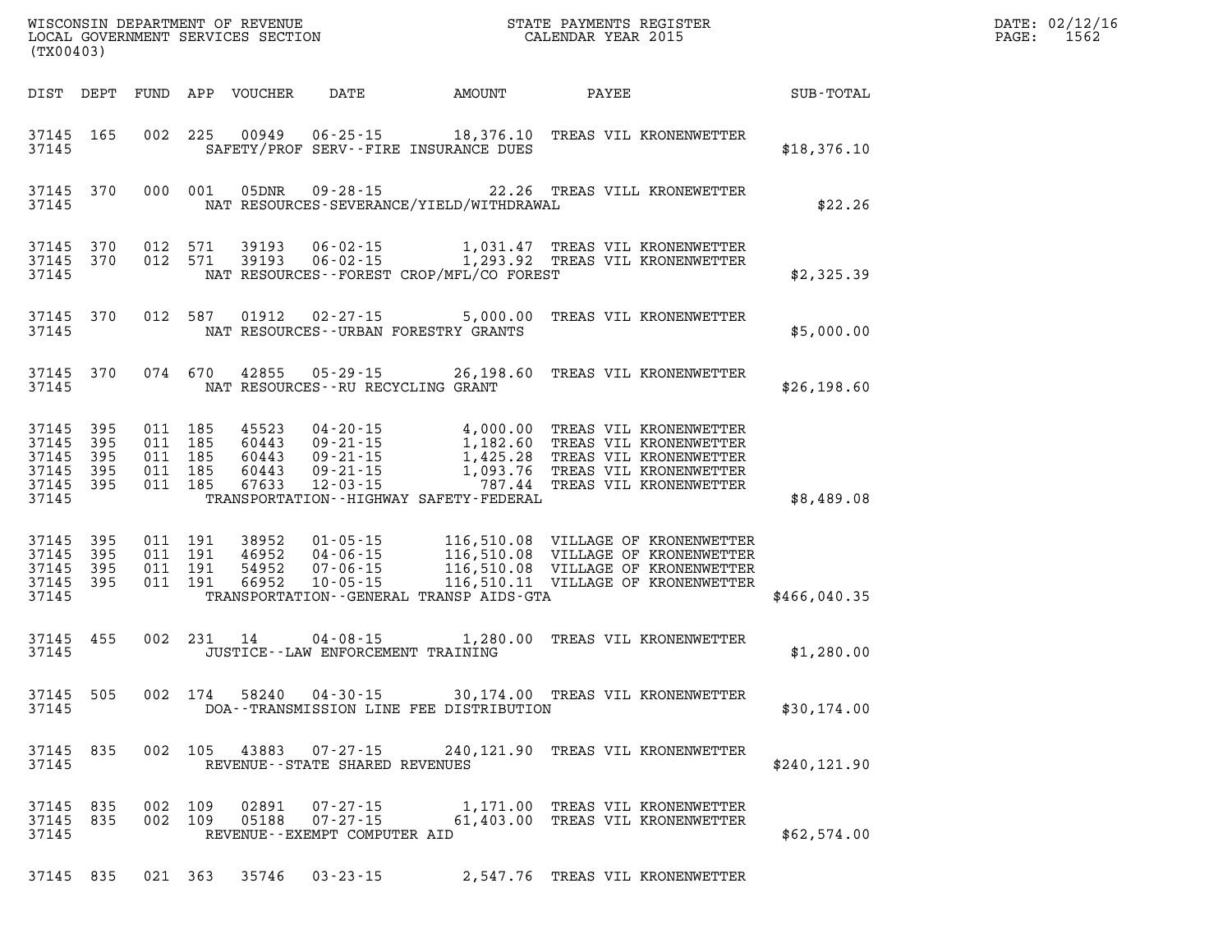WISCONSIN DEPARTMENT OF REVENUE
LOCAL GOVERNMENT SERVICES SECTION
(TX00403)

STATE PAYMENTS REGISTER
CALENDAR YEAR 2015

DATE: 02/12/16

| DIST | DEPT | FUND | APP | VOUCHER | DATE | AMOUNT | PAYEE | SUB-TOTAL |
|---|---|---|---|---|---|---|---|---|
| 37145 | 165 | 002 | 225 | 00949 | 06-25-15 | 18,376.10 | TREAS VIL KRONENWETTER | |
| 37145 | | | | | SAFETY/PROF SERV--FIRE INSURANCE DUES | | | $18,376.10 |
| 37145 | 370 | 000 | 001 | 05DNR | 09-28-15 | 22.26 | TREAS VILL KRONEWETTER | |
| 37145 | | | | | NAT RESOURCES-SEVERANCE/YIELD/WITHDRAWAL | | | $22.26 |
| 37145 | 370 | 012 | 571 | 39193 | 06-02-15 | 1,031.47 | TREAS VIL KRONENWETTER | |
| 37145 | 370 | 012 | 571 | 39193 | 06-02-15 | 1,293.92 | TREAS VIL KRONENWETTER | |
| 37145 | | | | | NAT RESOURCES--FOREST CROP/MFL/CO FOREST | | | $2,325.39 |
| 37145 | 370 | 012 | 587 | 01912 | 02-27-15 | 5,000.00 | TREAS VIL KRONENWETTER | |
| 37145 | | | | | NAT RESOURCES--URBAN FORESTRY GRANTS | | | $5,000.00 |
| 37145 | 370 | 074 | 670 | 42855 | 05-29-15 | 26,198.60 | TREAS VIL KRONENWETTER | |
| 37145 | | | | | NAT RESOURCES--RU RECYCLING GRANT | | | $26,198.60 |
| 37145 | 395 | 011 | 185 | 45523 | 04-20-15 | 4,000.00 | TREAS VIL KRONENWETTER | |
| 37145 | 395 | 011 | 185 | 60443 | 09-21-15 | 1,182.60 | TREAS VIL KRONENWETTER | |
| 37145 | 395 | 011 | 185 | 60443 | 09-21-15 | 1,425.28 | TREAS VIL KRONENWETTER | |
| 37145 | 395 | 011 | 185 | 60443 | 09-21-15 | 1,093.76 | TREAS VIL KRONENWETTER | |
| 37145 | 395 | 011 | 185 | 67633 | 12-03-15 | 787.44 | TREAS VIL KRONENWETTER | |
| 37145 | | | | | TRANSPORTATION--HIGHWAY SAFETY-FEDERAL | | | $8,489.08 |
| 37145 | 395 | 011 | 191 | 38952 | 01-05-15 | 116,510.08 | VILLAGE OF KRONENWETTER | |
| 37145 | 395 | 011 | 191 | 46952 | 04-06-15 | 116,510.08 | VILLAGE OF KRONENWETTER | |
| 37145 | 395 | 011 | 191 | 54952 | 07-06-15 | 116,510.08 | VILLAGE OF KRONENWETTER | |
| 37145 | 395 | 011 | 191 | 66952 | 10-05-15 | 116,510.11 | VILLAGE OF KRONENWETTER | |
| 37145 | | | | | TRANSPORTATION--GENERAL TRANSP AIDS-GTA | | | $466,040.35 |
| 37145 | 455 | 002 | 231 | 14 | 04-08-15 | 1,280.00 | TREAS VIL KRONENWETTER | |
| 37145 | | | | | JUSTICE--LAW ENFORCEMENT TRAINING | | | $1,280.00 |
| 37145 | 505 | 002 | 174 | 58240 | 04-30-15 | 30,174.00 | TREAS VIL KRONENWETTER | |
| 37145 | | | | | DOA--TRANSMISSION LINE FEE DISTRIBUTION | | | $30,174.00 |
| 37145 | 835 | 002 | 105 | 43883 | 07-27-15 | 240,121.90 | TREAS VIL KRONENWETTER | |
| 37145 | | | | | REVENUE--STATE SHARED REVENUES | | | $240,121.90 |
| 37145 | 835 | 002 | 109 | 02891 | 07-27-15 | 1,171.00 | TREAS VIL KRONENWETTER | |
| 37145 | 835 | 002 | 109 | 05188 | 07-27-15 | 61,403.00 | TREAS VIL KRONENWETTER | |
| 37145 | | | | | REVENUE--EXEMPT COMPUTER AID | | | $62,574.00 |
| 37145 | 835 | 021 | 363 | 35746 | 03-23-15 | 2,547.76 | TREAS VIL KRONENWETTER | |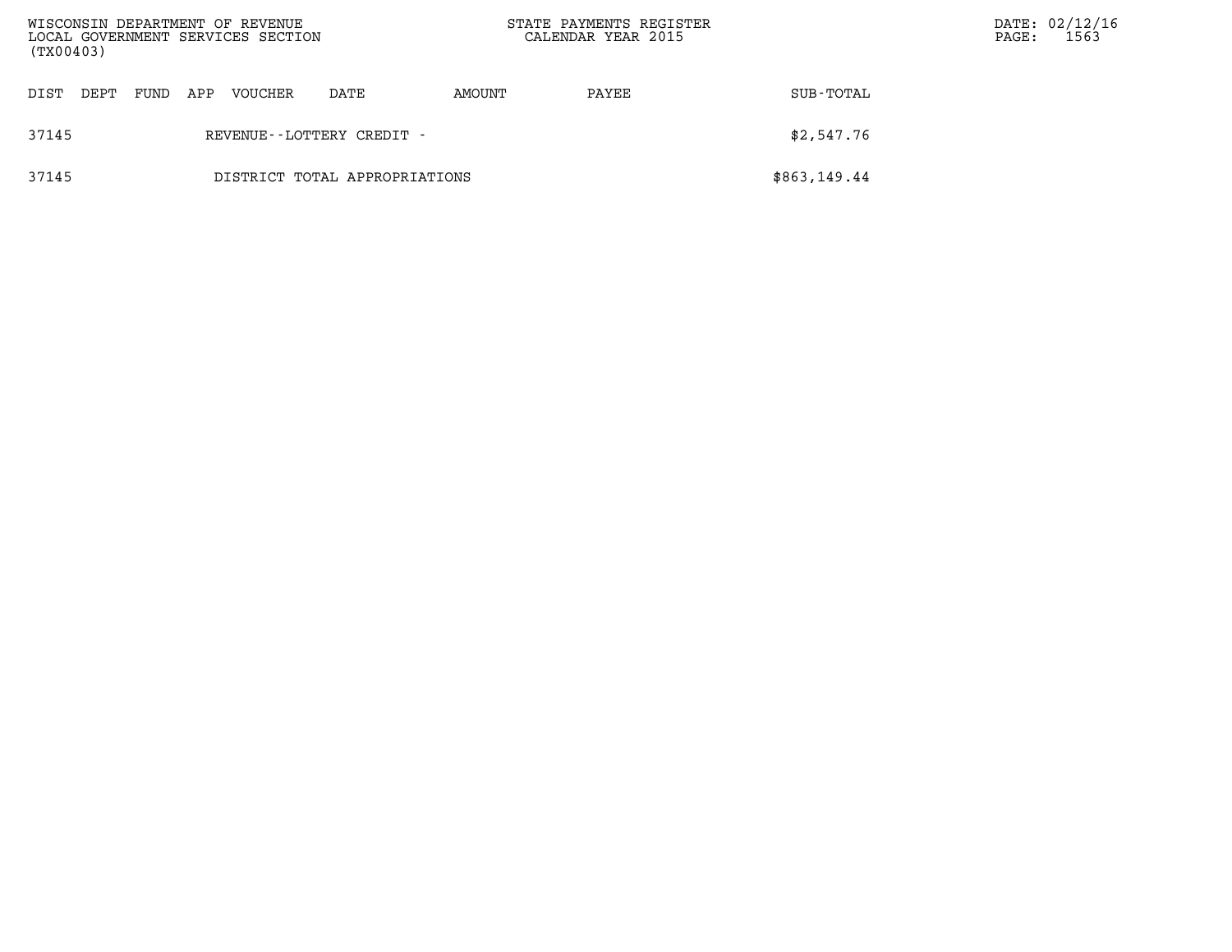| DIST | DEPT | FUND | APP | VOUCHER | DATE | AMOUNT | PAYEE | SUB-TOTAL |
|---|---|---|---|---|---|---|---|---|
| 37145 | | | | REVENUE--LOTTERY CREDIT - | | | | $2,547.76 |
| 37145 | | | | DISTRICT TOTAL APPROPRIATIONS | | | | $863,149.44 |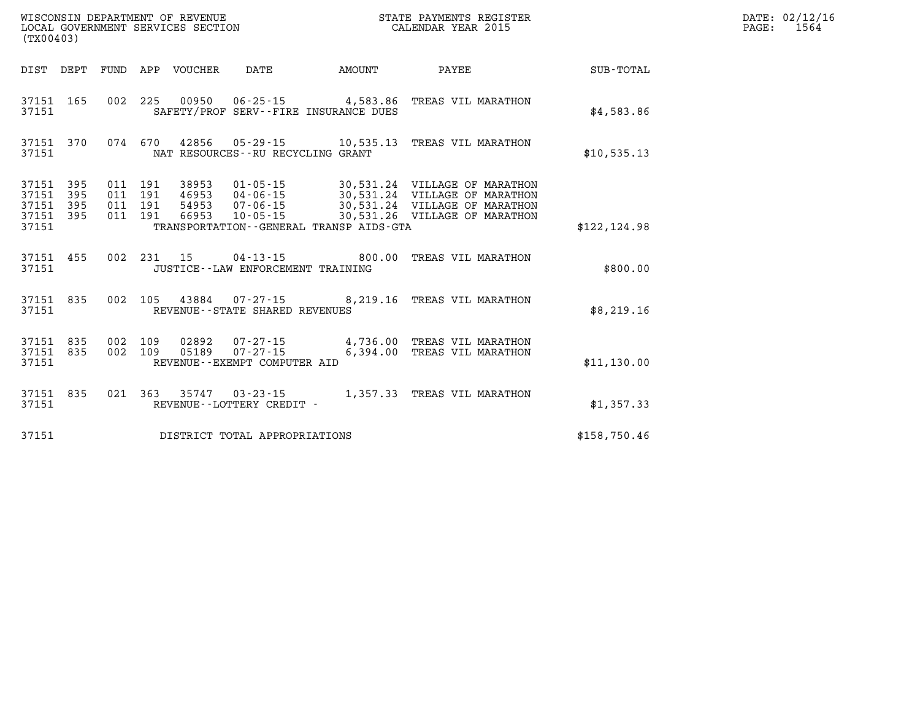WISCONSIN DEPARTMENT OF REVENUE
LOCAL GOVERNMENT SERVICES SECTION
(TX00403)

STATE PAYMENTS REGISTER
CALENDAR YEAR 2015

DATE: 02/12/16
PAGE: 1564

| DIST | DEPT | FUND | APP | VOUCHER | DATE | AMOUNT | PAYEE | SUB-TOTAL |
|---|---|---|---|---|---|---|---|---|
| 37151 | 165 | 002 | 225 | 00950 | 06-25-15 | 4,583.86 | TREAS VIL MARATHON | |
| 37151 | | | | SAFETY/PROF SERV--FIRE INSURANCE DUES | | | | $4,583.86 |
| 37151 | 370 | 074 | 670 | 42856 | 05-29-15 | 10,535.13 | TREAS VIL MARATHON | |
| 37151 | | | | NAT RESOURCES--RU RECYCLING GRANT | | | | $10,535.13 |
| 37151 | 395 | 011 | 191 | 38953 | 01-05-15 | 30,531.24 | VILLAGE OF MARATHON | |
| 37151 | 395 | 011 | 191 | 46953 | 04-06-15 | 30,531.24 | VILLAGE OF MARATHON | |
| 37151 | 395 | 011 | 191 | 54953 | 07-06-15 | 30,531.24 | VILLAGE OF MARATHON | |
| 37151 | 395 | 011 | 191 | 66953 | 10-05-15 | 30,531.26 | VILLAGE OF MARATHON | |
| 37151 | | | | TRANSPORTATION--GENERAL TRANSP AIDS-GTA | | | | $122,124.98 |
| 37151 | 455 | 002 | 231 | 15 | 04-13-15 | 800.00 | TREAS VIL MARATHON | |
| 37151 | | | | JUSTICE--LAW ENFORCEMENT TRAINING | | | | $800.00 |
| 37151 | 835 | 002 | 105 | 43884 | 07-27-15 | 8,219.16 | TREAS VIL MARATHON | |
| 37151 | | | | REVENUE--STATE SHARED REVENUES | | | | $8,219.16 |
| 37151 | 835 | 002 | 109 | 02892 | 07-27-15 | 4,736.00 | TREAS VIL MARATHON | |
| 37151 | 835 | 002 | 109 | 05189 | 07-27-15 | 6,394.00 | TREAS VIL MARATHON | |
| 37151 | | | | REVENUE--EXEMPT COMPUTER AID | | | | $11,130.00 |
| 37151 | 835 | 021 | 363 | 35747 | 03-23-15 | 1,357.33 | TREAS VIL MARATHON | |
| 37151 | | | | REVENUE--LOTTERY CREDIT - | | | | $1,357.33 |
| 37151 | | | | DISTRICT TOTAL APPROPRIATIONS | | | | $158,750.46 |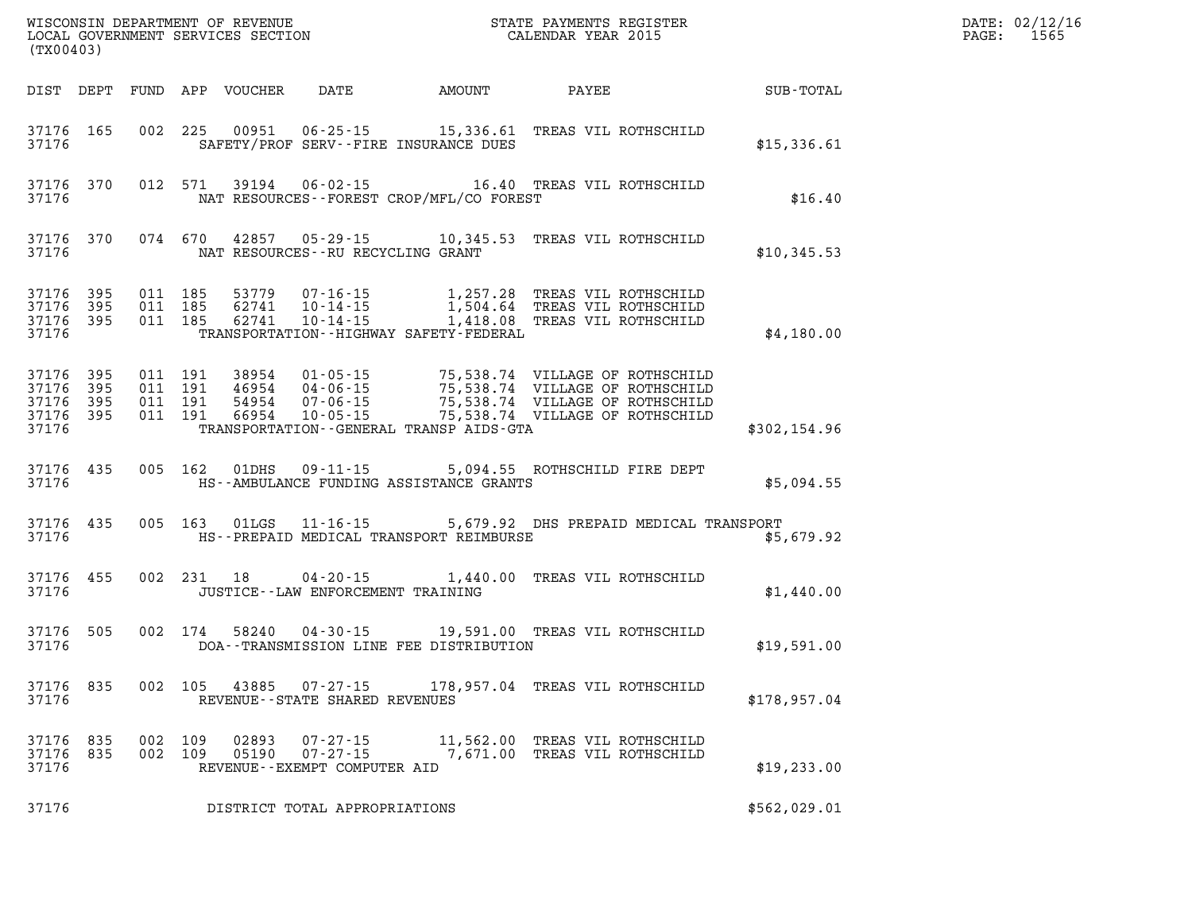WISCONSIN DEPARTMENT OF REVENUE
LOCAL GOVERNMENT SERVICES SECTION
(TX00403)

STATE PAYMENTS REGISTER
CALENDAR YEAR 2015

DATE: 02/12/16
PAGE: 1565

| DIST | DEPT | FUND | APP | VOUCHER | DATE | AMOUNT | PAYEE | SUB-TOTAL |
|---|---|---|---|---|---|---|---|---|
| 37176 | 165 | 002 | 225 | 00951 | 06-25-15 | 15,336.61 | TREAS VIL ROTHSCHILD | |
| 37176 | | | | | SAFETY/PROF SERV--FIRE INSURANCE DUES | | | $15,336.61 |
| 37176 | 370 | 012 | 571 | 39194 | 06-02-15 | 16.40 | TREAS VIL ROTHSCHILD | |
| 37176 | | | | | NAT RESOURCES--FOREST CROP/MFL/CO FOREST | | | $16.40 |
| 37176 | 370 | 074 | 670 | 42857 | 05-29-15 | 10,345.53 | TREAS VIL ROTHSCHILD | |
| 37176 | | | | | NAT RESOURCES--RU RECYCLING GRANT | | | $10,345.53 |
| 37176 | 395 | 011 | 185 | 53779 | 07-16-15 | 1,257.28 | TREAS VIL ROTHSCHILD | |
| 37176 | 395 | 011 | 185 | 62741 | 10-14-15 | 1,504.64 | TREAS VIL ROTHSCHILD | |
| 37176 | 395 | 011 | 185 | 62741 | 10-14-15 | 1,418.08 | TREAS VIL ROTHSCHILD | |
| 37176 | | | | | TRANSPORTATION--HIGHWAY SAFETY-FEDERAL | | | $4,180.00 |
| 37176 | 395 | 011 | 191 | 38954 | 01-05-15 | 75,538.74 | VILLAGE OF ROTHSCHILD | |
| 37176 | 395 | 011 | 191 | 46954 | 04-06-15 | 75,538.74 | VILLAGE OF ROTHSCHILD | |
| 37176 | 395 | 011 | 191 | 54954 | 07-06-15 | 75,538.74 | VILLAGE OF ROTHSCHILD | |
| 37176 | 395 | 011 | 191 | 66954 | 10-05-15 | 75,538.74 | VILLAGE OF ROTHSCHILD | |
| 37176 | | | | | TRANSPORTATION--GENERAL TRANSP AIDS-GTA | | | $302,154.96 |
| 37176 | 435 | 005 | 162 | 01DHS | 09-11-15 | 5,094.55 | ROTHSCHILD FIRE DEPT | |
| 37176 | | | | | HS--AMBULANCE FUNDING ASSISTANCE GRANTS | | | $5,094.55 |
| 37176 | 435 | 005 | 163 | 01LGS | 11-16-15 | 5,679.92 | DHS PREPAID MEDICAL TRANSPORT | |
| 37176 | | | | | HS--PREPAID MEDICAL TRANSPORT REIMBURSE | | | $5,679.92 |
| 37176 | 455 | 002 | 231 | 18 | 04-20-15 | 1,440.00 | TREAS VIL ROTHSCHILD | |
| 37176 | | | | | JUSTICE--LAW ENFORCEMENT TRAINING | | | $1,440.00 |
| 37176 | 505 | 002 | 174 | 58240 | 04-30-15 | 19,591.00 | TREAS VIL ROTHSCHILD | |
| 37176 | | | | | DOA--TRANSMISSION LINE FEE DISTRIBUTION | | | $19,591.00 |
| 37176 | 835 | 002 | 105 | 43885 | 07-27-15 | 178,957.04 | TREAS VIL ROTHSCHILD | |
| 37176 | | | | | REVENUE--STATE SHARED REVENUES | | | $178,957.04 |
| 37176 | 835 | 002 | 109 | 02893 | 07-27-15 | 11,562.00 | TREAS VIL ROTHSCHILD | |
| 37176 | 835 | 002 | 109 | 05190 | 07-27-15 | 7,671.00 | TREAS VIL ROTHSCHILD | |
| 37176 | | | | | REVENUE--EXEMPT COMPUTER AID | | | $19,233.00 |
| 37176 | | | | | DISTRICT TOTAL APPROPRIATIONS | | | $562,029.01 |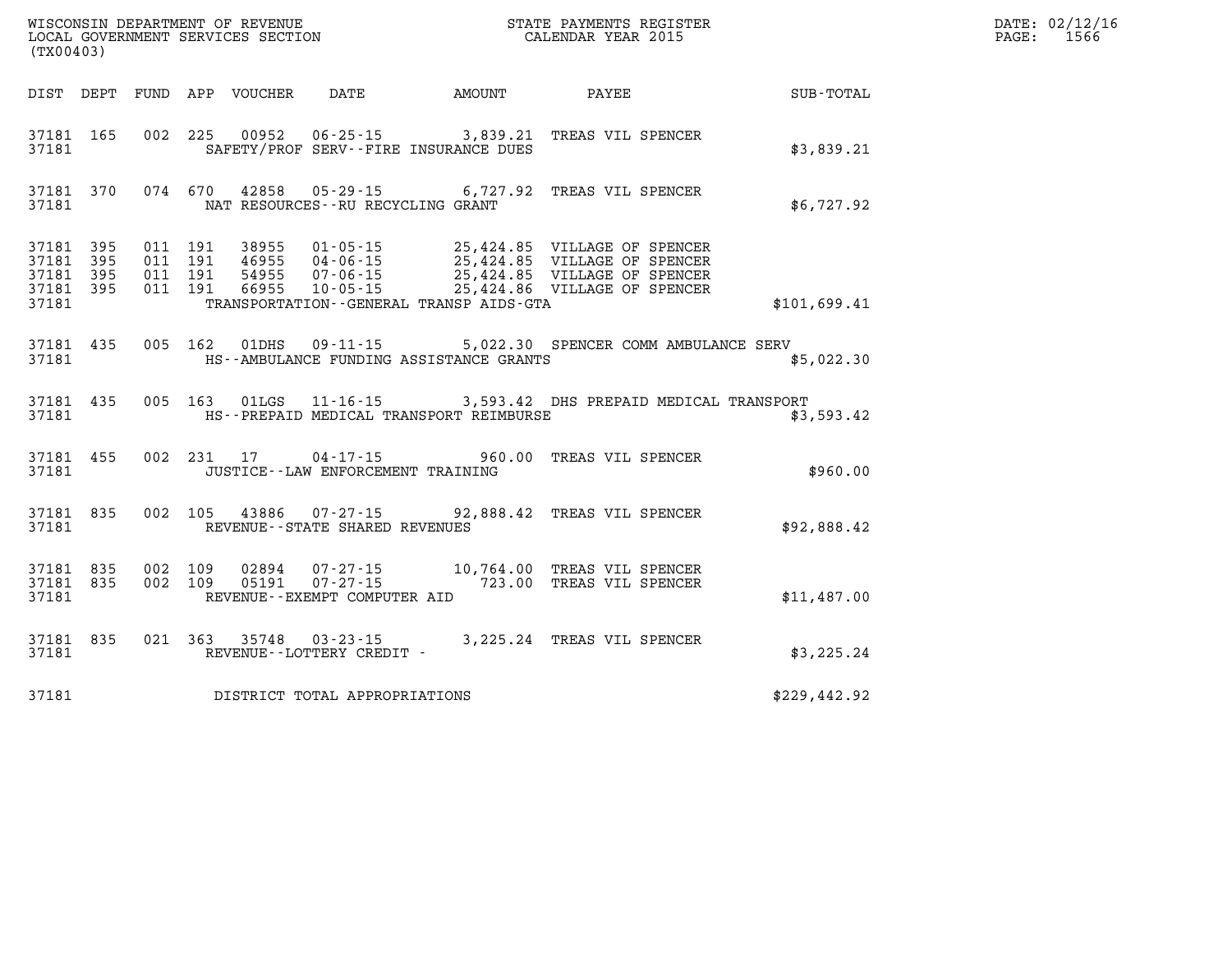WISCONSIN DEPARTMENT OF REVENUE
LOCAL GOVERNMENT SERVICES SECTION
(TX00403)

STATE PAYMENTS REGISTER
CALENDAR YEAR 2015

| DIST | DEPT | FUND | APP | VOUCHER | DATE | AMOUNT | PAYEE | SUB-TOTAL |
|---|---|---|---|---|---|---|---|---|
| 37181 | 165 | 002 | 225 | 00952 | 06-25-15 | 3,839.21 | TREAS VIL SPENCER | |
| 37181 | | | | SAFETY/PROF SERV--FIRE INSURANCE DUES | | | | $3,839.21 |
| 37181 | 370 | 074 | 670 | 42858 | 05-29-15 | 6,727.92 | TREAS VIL SPENCER | |
| 37181 | | | | NAT RESOURCES--RU RECYCLING GRANT | | | | $6,727.92 |
| 37181 | 395 | 011 | 191 | 38955 | 01-05-15 | 25,424.85 | VILLAGE OF SPENCER | |
| 37181 | 395 | 011 | 191 | 46955 | 04-06-15 | 25,424.85 | VILLAGE OF SPENCER | |
| 37181 | 395 | 011 | 191 | 54955 | 07-06-15 | 25,424.85 | VILLAGE OF SPENCER | |
| 37181 | 395 | 011 | 191 | 66955 | 10-05-15 | 25,424.86 | VILLAGE OF SPENCER | |
| 37181 | | | | TRANSPORTATION--GENERAL TRANSP AIDS-GTA | | | | $101,699.41 |
| 37181 | 435 | 005 | 162 | 01DHS | 09-11-15 | 5,022.30 | SPENCER COMM AMBULANCE SERV | |
| 37181 | | | | HS--AMBULANCE FUNDING ASSISTANCE GRANTS | | | | $5,022.30 |
| 37181 | 435 | 005 | 163 | 01LGS | 11-16-15 | 3,593.42 | DHS PREPAID MEDICAL TRANSPORT | |
| 37181 | | | | HS--PREPAID MEDICAL TRANSPORT REIMBURSE | | | | $3,593.42 |
| 37181 | 455 | 002 | 231 | 17 | 04-17-15 | 960.00 | TREAS VIL SPENCER | |
| 37181 | | | | JUSTICE--LAW ENFORCEMENT TRAINING | | | | $960.00 |
| 37181 | 835 | 002 | 105 | 43886 | 07-27-15 | 92,888.42 | TREAS VIL SPENCER | |
| 37181 | | | | REVENUE--STATE SHARED REVENUES | | | | $92,888.42 |
| 37181 | 835 | 002 | 109 | 02894 | 07-27-15 | 10,764.00 | TREAS VIL SPENCER | |
| 37181 | 835 | 002 | 109 | 05191 | 07-27-15 | 723.00 | TREAS VIL SPENCER | |
| 37181 | | | | REVENUE--EXEMPT COMPUTER AID | | | | $11,487.00 |
| 37181 | 835 | 021 | 363 | 35748 | 03-23-15 | 3,225.24 | TREAS VIL SPENCER | |
| 37181 | | | | REVENUE--LOTTERY CREDIT - | | | | $3,225.24 |
| 37181 | | | | DISTRICT TOTAL APPROPRIATIONS | | | | $229,442.92 |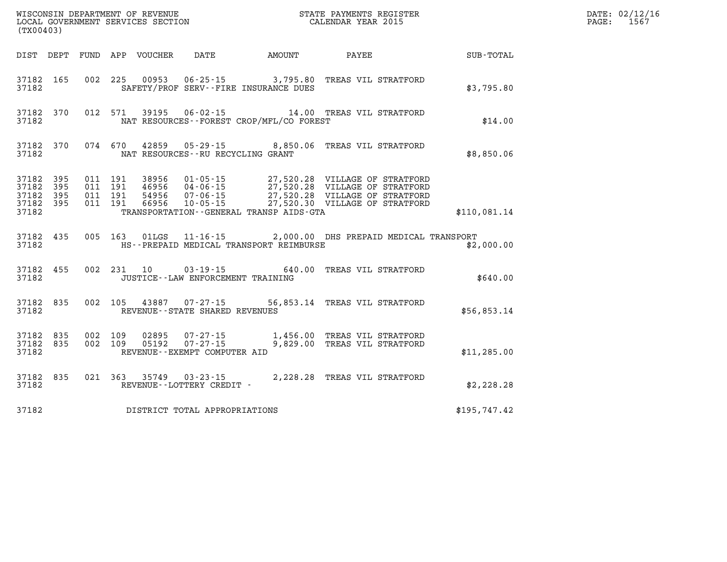WISCONSIN DEPARTMENT OF REVENUE
LOCAL GOVERNMENT SERVICES SECTION
(TX00403)

STATE PAYMENTS REGISTER
CALENDAR YEAR 2015

DATE: 02/12/16

| DIST | DEPT | FUND | APP | VOUCHER | DATE | AMOUNT | PAYEE | SUB-TOTAL |
|---|---|---|---|---|---|---|---|---|
| 37182 | 165 | 002 | 225 | 00953 | 06-25-15 | 3,795.80 | TREAS VIL STRATFORD | |
| 37182 | | | | SAFETY/PROF SERV--FIRE INSURANCE DUES | | | | $3,795.80 |
| 37182 | 370 | 012 | 571 | 39195 | 06-02-15 | 14.00 | TREAS VIL STRATFORD | |
| 37182 | | | | NAT RESOURCES--FOREST CROP/MFL/CO FOREST | | | | $14.00 |
| 37182 | 370 | 074 | 670 | 42859 | 05-29-15 | 8,850.06 | TREAS VIL STRATFORD | |
| 37182 | | | | NAT RESOURCES--RU RECYCLING GRANT | | | | $8,850.06 |
| 37182 | 395 | 011 | 191 | 38956 | 01-05-15 | 27,520.28 | VILLAGE OF STRATFORD | |
| 37182 | 395 | 011 | 191 | 46956 | 04-06-15 | 27,520.28 | VILLAGE OF STRATFORD | |
| 37182 | 395 | 011 | 191 | 54956 | 07-06-15 | 27,520.28 | VILLAGE OF STRATFORD | |
| 37182 | 395 | 011 | 191 | 66956 | 10-05-15 | 27,520.30 | VILLAGE OF STRATFORD | |
| 37182 | | | | TRANSPORTATION--GENERAL TRANSP AIDS-GTA | | | | $110,081.14 |
| 37182 | 435 | 005 | 163 | 01LGS | 11-16-15 | 2,000.00 | DHS PREPAID MEDICAL TRANSPORT | |
| 37182 | | | | HS--PREPAID MEDICAL TRANSPORT REIMBURSE | | | | $2,000.00 |
| 37182 | 455 | 002 | 231 | 10 | 03-19-15 | 640.00 | TREAS VIL STRATFORD | |
| 37182 | | | | JUSTICE--LAW ENFORCEMENT TRAINING | | | | $640.00 |
| 37182 | 835 | 002 | 105 | 43887 | 07-27-15 | 56,853.14 | TREAS VIL STRATFORD | |
| 37182 | | | | REVENUE--STATE SHARED REVENUES | | | | $56,853.14 |
| 37182 | 835 | 002 | 109 | 02895 | 07-27-15 | 1,456.00 | TREAS VIL STRATFORD | |
| 37182 | 835 | 002 | 109 | 05192 | 07-27-15 | 9,829.00 | TREAS VIL STRATFORD | |
| 37182 | | | | REVENUE--EXEMPT COMPUTER AID | | | | $11,285.00 |
| 37182 | 835 | 021 | 363 | 35749 | 03-23-15 | 2,228.28 | TREAS VIL STRATFORD | |
| 37182 | | | | REVENUE--LOTTERY CREDIT - | | | | $2,228.28 |
| 37182 | | | | DISTRICT TOTAL APPROPRIATIONS | | | | $195,747.42 |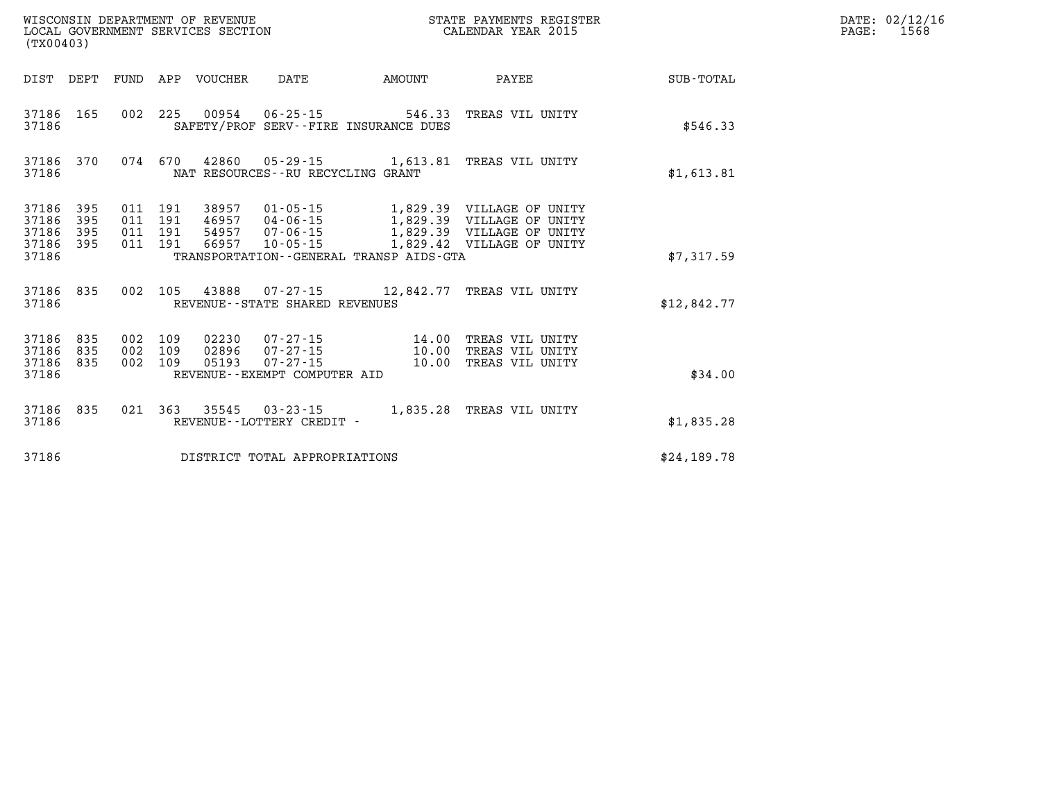WISCONSIN DEPARTMENT OF REVENUE
LOCAL GOVERNMENT SERVICES SECTION
(TX00403)

STATE PAYMENTS REGISTER
CALENDAR YEAR 2015

| DIST | DEPT | FUND | APP | VOUCHER | DATE | AMOUNT | PAYEE | SUB-TOTAL |
|---|---|---|---|---|---|---|---|---|
| 37186 | 165 | 002 | 225 | 00954 | 06-25-15 | 546.33 | TREAS VIL UNITY | |
| 37186 | | | | | SAFETY/PROF SERV--FIRE INSURANCE DUES | | | $546.33 |
| 37186 | 370 | 074 | 670 | 42860 | 05-29-15 | 1,613.81 | TREAS VIL UNITY | |
| 37186 | | | | | NAT RESOURCES--RU RECYCLING GRANT | | | $1,613.81 |
| 37186 | 395 | 011 | 191 | 38957 | 01-05-15 | 1,829.39 | VILLAGE OF UNITY | |
| 37186 | 395 | 011 | 191 | 46957 | 04-06-15 | 1,829.39 | VILLAGE OF UNITY | |
| 37186 | 395 | 011 | 191 | 54957 | 07-06-15 | 1,829.39 | VILLAGE OF UNITY | |
| 37186 | 395 | 011 | 191 | 66957 | 10-05-15 | 1,829.42 | VILLAGE OF UNITY | |
| 37186 | | | | | TRANSPORTATION--GENERAL TRANSP AIDS-GTA | | | $7,317.59 |
| 37186 | 835 | 002 | 105 | 43888 | 07-27-15 | 12,842.77 | TREAS VIL UNITY | |
| 37186 | | | | | REVENUE--STATE SHARED REVENUES | | | $12,842.77 |
| 37186 | 835 | 002 | 109 | 02230 | 07-27-15 | 14.00 | TREAS VIL UNITY | |
| 37186 | 835 | 002 | 109 | 02896 | 07-27-15 | 10.00 | TREAS VIL UNITY | |
| 37186 | 835 | 002 | 109 | 05193 | 07-27-15 | 10.00 | TREAS VIL UNITY | |
| 37186 | | | | | REVENUE--EXEMPT COMPUTER AID | | | $34.00 |
| 37186 | 835 | 021 | 363 | 35545 | 03-23-15 | 1,835.28 | TREAS VIL UNITY | |
| 37186 | | | | | REVENUE--LOTTERY CREDIT - | | | $1,835.28 |
| 37186 | | | | | DISTRICT TOTAL APPROPRIATIONS | | | $24,189.78 |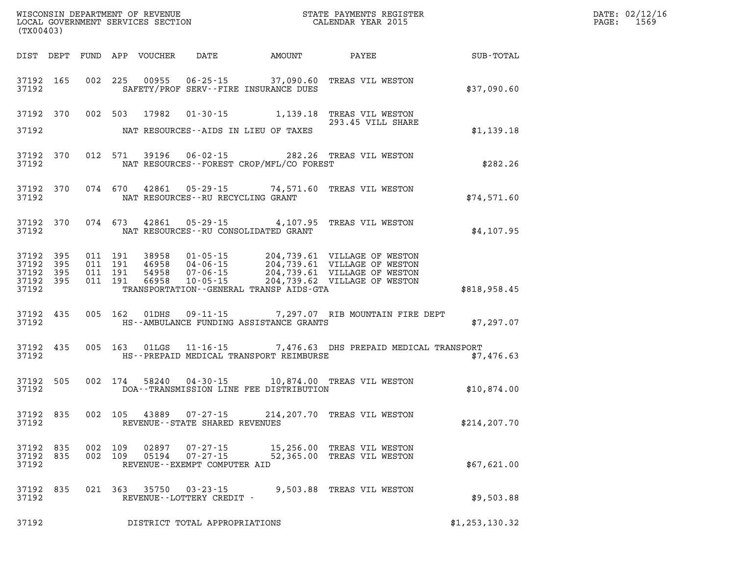WISCONSIN DEPARTMENT OF REVENUE
LOCAL GOVERNMENT SERVICES SECTION
(TX00403)

STATE PAYMENTS REGISTER
CALENDAR YEAR 2015

DATE: 02/12/16

| DIST | DEPT | FUND | APP | VOUCHER | DATE | AMOUNT | PAYEE | SUB-TOTAL |
|---|---|---|---|---|---|---|---|---|
| 37192 | 165 | 002 | 225 | 00955 | 06-25-15 | 37,090.60 | TREAS VIL WESTON | |
| 37192 | | | | SAFETY/PROF SERV--FIRE INSURANCE DUES | | | | $37,090.60 |
| 37192 | 370 | 002 | 503 | 17982 | 01-30-15 | 1,139.18 | TREAS VIL WESTON 293.45 VILL SHARE | |
| 37192 | | | | NAT RESOURCES--AIDS IN LIEU OF TAXES | | | | $1,139.18 |
| 37192 | 370 | 012 | 571 | 39196 | 06-02-15 | 282.26 | TREAS VIL WESTON | |
| 37192 | | | | NAT RESOURCES--FOREST CROP/MFL/CO FOREST | | | | $282.26 |
| 37192 | 370 | 074 | 670 | 42861 | 05-29-15 | 74,571.60 | TREAS VIL WESTON | |
| 37192 | | | | NAT RESOURCES--RU RECYCLING GRANT | | | | $74,571.60 |
| 37192 | 370 | 074 | 673 | 42861 | 05-29-15 | 4,107.95 | TREAS VIL WESTON | |
| 37192 | | | | NAT RESOURCES--RU CONSOLIDATED GRANT | | | | $4,107.95 |
| 37192 | 395 | 011 | 191 | 38958 | 01-05-15 | 204,739.61 | VILLAGE OF WESTON | |
| 37192 | 395 | 011 | 191 | 46958 | 04-06-15 | 204,739.61 | VILLAGE OF WESTON | |
| 37192 | 395 | 011 | 191 | 54958 | 07-06-15 | 204,739.61 | VILLAGE OF WESTON | |
| 37192 | 395 | 011 | 191 | 66958 | 10-05-15 | 204,739.62 | VILLAGE OF WESTON | |
| 37192 | | | | TRANSPORTATION--GENERAL TRANSP AIDS-GTA | | | | $818,958.45 |
| 37192 | 435 | 005 | 162 | 01DHS | 09-11-15 | 7,297.07 | RIB MOUNTAIN FIRE DEPT | |
| 37192 | | | | HS--AMBULANCE FUNDING ASSISTANCE GRANTS | | | | $7,297.07 |
| 37192 | 435 | 005 | 163 | 01LGS | 11-16-15 | 7,476.63 | DHS PREPAID MEDICAL TRANSPORT | |
| 37192 | | | | HS--PREPAID MEDICAL TRANSPORT REIMBURSE | | | | $7,476.63 |
| 37192 | 505 | 002 | 174 | 58240 | 04-30-15 | 10,874.00 | TREAS VIL WESTON | |
| 37192 | | | | DOA--TRANSMISSION LINE FEE DISTRIBUTION | | | | $10,874.00 |
| 37192 | 835 | 002 | 105 | 43889 | 07-27-15 | 214,207.70 | TREAS VIL WESTON | |
| 37192 | | | | REVENUE--STATE SHARED REVENUES | | | | $214,207.70 |
| 37192 | 835 | 002 | 109 | 02897 | 07-27-15 | 15,256.00 | TREAS VIL WESTON | |
| 37192 | 835 | 002 | 109 | 05194 | 07-27-15 | 52,365.00 | TREAS VIL WESTON | |
| 37192 | | | | REVENUE--EXEMPT COMPUTER AID | | | | $67,621.00 |
| 37192 | 835 | 021 | 363 | 35750 | 03-23-15 | 9,503.88 | TREAS VIL WESTON | |
| 37192 | | | | REVENUE--LOTTERY CREDIT - | | | | $9,503.88 |
| 37192 | | | | DISTRICT TOTAL APPROPRIATIONS | | | | $1,253,130.32 |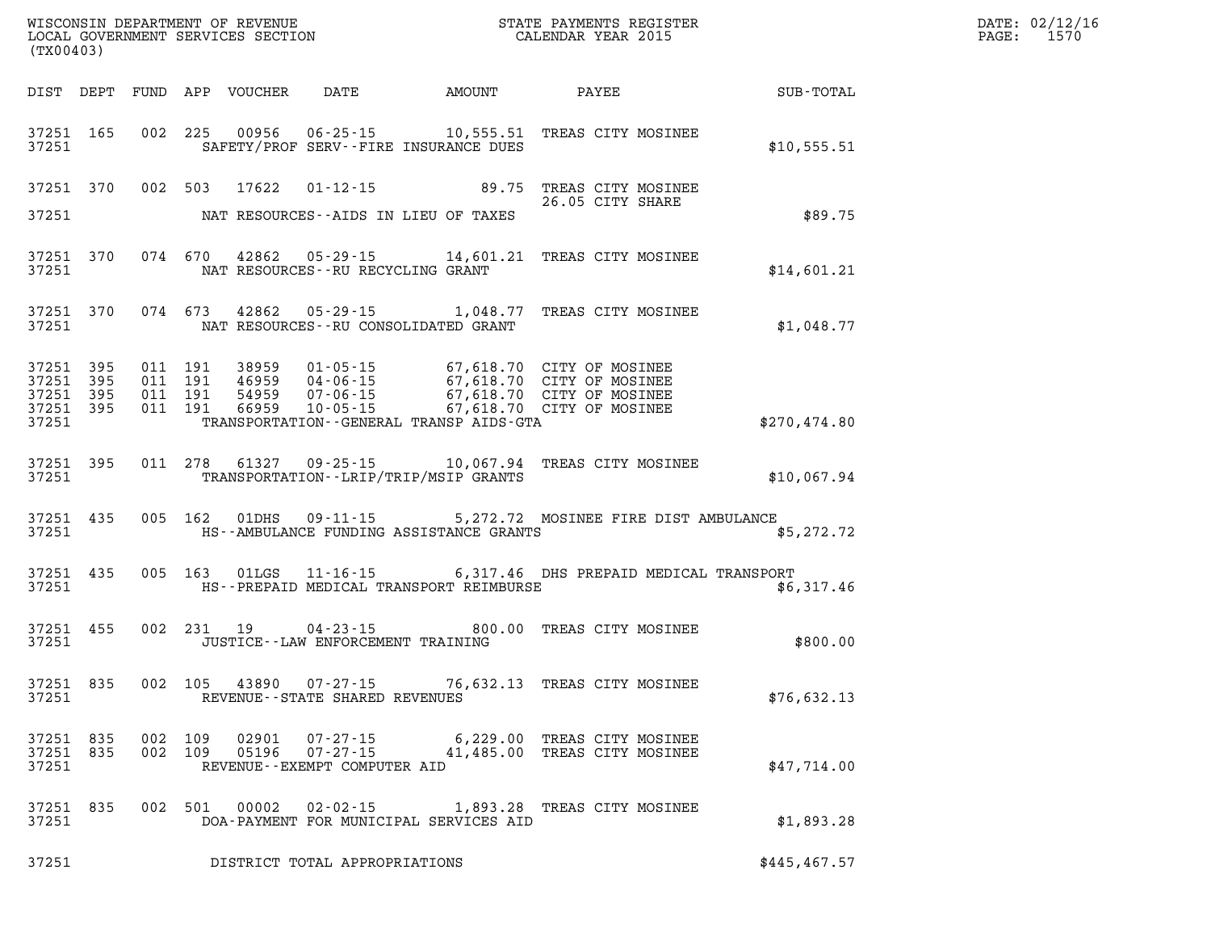WISCONSIN DEPARTMENT OF REVENUE
LOCAL GOVERNMENT SERVICES SECTION
(TX00403)

STATE PAYMENTS REGISTER
CALENDAR YEAR 2015

DATE: 02/12/16
PAGE: 1570

| DIST | DEPT | FUND | APP | VOUCHER | DATE | AMOUNT | PAYEE | SUB-TOTAL |
|---|---|---|---|---|---|---|---|---|
| 37251 | 165 | 002 | 225 | 00956 | 06-25-15 | 10,555.51 | TREAS CITY MOSINEE | |
| 37251 | | | | | SAFETY/PROF SERV--FIRE INSURANCE DUES | | | $10,555.51 |
| 37251 | 370 | 002 | 503 | 17622 | 01-12-15 | 89.75 | TREAS CITY MOSINEE 26.05 CITY SHARE | |
| 37251 | | | | | NAT RESOURCES--AIDS IN LIEU OF TAXES | | | $89.75 |
| 37251 | 370 | 074 | 670 | 42862 | 05-29-15 | 14,601.21 | TREAS CITY MOSINEE | |
| 37251 | | | | | NAT RESOURCES--RU RECYCLING GRANT | | | $14,601.21 |
| 37251 | 370 | 074 | 673 | 42862 | 05-29-15 | 1,048.77 | TREAS CITY MOSINEE | |
| 37251 | | | | | NAT RESOURCES--RU CONSOLIDATED GRANT | | | $1,048.77 |
| 37251 | 395 | 011 | 191 | 38959 | 01-05-15 | 67,618.70 | CITY OF MOSINEE | |
| 37251 | 395 | 011 | 191 | 46959 | 04-06-15 | 67,618.70 | CITY OF MOSINEE | |
| 37251 | 395 | 011 | 191 | 54959 | 07-06-15 | 67,618.70 | CITY OF MOSINEE | |
| 37251 | 395 | 011 | 191 | 66959 | 10-05-15 | 67,618.70 | CITY OF MOSINEE | |
| 37251 | | | | | TRANSPORTATION--GENERAL TRANSP AIDS-GTA | | | $270,474.80 |
| 37251 | 395 | 011 | 278 | 61327 | 09-25-15 | 10,067.94 | TREAS CITY MOSINEE | |
| 37251 | | | | | TRANSPORTATION--LRIP/TRIP/MSIP GRANTS | | | $10,067.94 |
| 37251 | 435 | 005 | 162 | 01DHS | 09-11-15 | 5,272.72 | MOSINEE FIRE DIST AMBULANCE | |
| 37251 | | | | | HS--AMBULANCE FUNDING ASSISTANCE GRANTS | | | $5,272.72 |
| 37251 | 435 | 005 | 163 | 01LGS | 11-16-15 | 6,317.46 | DHS PREPAID MEDICAL TRANSPORT | |
| 37251 | | | | | HS--PREPAID MEDICAL TRANSPORT REIMBURSE | | | $6,317.46 |
| 37251 | 455 | 002 | 231 | 19 | 04-23-15 | 800.00 | TREAS CITY MOSINEE | |
| 37251 | | | | | JUSTICE--LAW ENFORCEMENT TRAINING | | | $800.00 |
| 37251 | 835 | 002 | 105 | 43890 | 07-27-15 | 76,632.13 | TREAS CITY MOSINEE | |
| 37251 | | | | | REVENUE--STATE SHARED REVENUES | | | $76,632.13 |
| 37251 | 835 | 002 | 109 | 02901 | 07-27-15 | 6,229.00 | TREAS CITY MOSINEE | |
| 37251 | 835 | 002 | 109 | 05196 | 07-27-15 | 41,485.00 | TREAS CITY MOSINEE | |
| 37251 | | | | | REVENUE--EXEMPT COMPUTER AID | | | $47,714.00 |
| 37251 | 835 | 002 | 501 | 00002 | 02-02-15 | 1,893.28 | TREAS CITY MOSINEE | |
| 37251 | | | | | DOA-PAYMENT FOR MUNICIPAL SERVICES AID | | | $1,893.28 |
| 37251 | | | | | DISTRICT TOTAL APPROPRIATIONS | | | $445,467.57 |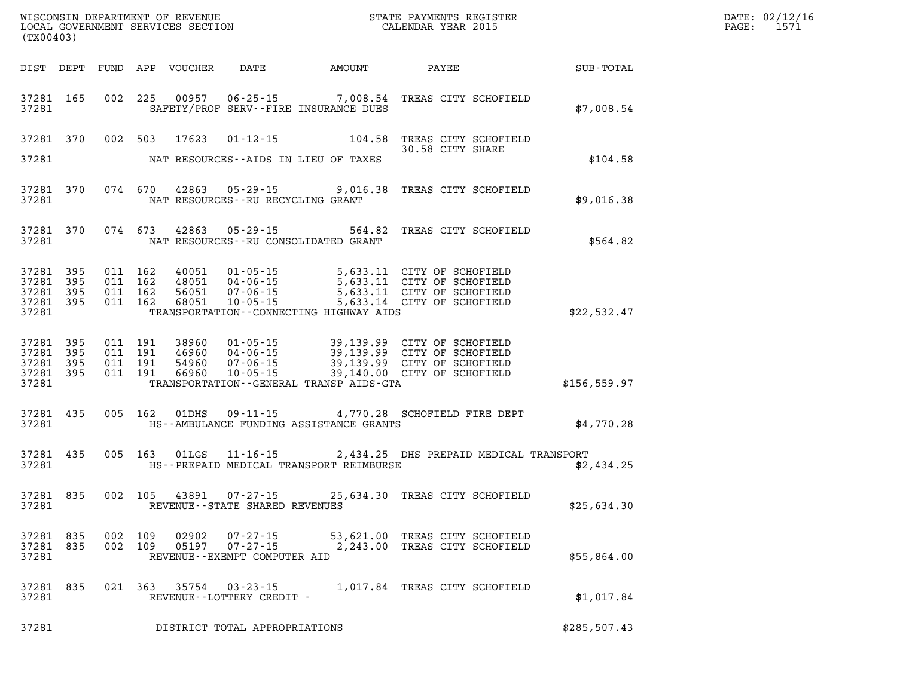WISCONSIN DEPARTMENT OF REVENUE
LOCAL GOVERNMENT SERVICES SECTION
(TX00403)

STATE PAYMENTS REGISTER
CALENDAR YEAR 2015

DATE: 02/12/16

| DIST | DEPT | FUND | APP | VOUCHER | DATE | AMOUNT | PAYEE | SUB-TOTAL |
|---|---|---|---|---|---|---|---|---|
| 37281 | 165 | 002 | 225 | 00957 | 06-25-15 | 7,008.54 | TREAS CITY SCHOFIELD | |
| 37281 | | | | | SAFETY/PROF SERV--FIRE INSURANCE DUES | | | $7,008.54 |
| 37281 | 370 | 002 | 503 | 17623 | 01-12-15 | 104.58 | TREAS CITY SCHOFIELD 30.58 CITY SHARE | |
| 37281 | | | | | NAT RESOURCES--AIDS IN LIEU OF TAXES | | | $104.58 |
| 37281 | 370 | 074 | 670 | 42863 | 05-29-15 | 9,016.38 | TREAS CITY SCHOFIELD | |
| 37281 | | | | | NAT RESOURCES--RU RECYCLING GRANT | | | $9,016.38 |
| 37281 | 370 | 074 | 673 | 42863 | 05-29-15 | 564.82 | TREAS CITY SCHOFIELD | |
| 37281 | | | | | NAT RESOURCES--RU CONSOLIDATED GRANT | | | $564.82 |
| 37281 | 395 | 011 | 162 | 40051 | 01-05-15 | 5,633.11 | CITY OF SCHOFIELD | |
| 37281 | 395 | 011 | 162 | 48051 | 04-06-15 | 5,633.11 | CITY OF SCHOFIELD | |
| 37281 | 395 | 011 | 162 | 56051 | 07-06-15 | 5,633.11 | CITY OF SCHOFIELD | |
| 37281 | 395 | 011 | 162 | 68051 | 10-05-15 | 5,633.14 | CITY OF SCHOFIELD | |
| 37281 | | | | | TRANSPORTATION--CONNECTING HIGHWAY AIDS | | | $22,532.47 |
| 37281 | 395 | 011 | 191 | 38960 | 01-05-15 | 39,139.99 | CITY OF SCHOFIELD | |
| 37281 | 395 | 011 | 191 | 46960 | 04-06-15 | 39,139.99 | CITY OF SCHOFIELD | |
| 37281 | 395 | 011 | 191 | 54960 | 07-06-15 | 39,139.99 | CITY OF SCHOFIELD | |
| 37281 | 395 | 011 | 191 | 66960 | 10-05-15 | 39,140.00 | CITY OF SCHOFIELD | |
| 37281 | | | | | TRANSPORTATION--GENERAL TRANSP AIDS-GTA | | | $156,559.97 |
| 37281 | 435 | 005 | 162 | 01DHS | 09-11-15 | 4,770.28 | SCHOFIELD FIRE DEPT | |
| 37281 | | | | | HS--AMBULANCE FUNDING ASSISTANCE GRANTS | | | $4,770.28 |
| 37281 | 435 | 005 | 163 | 01LGS | 11-16-15 | 2,434.25 | DHS PREPAID MEDICAL TRANSPORT | |
| 37281 | | | | | HS--PREPAID MEDICAL TRANSPORT REIMBURSE | | | $2,434.25 |
| 37281 | 835 | 002 | 105 | 43891 | 07-27-15 | 25,634.30 | TREAS CITY SCHOFIELD | |
| 37281 | | | | | REVENUE--STATE SHARED REVENUES | | | $25,634.30 |
| 37281 | 835 | 002 | 109 | 02902 | 07-27-15 | 53,621.00 | TREAS CITY SCHOFIELD | |
| 37281 | 835 | 002 | 109 | 05197 | 07-27-15 | 2,243.00 | TREAS CITY SCHOFIELD | |
| 37281 | | | | | REVENUE--EXEMPT COMPUTER AID | | | $55,864.00 |
| 37281 | 835 | 021 | 363 | 35754 | 03-23-15 | 1,017.84 | TREAS CITY SCHOFIELD | |
| 37281 | | | | | REVENUE--LOTTERY CREDIT - | | | $1,017.84 |
| 37281 | | | | | DISTRICT TOTAL APPROPRIATIONS | | | $285,507.43 |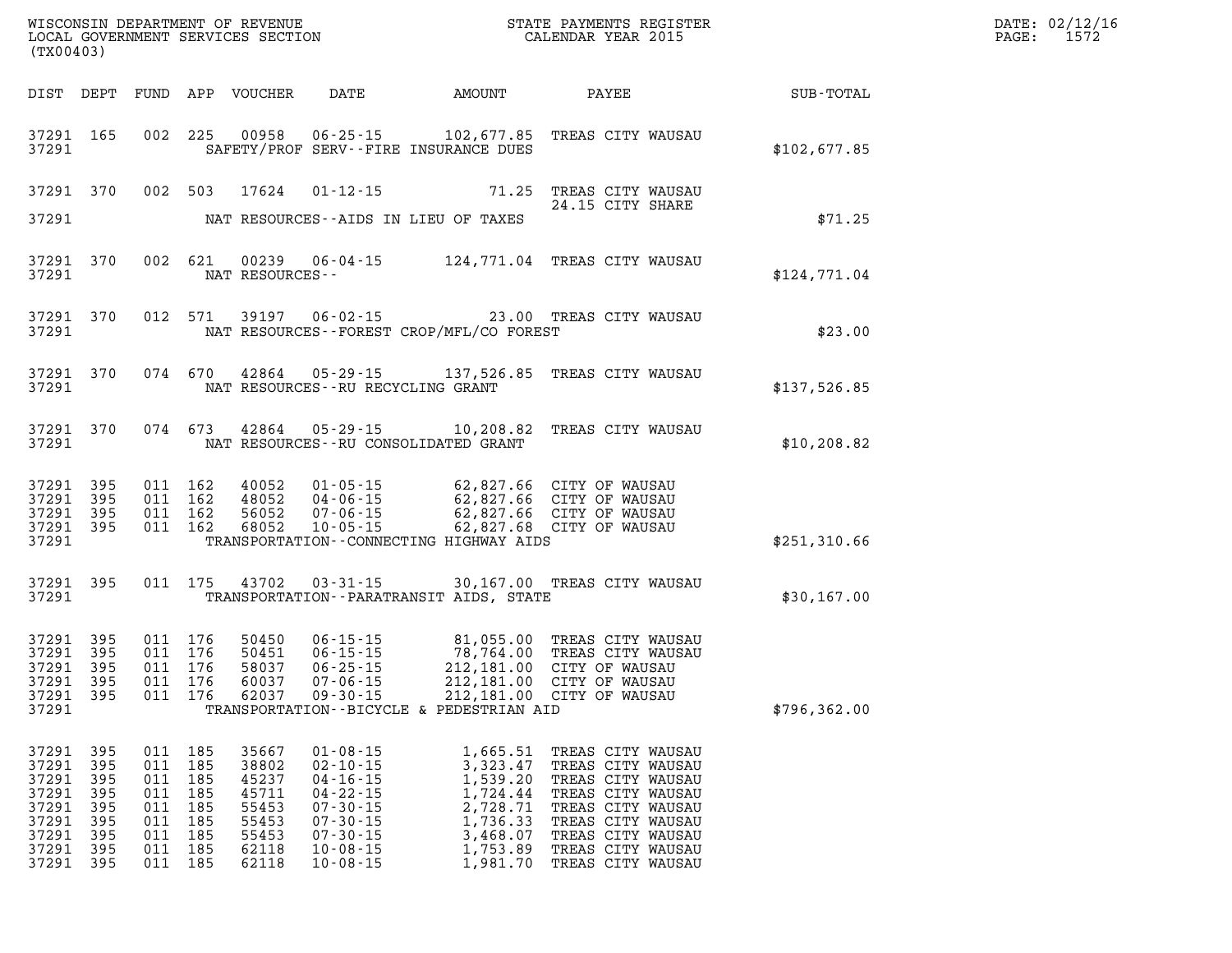WISCONSIN DEPARTMENT OF REVENUE
LOCAL GOVERNMENT SERVICES SECTION
(TX00403)

STATE PAYMENTS REGISTER
CALENDAR YEAR 2015

DATE: 02/12/16

| DIST | DEPT | FUND | APP | VOUCHER | DATE | AMOUNT | PAYEE | SUB-TOTAL |
|---|---|---|---|---|---|---|---|---|
| 37291 | 165 | 002 | 225 | 00958 | 06-25-15 | 102,677.85 | TREAS CITY WAUSAU | |
| 37291 | | | | SAFETY/PROF SERV--FIRE INSURANCE DUES | | | | $102,677.85 |
| 37291 | 370 | 002 | 503 | 17624 | 01-12-15 | 71.25 | TREAS CITY WAUSAU | |
| | | | | | | | 24.15 CITY SHARE | |
| 37291 | | | | NAT RESOURCES--AIDS IN LIEU OF TAXES | | | | $71.25 |
| 37291 | 370 | 002 | 621 | 00239 | 06-04-15 | 124,771.04 | TREAS CITY WAUSAU | |
| 37291 | | | | NAT RESOURCES-- | | | | $124,771.04 |
| 37291 | 370 | 012 | 571 | 39197 | 06-02-15 | 23.00 | TREAS CITY WAUSAU | |
| 37291 | | | | NAT RESOURCES--FOREST CROP/MFL/CO FOREST | | | | $23.00 |
| 37291 | 370 | 074 | 670 | 42864 | 05-29-15 | 137,526.85 | TREAS CITY WAUSAU | |
| 37291 | | | | NAT RESOURCES--RU RECYCLING GRANT | | | | $137,526.85 |
| 37291 | 370 | 074 | 673 | 42864 | 05-29-15 | 10,208.82 | TREAS CITY WAUSAU | |
| 37291 | | | | NAT RESOURCES--RU CONSOLIDATED GRANT | | | | $10,208.82 |
| 37291 | 395 | 011 | 162 | 40052 | 01-05-15 | 62,827.66 | CITY OF WAUSAU | |
| 37291 | 395 | 011 | 162 | 48052 | 04-06-15 | 62,827.66 | CITY OF WAUSAU | |
| 37291 | 395 | 011 | 162 | 56052 | 07-06-15 | 62,827.66 | CITY OF WAUSAU | |
| 37291 | 395 | 011 | 162 | 68052 | 10-05-15 | 62,827.68 | CITY OF WAUSAU | |
| 37291 | | | | TRANSPORTATION--CONNECTING HIGHWAY AIDS | | | | $251,310.66 |
| 37291 | 395 | 011 | 175 | 43702 | 03-31-15 | 30,167.00 | TREAS CITY WAUSAU | |
| 37291 | | | | TRANSPORTATION--PARATRANSIT AIDS, STATE | | | | $30,167.00 |
| 37291 | 395 | 011 | 176 | 50450 | 06-15-15 | 81,055.00 | TREAS CITY WAUSAU | |
| 37291 | 395 | 011 | 176 | 50451 | 06-15-15 | 78,764.00 | TREAS CITY WAUSAU | |
| 37291 | 395 | 011 | 176 | 58037 | 06-25-15 | 212,181.00 | CITY OF WAUSAU | |
| 37291 | 395 | 011 | 176 | 60037 | 07-06-15 | 212,181.00 | CITY OF WAUSAU | |
| 37291 | 395 | 011 | 176 | 62037 | 09-30-15 | 212,181.00 | CITY OF WAUSAU | |
| 37291 | | | | TRANSPORTATION--BICYCLE & PEDESTRIAN AID | | | | $796,362.00 |
| 37291 | 395 | 011 | 185 | 35667 | 01-08-15 | 1,665.51 | TREAS CITY WAUSAU | |
| 37291 | 395 | 011 | 185 | 38802 | 02-10-15 | 3,323.47 | TREAS CITY WAUSAU | |
| 37291 | 395 | 011 | 185 | 45237 | 04-16-15 | 1,539.20 | TREAS CITY WAUSAU | |
| 37291 | 395 | 011 | 185 | 45711 | 04-22-15 | 1,724.44 | TREAS CITY WAUSAU | |
| 37291 | 395 | 011 | 185 | 55453 | 07-30-15 | 2,728.71 | TREAS CITY WAUSAU | |
| 37291 | 395 | 011 | 185 | 55453 | 07-30-15 | 1,736.33 | TREAS CITY WAUSAU | |
| 37291 | 395 | 011 | 185 | 55453 | 07-30-15 | 3,468.07 | TREAS CITY WAUSAU | |
| 37291 | 395 | 011 | 185 | 62118 | 10-08-15 | 1,753.89 | TREAS CITY WAUSAU | |
| 37291 | 395 | 011 | 185 | 62118 | 10-08-15 | 1,981.70 | TREAS CITY WAUSAU | |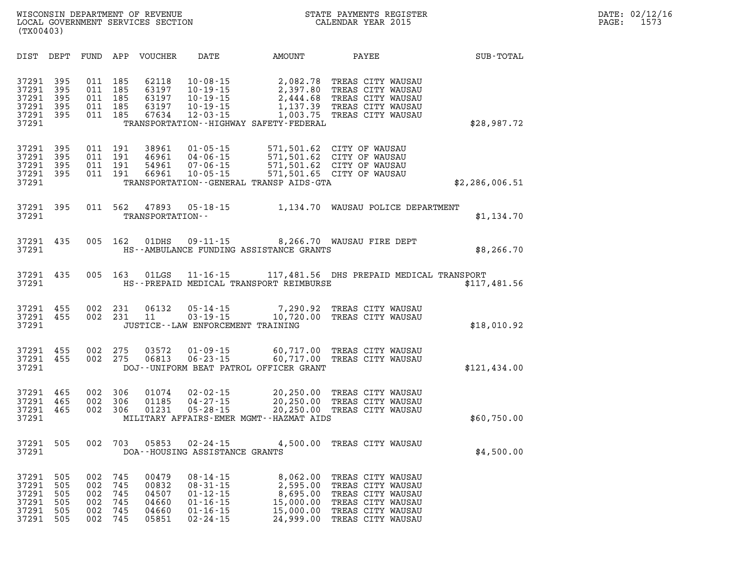WISCONSIN DEPARTMENT OF REVENUE
LOCAL GOVERNMENT SERVICES SECTION
(TX00403)

STATE PAYMENTS REGISTER
CALENDAR YEAR 2015

DATE: 02/12/16
PAGE: 1573

| DIST | DEPT | FUND | APP | VOUCHER | DATE | AMOUNT | PAYEE | SUB-TOTAL |
|---|---|---|---|---|---|---|---|---|
| 37291 | 395 | 011 | 185 | 62118 | 10-08-15 | 2,082.78 | TREAS CITY WAUSAU | |
| 37291 | 395 | 011 | 185 | 63197 | 10-19-15 | 2,397.80 | TREAS CITY WAUSAU | |
| 37291 | 395 | 011 | 185 | 63197 | 10-19-15 | 2,444.68 | TREAS CITY WAUSAU | |
| 37291 | 395 | 011 | 185 | 63197 | 10-19-15 | 1,137.39 | TREAS CITY WAUSAU | |
| 37291 | 395 | 011 | 185 | 67634 | 12-03-15 | 1,003.75 | TREAS CITY WAUSAU | |
| 37291 | | | | TRANSPORTATION--HIGHWAY SAFETY-FEDERAL | | | | $28,987.72 |
| 37291 | 395 | 011 | 191 | 38961 | 01-05-15 | 571,501.62 | CITY OF WAUSAU | |
| 37291 | 395 | 011 | 191 | 46961 | 04-06-15 | 571,501.62 | CITY OF WAUSAU | |
| 37291 | 395 | 011 | 191 | 54961 | 07-06-15 | 571,501.62 | CITY OF WAUSAU | |
| 37291 | 395 | 011 | 191 | 66961 | 10-05-15 | 571,501.65 | CITY OF WAUSAU | |
| 37291 | | | | TRANSPORTATION--GENERAL TRANSP AIDS-GTA | | | | $2,286,006.51 |
| 37291 | 395 | 011 | 562 | 47893 | 05-18-15 | 1,134.70 | WAUSAU POLICE DEPARTMENT | |
| 37291 | | | | TRANSPORTATION-- | | | | $1,134.70 |
| 37291 | 435 | 005 | 162 | 01DHS | 09-11-15 | 8,266.70 | WAUSAU FIRE DEPT | |
| 37291 | | | | HS--AMBULANCE FUNDING ASSISTANCE GRANTS | | | | $8,266.70 |
| 37291 | 435 | 005 | 163 | 01LGS | 11-16-15 | 117,481.56 | DHS PREPAID MEDICAL TRANSPORT | |
| 37291 | | | | HS--PREPAID MEDICAL TRANSPORT REIMBURSE | | | | $117,481.56 |
| 37291 | 455 | 002 | 231 | 06132 | 05-14-15 | 7,290.92 | TREAS CITY WAUSAU | |
| 37291 | 455 | 002 | 231 | 11 | 03-19-15 | 10,720.00 | TREAS CITY WAUSAU | |
| 37291 | | | | JUSTICE--LAW ENFORCEMENT TRAINING | | | | $18,010.92 |
| 37291 | 455 | 002 | 275 | 03572 | 01-09-15 | 60,717.00 | TREAS CITY WAUSAU | |
| 37291 | 455 | 002 | 275 | 06813 | 06-23-15 | 60,717.00 | TREAS CITY WAUSAU | |
| 37291 | | | | DOJ--UNIFORM BEAT PATROL OFFICER GRANT | | | | $121,434.00 |
| 37291 | 465 | 002 | 306 | 01074 | 02-02-15 | 20,250.00 | TREAS CITY WAUSAU | |
| 37291 | 465 | 002 | 306 | 01185 | 04-27-15 | 20,250.00 | TREAS CITY WAUSAU | |
| 37291 | 465 | 002 | 306 | 01231 | 05-28-15 | 20,250.00 | TREAS CITY WAUSAU | |
| 37291 | | | | MILITARY AFFAIRS-EMER MGMT--HAZMAT AIDS | | | | $60,750.00 |
| 37291 | 505 | 002 | 703 | 05853 | 02-24-15 | 4,500.00 | TREAS CITY WAUSAU | |
| 37291 | | | | DOA--HOUSING ASSISTANCE GRANTS | | | | $4,500.00 |
| 37291 | 505 | 002 | 745 | 00479 | 08-14-15 | 8,062.00 | TREAS CITY WAUSAU | |
| 37291 | 505 | 002 | 745 | 00832 | 08-31-15 | 2,595.00 | TREAS CITY WAUSAU | |
| 37291 | 505 | 002 | 745 | 04507 | 01-12-15 | 8,695.00 | TREAS CITY WAUSAU | |
| 37291 | 505 | 002 | 745 | 04660 | 01-16-15 | 15,000.00 | TREAS CITY WAUSAU | |
| 37291 | 505 | 002 | 745 | 04660 | 01-16-15 | 15,000.00 | TREAS CITY WAUSAU | |
| 37291 | 505 | 002 | 745 | 05851 | 02-24-15 | 24,999.00 | TREAS CITY WAUSAU | |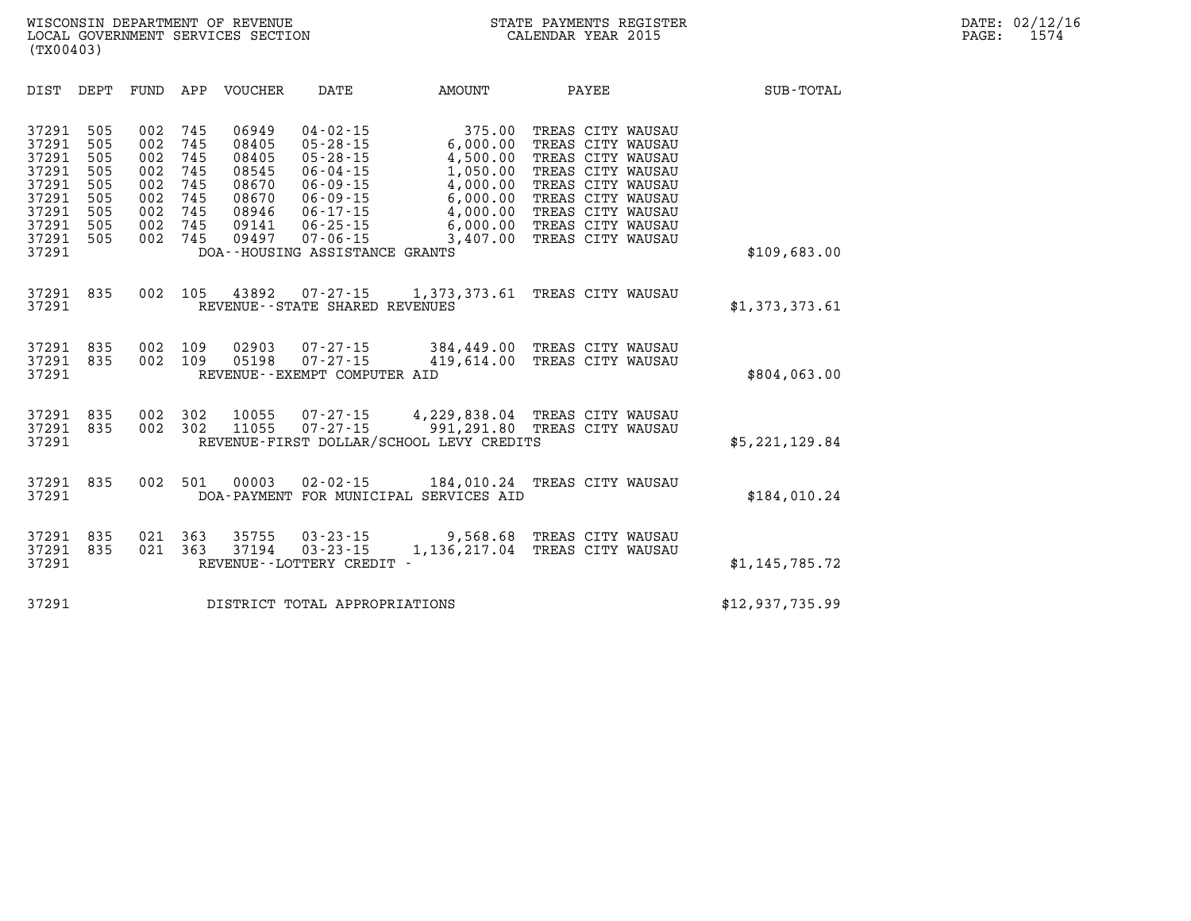WISCONSIN DEPARTMENT OF REVENUE
LOCAL GOVERNMENT SERVICES SECTION
(TX00403)

STATE PAYMENTS REGISTER
CALENDAR YEAR 2015

DATE: 02/12/16
PAGE: 1574

| DIST | DEPT | FUND | APP | VOUCHER | DATE | AMOUNT | PAYEE | SUB-TOTAL |
|---|---|---|---|---|---|---|---|---|
| 37291 | 505 | 002 | 745 | 06949 | 04-02-15 | 375.00 | TREAS CITY WAUSAU | |
| 37291 | 505 | 002 | 745 | 08405 | 05-28-15 | 6,000.00 | TREAS CITY WAUSAU | |
| 37291 | 505 | 002 | 745 | 08405 | 05-28-15 | 4,500.00 | TREAS CITY WAUSAU | |
| 37291 | 505 | 002 | 745 | 08545 | 06-04-15 | 1,050.00 | TREAS CITY WAUSAU | |
| 37291 | 505 | 002 | 745 | 08670 | 06-09-15 | 4,000.00 | TREAS CITY WAUSAU | |
| 37291 | 505 | 002 | 745 | 08670 | 06-09-15 | 6,000.00 | TREAS CITY WAUSAU | |
| 37291 | 505 | 002 | 745 | 08946 | 06-17-15 | 4,000.00 | TREAS CITY WAUSAU | |
| 37291 | 505 | 002 | 745 | 09141 | 06-25-15 | 6,000.00 | TREAS CITY WAUSAU | |
| 37291 | 505 | 002 | 745 | 09497 | 07-06-15 | 3,407.00 | TREAS CITY WAUSAU | |
| 37291 | | | | DOA--HOUSING ASSISTANCE GRANTS | | | | $109,683.00 |
| 37291 | 835 | 002 | 105 | 43892 | 07-27-15 | 1,373,373.61 | TREAS CITY WAUSAU | |
| 37291 | | | | REVENUE--STATE SHARED REVENUES | | | | $1,373,373.61 |
| 37291 | 835 | 002 | 109 | 02903 | 07-27-15 | 384,449.00 | TREAS CITY WAUSAU | |
| 37291 | 835 | 002 | 109 | 05198 | 07-27-15 | 419,614.00 | TREAS CITY WAUSAU | |
| 37291 | | | | REVENUE--EXEMPT COMPUTER AID | | | | $804,063.00 |
| 37291 | 835 | 002 | 302 | 10055 | 07-27-15 | 4,229,838.04 | TREAS CITY WAUSAU | |
| 37291 | 835 | 002 | 302 | 11055 | 07-27-15 | 991,291.80 | TREAS CITY WAUSAU | |
| 37291 | | | | REVENUE-FIRST DOLLAR/SCHOOL LEVY CREDITS | | | | $5,221,129.84 |
| 37291 | 835 | 002 | 501 | 00003 | 02-02-15 | 184,010.24 | TREAS CITY WAUSAU | |
| 37291 | | | | DOA-PAYMENT FOR MUNICIPAL SERVICES AID | | | | $184,010.24 |
| 37291 | 835 | 021 | 363 | 35755 | 03-23-15 | 9,568.68 | TREAS CITY WAUSAU | |
| 37291 | 835 | 021 | 363 | 37194 | 03-23-15 | 1,136,217.04 | TREAS CITY WAUSAU | |
| 37291 | | | | REVENUE--LOTTERY CREDIT - | | | | $1,145,785.72 |
| 37291 | | | | DISTRICT TOTAL APPROPRIATIONS | | | | $12,937,735.99 |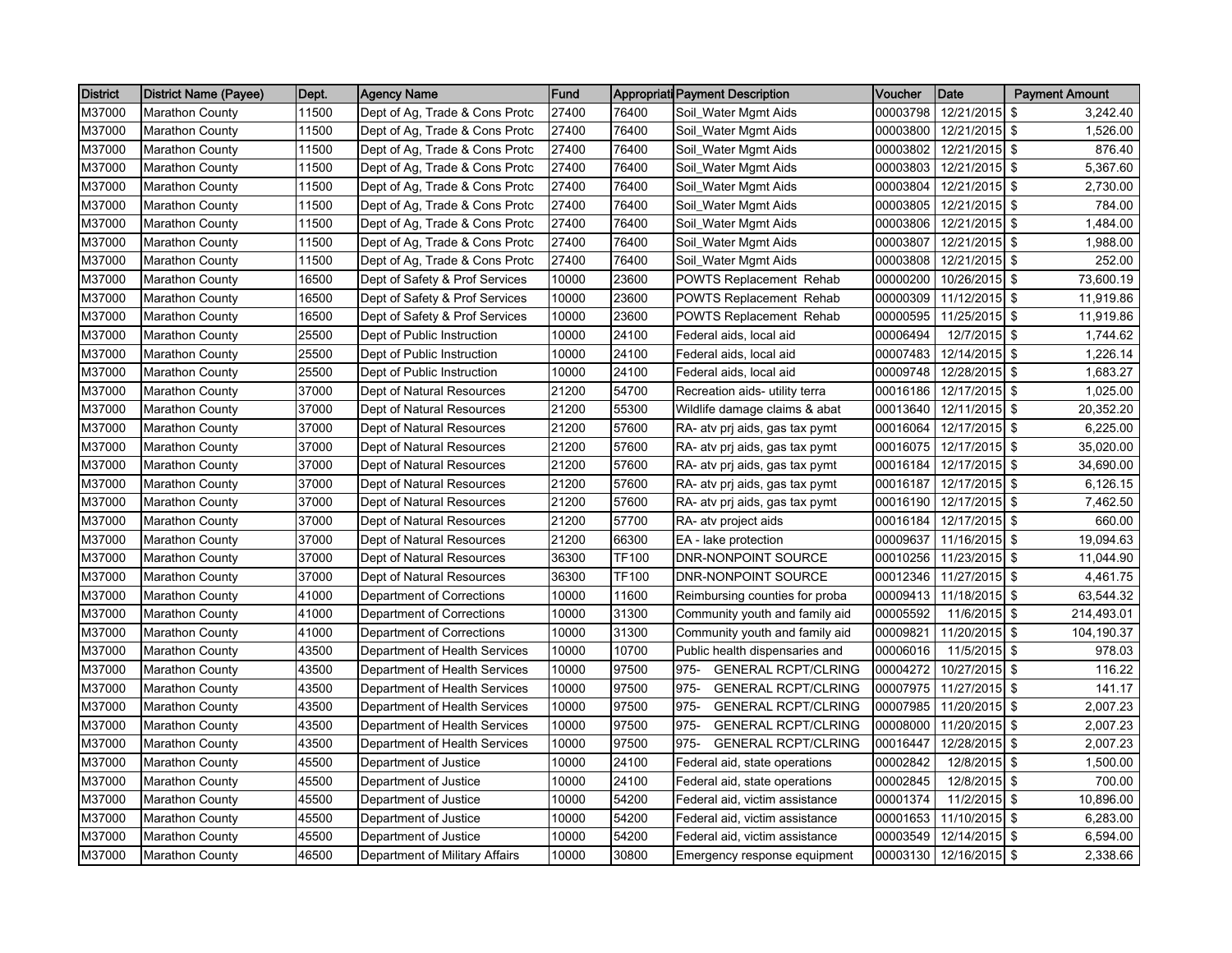| District | District Name (Payee) | Dept. | Agency Name | Fund | Appropriati | Payment Description | Voucher | Date | Payment Amount |
|---|---|---|---|---|---|---|---|---|---|
| M37000 | Marathon County | 11500 | Dept of Ag, Trade & Cons Protc | 27400 | 76400 | Soil_Water Mgmt Aids | 00003798 | 12/21/2015 | $ 3,242.40 |
| M37000 | Marathon County | 11500 | Dept of Ag, Trade & Cons Protc | 27400 | 76400 | Soil_Water Mgmt Aids | 00003800 | 12/21/2015 | $ 1,526.00 |
| M37000 | Marathon County | 11500 | Dept of Ag, Trade & Cons Protc | 27400 | 76400 | Soil_Water Mgmt Aids | 00003802 | 12/21/2015 | $ 876.40 |
| M37000 | Marathon County | 11500 | Dept of Ag, Trade & Cons Protc | 27400 | 76400 | Soil_Water Mgmt Aids | 00003803 | 12/21/2015 | $ 5,367.60 |
| M37000 | Marathon County | 11500 | Dept of Ag, Trade & Cons Protc | 27400 | 76400 | Soil_Water Mgmt Aids | 00003804 | 12/21/2015 | $ 2,730.00 |
| M37000 | Marathon County | 11500 | Dept of Ag, Trade & Cons Protc | 27400 | 76400 | Soil_Water Mgmt Aids | 00003805 | 12/21/2015 | $ 784.00 |
| M37000 | Marathon County | 11500 | Dept of Ag, Trade & Cons Protc | 27400 | 76400 | Soil_Water Mgmt Aids | 00003806 | 12/21/2015 | $ 1,484.00 |
| M37000 | Marathon County | 11500 | Dept of Ag, Trade & Cons Protc | 27400 | 76400 | Soil_Water Mgmt Aids | 00003807 | 12/21/2015 | $ 1,988.00 |
| M37000 | Marathon County | 11500 | Dept of Ag, Trade & Cons Protc | 27400 | 76400 | Soil_Water Mgmt Aids | 00003808 | 12/21/2015 | $ 252.00 |
| M37000 | Marathon County | 16500 | Dept of Safety & Prof Services | 10000 | 23600 | POWTS Replacement Rehab | 00000200 | 10/26/2015 | $ 73,600.19 |
| M37000 | Marathon County | 16500 | Dept of Safety & Prof Services | 10000 | 23600 | POWTS Replacement Rehab | 00000309 | 11/12/2015 | $ 11,919.86 |
| M37000 | Marathon County | 16500 | Dept of Safety & Prof Services | 10000 | 23600 | POWTS Replacement Rehab | 00000595 | 11/25/2015 | $ 11,919.86 |
| M37000 | Marathon County | 25500 | Dept of Public Instruction | 10000 | 24100 | Federal aids, local aid | 00006494 | 12/7/2015 | $ 1,744.62 |
| M37000 | Marathon County | 25500 | Dept of Public Instruction | 10000 | 24100 | Federal aids, local aid | 00007483 | 12/14/2015 | $ 1,226.14 |
| M37000 | Marathon County | 25500 | Dept of Public Instruction | 10000 | 24100 | Federal aids, local aid | 00009748 | 12/28/2015 | $ 1,683.27 |
| M37000 | Marathon County | 37000 | Dept of Natural Resources | 21200 | 54700 | Recreation aids- utility terra | 00016186 | 12/17/2015 | $ 1,025.00 |
| M37000 | Marathon County | 37000 | Dept of Natural Resources | 21200 | 55300 | Wildlife damage claims & abat | 00013640 | 12/11/2015 | $ 20,352.20 |
| M37000 | Marathon County | 37000 | Dept of Natural Resources | 21200 | 57600 | RA- atv prj aids, gas tax pymt | 00016064 | 12/17/2015 | $ 6,225.00 |
| M37000 | Marathon County | 37000 | Dept of Natural Resources | 21200 | 57600 | RA- atv prj aids, gas tax pymt | 00016075 | 12/17/2015 | $ 35,020.00 |
| M37000 | Marathon County | 37000 | Dept of Natural Resources | 21200 | 57600 | RA- atv prj aids, gas tax pymt | 00016184 | 12/17/2015 | $ 34,690.00 |
| M37000 | Marathon County | 37000 | Dept of Natural Resources | 21200 | 57600 | RA- atv prj aids, gas tax pymt | 00016187 | 12/17/2015 | $ 6,126.15 |
| M37000 | Marathon County | 37000 | Dept of Natural Resources | 21200 | 57600 | RA- atv prj aids, gas tax pymt | 00016190 | 12/17/2015 | $ 7,462.50 |
| M37000 | Marathon County | 37000 | Dept of Natural Resources | 21200 | 57700 | RA- atv project aids | 00016184 | 12/17/2015 | $ 660.00 |
| M37000 | Marathon County | 37000 | Dept of Natural Resources | 21200 | 66300 | EA - lake protection | 00009637 | 11/16/2015 | $ 19,094.63 |
| M37000 | Marathon County | 37000 | Dept of Natural Resources | 36300 | TF100 | DNR-NONPOINT SOURCE | 00010256 | 11/23/2015 | $ 11,044.90 |
| M37000 | Marathon County | 37000 | Dept of Natural Resources | 36300 | TF100 | DNR-NONPOINT SOURCE | 00012346 | 11/27/2015 | $ 4,461.75 |
| M37000 | Marathon County | 41000 | Department of Corrections | 10000 | 11600 | Reimbursing counties for proba | 00009413 | 11/18/2015 | $ 63,544.32 |
| M37000 | Marathon County | 41000 | Department of Corrections | 10000 | 31300 | Community youth and family aid | 00005592 | 11/6/2015 | $ 214,493.01 |
| M37000 | Marathon County | 41000 | Department of Corrections | 10000 | 31300 | Community youth and family aid | 00009821 | 11/20/2015 | $ 104,190.37 |
| M37000 | Marathon County | 43500 | Department of Health Services | 10000 | 10700 | Public health dispensaries and | 00006016 | 11/5/2015 | $ 978.03 |
| M37000 | Marathon County | 43500 | Department of Health Services | 10000 | 97500 | 975- GENERAL RCPT/CLRING | 00004272 | 10/27/2015 | $ 116.22 |
| M37000 | Marathon County | 43500 | Department of Health Services | 10000 | 97500 | 975- GENERAL RCPT/CLRING | 00007975 | 11/27/2015 | $ 141.17 |
| M37000 | Marathon County | 43500 | Department of Health Services | 10000 | 97500 | 975- GENERAL RCPT/CLRING | 00007985 | 11/20/2015 | $ 2,007.23 |
| M37000 | Marathon County | 43500 | Department of Health Services | 10000 | 97500 | 975- GENERAL RCPT/CLRING | 00008000 | 11/20/2015 | $ 2,007.23 |
| M37000 | Marathon County | 43500 | Department of Health Services | 10000 | 97500 | 975- GENERAL RCPT/CLRING | 00016447 | 12/28/2015 | $ 2,007.23 |
| M37000 | Marathon County | 45500 | Department of Justice | 10000 | 24100 | Federal aid, state operations | 00002842 | 12/8/2015 | $ 1,500.00 |
| M37000 | Marathon County | 45500 | Department of Justice | 10000 | 24100 | Federal aid, state operations | 00002845 | 12/8/2015 | $ 700.00 |
| M37000 | Marathon County | 45500 | Department of Justice | 10000 | 54200 | Federal aid, victim assistance | 00001374 | 11/2/2015 | $ 10,896.00 |
| M37000 | Marathon County | 45500 | Department of Justice | 10000 | 54200 | Federal aid, victim assistance | 00001653 | 11/10/2015 | $ 6,283.00 |
| M37000 | Marathon County | 45500 | Department of Justice | 10000 | 54200 | Federal aid, victim assistance | 00003549 | 12/14/2015 | $ 6,594.00 |
| M37000 | Marathon County | 46500 | Department of Military Affairs | 10000 | 30800 | Emergency response equipment | 00003130 | 12/16/2015 | $ 2,338.66 |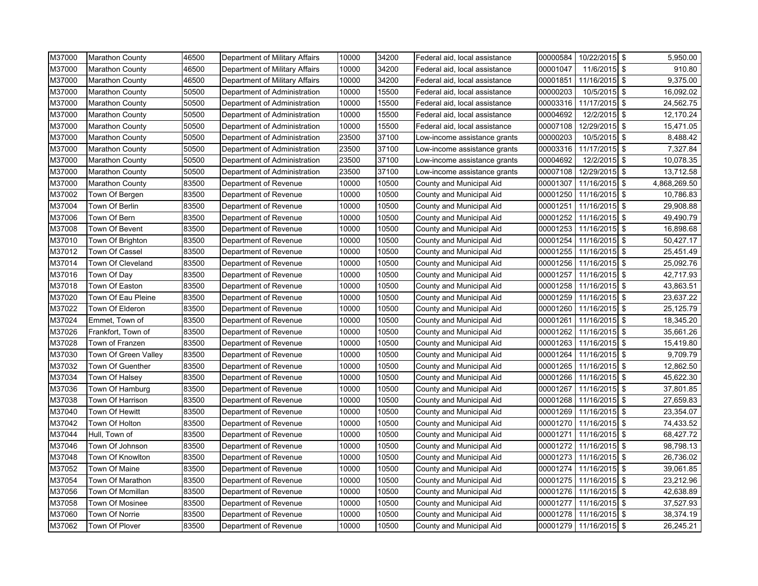| M37000 | Marathon County | 46500 | Department of Military Affairs | 10000 | 34200 | Federal aid, local assistance | 00000584 | 10/22/2015 | $ | 5,950.00 |
|---|---|---|---|---|---|---|---|---|---|---|
| M37000 | Marathon County | 46500 | Department of Military Affairs | 10000 | 34200 | Federal aid, local assistance | 00001047 | 11/6/2015 | $ | 910.80 |
| M37000 | Marathon County | 46500 | Department of Military Affairs | 10000 | 34200 | Federal aid, local assistance | 00001851 | 11/16/2015 | $ | 9,375.00 |
| M37000 | Marathon County | 50500 | Department of Administration | 10000 | 15500 | Federal aid, local assistance | 00000203 | 10/5/2015 | $ | 16,092.02 |
| M37000 | Marathon County | 50500 | Department of Administration | 10000 | 15500 | Federal aid, local assistance | 00003316 | 11/17/2015 | $ | 24,562.75 |
| M37000 | Marathon County | 50500 | Department of Administration | 10000 | 15500 | Federal aid, local assistance | 00004692 | 12/2/2015 | $ | 12,170.24 |
| M37000 | Marathon County | 50500 | Department of Administration | 10000 | 15500 | Federal aid, local assistance | 00007108 | 12/29/2015 | $ | 15,471.05 |
| M37000 | Marathon County | 50500 | Department of Administration | 23500 | 37100 | Low-income assistance grants | 00000203 | 10/5/2015 | $ | 8,488.42 |
| M37000 | Marathon County | 50500 | Department of Administration | 23500 | 37100 | Low-income assistance grants | 00003316 | 11/17/2015 | $ | 7,327.84 |
| M37000 | Marathon County | 50500 | Department of Administration | 23500 | 37100 | Low-income assistance grants | 00004692 | 12/2/2015 | $ | 10,078.35 |
| M37000 | Marathon County | 50500 | Department of Administration | 23500 | 37100 | Low-income assistance grants | 00007108 | 12/29/2015 | $ | 13,712.58 |
| M37000 | Marathon County | 83500 | Department of Revenue | 10000 | 10500 | County and Municipal Aid | 00001307 | 11/16/2015 | $ | 4,868,269.50 |
| M37002 | Town Of Bergen | 83500 | Department of Revenue | 10000 | 10500 | County and Municipal Aid | 00001250 | 11/16/2015 | $ | 10,786.83 |
| M37004 | Town Of Berlin | 83500 | Department of Revenue | 10000 | 10500 | County and Municipal Aid | 00001251 | 11/16/2015 | $ | 29,908.88 |
| M37006 | Town Of Bern | 83500 | Department of Revenue | 10000 | 10500 | County and Municipal Aid | 00001252 | 11/16/2015 | $ | 49,490.79 |
| M37008 | Town Of Bevent | 83500 | Department of Revenue | 10000 | 10500 | County and Municipal Aid | 00001253 | 11/16/2015 | $ | 16,898.68 |
| M37010 | Town Of Brighton | 83500 | Department of Revenue | 10000 | 10500 | County and Municipal Aid | 00001254 | 11/16/2015 | $ | 50,427.17 |
| M37012 | Town Of Cassel | 83500 | Department of Revenue | 10000 | 10500 | County and Municipal Aid | 00001255 | 11/16/2015 | $ | 25,451.49 |
| M37014 | Town Of Cleveland | 83500 | Department of Revenue | 10000 | 10500 | County and Municipal Aid | 00001256 | 11/16/2015 | $ | 25,092.76 |
| M37016 | Town Of Day | 83500 | Department of Revenue | 10000 | 10500 | County and Municipal Aid | 00001257 | 11/16/2015 | $ | 42,717.93 |
| M37018 | Town Of Easton | 83500 | Department of Revenue | 10000 | 10500 | County and Municipal Aid | 00001258 | 11/16/2015 | $ | 43,863.51 |
| M37020 | Town Of Eau Pleine | 83500 | Department of Revenue | 10000 | 10500 | County and Municipal Aid | 00001259 | 11/16/2015 | $ | 23,637.22 |
| M37022 | Town Of Elderon | 83500 | Department of Revenue | 10000 | 10500 | County and Municipal Aid | 00001260 | 11/16/2015 | $ | 25,125.79 |
| M37024 | Emmet, Town of | 83500 | Department of Revenue | 10000 | 10500 | County and Municipal Aid | 00001261 | 11/16/2015 | $ | 18,345.20 |
| M37026 | Frankfort, Town of | 83500 | Department of Revenue | 10000 | 10500 | County and Municipal Aid | 00001262 | 11/16/2015 | $ | 35,661.26 |
| M37028 | Town of Franzen | 83500 | Department of Revenue | 10000 | 10500 | County and Municipal Aid | 00001263 | 11/16/2015 | $ | 15,419.80 |
| M37030 | Town Of Green Valley | 83500 | Department of Revenue | 10000 | 10500 | County and Municipal Aid | 00001264 | 11/16/2015 | $ | 9,709.79 |
| M37032 | Town Of Guenther | 83500 | Department of Revenue | 10000 | 10500 | County and Municipal Aid | 00001265 | 11/16/2015 | $ | 12,862.50 |
| M37034 | Town Of Halsey | 83500 | Department of Revenue | 10000 | 10500 | County and Municipal Aid | 00001266 | 11/16/2015 | $ | 45,622.30 |
| M37036 | Town Of Hamburg | 83500 | Department of Revenue | 10000 | 10500 | County and Municipal Aid | 00001267 | 11/16/2015 | $ | 37,801.85 |
| M37038 | Town Of Harrison | 83500 | Department of Revenue | 10000 | 10500 | County and Municipal Aid | 00001268 | 11/16/2015 | $ | 27,659.83 |
| M37040 | Town Of Hewitt | 83500 | Department of Revenue | 10000 | 10500 | County and Municipal Aid | 00001269 | 11/16/2015 | $ | 23,354.07 |
| M37042 | Town Of Holton | 83500 | Department of Revenue | 10000 | 10500 | County and Municipal Aid | 00001270 | 11/16/2015 | $ | 74,433.52 |
| M37044 | Hull, Town of | 83500 | Department of Revenue | 10000 | 10500 | County and Municipal Aid | 00001271 | 11/16/2015 | $ | 68,427.72 |
| M37046 | Town Of Johnson | 83500 | Department of Revenue | 10000 | 10500 | County and Municipal Aid | 00001272 | 11/16/2015 | $ | 98,798.13 |
| M37048 | Town Of Knowlton | 83500 | Department of Revenue | 10000 | 10500 | County and Municipal Aid | 00001273 | 11/16/2015 | $ | 26,736.02 |
| M37052 | Town Of Maine | 83500 | Department of Revenue | 10000 | 10500 | County and Municipal Aid | 00001274 | 11/16/2015 | $ | 39,061.85 |
| M37054 | Town Of Marathon | 83500 | Department of Revenue | 10000 | 10500 | County and Municipal Aid | 00001275 | 11/16/2015 | $ | 23,212.96 |
| M37056 | Town Of Mcmillan | 83500 | Department of Revenue | 10000 | 10500 | County and Municipal Aid | 00001276 | 11/16/2015 | $ | 42,638.89 |
| M37058 | Town Of Mosinee | 83500 | Department of Revenue | 10000 | 10500 | County and Municipal Aid | 00001277 | 11/16/2015 | $ | 37,527.93 |
| M37060 | Town Of Norrie | 83500 | Department of Revenue | 10000 | 10500 | County and Municipal Aid | 00001278 | 11/16/2015 | $ | 38,374.19 |
| M37062 | Town Of Plover | 83500 | Department of Revenue | 10000 | 10500 | County and Municipal Aid | 00001279 | 11/16/2015 | $ | 26,245.21 |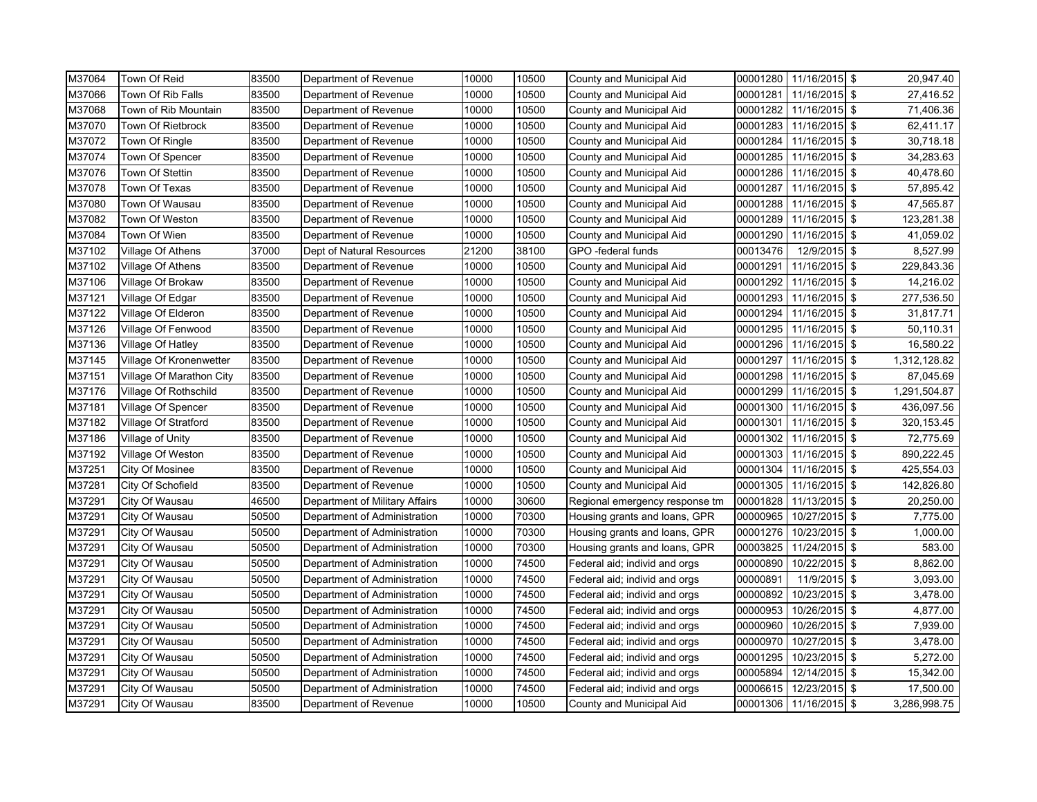| | | | | | | | | | | |
|---|---|---|---|---|---|---|---|---|---|---|
| M37064 | Town Of Reid | 83500 | Department of Revenue | 10000 | 10500 | County and Municipal Aid | 00001280 | 11/16/2015 | $ | 20,947.40 |
| M37066 | Town Of Rib Falls | 83500 | Department of Revenue | 10000 | 10500 | County and Municipal Aid | 00001281 | 11/16/2015 | $ | 27,416.52 |
| M37068 | Town of Rib Mountain | 83500 | Department of Revenue | 10000 | 10500 | County and Municipal Aid | 00001282 | 11/16/2015 | $ | 71,406.36 |
| M37070 | Town Of Rietbrock | 83500 | Department of Revenue | 10000 | 10500 | County and Municipal Aid | 00001283 | 11/16/2015 | $ | 62,411.17 |
| M37072 | Town Of Ringle | 83500 | Department of Revenue | 10000 | 10500 | County and Municipal Aid | 00001284 | 11/16/2015 | $ | 30,718.18 |
| M37074 | Town Of Spencer | 83500 | Department of Revenue | 10000 | 10500 | County and Municipal Aid | 00001285 | 11/16/2015 | $ | 34,283.63 |
| M37076 | Town Of Stettin | 83500 | Department of Revenue | 10000 | 10500 | County and Municipal Aid | 00001286 | 11/16/2015 | $ | 40,478.60 |
| M37078 | Town Of Texas | 83500 | Department of Revenue | 10000 | 10500 | County and Municipal Aid | 00001287 | 11/16/2015 | $ | 57,895.42 |
| M37080 | Town Of Wausau | 83500 | Department of Revenue | 10000 | 10500 | County and Municipal Aid | 00001288 | 11/16/2015 | $ | 47,565.87 |
| M37082 | Town Of Weston | 83500 | Department of Revenue | 10000 | 10500 | County and Municipal Aid | 00001289 | 11/16/2015 | $ | 123,281.38 |
| M37084 | Town Of Wien | 83500 | Department of Revenue | 10000 | 10500 | County and Municipal Aid | 00001290 | 11/16/2015 | $ | 41,059.02 |
| M37102 | Village Of Athens | 37000 | Dept of Natural Resources | 21200 | 38100 | GPO -federal funds | 00013476 | 12/9/2015 | $ | 8,527.99 |
| M37102 | Village Of Athens | 83500 | Department of Revenue | 10000 | 10500 | County and Municipal Aid | 00001291 | 11/16/2015 | $ | 229,843.36 |
| M37106 | Village Of Brokaw | 83500 | Department of Revenue | 10000 | 10500 | County and Municipal Aid | 00001292 | 11/16/2015 | $ | 14,216.02 |
| M37121 | Village Of Edgar | 83500 | Department of Revenue | 10000 | 10500 | County and Municipal Aid | 00001293 | 11/16/2015 | $ | 277,536.50 |
| M37122 | Village Of Elderon | 83500 | Department of Revenue | 10000 | 10500 | County and Municipal Aid | 00001294 | 11/16/2015 | $ | 31,817.71 |
| M37126 | Village Of Fenwood | 83500 | Department of Revenue | 10000 | 10500 | County and Municipal Aid | 00001295 | 11/16/2015 | $ | 50,110.31 |
| M37136 | Village Of Hatley | 83500 | Department of Revenue | 10000 | 10500 | County and Municipal Aid | 00001296 | 11/16/2015 | $ | 16,580.22 |
| M37145 | Village Of Kronenwetter | 83500 | Department of Revenue | 10000 | 10500 | County and Municipal Aid | 00001297 | 11/16/2015 | $ | 1,312,128.82 |
| M37151 | Village Of Marathon City | 83500 | Department of Revenue | 10000 | 10500 | County and Municipal Aid | 00001298 | 11/16/2015 | $ | 87,045.69 |
| M37176 | Village Of Rothschild | 83500 | Department of Revenue | 10000 | 10500 | County and Municipal Aid | 00001299 | 11/16/2015 | $ | 1,291,504.87 |
| M37181 | Village Of Spencer | 83500 | Department of Revenue | 10000 | 10500 | County and Municipal Aid | 00001300 | 11/16/2015 | $ | 436,097.56 |
| M37182 | Village Of Stratford | 83500 | Department of Revenue | 10000 | 10500 | County and Municipal Aid | 00001301 | 11/16/2015 | $ | 320,153.45 |
| M37186 | Village of Unity | 83500 | Department of Revenue | 10000 | 10500 | County and Municipal Aid | 00001302 | 11/16/2015 | $ | 72,775.69 |
| M37192 | Village Of Weston | 83500 | Department of Revenue | 10000 | 10500 | County and Municipal Aid | 00001303 | 11/16/2015 | $ | 890,222.45 |
| M37251 | City Of Mosinee | 83500 | Department of Revenue | 10000 | 10500 | County and Municipal Aid | 00001304 | 11/16/2015 | $ | 425,554.03 |
| M37281 | City Of Schofield | 83500 | Department of Revenue | 10000 | 10500 | County and Municipal Aid | 00001305 | 11/16/2015 | $ | 142,826.80 |
| M37291 | City Of Wausau | 46500 | Department of Military Affairs | 10000 | 30600 | Regional emergency response tm | 00001828 | 11/13/2015 | $ | 20,250.00 |
| M37291 | City Of Wausau | 50500 | Department of Administration | 10000 | 70300 | Housing grants and loans, GPR | 00000965 | 10/27/2015 | $ | 7,775.00 |
| M37291 | City Of Wausau | 50500 | Department of Administration | 10000 | 70300 | Housing grants and loans, GPR | 00001276 | 10/23/2015 | $ | 1,000.00 |
| M37291 | City Of Wausau | 50500 | Department of Administration | 10000 | 70300 | Housing grants and loans, GPR | 00003825 | 11/24/2015 | $ | 583.00 |
| M37291 | City Of Wausau | 50500 | Department of Administration | 10000 | 74500 | Federal aid; individ and orgs | 00000890 | 10/22/2015 | $ | 8,862.00 |
| M37291 | City Of Wausau | 50500 | Department of Administration | 10000 | 74500 | Federal aid; individ and orgs | 00000891 | 11/9/2015 | $ | 3,093.00 |
| M37291 | City Of Wausau | 50500 | Department of Administration | 10000 | 74500 | Federal aid; individ and orgs | 00000892 | 10/23/2015 | $ | 3,478.00 |
| M37291 | City Of Wausau | 50500 | Department of Administration | 10000 | 74500 | Federal aid; individ and orgs | 00000953 | 10/26/2015 | $ | 4,877.00 |
| M37291 | City Of Wausau | 50500 | Department of Administration | 10000 | 74500 | Federal aid; individ and orgs | 00000960 | 10/26/2015 | $ | 7,939.00 |
| M37291 | City Of Wausau | 50500 | Department of Administration | 10000 | 74500 | Federal aid; individ and orgs | 00000970 | 10/27/2015 | $ | 3,478.00 |
| M37291 | City Of Wausau | 50500 | Department of Administration | 10000 | 74500 | Federal aid; individ and orgs | 00001295 | 10/23/2015 | $ | 5,272.00 |
| M37291 | City Of Wausau | 50500 | Department of Administration | 10000 | 74500 | Federal aid; individ and orgs | 00005894 | 12/14/2015 | $ | 15,342.00 |
| M37291 | City Of Wausau | 50500 | Department of Administration | 10000 | 74500 | Federal aid; individ and orgs | 00006615 | 12/23/2015 | $ | 17,500.00 |
| M37291 | City Of Wausau | 83500 | Department of Revenue | 10000 | 10500 | County and Municipal Aid | 00001306 | 11/16/2015 | $ | 3,286,998.75 |